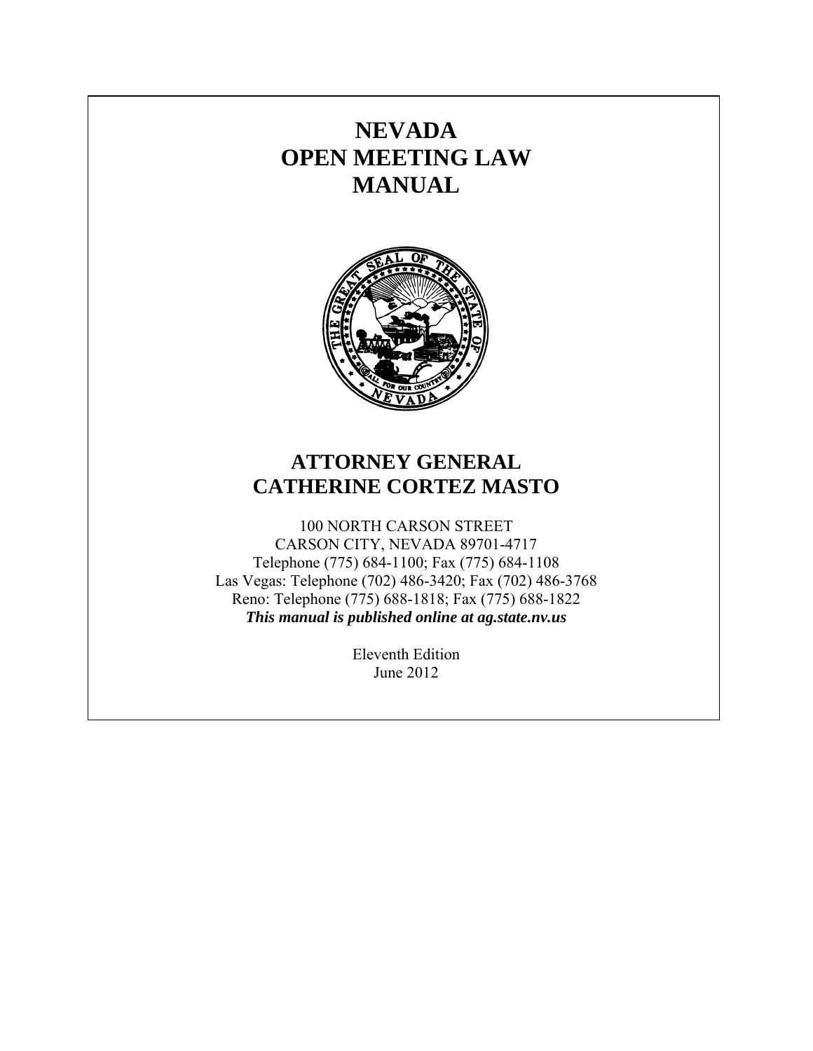# NEVADA OPEN MEETING LAW MANUAL

## ATTORNEY GENERAL CATHERINE CORTEZ MASTO

100 NORTH CARSON STREET
CARSON CITY, NEVADA 89701-4717
Telephone (775) 684-1100; Fax (775) 684-1108
Las Vegas: Telephone (702) 486-3420; Fax (702) 486-3768
Reno: Telephone (775) 688-1818; Fax (775) 688-1822
***This manual is published online at ag.state.nv.us***

Eleventh Edition
June 2012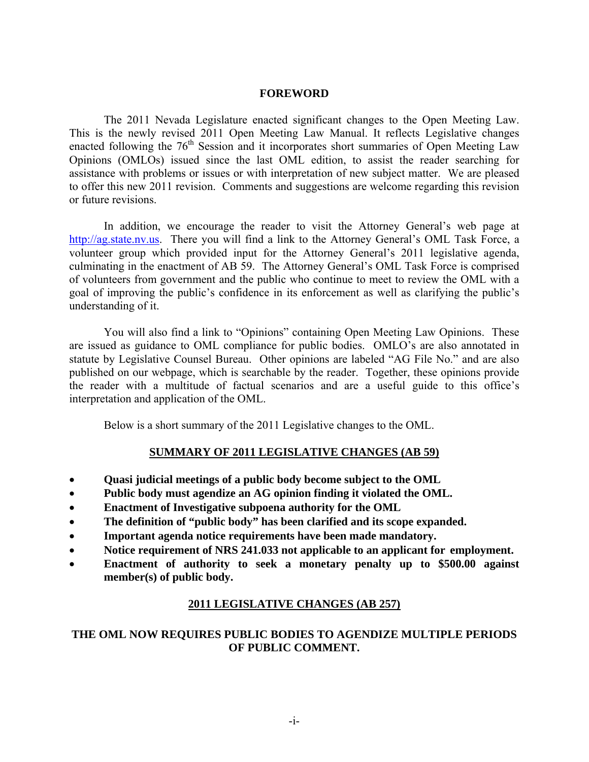## FOREWORD

The 2011 Nevada Legislature enacted significant changes to the Open Meeting Law. This is the newly revised 2011 Open Meeting Law Manual. It reflects Legislative changes enacted following the 76th Session and it incorporates short summaries of Open Meeting Law Opinions (OMLOs) issued since the last OML edition, to assist the reader searching for assistance with problems or issues or with interpretation of new subject matter. We are pleased to offer this new 2011 revision. Comments and suggestions are welcome regarding this revision or future revisions.

In addition, we encourage the reader to visit the Attorney General's web page at http://ag.state.nv.us. There you will find a link to the Attorney General's OML Task Force, a volunteer group which provided input for the Attorney General's 2011 legislative agenda, culminating in the enactment of AB 59. The Attorney General's OML Task Force is comprised of volunteers from government and the public who continue to meet to review the OML with a goal of improving the public's confidence in its enforcement as well as clarifying the public's understanding of it.

You will also find a link to "Opinions" containing Open Meeting Law Opinions. These are issued as guidance to OML compliance for public bodies. OMLO's are also annotated in statute by Legislative Counsel Bureau. Other opinions are labeled "AG File No." and are also published on our webpage, which is searchable by the reader. Together, these opinions provide the reader with a multitude of factual scenarios and are a useful guide to this office's interpretation and application of the OML.

Below is a short summary of the 2011 Legislative changes to the OML.

### SUMMARY OF 2011 LEGISLATIVE CHANGES (AB 59)

- **Quasi judicial meetings of a public body become subject to the OML**
- **Public body must agendize an AG opinion finding it violated the OML.**
- **Enactment of Investigative subpoena authority for the OML**
- **The definition of "public body" has been clarified and its scope expanded.**
- **Important agenda notice requirements have been made mandatory.**
- **Notice requirement of NRS 241.033 not applicable to an applicant for employment.**
- **Enactment of authority to seek a monetary penalty up to $500.00 against member(s) of public body.**

### 2011 LEGISLATIVE CHANGES (AB 257)

**THE OML NOW REQUIRES PUBLIC BODIES TO AGENDIZE MULTIPLE PERIODS OF PUBLIC COMMENT.**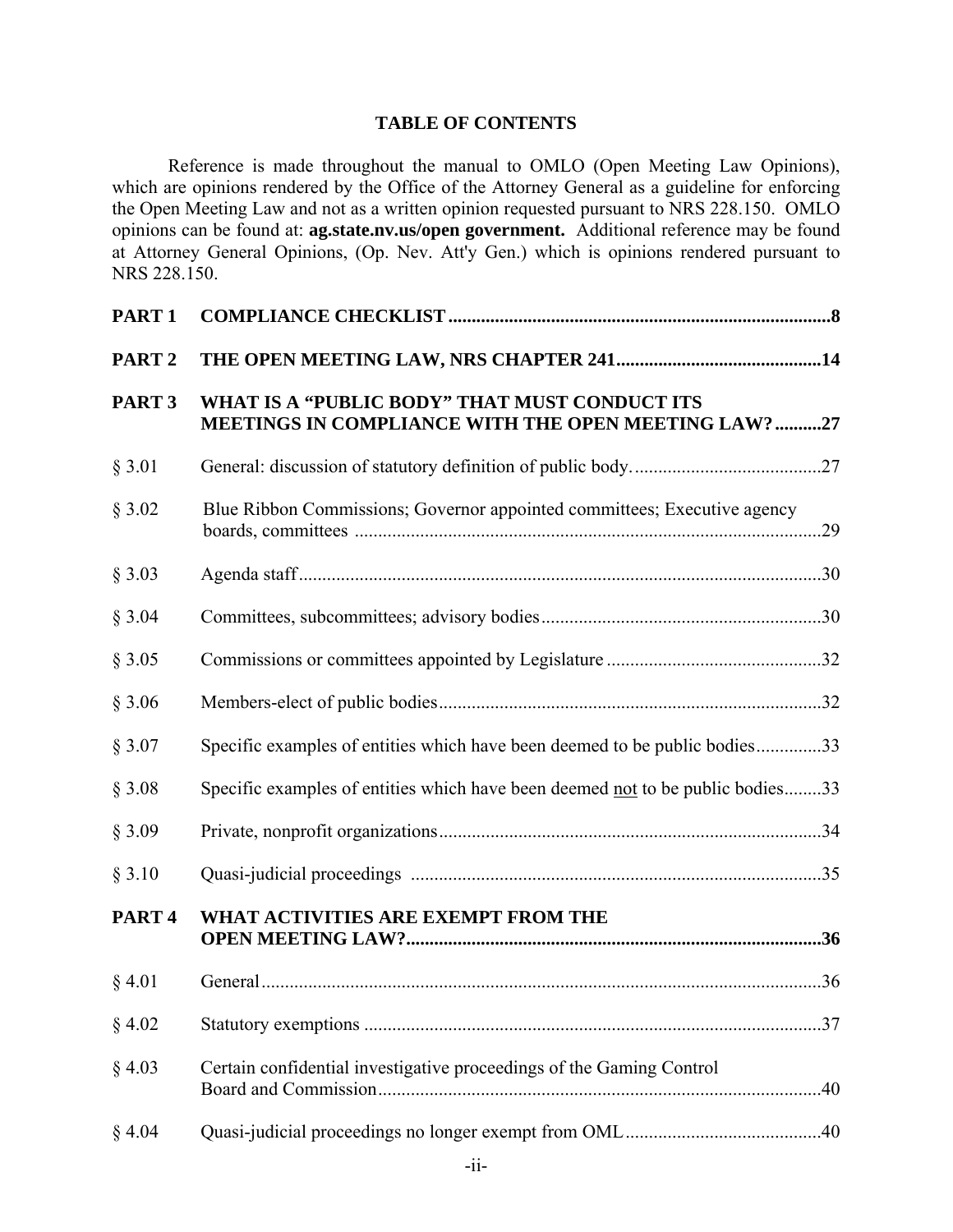# TABLE OF CONTENTS

Reference is made throughout the manual to OMLO (Open Meeting Law Opinions), which are opinions rendered by the Office of the Attorney General as a guideline for enforcing the Open Meeting Law and not as a written opinion requested pursuant to NRS 228.150. OMLO opinions can be found at: **ag.state.nv.us/open government.** Additional reference may be found at Attorney General Opinions, (Op. Nev. Att'y Gen.) which is opinions rendered pursuant to NRS 228.150.

| | | |
|---|---|---|
| **PART 1** | **COMPLIANCE CHECKLIST** | **8** |
| **PART 2** | **THE OPEN MEETING LAW, NRS CHAPTER 241** | **14** |
| **PART 3** | **WHAT IS A "PUBLIC BODY" THAT MUST CONDUCT ITS MEETINGS IN COMPLIANCE WITH THE OPEN MEETING LAW?** | **27** |
| § 3.01 | General: discussion of statutory definition of public body. | 27 |
| § 3.02 | Blue Ribbon Commissions; Governor appointed committees; Executive agency boards, committees | 29 |
| § 3.03 | Agenda staff | 30 |
| § 3.04 | Committees, subcommittees; advisory bodies | 30 |
| § 3.05 | Commissions or committees appointed by Legislature | 32 |
| § 3.06 | Members-elect of public bodies | 32 |
| § 3.07 | Specific examples of entities which have been deemed to be public bodies | 33 |
| § 3.08 | Specific examples of entities which have been deemed <u>not</u> to be public bodies | 33 |
| § 3.09 | Private, nonprofit organizations | 34 |
| § 3.10 | Quasi-judicial proceedings | 35 |
| **PART 4** | **WHAT ACTIVITIES ARE EXEMPT FROM THE OPEN MEETING LAW?** | **36** |
| § 4.01 | General | 36 |
| § 4.02 | Statutory exemptions | 37 |
| § 4.03 | Certain confidential investigative proceedings of the Gaming Control Board and Commission | 40 |
| § 4.04 | Quasi-judicial proceedings no longer exempt from OML | 40 |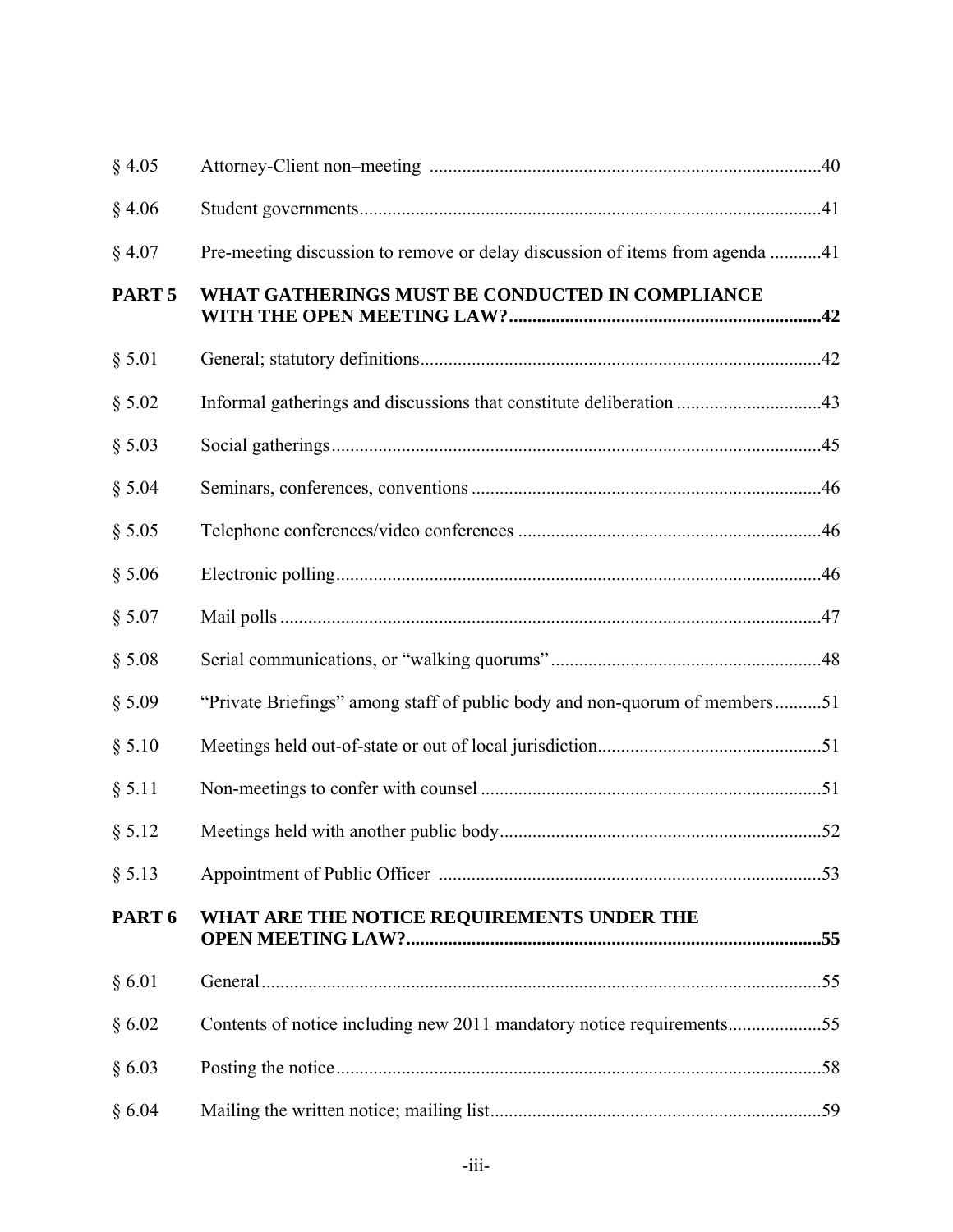| | | |
|---|---|---|
| § 4.05 | Attorney-Client non–meeting | 40 |
| § 4.06 | Student governments | 41 |
| § 4.07 | Pre-meeting discussion to remove or delay discussion of items from agenda | 41 |
| **PART 5** | **WHAT GATHERINGS MUST BE CONDUCTED IN COMPLIANCE WITH THE OPEN MEETING LAW?** | **42** |
| § 5.01 | General; statutory definitions | 42 |
| § 5.02 | Informal gatherings and discussions that constitute deliberation | 43 |
| § 5.03 | Social gatherings | 45 |
| § 5.04 | Seminars, conferences, conventions | 46 |
| § 5.05 | Telephone conferences/video conferences | 46 |
| § 5.06 | Electronic polling | 46 |
| § 5.07 | Mail polls | 47 |
| § 5.08 | Serial communications, or "walking quorums" | 48 |
| § 5.09 | "Private Briefings" among staff of public body and non-quorum of members | 51 |
| § 5.10 | Meetings held out-of-state or out of local jurisdiction | 51 |
| § 5.11 | Non-meetings to confer with counsel | 51 |
| § 5.12 | Meetings held with another public body | 52 |
| § 5.13 | Appointment of Public Officer | 53 |
| **PART 6** | **WHAT ARE THE NOTICE REQUIREMENTS UNDER THE OPEN MEETING LAW?** | **55** |
| § 6.01 | General | 55 |
| § 6.02 | Contents of notice including new 2011 mandatory notice requirements | 55 |
| § 6.03 | Posting the notice | 58 |
| § 6.04 | Mailing the written notice; mailing list | 59 |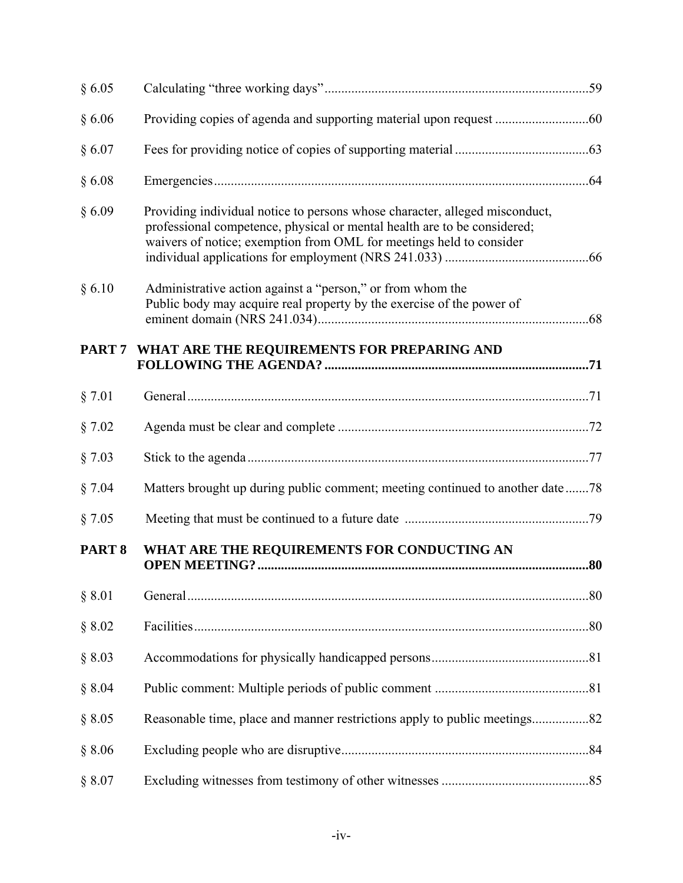| | | |
|---|---|---|
| § 6.05 | Calculating "three working days" | 59 |
| § 6.06 | Providing copies of agenda and supporting material upon request | 60 |
| § 6.07 | Fees for providing notice of copies of supporting material | 63 |
| § 6.08 | Emergencies | 64 |
| § 6.09 | Providing individual notice to persons whose character, alleged misconduct, professional competence, physical or mental health are to be considered; waivers of notice; exemption from OML for meetings held to consider individual applications for employment (NRS 241.033) | 66 |
| § 6.10 | Administrative action against a "person," or from whom the Public body may acquire real property by the exercise of the power of eminent domain (NRS 241.034) | 68 |
| **PART 7** | **WHAT ARE THE REQUIREMENTS FOR PREPARING AND FOLLOWING THE AGENDA?** | **71** |
| § 7.01 | General | 71 |
| § 7.02 | Agenda must be clear and complete | 72 |
| § 7.03 | Stick to the agenda | 77 |
| § 7.04 | Matters brought up during public comment; meeting continued to another date | 78 |
| § 7.05 | Meeting that must be continued to a future date | 79 |
| **PART 8** | **WHAT ARE THE REQUIREMENTS FOR CONDUCTING AN OPEN MEETING?** | **80** |
| § 8.01 | General | 80 |
| § 8.02 | Facilities | 80 |
| § 8.03 | Accommodations for physically handicapped persons | 81 |
| § 8.04 | Public comment: Multiple periods of public comment | 81 |
| § 8.05 | Reasonable time, place and manner restrictions apply to public meetings | 82 |
| § 8.06 | Excluding people who are disruptive | 84 |
| § 8.07 | Excluding witnesses from testimony of other witnesses | 85 |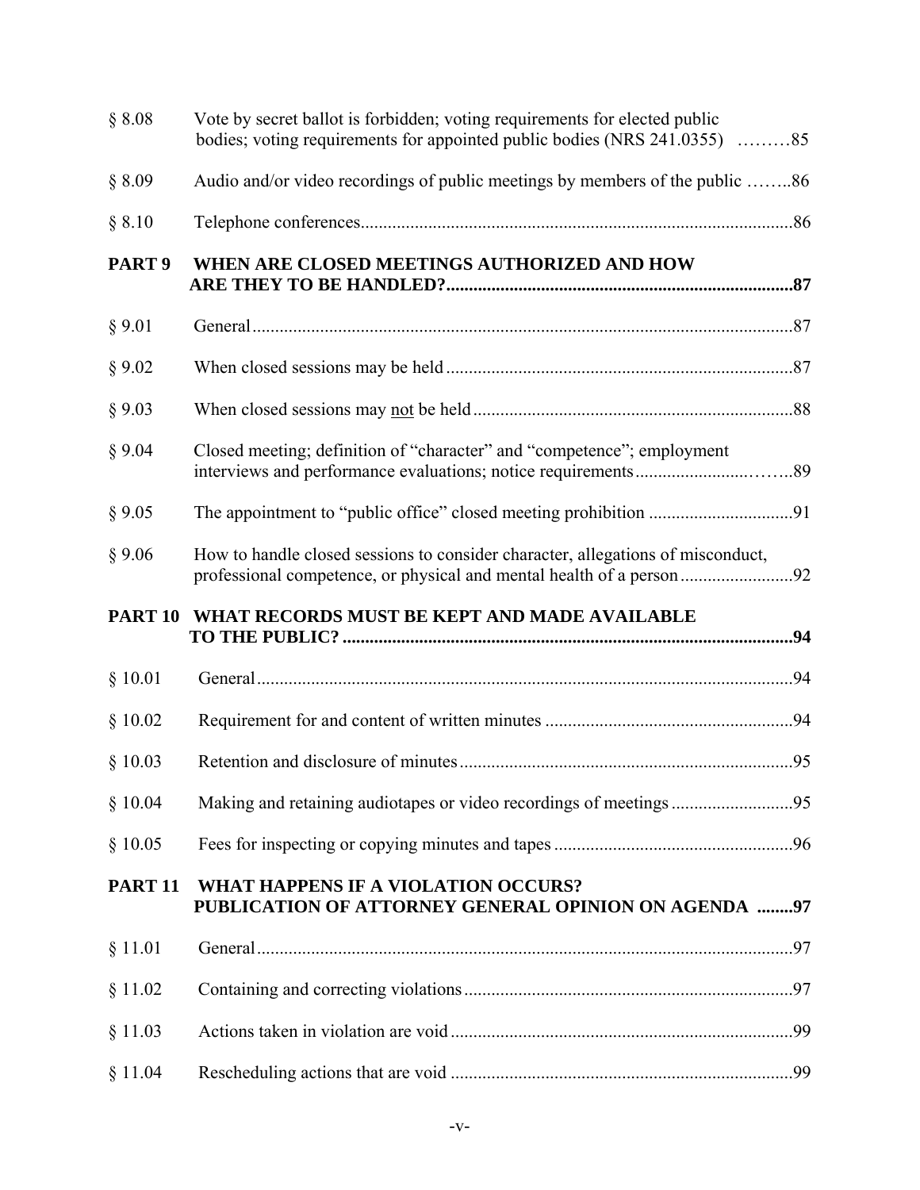| | | |
|---|---|---|
| § 8.08 | Vote by secret ballot is forbidden; voting requirements for elected public bodies; voting requirements for appointed public bodies (NRS 241.0355) | 85 |
| § 8.09 | Audio and/or video recordings of public meetings by members of the public | 86 |
| § 8.10 | Telephone conferences | 86 |
| **PART 9** | **WHEN ARE CLOSED MEETINGS AUTHORIZED AND HOW ARE THEY TO BE HANDLED?** | **87** |
| § 9.01 | General | 87 |
| § 9.02 | When closed sessions may be held | 87 |
| § 9.03 | When closed sessions may <u>not</u> be held | 88 |
| § 9.04 | Closed meeting; definition of "character" and "competence"; employment interviews and performance evaluations; notice requirements | 89 |
| § 9.05 | The appointment to "public office" closed meeting prohibition | 91 |
| § 9.06 | How to handle closed sessions to consider character, allegations of misconduct, professional competence, or physical and mental health of a person | 92 |
| **PART 10** | **WHAT RECORDS MUST BE KEPT AND MADE AVAILABLE TO THE PUBLIC?** | **94** |
| § 10.01 | General | 94 |
| § 10.02 | Requirement for and content of written minutes | 94 |
| § 10.03 | Retention and disclosure of minutes | 95 |
| § 10.04 | Making and retaining audiotapes or video recordings of meetings | 95 |
| § 10.05 | Fees for inspecting or copying minutes and tapes | 96 |
| **PART 11** | **WHAT HAPPENS IF A VIOLATION OCCURS? PUBLICATION OF ATTORNEY GENERAL OPINION ON AGENDA** | **97** |
| § 11.01 | General | 97 |
| § 11.02 | Containing and correcting violations | 97 |
| § 11.03 | Actions taken in violation are void | 99 |
| § 11.04 | Rescheduling actions that are void | 99 |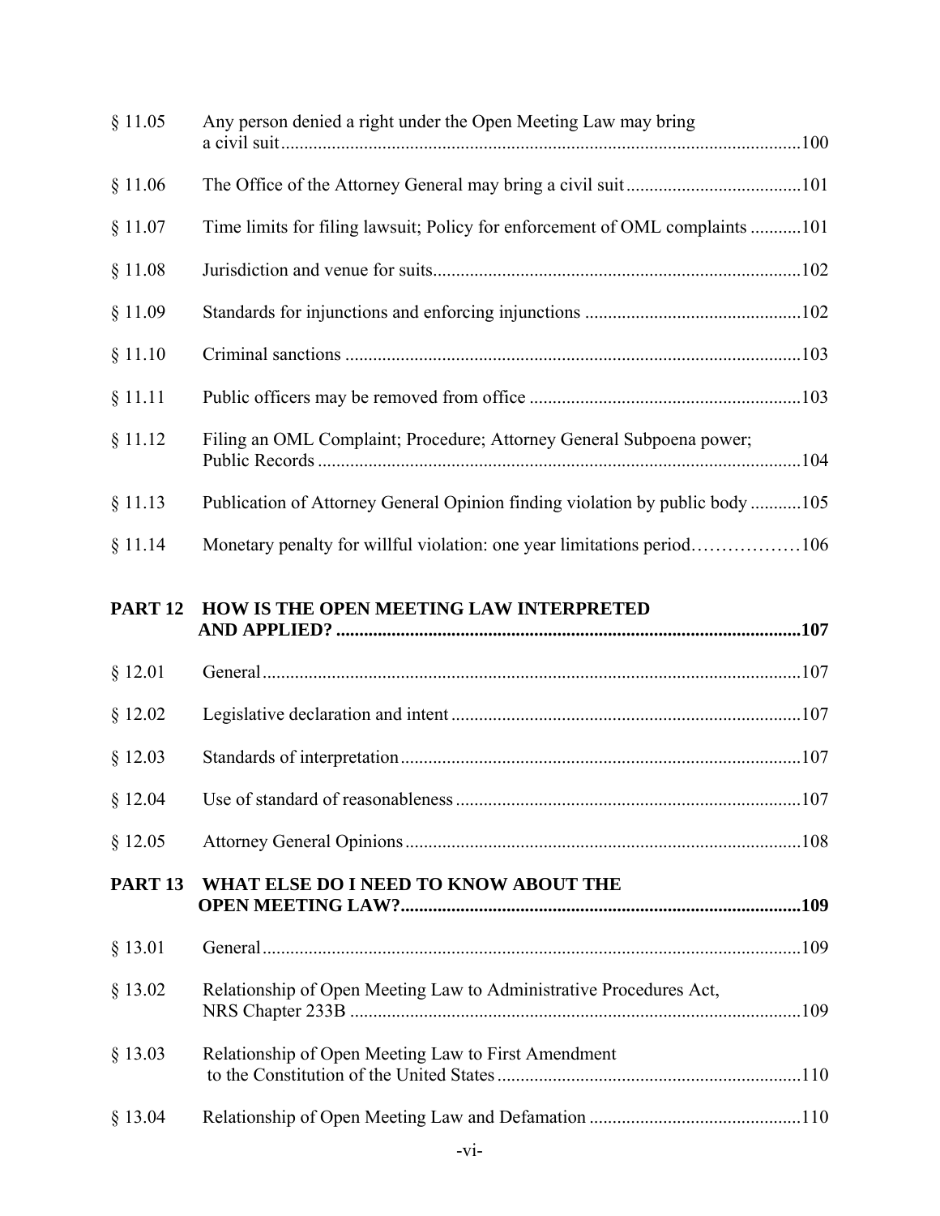| | | |
|---|---|---|
| § 11.05 | Any person denied a right under the Open Meeting Law may bring a civil suit | 100 |
| § 11.06 | The Office of the Attorney General may bring a civil suit | 101 |
| § 11.07 | Time limits for filing lawsuit; Policy for enforcement of OML complaints | 101 |
| § 11.08 | Jurisdiction and venue for suits | 102 |
| § 11.09 | Standards for injunctions and enforcing injunctions | 102 |
| § 11.10 | Criminal sanctions | 103 |
| § 11.11 | Public officers may be removed from office | 103 |
| § 11.12 | Filing an OML Complaint; Procedure; Attorney General Subpoena power; Public Records | 104 |
| § 11.13 | Publication of Attorney General Opinion finding violation by public body | 105 |
| § 11.14 | Monetary penalty for willful violation: one year limitations period | 106 |
| **PART 12** | **HOW IS THE OPEN MEETING LAW INTERPRETED AND APPLIED?** | **107** |
| § 12.01 | General | 107 |
| § 12.02 | Legislative declaration and intent | 107 |
| § 12.03 | Standards of interpretation | 107 |
| § 12.04 | Use of standard of reasonableness | 107 |
| § 12.05 | Attorney General Opinions | 108 |
| **PART 13** | **WHAT ELSE DO I NEED TO KNOW ABOUT THE OPEN MEETING LAW?** | **109** |
| § 13.01 | General | 109 |
| § 13.02 | Relationship of Open Meeting Law to Administrative Procedures Act, NRS Chapter 233B | 109 |
| § 13.03 | Relationship of Open Meeting Law to First Amendment to the Constitution of the United States | 110 |
| § 13.04 | Relationship of Open Meeting Law and Defamation | 110 |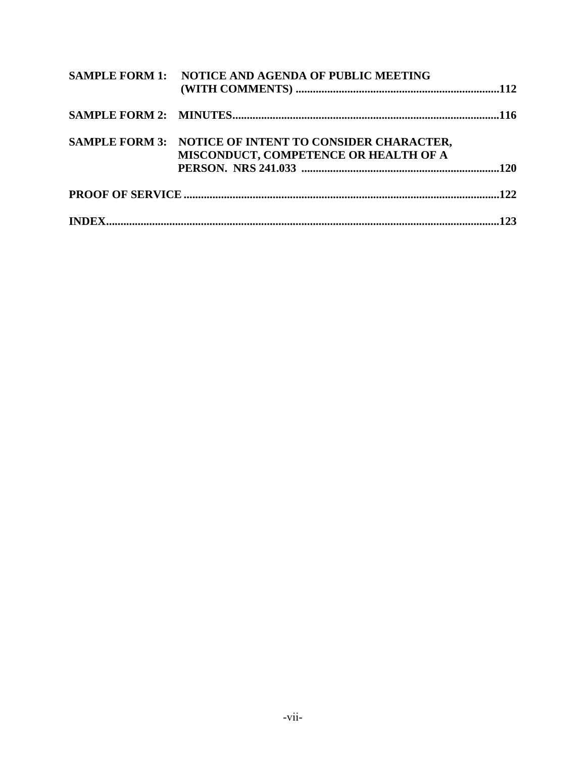**SAMPLE FORM 1: NOTICE AND AGENDA OF PUBLIC MEETING (WITH COMMENTS) ......................................................................112**

**SAMPLE FORM 2: MINUTES.........................................................................................116**

**SAMPLE FORM 3: NOTICE OF INTENT TO CONSIDER CHARACTER, MISCONDUCT, COMPETENCE OR HEALTH OF A PERSON. NRS 241.033 ....................................................................120**

**PROOF OF SERVICE ...........................................................................................................122**

**INDEX.......................................................................................................................................123**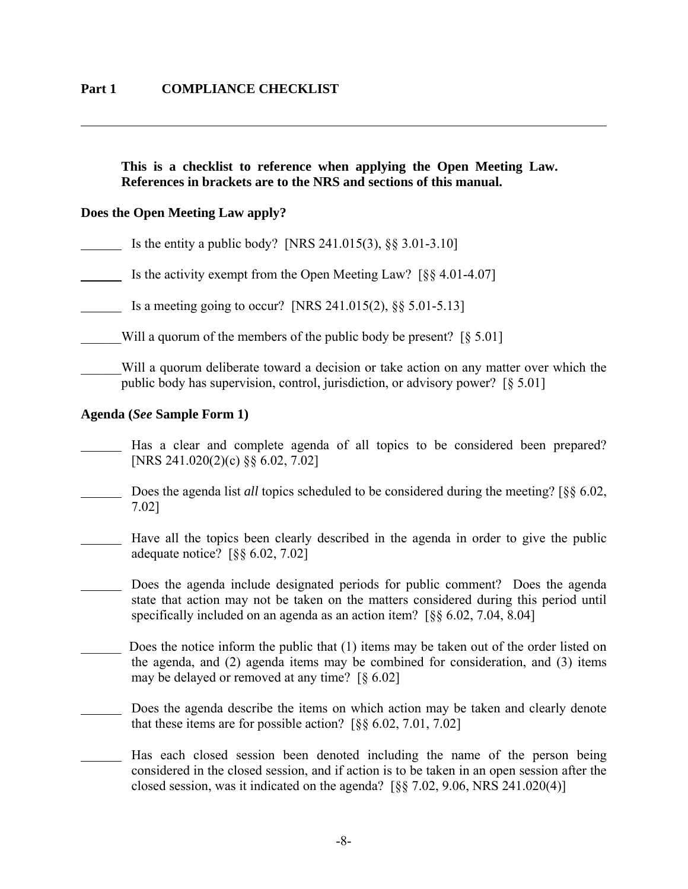## Part 1 COMPLIANCE CHECKLIST

---

**This is a checklist to reference when applying the Open Meeting Law. References in brackets are to the NRS and sections of this manual.**

**Does the Open Meeting Law apply?**

______ Is the entity a public body? [NRS 241.015(3), §§ 3.01-3.10]

______ Is the activity exempt from the Open Meeting Law? [§§ 4.01-4.07]

______ Is a meeting going to occur? [NRS 241.015(2), §§ 5.01-5.13]

______ Will a quorum of the members of the public body be present? [§ 5.01]

______ Will a quorum deliberate toward a decision or take action on any matter over which the public body has supervision, control, jurisdiction, or advisory power? [§ 5.01]

**Agenda (*See* Sample Form 1)**

______ Has a clear and complete agenda of all topics to be considered been prepared? [NRS 241.020(2)(c) §§ 6.02, 7.02]

______ Does the agenda list *all* topics scheduled to be considered during the meeting? [§§ 6.02, 7.02]

______ Have all the topics been clearly described in the agenda in order to give the public adequate notice? [§§ 6.02, 7.02]

______ Does the agenda include designated periods for public comment? Does the agenda state that action may not be taken on the matters considered during this period until specifically included on an agenda as an action item? [§§ 6.02, 7.04, 8.04]

______ Does the notice inform the public that (1) items may be taken out of the order listed on the agenda, and (2) agenda items may be combined for consideration, and (3) items may be delayed or removed at any time? [§ 6.02]

______ Does the agenda describe the items on which action may be taken and clearly denote that these items are for possible action? [§§ 6.02, 7.01, 7.02]

______ Has each closed session been denoted including the name of the person being considered in the closed session, and if action is to be taken in an open session after the closed session, was it indicated on the agenda? [§§ 7.02, 9.06, NRS 241.020(4)]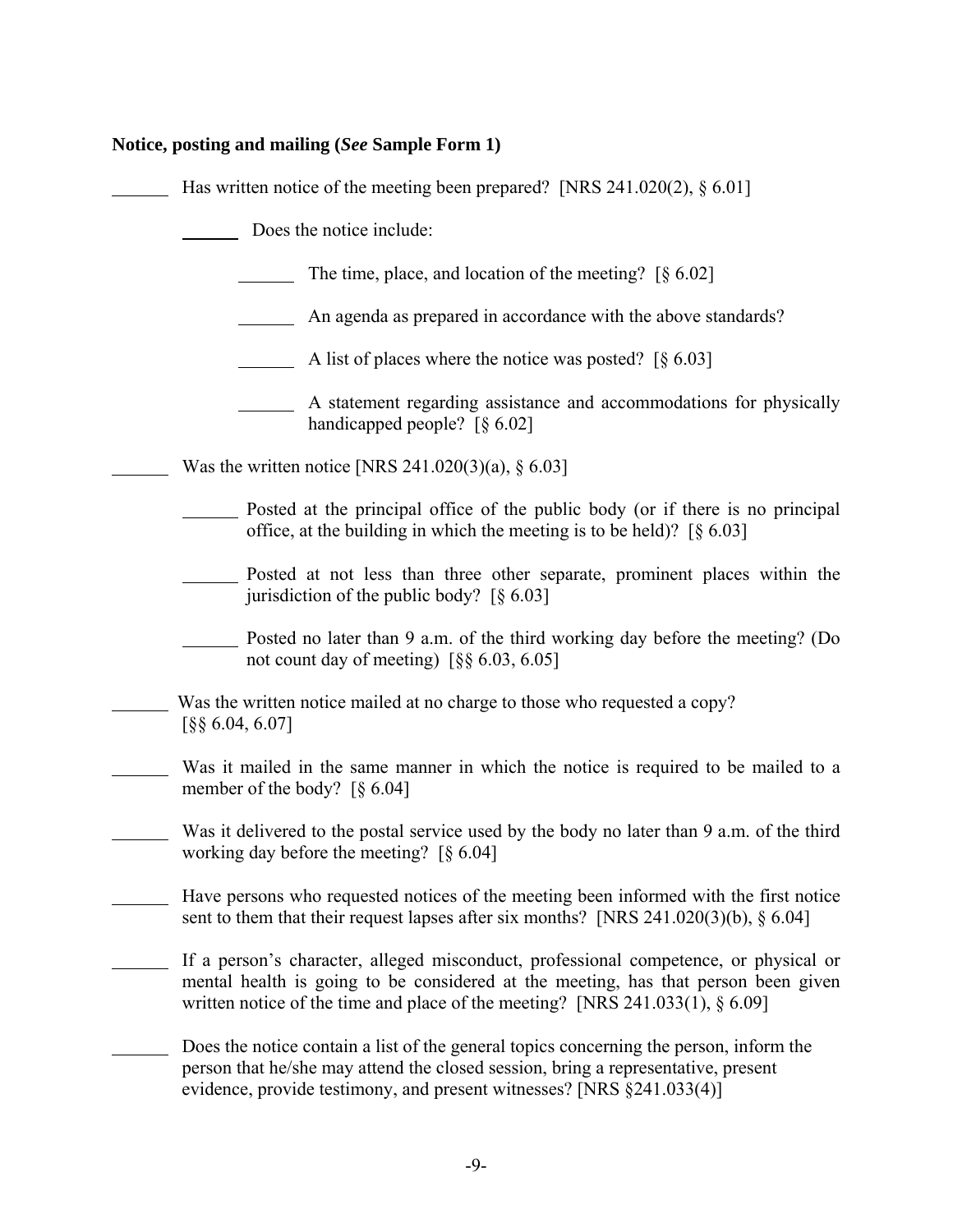**Notice, posting and mailing (*See* Sample Form 1)**

______ Has written notice of the meeting been prepared? [NRS 241.020(2), § 6.01]

- ______ Does the notice include:
  - ______ The time, place, and location of the meeting? [§ 6.02]
  - ______ An agenda as prepared in accordance with the above standards?
  - ______ A list of places where the notice was posted? [§ 6.03]
  - ______ A statement regarding assistance and accommodations for physically handicapped people? [§ 6.02]

______ Was the written notice [NRS 241.020(3)(a), § 6.03]

- ______ Posted at the principal office of the public body (or if there is no principal office, at the building in which the meeting is to be held)? [§ 6.03]
- ______ Posted at not less than three other separate, prominent places within the jurisdiction of the public body? [§ 6.03]
- ______ Posted no later than 9 a.m. of the third working day before the meeting? (Do not count day of meeting) [§§ 6.03, 6.05]

______ Was the written notice mailed at no charge to those who requested a copy? [§§ 6.04, 6.07]

______ Was it mailed in the same manner in which the notice is required to be mailed to a member of the body? [§ 6.04]

______ Was it delivered to the postal service used by the body no later than 9 a.m. of the third working day before the meeting? [§ 6.04]

______ Have persons who requested notices of the meeting been informed with the first notice sent to them that their request lapses after six months? [NRS 241.020(3)(b), § 6.04]

______ If a person's character, alleged misconduct, professional competence, or physical or mental health is going to be considered at the meeting, has that person been given written notice of the time and place of the meeting? [NRS 241.033(1), § 6.09]

______ Does the notice contain a list of the general topics concerning the person, inform the person that he/she may attend the closed session, bring a representative, present evidence, provide testimony, and present witnesses? [NRS §241.033(4)]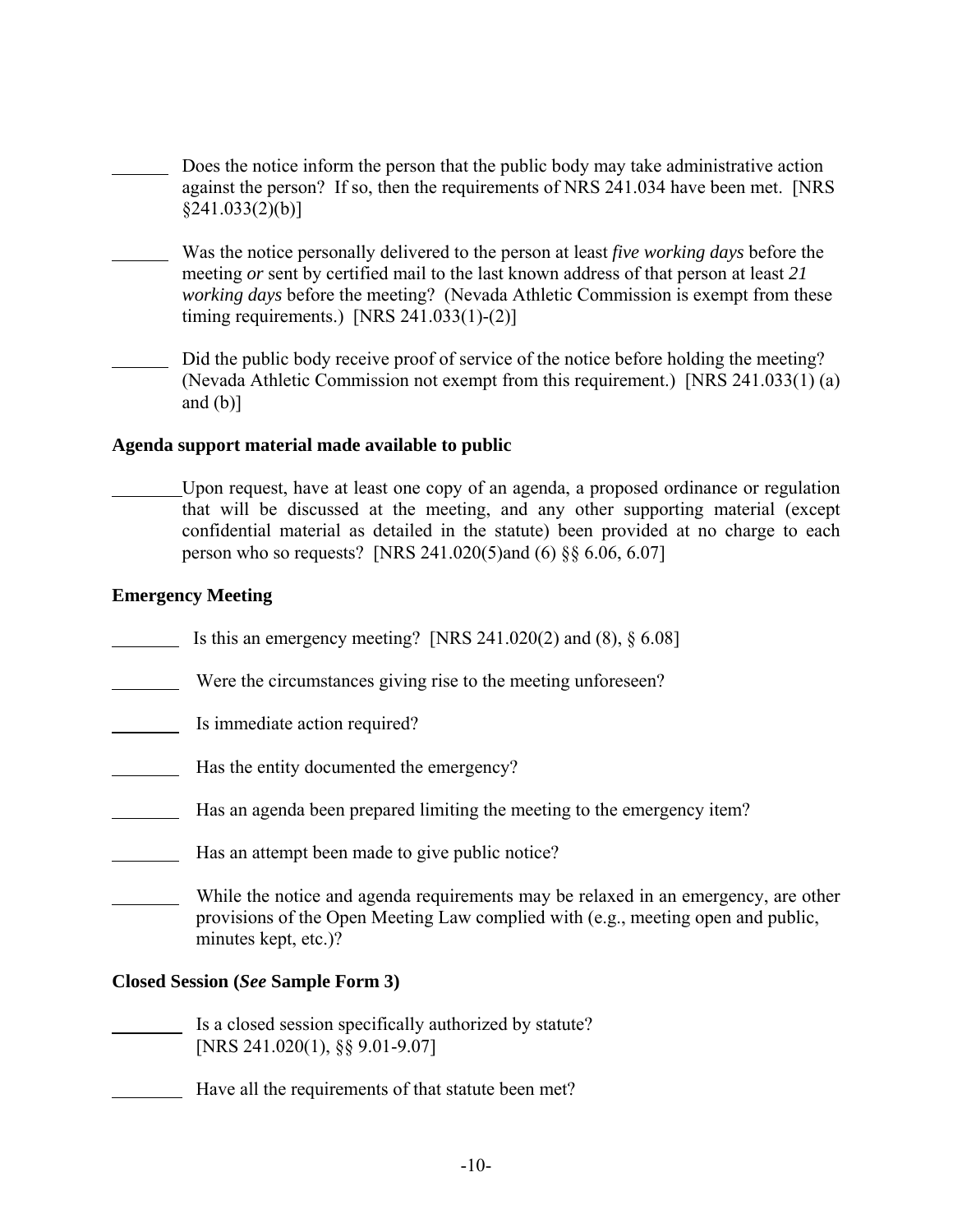_______ Does the notice inform the person that the public body may take administrative action against the person? If so, then the requirements of NRS 241.034 have been met. [NRS §241.033(2)(b)]

_______ Was the notice personally delivered to the person at least *five working days* before the meeting *or* sent by certified mail to the last known address of that person at least *21 working days* before the meeting? (Nevada Athletic Commission is exempt from these timing requirements.) [NRS 241.033(1)-(2)]

_______ Did the public body receive proof of service of the notice before holding the meeting? (Nevada Athletic Commission not exempt from this requirement.) [NRS 241.033(1) (a) and (b)]

**Agenda support material made available to public**

_______ Upon request, have at least one copy of an agenda, a proposed ordinance or regulation that will be discussed at the meeting, and any other supporting material (except confidential material as detailed in the statute) been provided at no charge to each person who so requests? [NRS 241.020(5)and (6) §§ 6.06, 6.07]

**Emergency Meeting**

_______ Is this an emergency meeting? [NRS 241.020(2) and (8), § 6.08]

_______ Were the circumstances giving rise to the meeting unforeseen?

_______ Is immediate action required?

_______ Has the entity documented the emergency?

_______ Has an agenda been prepared limiting the meeting to the emergency item?

_______ Has an attempt been made to give public notice?

_______ While the notice and agenda requirements may be relaxed in an emergency, are other provisions of the Open Meeting Law complied with (e.g., meeting open and public, minutes kept, etc.)?

**Closed Session (*See* Sample Form 3)**

_______ Is a closed session specifically authorized by statute? [NRS 241.020(1), §§ 9.01-9.07]

_______ Have all the requirements of that statute been met?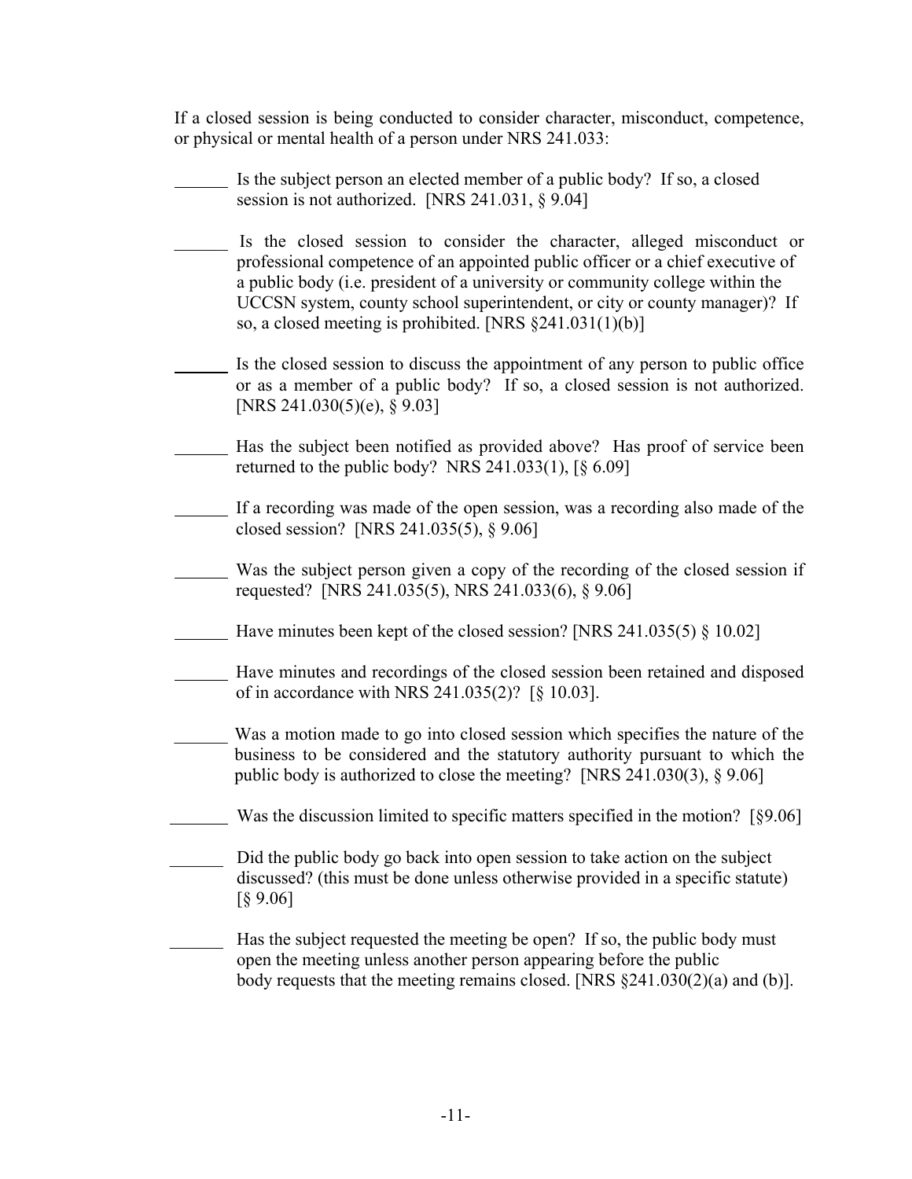If a closed session is being conducted to consider character, misconduct, competence, or physical or mental health of a person under NRS 241.033:

- ______ Is the subject person an elected member of a public body? If so, a closed session is not authorized. [NRS 241.031, § 9.04]

- ______ Is the closed session to consider the character, alleged misconduct or professional competence of an appointed public officer or a chief executive of a public body (i.e. president of a university or community college within the UCCSN system, county school superintendent, or city or county manager)? If so, a closed meeting is prohibited. [NRS §241.031(1)(b)]

- ______ Is the closed session to discuss the appointment of any person to public office or as a member of a public body? If so, a closed session is not authorized. [NRS 241.030(5)(e), § 9.03]

- ______ Has the subject been notified as provided above? Has proof of service been returned to the public body? NRS 241.033(1), [§ 6.09]

- ______ If a recording was made of the open session, was a recording also made of the closed session? [NRS 241.035(5), § 9.06]

- ______ Was the subject person given a copy of the recording of the closed session if requested? [NRS 241.035(5), NRS 241.033(6), § 9.06]

- ______ Have minutes been kept of the closed session? [NRS 241.035(5) § 10.02]

- ______ Have minutes and recordings of the closed session been retained and disposed of in accordance with NRS 241.035(2)? [§ 10.03].

- ______ Was a motion made to go into closed session which specifies the nature of the business to be considered and the statutory authority pursuant to which the public body is authorized to close the meeting? [NRS 241.030(3), § 9.06]

- ______ Was the discussion limited to specific matters specified in the motion? [§9.06]

- ______ Did the public body go back into open session to take action on the subject discussed? (this must be done unless otherwise provided in a specific statute) [§ 9.06]

- ______ Has the subject requested the meeting be open? If so, the public body must open the meeting unless another person appearing before the public body requests that the meeting remains closed. [NRS §241.030(2)(a) and (b)].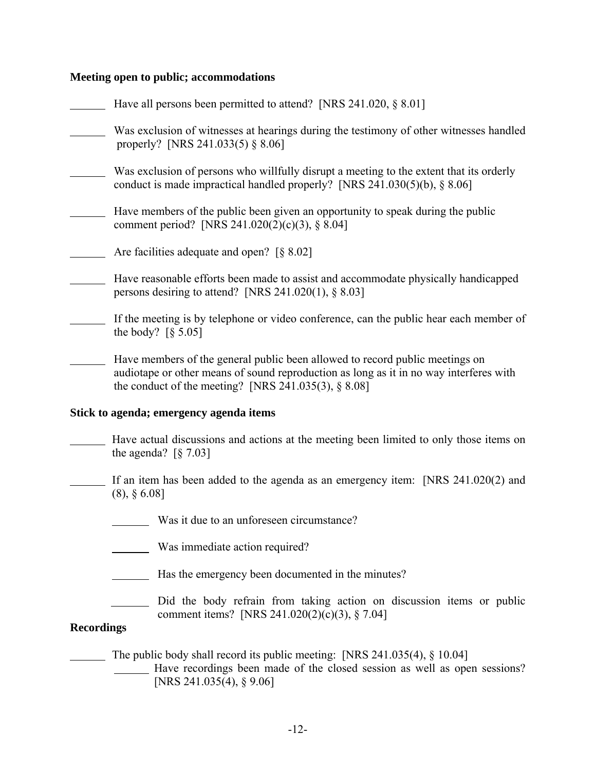**Meeting open to public; accommodations**

______ Have all persons been permitted to attend? [NRS 241.020, § 8.01]

______ Was exclusion of witnesses at hearings during the testimony of other witnesses handled properly? [NRS 241.033(5) § 8.06]

______ Was exclusion of persons who willfully disrupt a meeting to the extent that its orderly conduct is made impractical handled properly? [NRS 241.030(5)(b), § 8.06]

______ Have members of the public been given an opportunity to speak during the public comment period? [NRS 241.020(2)(c)(3), § 8.04]

______ Are facilities adequate and open? [§ 8.02]

______ Have reasonable efforts been made to assist and accommodate physically handicapped persons desiring to attend? [NRS 241.020(1), § 8.03]

______ If the meeting is by telephone or video conference, can the public hear each member of the body? [§ 5.05]

______ Have members of the general public been allowed to record public meetings on audiotape or other means of sound reproduction as long as it in no way interferes with the conduct of the meeting? [NRS 241.035(3), § 8.08]

**Stick to agenda; emergency agenda items**

______ Have actual discussions and actions at the meeting been limited to only those items on the agenda? [§ 7.03]

______ If an item has been added to the agenda as an emergency item: [NRS 241.020(2) and (8), § 6.08]

- ______ Was it due to an unforeseen circumstance?
- ______ Was immediate action required?
- ______ Has the emergency been documented in the minutes?
- ______ Did the body refrain from taking action on discussion items or public comment items? [NRS 241.020(2)(c)(3), § 7.04]

**Recordings**

______ The public body shall record its public meeting: [NRS 241.035(4), § 10.04]

- ______ Have recordings been made of the closed session as well as open sessions? [NRS 241.035(4), § 9.06]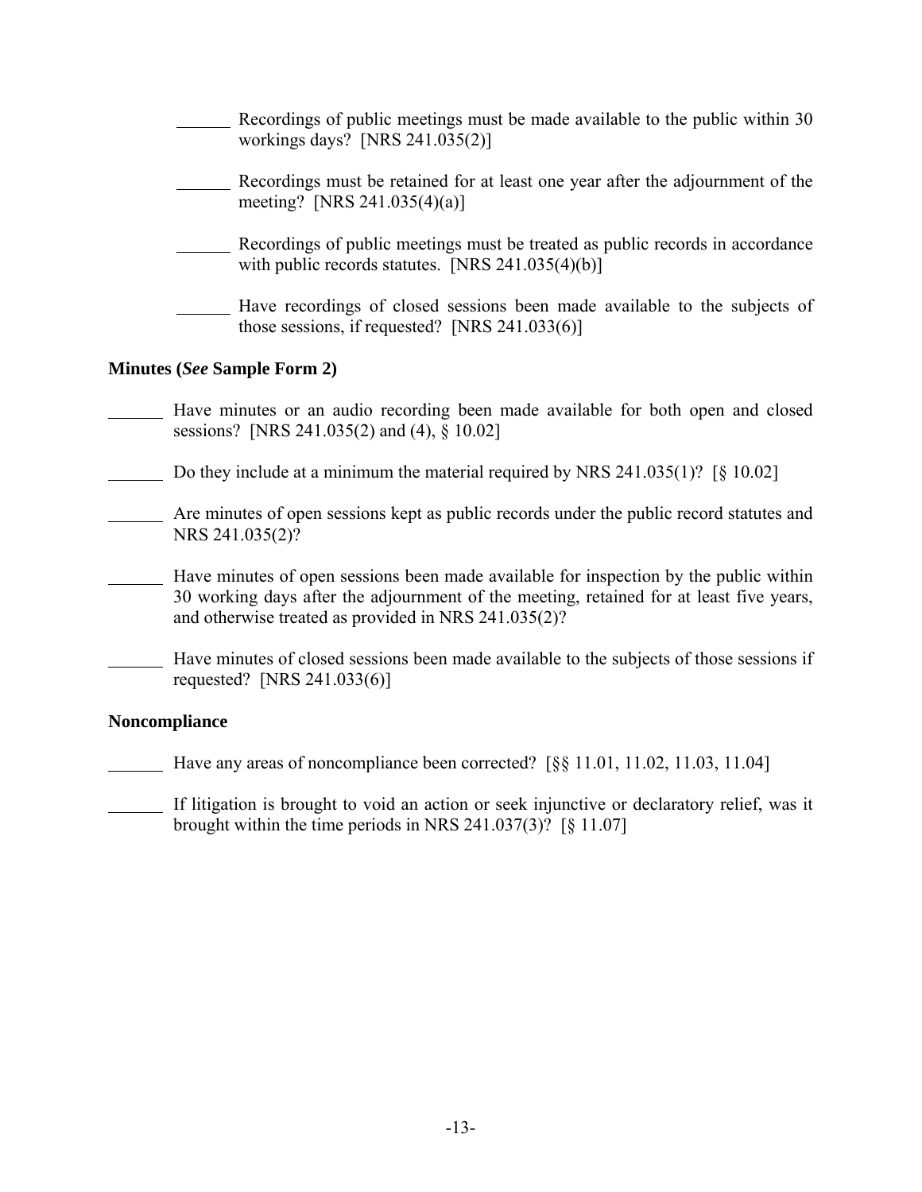\_\_\_\_\_\_ Recordings of public meetings must be made available to the public within 30 workings days? [NRS 241.035(2)]

\_\_\_\_\_\_ Recordings must be retained for at least one year after the adjournment of the meeting? [NRS 241.035(4)(a)]

\_\_\_\_\_\_ Recordings of public meetings must be treated as public records in accordance with public records statutes. [NRS 241.035(4)(b)]

\_\_\_\_\_\_ Have recordings of closed sessions been made available to the subjects of those sessions, if requested? [NRS 241.033(6)]

**Minutes (*See* Sample Form 2)**

\_\_\_\_\_\_ Have minutes or an audio recording been made available for both open and closed sessions? [NRS 241.035(2) and (4), § 10.02]

\_\_\_\_\_\_ Do they include at a minimum the material required by NRS 241.035(1)? [§ 10.02]

\_\_\_\_\_\_ Are minutes of open sessions kept as public records under the public record statutes and NRS 241.035(2)?

\_\_\_\_\_\_ Have minutes of open sessions been made available for inspection by the public within 30 working days after the adjournment of the meeting, retained for at least five years, and otherwise treated as provided in NRS 241.035(2)?

\_\_\_\_\_\_ Have minutes of closed sessions been made available to the subjects of those sessions if requested? [NRS 241.033(6)]

**Noncompliance**

\_\_\_\_\_\_ Have any areas of noncompliance been corrected? [§§ 11.01, 11.02, 11.03, 11.04]

\_\_\_\_\_\_ If litigation is brought to void an action or seek injunctive or declaratory relief, was it brought within the time periods in NRS 241.037(3)? [§ 11.07]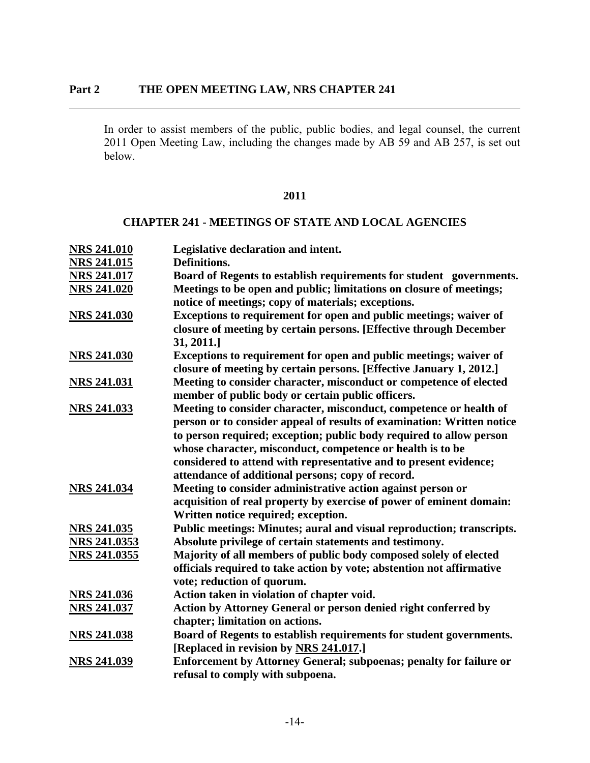## Part 2 THE OPEN MEETING LAW, NRS CHAPTER 241

In order to assist members of the public, public bodies, and legal counsel, the current 2011 Open Meeting Law, including the changes made by AB 59 and AB 257, is set out below.

**2011**

### CHAPTER 241 - MEETINGS OF STATE AND LOCAL AGENCIES

| | |
|---|---|
| **NRS 241.010** | **Legislative declaration and intent.** |
| **NRS 241.015** | **Definitions.** |
| **NRS 241.017** | **Board of Regents to establish requirements for student governments.** |
| **NRS 241.020** | **Meetings to be open and public; limitations on closure of meetings; notice of meetings; copy of materials; exceptions.** |
| **NRS 241.030** | **Exceptions to requirement for open and public meetings; waiver of closure of meeting by certain persons. [Effective through December 31, 2011.]** |
| **NRS 241.030** | **Exceptions to requirement for open and public meetings; waiver of closure of meeting by certain persons. [Effective January 1, 2012.]** |
| **NRS 241.031** | **Meeting to consider character, misconduct or competence of elected member of public body or certain public officers.** |
| **NRS 241.033** | **Meeting to consider character, misconduct, competence or health of person or to consider appeal of results of examination: Written notice to person required; exception; public body required to allow person whose character, misconduct, competence or health is to be considered to attend with representative and to present evidence; attendance of additional persons; copy of record.** |
| **NRS 241.034** | **Meeting to consider administrative action against person or acquisition of real property by exercise of power of eminent domain: Written notice required; exception.** |
| **NRS 241.035** | **Public meetings: Minutes; aural and visual reproduction; transcripts.** |
| **NRS 241.0353** | **Absolute privilege of certain statements and testimony.** |
| **NRS 241.0355** | **Majority of all members of public body composed solely of elected officials required to take action by vote; abstention not affirmative vote; reduction of quorum.** |
| **NRS 241.036** | **Action taken in violation of chapter void.** |
| **NRS 241.037** | **Action by Attorney General or person denied right conferred by chapter; limitation on actions.** |
| **NRS 241.038** | **Board of Regents to establish requirements for student governments. [Replaced in revision by NRS 241.017.]** |
| **NRS 241.039** | **Enforcement by Attorney General; subpoenas; penalty for failure or refusal to comply with subpoena.** |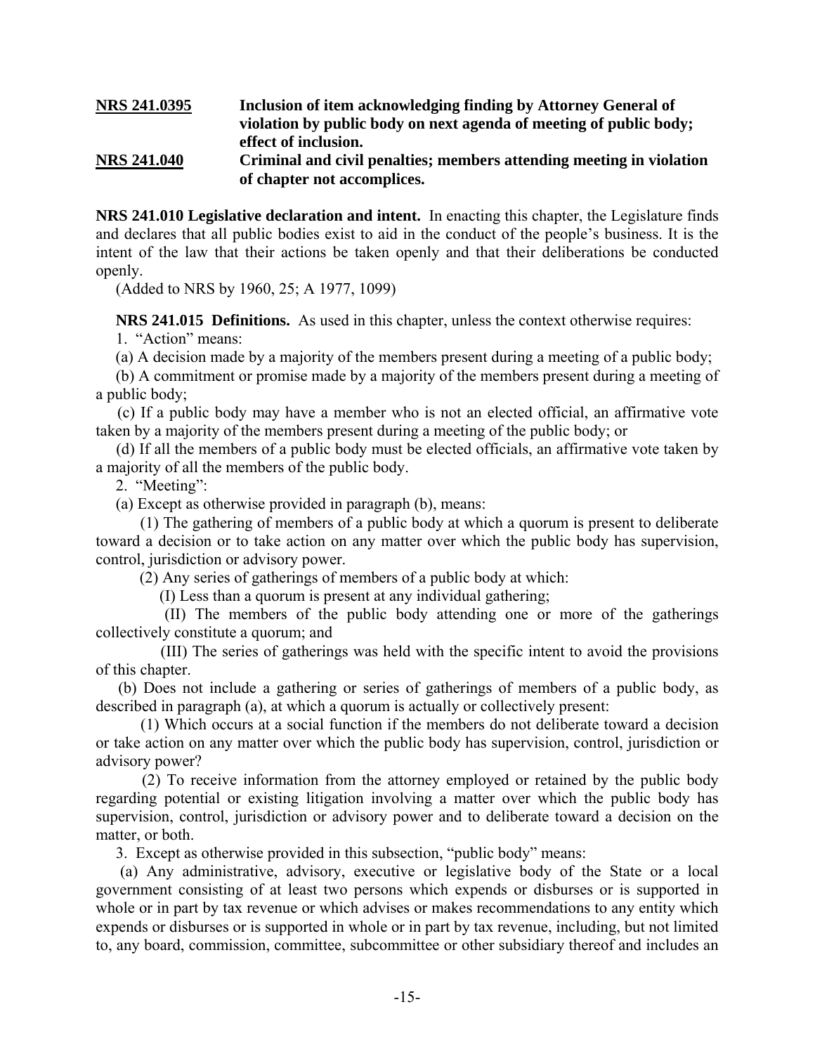**NRS 241.0395** **Inclusion of item acknowledging finding by Attorney General of violation by public body on next agenda of meeting of public body; effect of inclusion.**

**NRS 241.040** **Criminal and civil penalties; members attending meeting in violation of chapter not accomplices.**

**NRS 241.010 Legislative declaration and intent.** In enacting this chapter, the Legislature finds and declares that all public bodies exist to aid in the conduct of the people's business. It is the intent of the law that their actions be taken openly and that their deliberations be conducted openly.

(Added to NRS by 1960, 25; A 1977, 1099)

**NRS 241.015 Definitions.** As used in this chapter, unless the context otherwise requires:

1. "Action" means:

(a) A decision made by a majority of the members present during a meeting of a public body;

(b) A commitment or promise made by a majority of the members present during a meeting of a public body;

(c) If a public body may have a member who is not an elected official, an affirmative vote taken by a majority of the members present during a meeting of the public body; or

(d) If all the members of a public body must be elected officials, an affirmative vote taken by a majority of all the members of the public body.

2. "Meeting":

(a) Except as otherwise provided in paragraph (b), means:

(1) The gathering of members of a public body at which a quorum is present to deliberate toward a decision or to take action on any matter over which the public body has supervision, control, jurisdiction or advisory power.

(2) Any series of gatherings of members of a public body at which:

(I) Less than a quorum is present at any individual gathering;

(II) The members of the public body attending one or more of the gatherings collectively constitute a quorum; and

(III) The series of gatherings was held with the specific intent to avoid the provisions of this chapter.

(b) Does not include a gathering or series of gatherings of members of a public body, as described in paragraph (a), at which a quorum is actually or collectively present:

(1) Which occurs at a social function if the members do not deliberate toward a decision or take action on any matter over which the public body has supervision, control, jurisdiction or advisory power?

(2) To receive information from the attorney employed or retained by the public body regarding potential or existing litigation involving a matter over which the public body has supervision, control, jurisdiction or advisory power and to deliberate toward a decision on the matter, or both.

3. Except as otherwise provided in this subsection, "public body" means:

(a) Any administrative, advisory, executive or legislative body of the State or a local government consisting of at least two persons which expends or disburses or is supported in whole or in part by tax revenue or which advises or makes recommendations to any entity which expends or disburses or is supported in whole or in part by tax revenue, including, but not limited to, any board, commission, committee, subcommittee or other subsidiary thereof and includes an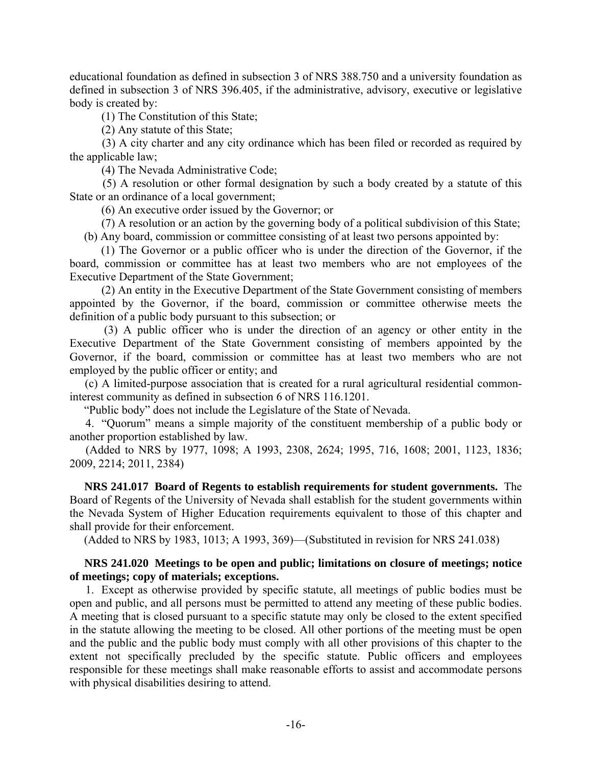educational foundation as defined in subsection 3 of NRS 388.750 and a university foundation as defined in subsection 3 of NRS 396.405, if the administrative, advisory, executive or legislative body is created by:

(1) The Constitution of this State;

(2) Any statute of this State;

(3) A city charter and any city ordinance which has been filed or recorded as required by the applicable law;

(4) The Nevada Administrative Code;

(5) A resolution or other formal designation by such a body created by a statute of this State or an ordinance of a local government;

(6) An executive order issued by the Governor; or

(7) A resolution or an action by the governing body of a political subdivision of this State;

(b) Any board, commission or committee consisting of at least two persons appointed by:

(1) The Governor or a public officer who is under the direction of the Governor, if the board, commission or committee has at least two members who are not employees of the Executive Department of the State Government;

(2) An entity in the Executive Department of the State Government consisting of members appointed by the Governor, if the board, commission or committee otherwise meets the definition of a public body pursuant to this subsection; or

(3) A public officer who is under the direction of an agency or other entity in the Executive Department of the State Government consisting of members appointed by the Governor, if the board, commission or committee has at least two members who are not employed by the public officer or entity; and

(c) A limited-purpose association that is created for a rural agricultural residential common-interest community as defined in subsection 6 of NRS 116.1201.

"Public body" does not include the Legislature of the State of Nevada.

4. "Quorum" means a simple majority of the constituent membership of a public body or another proportion established by law.

(Added to NRS by 1977, 1098; A 1993, 2308, 2624; 1995, 716, 1608; 2001, 1123, 1836; 2009, 2214; 2011, 2384)

**NRS 241.017 Board of Regents to establish requirements for student governments.** The Board of Regents of the University of Nevada shall establish for the student governments within the Nevada System of Higher Education requirements equivalent to those of this chapter and shall provide for their enforcement.

(Added to NRS by 1983, 1013; A 1993, 369)—(Substituted in revision for NRS 241.038)

**NRS 241.020 Meetings to be open and public; limitations on closure of meetings; notice of meetings; copy of materials; exceptions.**

1. Except as otherwise provided by specific statute, all meetings of public bodies must be open and public, and all persons must be permitted to attend any meeting of these public bodies. A meeting that is closed pursuant to a specific statute may only be closed to the extent specified in the statute allowing the meeting to be closed. All other portions of the meeting must be open and the public and the public body must comply with all other provisions of this chapter to the extent not specifically precluded by the specific statute. Public officers and employees responsible for these meetings shall make reasonable efforts to assist and accommodate persons with physical disabilities desiring to attend.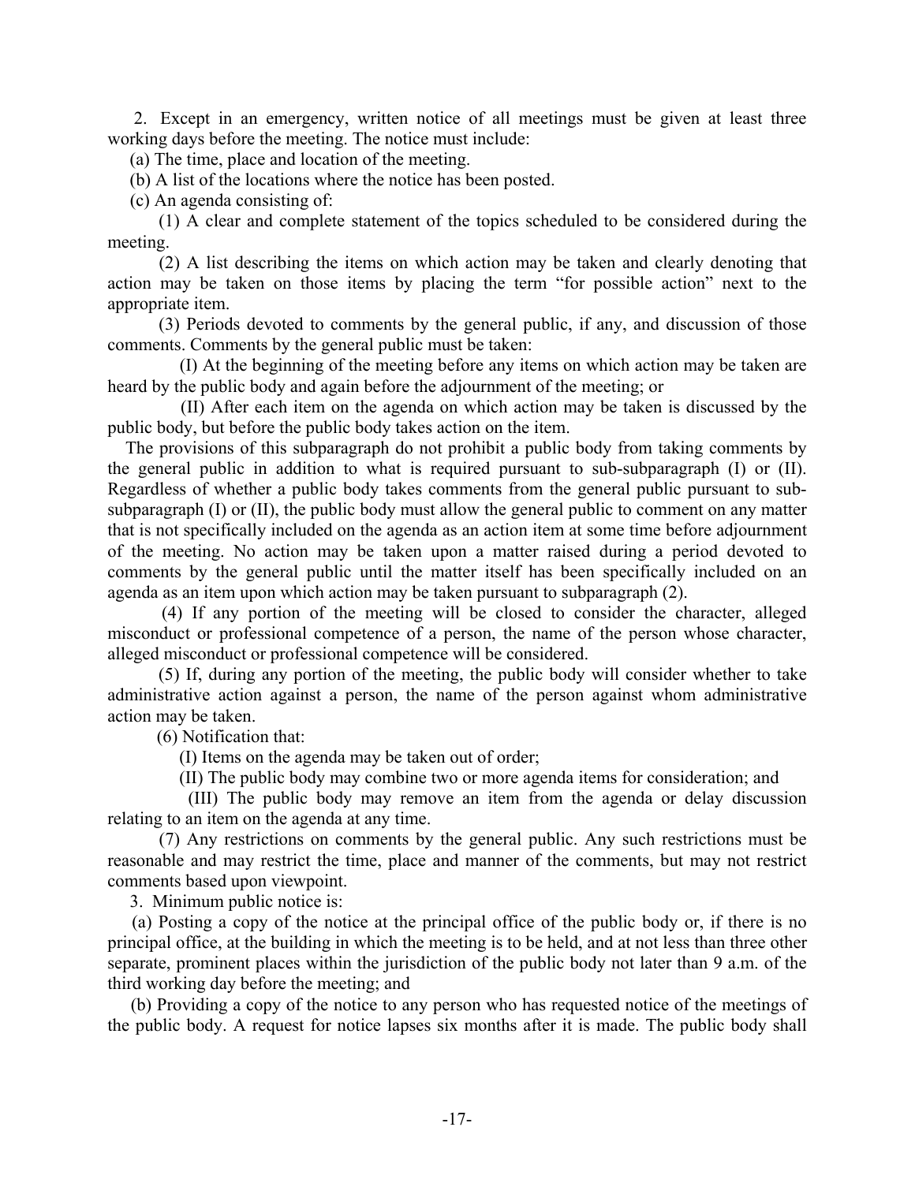2. Except in an emergency, written notice of all meetings must be given at least three working days before the meeting. The notice must include:

(a) The time, place and location of the meeting.

(b) A list of the locations where the notice has been posted.

(c) An agenda consisting of:

(1) A clear and complete statement of the topics scheduled to be considered during the meeting.

(2) A list describing the items on which action may be taken and clearly denoting that action may be taken on those items by placing the term "for possible action" next to the appropriate item.

(3) Periods devoted to comments by the general public, if any, and discussion of those comments. Comments by the general public must be taken:

(I) At the beginning of the meeting before any items on which action may be taken are heard by the public body and again before the adjournment of the meeting; or

(II) After each item on the agenda on which action may be taken is discussed by the public body, but before the public body takes action on the item.

The provisions of this subparagraph do not prohibit a public body from taking comments by the general public in addition to what is required pursuant to sub-subparagraph (I) or (II). Regardless of whether a public body takes comments from the general public pursuant to sub-subparagraph (I) or (II), the public body must allow the general public to comment on any matter that is not specifically included on the agenda as an action item at some time before adjournment of the meeting. No action may be taken upon a matter raised during a period devoted to comments by the general public until the matter itself has been specifically included on an agenda as an item upon which action may be taken pursuant to subparagraph (2).

(4) If any portion of the meeting will be closed to consider the character, alleged misconduct or professional competence of a person, the name of the person whose character, alleged misconduct or professional competence will be considered.

(5) If, during any portion of the meeting, the public body will consider whether to take administrative action against a person, the name of the person against whom administrative action may be taken.

(6) Notification that:

(I) Items on the agenda may be taken out of order;

(II) The public body may combine two or more agenda items for consideration; and

(III) The public body may remove an item from the agenda or delay discussion relating to an item on the agenda at any time.

(7) Any restrictions on comments by the general public. Any such restrictions must be reasonable and may restrict the time, place and manner of the comments, but may not restrict comments based upon viewpoint.

3. Minimum public notice is:

(a) Posting a copy of the notice at the principal office of the public body or, if there is no principal office, at the building in which the meeting is to be held, and at not less than three other separate, prominent places within the jurisdiction of the public body not later than 9 a.m. of the third working day before the meeting; and

(b) Providing a copy of the notice to any person who has requested notice of the meetings of the public body. A request for notice lapses six months after it is made. The public body shall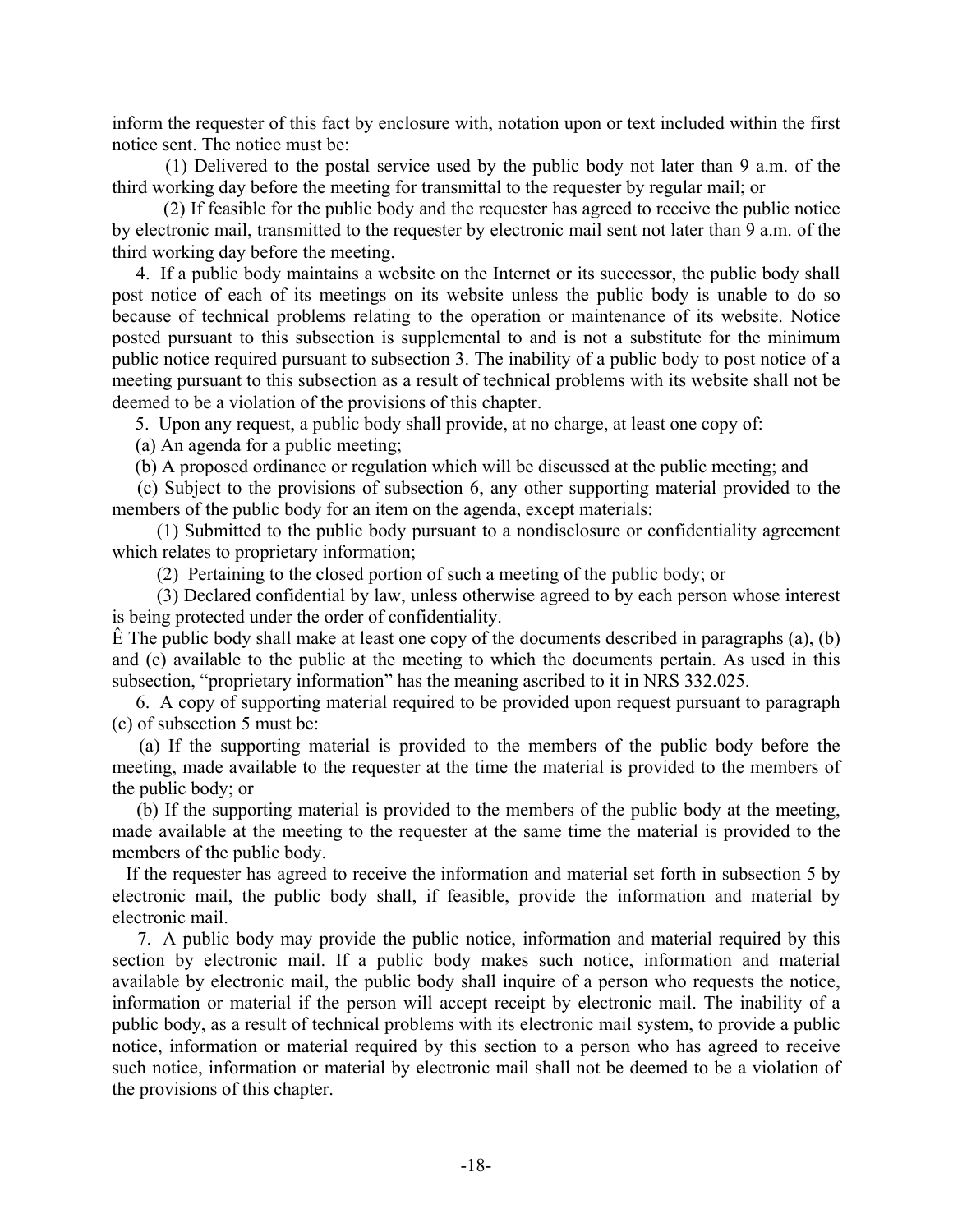inform the requester of this fact by enclosure with, notation upon or text included within the first notice sent. The notice must be:

(1) Delivered to the postal service used by the public body not later than 9 a.m. of the third working day before the meeting for transmittal to the requester by regular mail; or

(2) If feasible for the public body and the requester has agreed to receive the public notice by electronic mail, transmitted to the requester by electronic mail sent not later than 9 a.m. of the third working day before the meeting.

4. If a public body maintains a website on the Internet or its successor, the public body shall post notice of each of its meetings on its website unless the public body is unable to do so because of technical problems relating to the operation or maintenance of its website. Notice posted pursuant to this subsection is supplemental to and is not a substitute for the minimum public notice required pursuant to subsection 3. The inability of a public body to post notice of a meeting pursuant to this subsection as a result of technical problems with its website shall not be deemed to be a violation of the provisions of this chapter.

5. Upon any request, a public body shall provide, at no charge, at least one copy of:

(a) An agenda for a public meeting;

(b) A proposed ordinance or regulation which will be discussed at the public meeting; and

(c) Subject to the provisions of subsection 6, any other supporting material provided to the members of the public body for an item on the agenda, except materials:

(1) Submitted to the public body pursuant to a nondisclosure or confidentiality agreement which relates to proprietary information;

(2) Pertaining to the closed portion of such a meeting of the public body; or

(3) Declared confidential by law, unless otherwise agreed to by each person whose interest is being protected under the order of confidentiality.

Ê The public body shall make at least one copy of the documents described in paragraphs (a), (b) and (c) available to the public at the meeting to which the documents pertain. As used in this subsection, "proprietary information" has the meaning ascribed to it in NRS 332.025.

6. A copy of supporting material required to be provided upon request pursuant to paragraph (c) of subsection 5 must be:

(a) If the supporting material is provided to the members of the public body before the meeting, made available to the requester at the time the material is provided to the members of the public body; or

(b) If the supporting material is provided to the members of the public body at the meeting, made available at the meeting to the requester at the same time the material is provided to the members of the public body.

If the requester has agreed to receive the information and material set forth in subsection 5 by electronic mail, the public body shall, if feasible, provide the information and material by electronic mail.

7. A public body may provide the public notice, information and material required by this section by electronic mail. If a public body makes such notice, information and material available by electronic mail, the public body shall inquire of a person who requests the notice, information or material if the person will accept receipt by electronic mail. The inability of a public body, as a result of technical problems with its electronic mail system, to provide a public notice, information or material required by this section to a person who has agreed to receive such notice, information or material by electronic mail shall not be deemed to be a violation of the provisions of this chapter.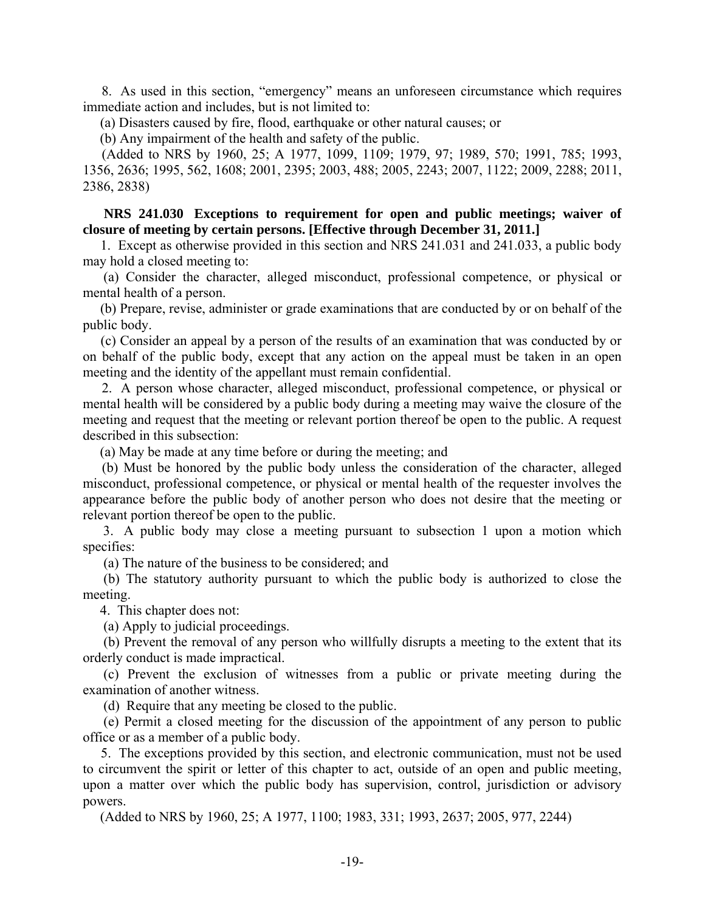8. As used in this section, "emergency" means an unforeseen circumstance which requires immediate action and includes, but is not limited to:

(a) Disasters caused by fire, flood, earthquake or other natural causes; or

(b) Any impairment of the health and safety of the public.

(Added to NRS by 1960, 25; A 1977, 1099, 1109; 1979, 97; 1989, 570; 1991, 785; 1993, 1356, 2636; 1995, 562, 1608; 2001, 2395; 2003, 488; 2005, 2243; 2007, 1122; 2009, 2288; 2011, 2386, 2838)

**NRS 241.030 Exceptions to requirement for open and public meetings; waiver of closure of meeting by certain persons. [Effective through December 31, 2011.]**

1. Except as otherwise provided in this section and NRS 241.031 and 241.033, a public body may hold a closed meeting to:

(a) Consider the character, alleged misconduct, professional competence, or physical or mental health of a person.

(b) Prepare, revise, administer or grade examinations that are conducted by or on behalf of the public body.

(c) Consider an appeal by a person of the results of an examination that was conducted by or on behalf of the public body, except that any action on the appeal must be taken in an open meeting and the identity of the appellant must remain confidential.

2. A person whose character, alleged misconduct, professional competence, or physical or mental health will be considered by a public body during a meeting may waive the closure of the meeting and request that the meeting or relevant portion thereof be open to the public. A request described in this subsection:

(a) May be made at any time before or during the meeting; and

(b) Must be honored by the public body unless the consideration of the character, alleged misconduct, professional competence, or physical or mental health of the requester involves the appearance before the public body of another person who does not desire that the meeting or relevant portion thereof be open to the public.

3. A public body may close a meeting pursuant to subsection 1 upon a motion which specifies:

(a) The nature of the business to be considered; and

(b) The statutory authority pursuant to which the public body is authorized to close the meeting.

4. This chapter does not:

(a) Apply to judicial proceedings.

(b) Prevent the removal of any person who willfully disrupts a meeting to the extent that its orderly conduct is made impractical.

(c) Prevent the exclusion of witnesses from a public or private meeting during the examination of another witness.

(d) Require that any meeting be closed to the public.

(e) Permit a closed meeting for the discussion of the appointment of any person to public office or as a member of a public body.

5. The exceptions provided by this section, and electronic communication, must not be used to circumvent the spirit or letter of this chapter to act, outside of an open and public meeting, upon a matter over which the public body has supervision, control, jurisdiction or advisory powers.

(Added to NRS by 1960, 25; A 1977, 1100; 1983, 331; 1993, 2637; 2005, 977, 2244)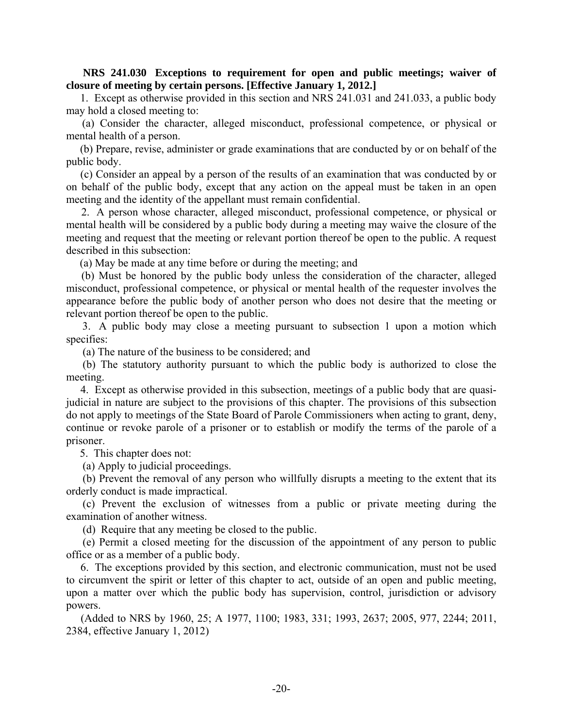**NRS 241.030 Exceptions to requirement for open and public meetings; waiver of closure of meeting by certain persons. [Effective January 1, 2012.]**

1. Except as otherwise provided in this section and NRS 241.031 and 241.033, a public body may hold a closed meeting to:

(a) Consider the character, alleged misconduct, professional competence, or physical or mental health of a person.

(b) Prepare, revise, administer or grade examinations that are conducted by or on behalf of the public body.

(c) Consider an appeal by a person of the results of an examination that was conducted by or on behalf of the public body, except that any action on the appeal must be taken in an open meeting and the identity of the appellant must remain confidential.

2. A person whose character, alleged misconduct, professional competence, or physical or mental health will be considered by a public body during a meeting may waive the closure of the meeting and request that the meeting or relevant portion thereof be open to the public. A request described in this subsection:

(a) May be made at any time before or during the meeting; and

(b) Must be honored by the public body unless the consideration of the character, alleged misconduct, professional competence, or physical or mental health of the requester involves the appearance before the public body of another person who does not desire that the meeting or relevant portion thereof be open to the public.

3. A public body may close a meeting pursuant to subsection 1 upon a motion which specifies:

(a) The nature of the business to be considered; and

(b) The statutory authority pursuant to which the public body is authorized to close the meeting.

4. Except as otherwise provided in this subsection, meetings of a public body that are quasi-judicial in nature are subject to the provisions of this chapter. The provisions of this subsection do not apply to meetings of the State Board of Parole Commissioners when acting to grant, deny, continue or revoke parole of a prisoner or to establish or modify the terms of the parole of a prisoner.

5. This chapter does not:

(a) Apply to judicial proceedings.

(b) Prevent the removal of any person who willfully disrupts a meeting to the extent that its orderly conduct is made impractical.

(c) Prevent the exclusion of witnesses from a public or private meeting during the examination of another witness.

(d) Require that any meeting be closed to the public.

(e) Permit a closed meeting for the discussion of the appointment of any person to public office or as a member of a public body.

6. The exceptions provided by this section, and electronic communication, must not be used to circumvent the spirit or letter of this chapter to act, outside of an open and public meeting, upon a matter over which the public body has supervision, control, jurisdiction or advisory powers.

(Added to NRS by 1960, 25; A 1977, 1100; 1983, 331; 1993, 2637; 2005, 977, 2244; 2011, 2384, effective January 1, 2012)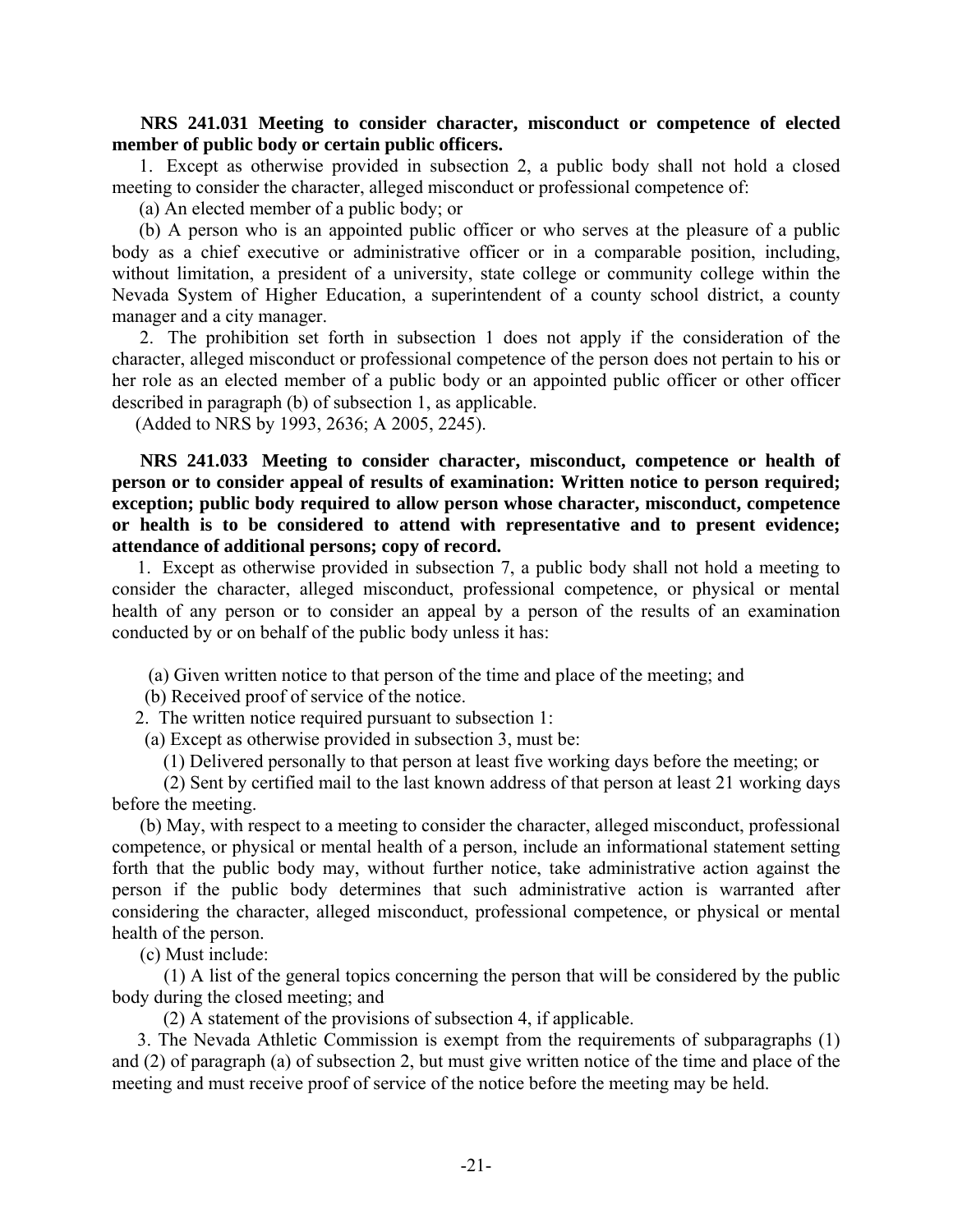**NRS 241.031 Meeting to consider character, misconduct or competence of elected member of public body or certain public officers.**

1. Except as otherwise provided in subsection 2, a public body shall not hold a closed meeting to consider the character, alleged misconduct or professional competence of:

(a) An elected member of a public body; or

(b) A person who is an appointed public officer or who serves at the pleasure of a public body as a chief executive or administrative officer or in a comparable position, including, without limitation, a president of a university, state college or community college within the Nevada System of Higher Education, a superintendent of a county school district, a county manager and a city manager.

2. The prohibition set forth in subsection 1 does not apply if the consideration of the character, alleged misconduct or professional competence of the person does not pertain to his or her role as an elected member of a public body or an appointed public officer or other officer described in paragraph (b) of subsection 1, as applicable.

(Added to NRS by 1993, 2636; A 2005, 2245).

**NRS 241.033 Meeting to consider character, misconduct, competence or health of person or to consider appeal of results of examination: Written notice to person required; exception; public body required to allow person whose character, misconduct, competence or health is to be considered to attend with representative and to present evidence; attendance of additional persons; copy of record.**

1. Except as otherwise provided in subsection 7, a public body shall not hold a meeting to consider the character, alleged misconduct, professional competence, or physical or mental health of any person or to consider an appeal by a person of the results of an examination conducted by or on behalf of the public body unless it has:

(a) Given written notice to that person of the time and place of the meeting; and

(b) Received proof of service of the notice.

2. The written notice required pursuant to subsection 1:

(a) Except as otherwise provided in subsection 3, must be:

(1) Delivered personally to that person at least five working days before the meeting; or

(2) Sent by certified mail to the last known address of that person at least 21 working days before the meeting.

(b) May, with respect to a meeting to consider the character, alleged misconduct, professional competence, or physical or mental health of a person, include an informational statement setting forth that the public body may, without further notice, take administrative action against the person if the public body determines that such administrative action is warranted after considering the character, alleged misconduct, professional competence, or physical or mental health of the person.

(c) Must include:

(1) A list of the general topics concerning the person that will be considered by the public body during the closed meeting; and

(2) A statement of the provisions of subsection 4, if applicable.

3. The Nevada Athletic Commission is exempt from the requirements of subparagraphs (1) and (2) of paragraph (a) of subsection 2, but must give written notice of the time and place of the meeting and must receive proof of service of the notice before the meeting may be held.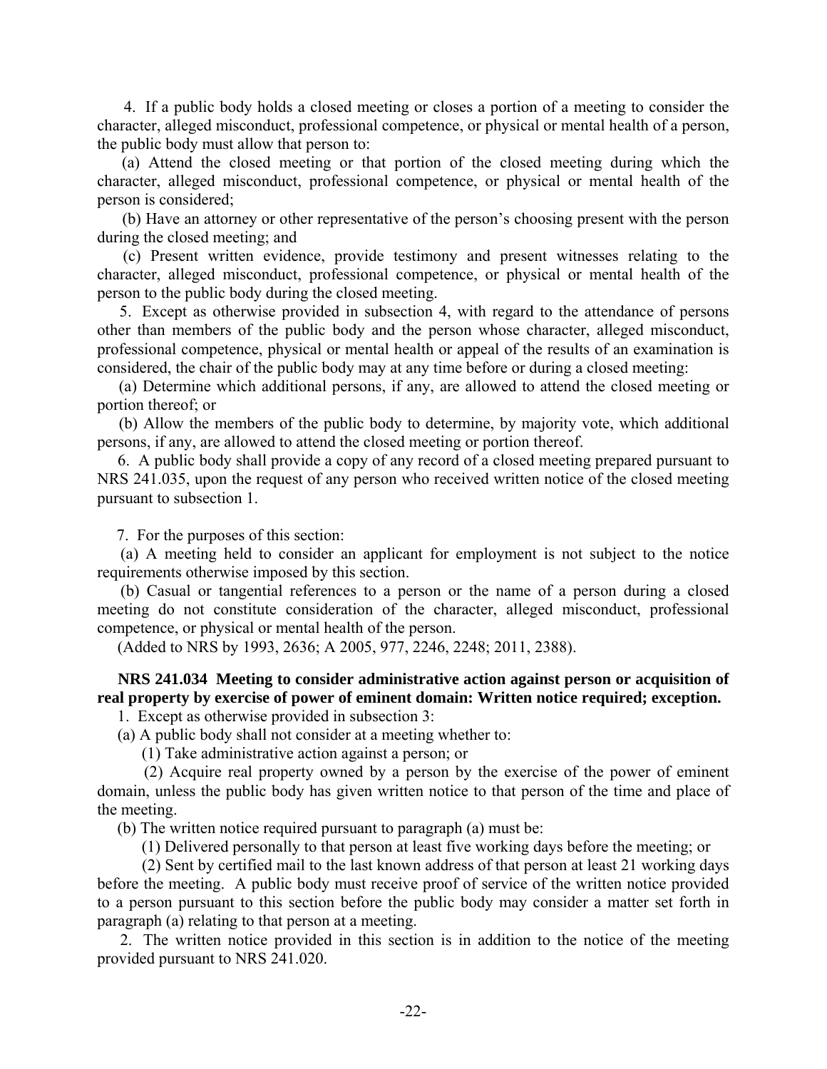4. If a public body holds a closed meeting or closes a portion of a meeting to consider the character, alleged misconduct, professional competence, or physical or mental health of a person, the public body must allow that person to:

(a) Attend the closed meeting or that portion of the closed meeting during which the character, alleged misconduct, professional competence, or physical or mental health of the person is considered;

(b) Have an attorney or other representative of the person's choosing present with the person during the closed meeting; and

(c) Present written evidence, provide testimony and present witnesses relating to the character, alleged misconduct, professional competence, or physical or mental health of the person to the public body during the closed meeting.

5. Except as otherwise provided in subsection 4, with regard to the attendance of persons other than members of the public body and the person whose character, alleged misconduct, professional competence, physical or mental health or appeal of the results of an examination is considered, the chair of the public body may at any time before or during a closed meeting:

(a) Determine which additional persons, if any, are allowed to attend the closed meeting or portion thereof; or

(b) Allow the members of the public body to determine, by majority vote, which additional persons, if any, are allowed to attend the closed meeting or portion thereof.

6. A public body shall provide a copy of any record of a closed meeting prepared pursuant to NRS 241.035, upon the request of any person who received written notice of the closed meeting pursuant to subsection 1.

7. For the purposes of this section:

(a) A meeting held to consider an applicant for employment is not subject to the notice requirements otherwise imposed by this section.

(b) Casual or tangential references to a person or the name of a person during a closed meeting do not constitute consideration of the character, alleged misconduct, professional competence, or physical or mental health of the person.

(Added to NRS by 1993, 2636; A 2005, 977, 2246, 2248; 2011, 2388).

**NRS 241.034 Meeting to consider administrative action against person or acquisition of real property by exercise of power of eminent domain: Written notice required; exception.**

1. Except as otherwise provided in subsection 3:

(a) A public body shall not consider at a meeting whether to:

(1) Take administrative action against a person; or

(2) Acquire real property owned by a person by the exercise of the power of eminent domain, unless the public body has given written notice to that person of the time and place of the meeting.

(b) The written notice required pursuant to paragraph (a) must be:

(1) Delivered personally to that person at least five working days before the meeting; or

(2) Sent by certified mail to the last known address of that person at least 21 working days before the meeting. A public body must receive proof of service of the written notice provided to a person pursuant to this section before the public body may consider a matter set forth in paragraph (a) relating to that person at a meeting.

2. The written notice provided in this section is in addition to the notice of the meeting provided pursuant to NRS 241.020.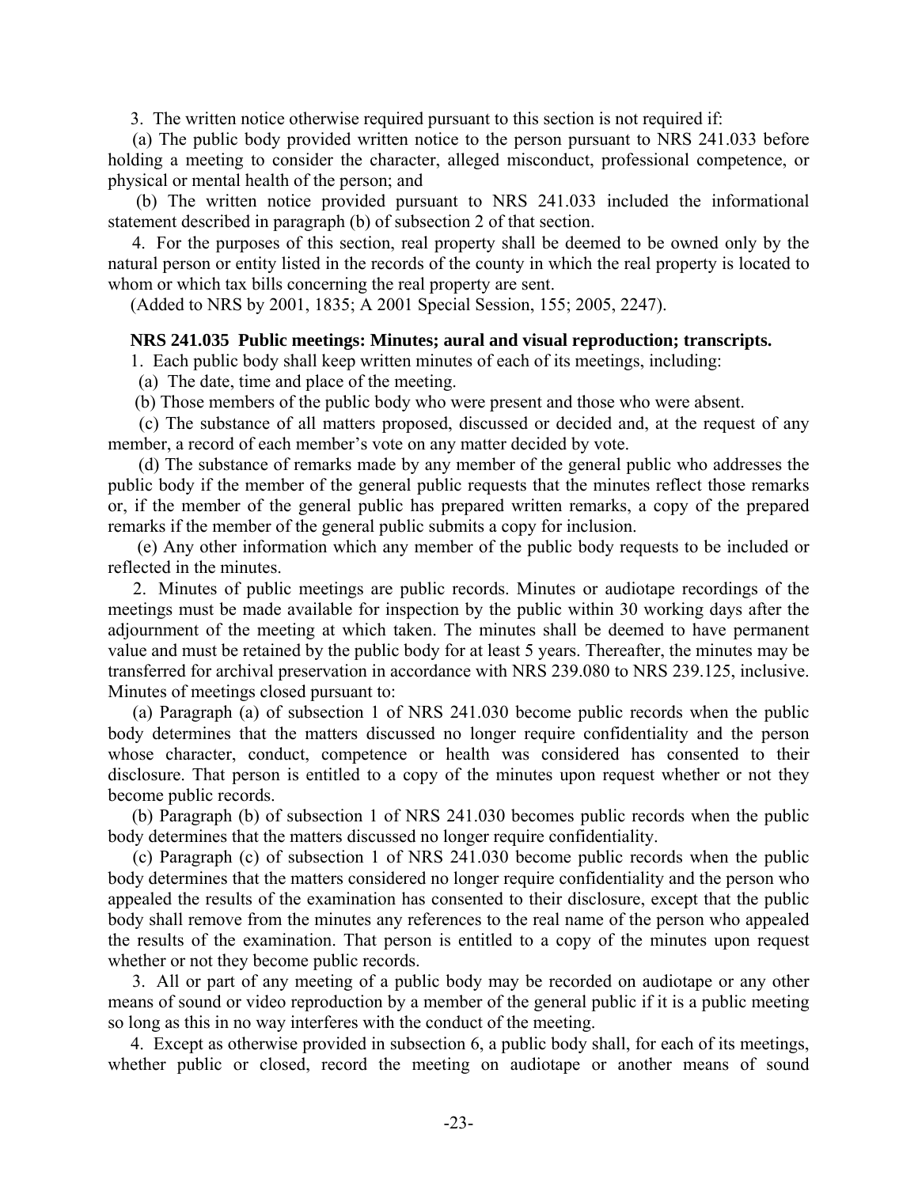3. The written notice otherwise required pursuant to this section is not required if:

(a) The public body provided written notice to the person pursuant to NRS 241.033 before holding a meeting to consider the character, alleged misconduct, professional competence, or physical or mental health of the person; and

(b) The written notice provided pursuant to NRS 241.033 included the informational statement described in paragraph (b) of subsection 2 of that section.

4. For the purposes of this section, real property shall be deemed to be owned only by the natural person or entity listed in the records of the county in which the real property is located to whom or which tax bills concerning the real property are sent.

(Added to NRS by 2001, 1835; A 2001 Special Session, 155; 2005, 2247).

**NRS 241.035 Public meetings: Minutes; aural and visual reproduction; transcripts.**

1. Each public body shall keep written minutes of each of its meetings, including:

(a) The date, time and place of the meeting.

(b) Those members of the public body who were present and those who were absent.

(c) The substance of all matters proposed, discussed or decided and, at the request of any member, a record of each member's vote on any matter decided by vote.

(d) The substance of remarks made by any member of the general public who addresses the public body if the member of the general public requests that the minutes reflect those remarks or, if the member of the general public has prepared written remarks, a copy of the prepared remarks if the member of the general public submits a copy for inclusion.

(e) Any other information which any member of the public body requests to be included or reflected in the minutes.

2. Minutes of public meetings are public records. Minutes or audiotape recordings of the meetings must be made available for inspection by the public within 30 working days after the adjournment of the meeting at which taken. The minutes shall be deemed to have permanent value and must be retained by the public body for at least 5 years. Thereafter, the minutes may be transferred for archival preservation in accordance with NRS 239.080 to NRS 239.125, inclusive. Minutes of meetings closed pursuant to:

(a) Paragraph (a) of subsection 1 of NRS 241.030 become public records when the public body determines that the matters discussed no longer require confidentiality and the person whose character, conduct, competence or health was considered has consented to their disclosure. That person is entitled to a copy of the minutes upon request whether or not they become public records.

(b) Paragraph (b) of subsection 1 of NRS 241.030 becomes public records when the public body determines that the matters discussed no longer require confidentiality.

(c) Paragraph (c) of subsection 1 of NRS 241.030 become public records when the public body determines that the matters considered no longer require confidentiality and the person who appealed the results of the examination has consented to their disclosure, except that the public body shall remove from the minutes any references to the real name of the person who appealed the results of the examination. That person is entitled to a copy of the minutes upon request whether or not they become public records.

3. All or part of any meeting of a public body may be recorded on audiotape or any other means of sound or video reproduction by a member of the general public if it is a public meeting so long as this in no way interferes with the conduct of the meeting.

4. Except as otherwise provided in subsection 6, a public body shall, for each of its meetings, whether public or closed, record the meeting on audiotape or another means of sound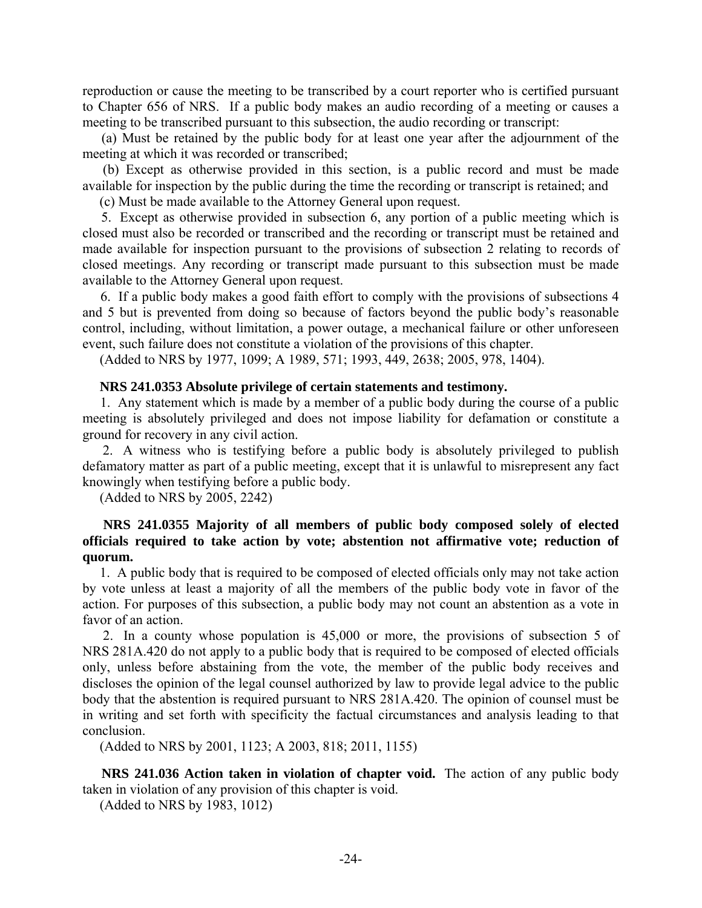reproduction or cause the meeting to be transcribed by a court reporter who is certified pursuant to Chapter 656 of NRS. If a public body makes an audio recording of a meeting or causes a meeting to be transcribed pursuant to this subsection, the audio recording or transcript:

(a) Must be retained by the public body for at least one year after the adjournment of the meeting at which it was recorded or transcribed;

(b) Except as otherwise provided in this section, is a public record and must be made available for inspection by the public during the time the recording or transcript is retained; and

(c) Must be made available to the Attorney General upon request.

5. Except as otherwise provided in subsection 6, any portion of a public meeting which is closed must also be recorded or transcribed and the recording or transcript must be retained and made available for inspection pursuant to the provisions of subsection 2 relating to records of closed meetings. Any recording or transcript made pursuant to this subsection must be made available to the Attorney General upon request.

6. If a public body makes a good faith effort to comply with the provisions of subsections 4 and 5 but is prevented from doing so because of factors beyond the public body's reasonable control, including, without limitation, a power outage, a mechanical failure or other unforeseen event, such failure does not constitute a violation of the provisions of this chapter.

(Added to NRS by 1977, 1099; A 1989, 571; 1993, 449, 2638; 2005, 978, 1404).

**NRS 241.0353 Absolute privilege of certain statements and testimony.**

1. Any statement which is made by a member of a public body during the course of a public meeting is absolutely privileged and does not impose liability for defamation or constitute a ground for recovery in any civil action.

2. A witness who is testifying before a public body is absolutely privileged to publish defamatory matter as part of a public meeting, except that it is unlawful to misrepresent any fact knowingly when testifying before a public body.

(Added to NRS by 2005, 2242)

**NRS 241.0355 Majority of all members of public body composed solely of elected officials required to take action by vote; abstention not affirmative vote; reduction of quorum.**

1. A public body that is required to be composed of elected officials only may not take action by vote unless at least a majority of all the members of the public body vote in favor of the action. For purposes of this subsection, a public body may not count an abstention as a vote in favor of an action.

2. In a county whose population is 45,000 or more, the provisions of subsection 5 of NRS 281A.420 do not apply to a public body that is required to be composed of elected officials only, unless before abstaining from the vote, the member of the public body receives and discloses the opinion of the legal counsel authorized by law to provide legal advice to the public body that the abstention is required pursuant to NRS 281A.420. The opinion of counsel must be in writing and set forth with specificity the factual circumstances and analysis leading to that conclusion.

(Added to NRS by 2001, 1123; A 2003, 818; 2011, 1155)

**NRS 241.036 Action taken in violation of chapter void.** The action of any public body taken in violation of any provision of this chapter is void.

(Added to NRS by 1983, 1012)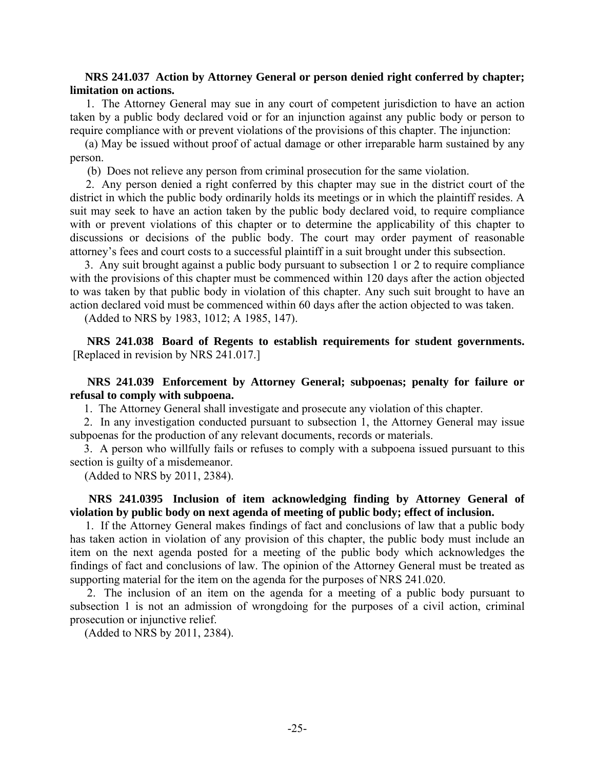**NRS 241.037 Action by Attorney General or person denied right conferred by chapter; limitation on actions.**

1. The Attorney General may sue in any court of competent jurisdiction to have an action taken by a public body declared void or for an injunction against any public body or person to require compliance with or prevent violations of the provisions of this chapter. The injunction:

(a) May be issued without proof of actual damage or other irreparable harm sustained by any person.

(b) Does not relieve any person from criminal prosecution for the same violation.

2. Any person denied a right conferred by this chapter may sue in the district court of the district in which the public body ordinarily holds its meetings or in which the plaintiff resides. A suit may seek to have an action taken by the public body declared void, to require compliance with or prevent violations of this chapter or to determine the applicability of this chapter to discussions or decisions of the public body. The court may order payment of reasonable attorney's fees and court costs to a successful plaintiff in a suit brought under this subsection.

3. Any suit brought against a public body pursuant to subsection 1 or 2 to require compliance with the provisions of this chapter must be commenced within 120 days after the action objected to was taken by that public body in violation of this chapter. Any such suit brought to have an action declared void must be commenced within 60 days after the action objected to was taken.

(Added to NRS by 1983, 1012; A 1985, 147).

**NRS 241.038 Board of Regents to establish requirements for student governments.** [Replaced in revision by NRS 241.017.]

**NRS 241.039 Enforcement by Attorney General; subpoenas; penalty for failure or refusal to comply with subpoena.**

1. The Attorney General shall investigate and prosecute any violation of this chapter.

2. In any investigation conducted pursuant to subsection 1, the Attorney General may issue subpoenas for the production of any relevant documents, records or materials.

3. A person who willfully fails or refuses to comply with a subpoena issued pursuant to this section is guilty of a misdemeanor.

(Added to NRS by 2011, 2384).

**NRS 241.0395 Inclusion of item acknowledging finding by Attorney General of violation by public body on next agenda of meeting of public body; effect of inclusion.**

1. If the Attorney General makes findings of fact and conclusions of law that a public body has taken action in violation of any provision of this chapter, the public body must include an item on the next agenda posted for a meeting of the public body which acknowledges the findings of fact and conclusions of law. The opinion of the Attorney General must be treated as supporting material for the item on the agenda for the purposes of NRS 241.020.

2. The inclusion of an item on the agenda for a meeting of a public body pursuant to subsection 1 is not an admission of wrongdoing for the purposes of a civil action, criminal prosecution or injunctive relief.

(Added to NRS by 2011, 2384).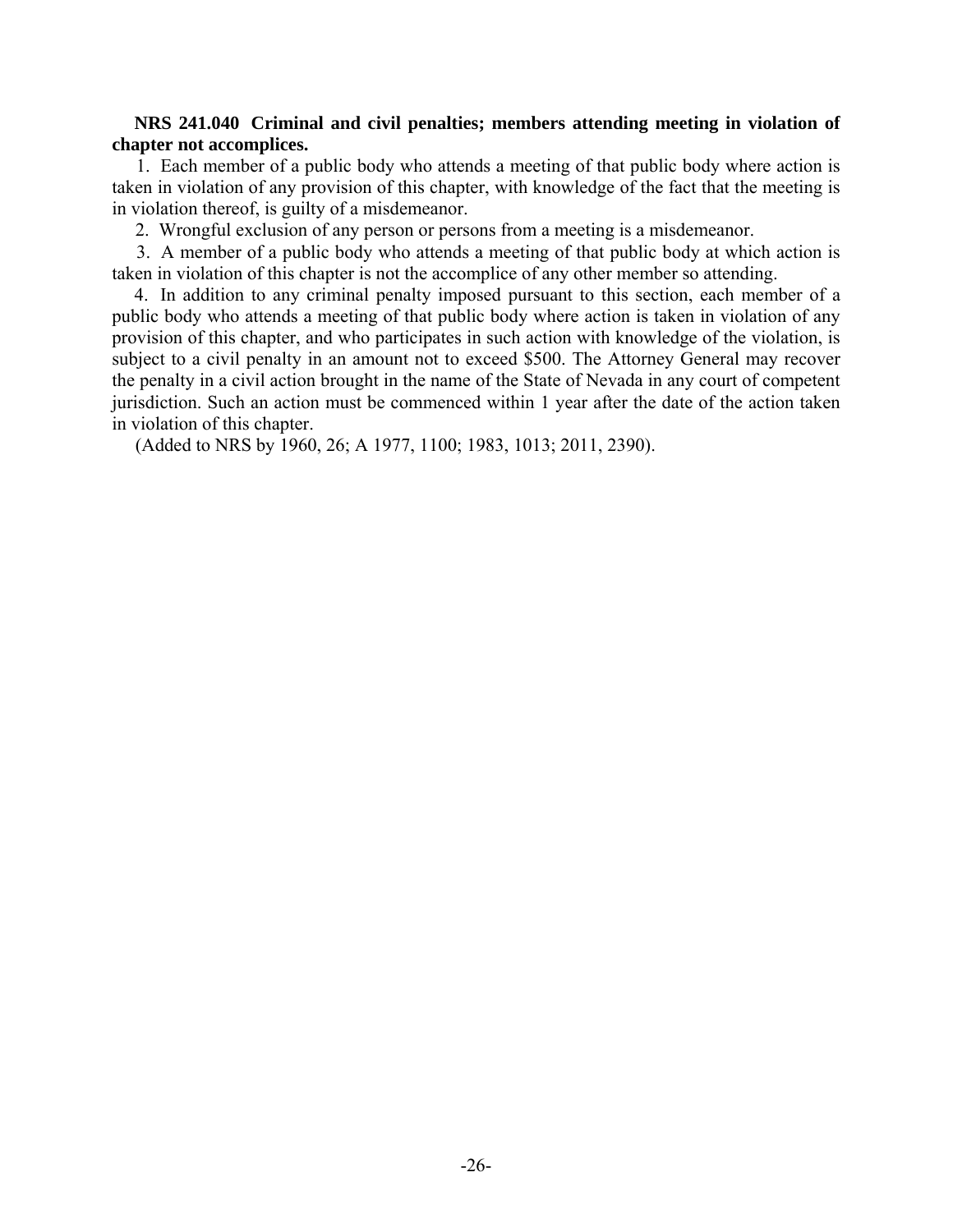**NRS 241.040 Criminal and civil penalties; members attending meeting in violation of chapter not accomplices.**

1. Each member of a public body who attends a meeting of that public body where action is taken in violation of any provision of this chapter, with knowledge of the fact that the meeting is in violation thereof, is guilty of a misdemeanor.

2. Wrongful exclusion of any person or persons from a meeting is a misdemeanor.

3. A member of a public body who attends a meeting of that public body at which action is taken in violation of this chapter is not the accomplice of any other member so attending.

4. In addition to any criminal penalty imposed pursuant to this section, each member of a public body who attends a meeting of that public body where action is taken in violation of any provision of this chapter, and who participates in such action with knowledge of the violation, is subject to a civil penalty in an amount not to exceed $500. The Attorney General may recover the penalty in a civil action brought in the name of the State of Nevada in any court of competent jurisdiction. Such an action must be commenced within 1 year after the date of the action taken in violation of this chapter.

(Added to NRS by 1960, 26; A 1977, 1100; 1983, 1013; 2011, 2390).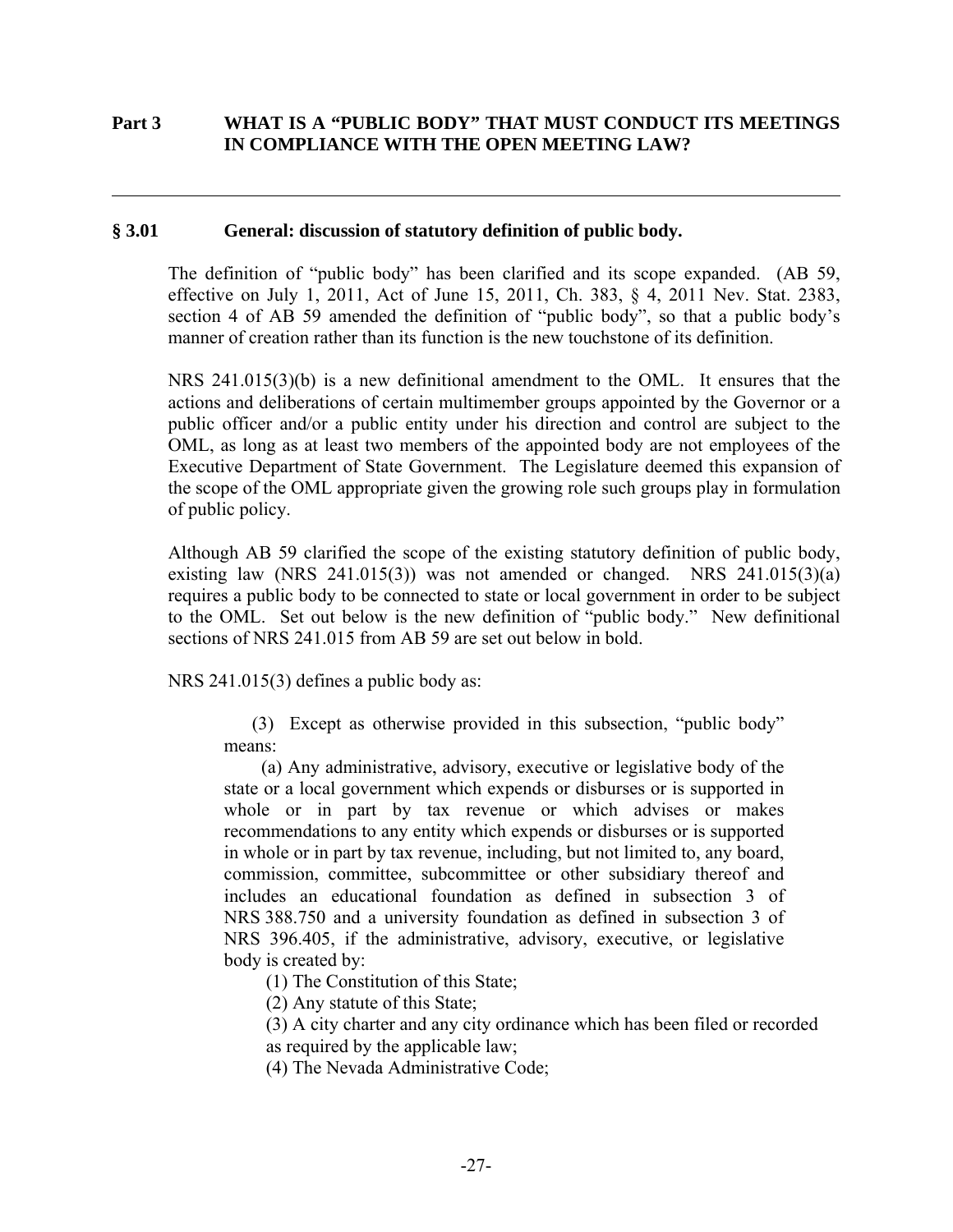## Part 3 WHAT IS A "PUBLIC BODY" THAT MUST CONDUCT ITS MEETINGS IN COMPLIANCE WITH THE OPEN MEETING LAW?

---

### § 3.01 General: discussion of statutory definition of public body.

The definition of "public body" has been clarified and its scope expanded. (AB 59, effective on July 1, 2011, Act of June 15, 2011, Ch. 383, § 4, 2011 Nev. Stat. 2383, section 4 of AB 59 amended the definition of "public body", so that a public body's manner of creation rather than its function is the new touchstone of its definition.

NRS 241.015(3)(b) is a new definitional amendment to the OML. It ensures that the actions and deliberations of certain multimember groups appointed by the Governor or a public officer and/or a public entity under his direction and control are subject to the OML, as long as at least two members of the appointed body are not employees of the Executive Department of State Government. The Legislature deemed this expansion of the scope of the OML appropriate given the growing role such groups play in formulation of public policy.

Although AB 59 clarified the scope of the existing statutory definition of public body, existing law (NRS 241.015(3)) was not amended or changed. NRS 241.015(3)(a) requires a public body to be connected to state or local government in order to be subject to the OML. Set out below is the new definition of "public body." New definitional sections of NRS 241.015 from AB 59 are set out below in bold.

NRS 241.015(3) defines a public body as:

> (3) Except as otherwise provided in this subsection, "public body" means:
>
> (a) Any administrative, advisory, executive or legislative body of the state or a local government which expends or disburses or is supported in whole or in part by tax revenue or which advises or makes recommendations to any entity which expends or disburses or is supported in whole or in part by tax revenue, including, but not limited to, any board, commission, committee, subcommittee or other subsidiary thereof and includes an educational foundation as defined in subsection 3 of NRS 388.750 and a university foundation as defined in subsection 3 of NRS 396.405, if the administrative, advisory, executive, or legislative body is created by:
>
> (1) The Constitution of this State;
>
> (2) Any statute of this State;
>
> (3) A city charter and any city ordinance which has been filed or recorded as required by the applicable law;
>
> (4) The Nevada Administrative Code;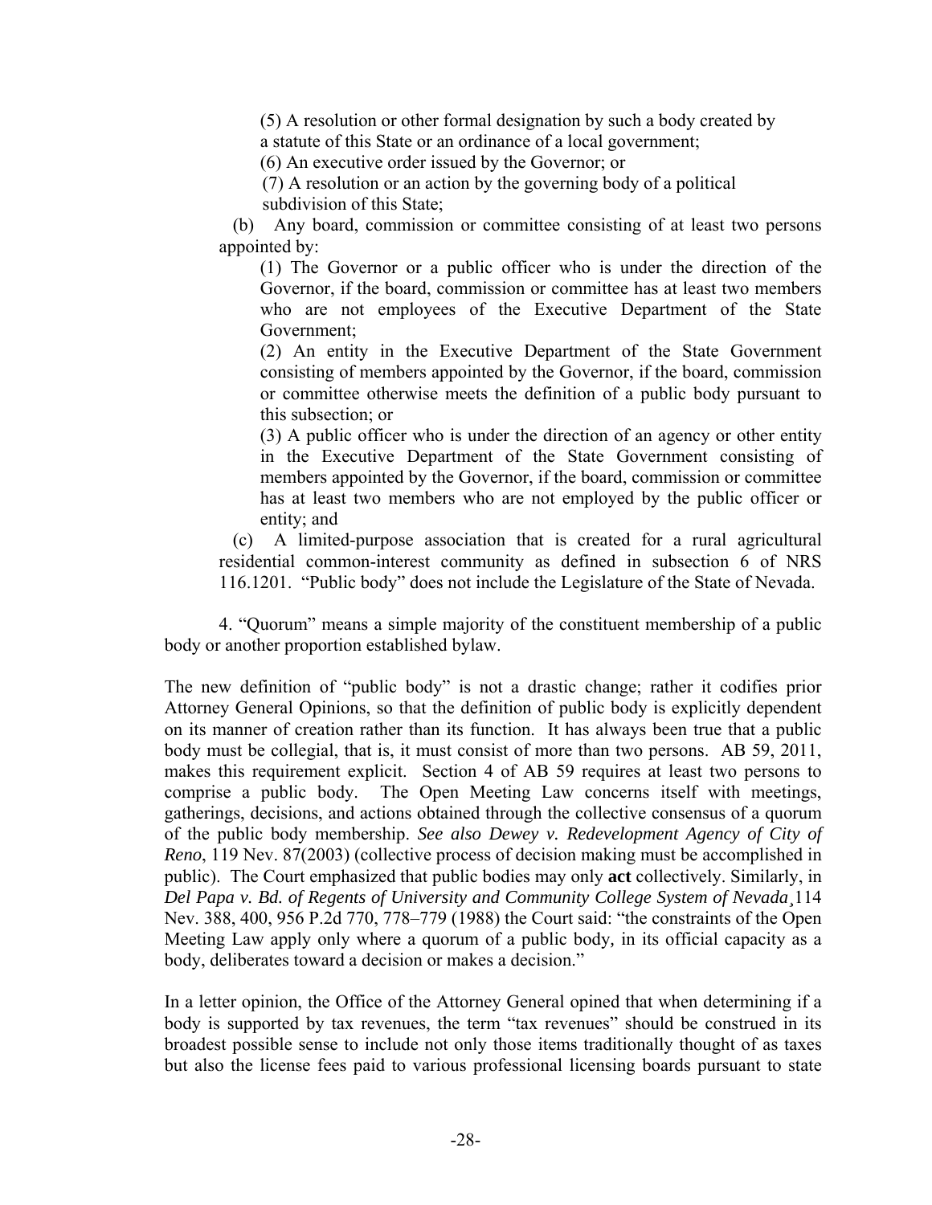(5) A resolution or other formal designation by such a body created by a statute of this State or an ordinance of a local government;

(6) An executive order issued by the Governor; or

(7) A resolution or an action by the governing body of a political subdivision of this State;

(b) Any board, commission or committee consisting of at least two persons appointed by:

(1) The Governor or a public officer who is under the direction of the Governor, if the board, commission or committee has at least two members who are not employees of the Executive Department of the State Government;

(2) An entity in the Executive Department of the State Government consisting of members appointed by the Governor, if the board, commission or committee otherwise meets the definition of a public body pursuant to this subsection; or

(3) A public officer who is under the direction of an agency or other entity in the Executive Department of the State Government consisting of members appointed by the Governor, if the board, commission or committee has at least two members who are not employed by the public officer or entity; and

(c) A limited-purpose association that is created for a rural agricultural residential common-interest community as defined in subsection 6 of NRS 116.1201. "Public body" does not include the Legislature of the State of Nevada.

4. "Quorum" means a simple majority of the constituent membership of a public body or another proportion established bylaw.

The new definition of "public body" is not a drastic change; rather it codifies prior Attorney General Opinions, so that the definition of public body is explicitly dependent on its manner of creation rather than its function. It has always been true that a public body must be collegial, that is, it must consist of more than two persons. AB 59, 2011, makes this requirement explicit. Section 4 of AB 59 requires at least two persons to comprise a public body. The Open Meeting Law concerns itself with meetings, gatherings, decisions, and actions obtained through the collective consensus of a quorum of the public body membership. *See also Dewey v. Redevelopment Agency of City of Reno*, 119 Nev. 87(2003) (collective process of decision making must be accomplished in public). The Court emphasized that public bodies may only **act** collectively. Similarly, in *Del Papa v. Bd. of Regents of University and Community College System of Nevada¸*114 Nev. 388, 400, 956 P.2d 770, 778–779 (1988) the Court said: "the constraints of the Open Meeting Law apply only where a quorum of a public body, in its official capacity as a body, deliberates toward a decision or makes a decision."

In a letter opinion, the Office of the Attorney General opined that when determining if a body is supported by tax revenues, the term "tax revenues" should be construed in its broadest possible sense to include not only those items traditionally thought of as taxes but also the license fees paid to various professional licensing boards pursuant to state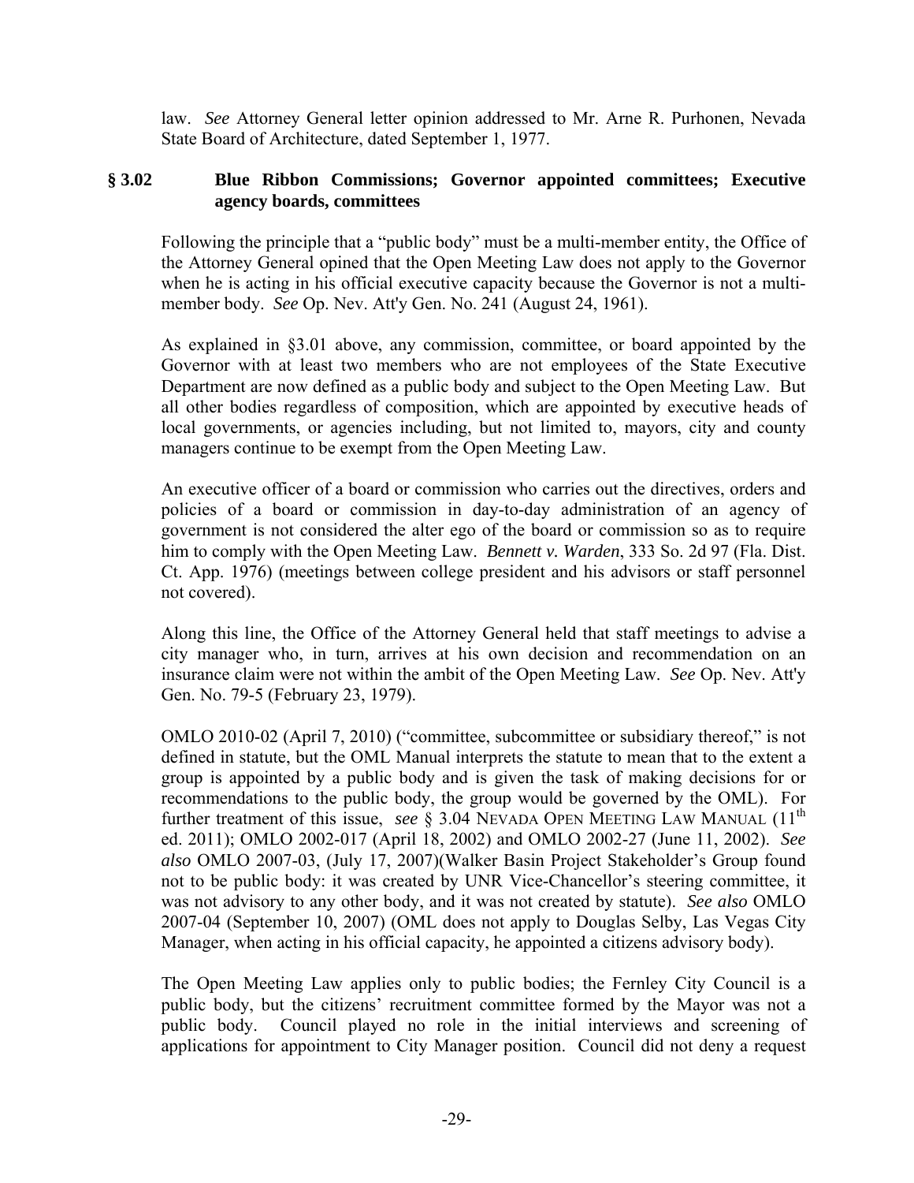law. *See* Attorney General letter opinion addressed to Mr. Arne R. Purhonen, Nevada State Board of Architecture, dated September 1, 1977.

## § 3.02 Blue Ribbon Commissions; Governor appointed committees; Executive agency boards, committees

Following the principle that a "public body" must be a multi-member entity, the Office of the Attorney General opined that the Open Meeting Law does not apply to the Governor when he is acting in his official executive capacity because the Governor is not a multi-member body. *See* Op. Nev. Att'y Gen. No. 241 (August 24, 1961).

As explained in §3.01 above, any commission, committee, or board appointed by the Governor with at least two members who are not employees of the State Executive Department are now defined as a public body and subject to the Open Meeting Law. But all other bodies regardless of composition, which are appointed by executive heads of local governments, or agencies including, but not limited to, mayors, city and county managers continue to be exempt from the Open Meeting Law.

An executive officer of a board or commission who carries out the directives, orders and policies of a board or commission in day-to-day administration of an agency of government is not considered the alter ego of the board or commission so as to require him to comply with the Open Meeting Law. *Bennett v. Warden*, 333 So. 2d 97 (Fla. Dist. Ct. App. 1976) (meetings between college president and his advisors or staff personnel not covered).

Along this line, the Office of the Attorney General held that staff meetings to advise a city manager who, in turn, arrives at his own decision and recommendation on an insurance claim were not within the ambit of the Open Meeting Law. *See* Op. Nev. Att'y Gen. No. 79-5 (February 23, 1979).

OMLO 2010-02 (April 7, 2010) ("committee, subcommittee or subsidiary thereof," is not defined in statute, but the OML Manual interprets the statute to mean that to the extent a group is appointed by a public body and is given the task of making decisions for or recommendations to the public body, the group would be governed by the OML). For further treatment of this issue, *see* § 3.04 NEVADA OPEN MEETING LAW MANUAL (11th ed. 2011); OMLO 2002-017 (April 18, 2002) and OMLO 2002-27 (June 11, 2002). *See also* OMLO 2007-03, (July 17, 2007)(Walker Basin Project Stakeholder's Group found not to be public body: it was created by UNR Vice-Chancellor's steering committee, it was not advisory to any other body, and it was not created by statute). *See also* OMLO 2007-04 (September 10, 2007) (OML does not apply to Douglas Selby, Las Vegas City Manager, when acting in his official capacity, he appointed a citizens advisory body).

The Open Meeting Law applies only to public bodies; the Fernley City Council is a public body, but the citizens' recruitment committee formed by the Mayor was not a public body. Council played no role in the initial interviews and screening of applications for appointment to City Manager position. Council did not deny a request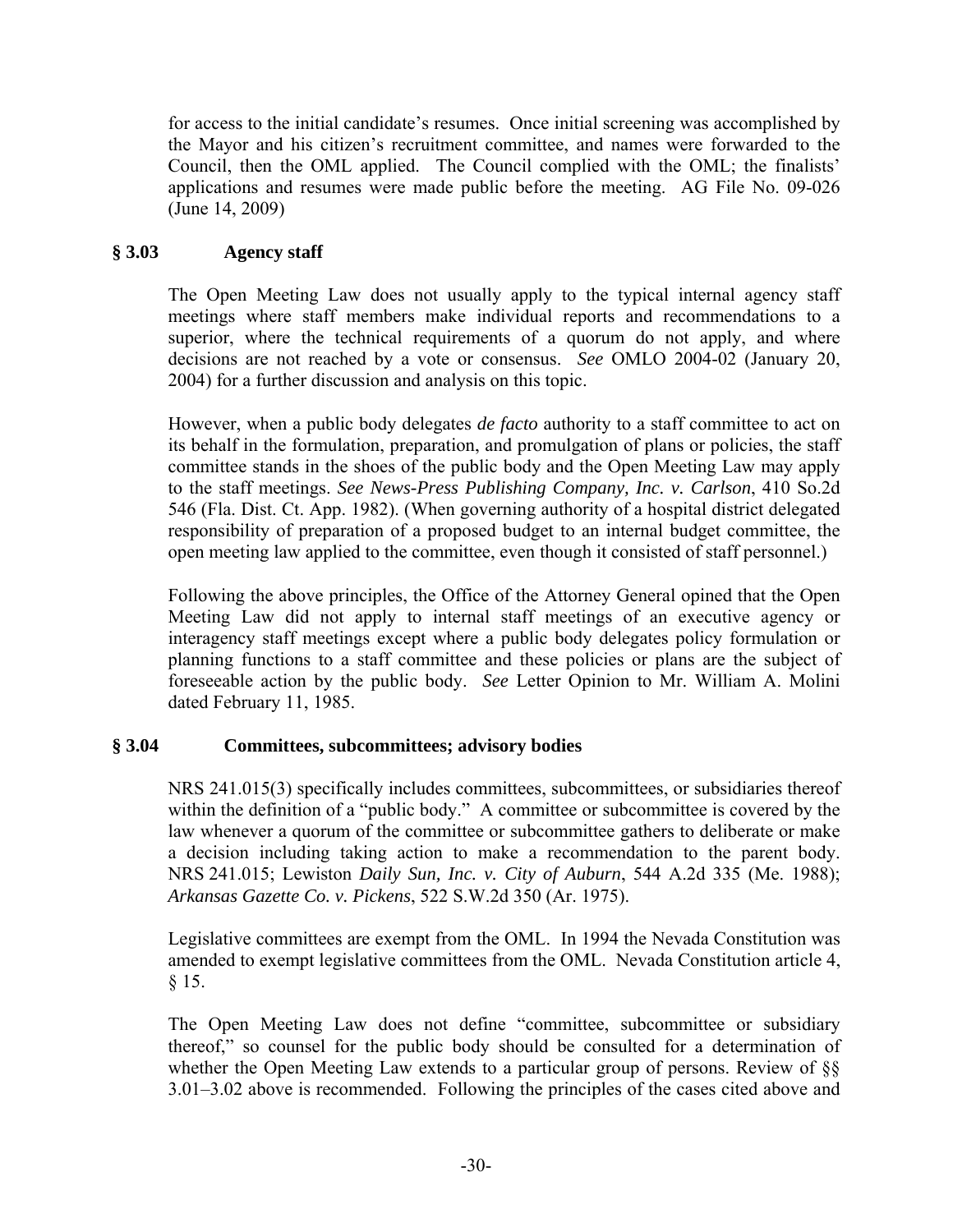for access to the initial candidate's resumes. Once initial screening was accomplished by the Mayor and his citizen's recruitment committee, and names were forwarded to the Council, then the OML applied. The Council complied with the OML; the finalists' applications and resumes were made public before the meeting. AG File No. 09-026 (June 14, 2009)

### § 3.03 Agency staff

The Open Meeting Law does not usually apply to the typical internal agency staff meetings where staff members make individual reports and recommendations to a superior, where the technical requirements of a quorum do not apply, and where decisions are not reached by a vote or consensus. *See* OMLO 2004-02 (January 20, 2004) for a further discussion and analysis on this topic.

However, when a public body delegates *de facto* authority to a staff committee to act on its behalf in the formulation, preparation, and promulgation of plans or policies, the staff committee stands in the shoes of the public body and the Open Meeting Law may apply to the staff meetings. *See News-Press Publishing Company, Inc. v. Carlson*, 410 So.2d 546 (Fla. Dist. Ct. App. 1982). (When governing authority of a hospital district delegated responsibility of preparation of a proposed budget to an internal budget committee, the open meeting law applied to the committee, even though it consisted of staff personnel.)

Following the above principles, the Office of the Attorney General opined that the Open Meeting Law did not apply to internal staff meetings of an executive agency or interagency staff meetings except where a public body delegates policy formulation or planning functions to a staff committee and these policies or plans are the subject of foreseeable action by the public body. *See* Letter Opinion to Mr. William A. Molini dated February 11, 1985.

### § 3.04 Committees, subcommittees; advisory bodies

NRS 241.015(3) specifically includes committees, subcommittees, or subsidiaries thereof within the definition of a "public body." A committee or subcommittee is covered by the law whenever a quorum of the committee or subcommittee gathers to deliberate or make a decision including taking action to make a recommendation to the parent body. NRS 241.015; Lewiston *Daily Sun, Inc. v. City of Auburn*, 544 A.2d 335 (Me. 1988); *Arkansas Gazette Co. v. Pickens*, 522 S.W.2d 350 (Ar. 1975).

Legislative committees are exempt from the OML. In 1994 the Nevada Constitution was amended to exempt legislative committees from the OML. Nevada Constitution article 4, § 15.

The Open Meeting Law does not define "committee, subcommittee or subsidiary thereof," so counsel for the public body should be consulted for a determination of whether the Open Meeting Law extends to a particular group of persons. Review of §§ 3.01–3.02 above is recommended. Following the principles of the cases cited above and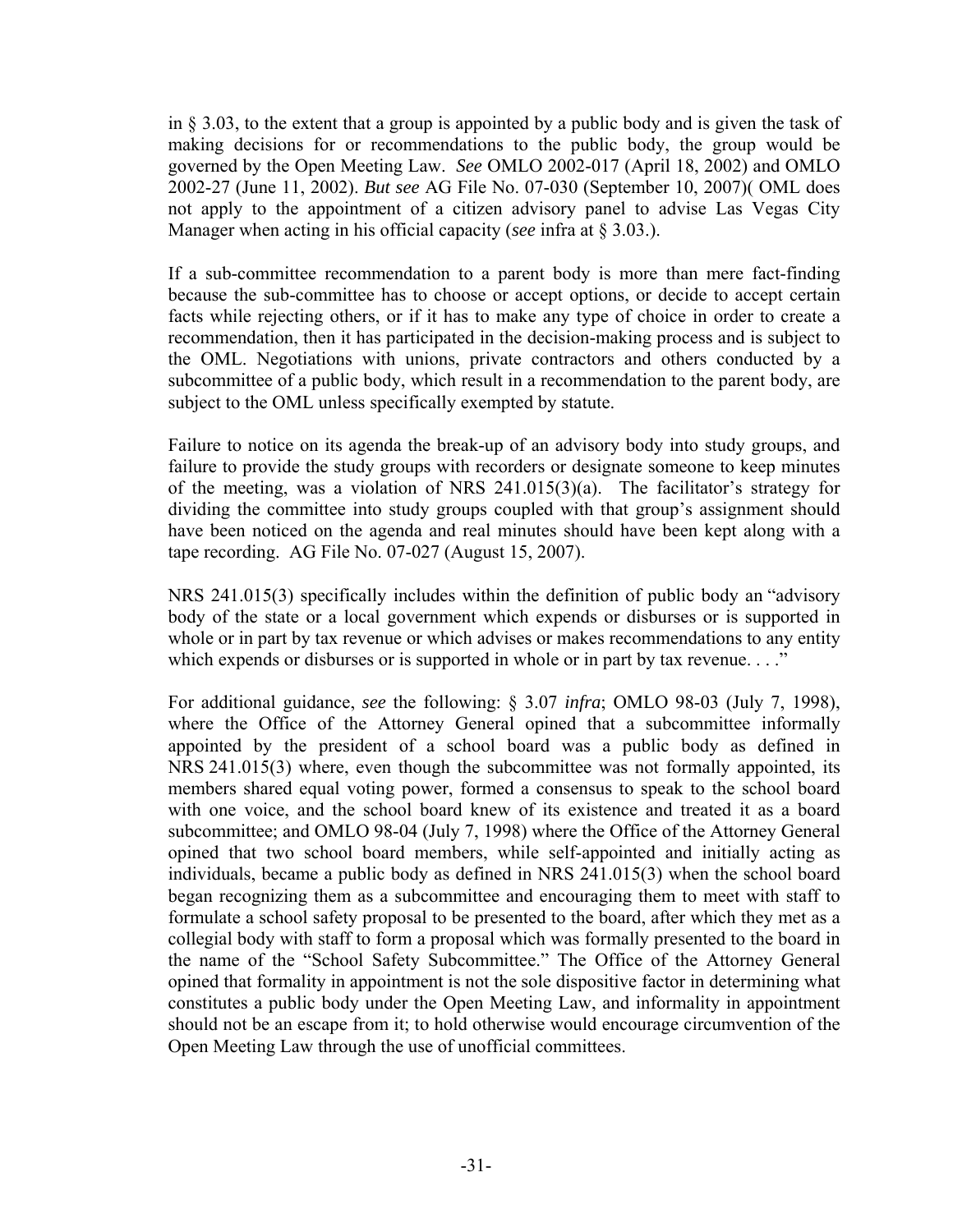in § 3.03, to the extent that a group is appointed by a public body and is given the task of making decisions for or recommendations to the public body, the group would be governed by the Open Meeting Law. *See* OMLO 2002-017 (April 18, 2002) and OMLO 2002-27 (June 11, 2002). *But see* AG File No. 07-030 (September 10, 2007)( OML does not apply to the appointment of a citizen advisory panel to advise Las Vegas City Manager when acting in his official capacity (*see* infra at § 3.03.).

If a sub-committee recommendation to a parent body is more than mere fact-finding because the sub-committee has to choose or accept options, or decide to accept certain facts while rejecting others, or if it has to make any type of choice in order to create a recommendation, then it has participated in the decision-making process and is subject to the OML. Negotiations with unions, private contractors and others conducted by a subcommittee of a public body, which result in a recommendation to the parent body, are subject to the OML unless specifically exempted by statute.

Failure to notice on its agenda the break-up of an advisory body into study groups, and failure to provide the study groups with recorders or designate someone to keep minutes of the meeting, was a violation of NRS 241.015(3)(a). The facilitator's strategy for dividing the committee into study groups coupled with that group's assignment should have been noticed on the agenda and real minutes should have been kept along with a tape recording. AG File No. 07-027 (August 15, 2007).

NRS 241.015(3) specifically includes within the definition of public body an "advisory body of the state or a local government which expends or disburses or is supported in whole or in part by tax revenue or which advises or makes recommendations to any entity which expends or disburses or is supported in whole or in part by tax revenue. . . ."

For additional guidance, *see* the following: § 3.07 *infra*; OMLO 98-03 (July 7, 1998), where the Office of the Attorney General opined that a subcommittee informally appointed by the president of a school board was a public body as defined in NRS 241.015(3) where, even though the subcommittee was not formally appointed, its members shared equal voting power, formed a consensus to speak to the school board with one voice, and the school board knew of its existence and treated it as a board subcommittee; and OMLO 98-04 (July 7, 1998) where the Office of the Attorney General opined that two school board members, while self-appointed and initially acting as individuals, became a public body as defined in NRS 241.015(3) when the school board began recognizing them as a subcommittee and encouraging them to meet with staff to formulate a school safety proposal to be presented to the board, after which they met as a collegial body with staff to form a proposal which was formally presented to the board in the name of the "School Safety Subcommittee." The Office of the Attorney General opined that formality in appointment is not the sole dispositive factor in determining what constitutes a public body under the Open Meeting Law, and informality in appointment should not be an escape from it; to hold otherwise would encourage circumvention of the Open Meeting Law through the use of unofficial committees.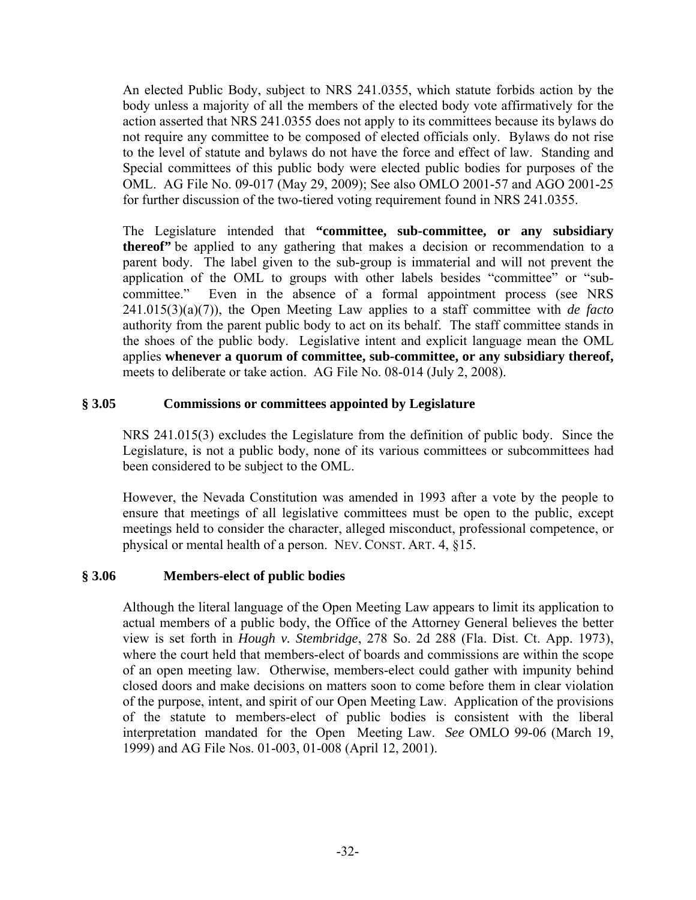An elected Public Body, subject to NRS 241.0355, which statute forbids action by the body unless a majority of all the members of the elected body vote affirmatively for the action asserted that NRS 241.0355 does not apply to its committees because its bylaws do not require any committee to be composed of elected officials only. Bylaws do not rise to the level of statute and bylaws do not have the force and effect of law. Standing and Special committees of this public body were elected public bodies for purposes of the OML. AG File No. 09-017 (May 29, 2009); See also OMLO 2001-57 and AGO 2001-25 for further discussion of the two-tiered voting requirement found in NRS 241.0355.

The Legislature intended that **"committee, sub-committee, or any subsidiary thereof"** be applied to any gathering that makes a decision or recommendation to a parent body. The label given to the sub-group is immaterial and will not prevent the application of the OML to groups with other labels besides "committee" or "sub-committee." Even in the absence of a formal appointment process (see NRS 241.015(3)(a)(7)), the Open Meeting Law applies to a staff committee with *de facto* authority from the parent public body to act on its behalf. The staff committee stands in the shoes of the public body. Legislative intent and explicit language mean the OML applies **whenever a quorum of committee, sub-committee, or any subsidiary thereof,** meets to deliberate or take action. AG File No. 08-014 (July 2, 2008).

### § 3.05 Commissions or committees appointed by Legislature

NRS 241.015(3) excludes the Legislature from the definition of public body. Since the Legislature, is not a public body, none of its various committees or subcommittees had been considered to be subject to the OML.

However, the Nevada Constitution was amended in 1993 after a vote by the people to ensure that meetings of all legislative committees must be open to the public, except meetings held to consider the character, alleged misconduct, professional competence, or physical or mental health of a person. NEV. CONST. ART. 4, §15.

### § 3.06 Members-elect of public bodies

Although the literal language of the Open Meeting Law appears to limit its application to actual members of a public body, the Office of the Attorney General believes the better view is set forth in *Hough v. Stembridge*, 278 So. 2d 288 (Fla. Dist. Ct. App. 1973), where the court held that members-elect of boards and commissions are within the scope of an open meeting law. Otherwise, members-elect could gather with impunity behind closed doors and make decisions on matters soon to come before them in clear violation of the purpose, intent, and spirit of our Open Meeting Law. Application of the provisions of the statute to members-elect of public bodies is consistent with the liberal interpretation mandated for the Open Meeting Law. *See* OMLO 99-06 (March 19, 1999) and AG File Nos. 01-003, 01-008 (April 12, 2001).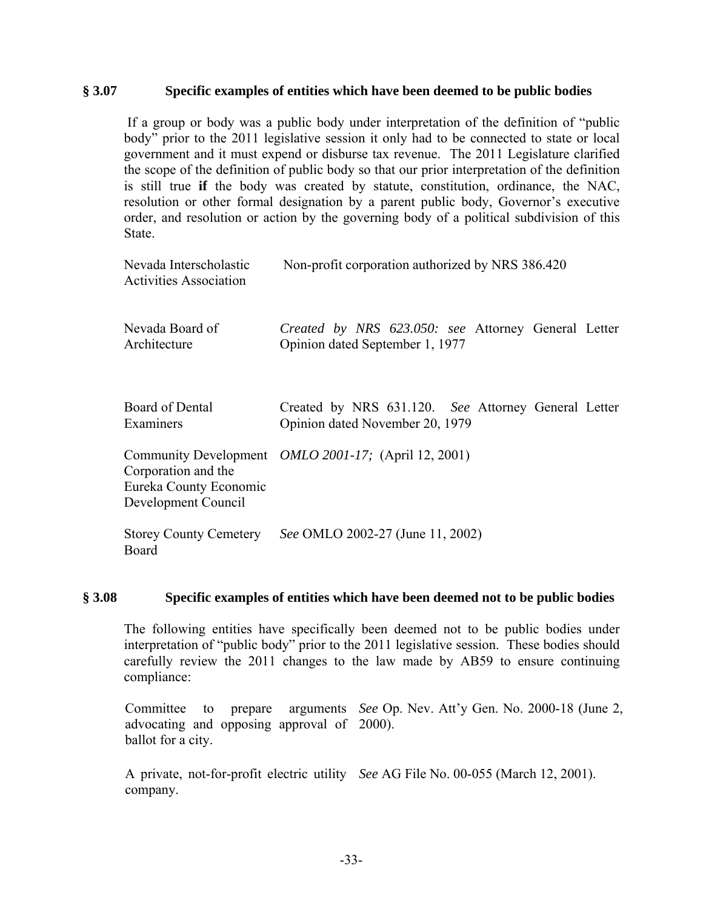## § 3.07 Specific examples of entities which have been deemed to be public bodies

If a group or body was a public body under interpretation of the definition of "public body" prior to the 2011 legislative session it only had to be connected to state or local government and it must expend or disburse tax revenue. The 2011 Legislature clarified the scope of the definition of public body so that our prior interpretation of the definition is still true **if** the body was created by statute, constitution, ordinance, the NAC, resolution or other formal designation by a parent public body, Governor's executive order, and resolution or action by the governing body of a political subdivision of this State.

| | |
|---|---|
| Nevada Interscholastic Activities Association | Non-profit corporation authorized by NRS 386.420 |
| Nevada Board of Architecture | *Created by NRS 623.050: see* Attorney General Letter Opinion dated September 1, 1977 |
| Board of Dental Examiners | Created by NRS 631.120. *See* Attorney General Letter Opinion dated November 20, 1979 |
| Community Development Corporation and the Eureka County Economic Development Council | *OMLO 2001-17;* (April 12, 2001) |
| Storey County Cemetery Board | *See* OMLO 2002-27 (June 11, 2002) |

## § 3.08 Specific examples of entities which have been deemed not to be public bodies

The following entities have specifically been deemed not to be public bodies under interpretation of "public body" prior to the 2011 legislative session. These bodies should carefully review the 2011 changes to the law made by AB59 to ensure continuing compliance:

| | |
|---|---|
| Committee to prepare arguments advocating and opposing approval of ballot for a city. | *See* Op. Nev. Att'y Gen. No. 2000-18 (June 2, 2000). |
| A private, not-for-profit electric utility company. | *See* AG File No. 00-055 (March 12, 2001). |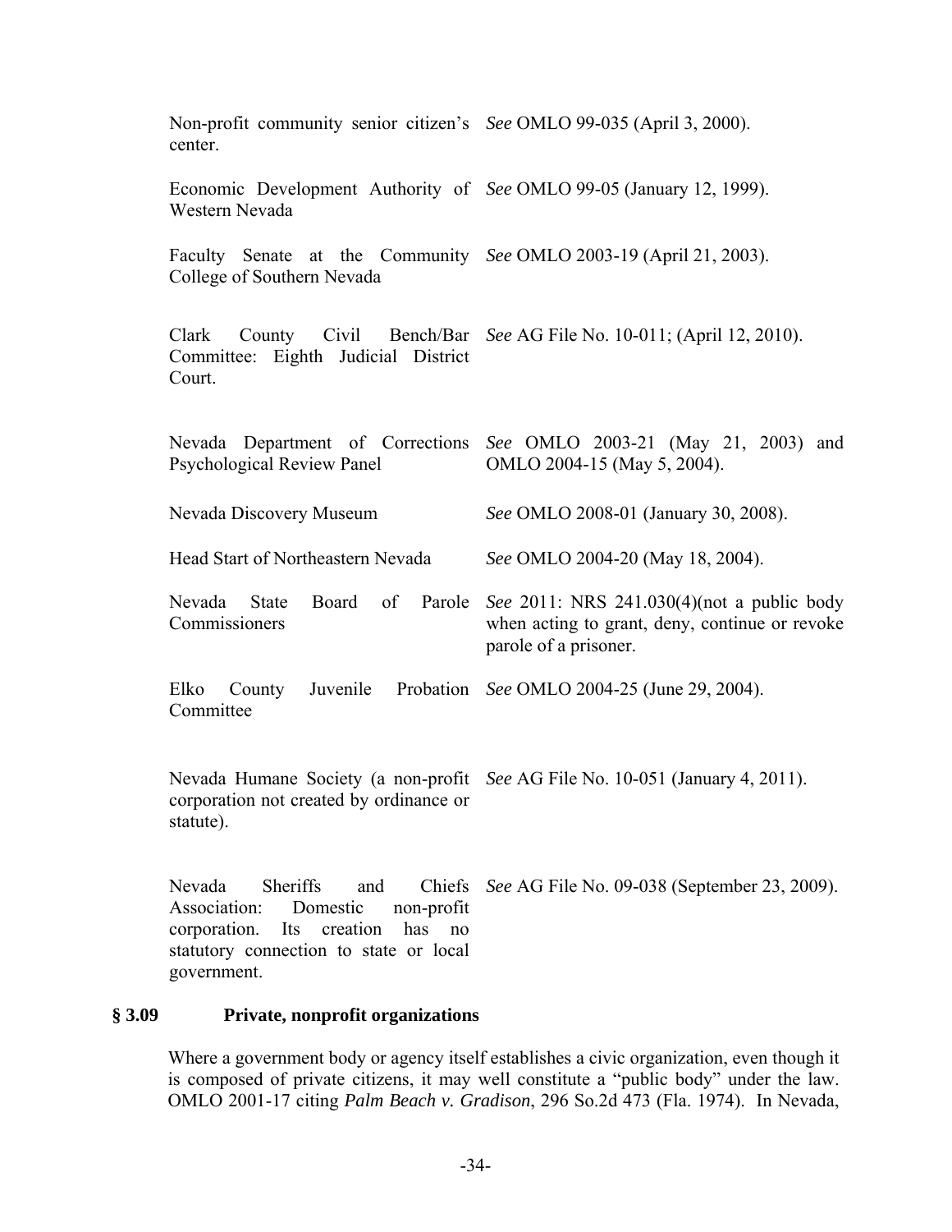| | |
|---|---|
| Non-profit community senior citizen's center. | *See* OMLO 99-035 (April 3, 2000). |
| Economic Development Authority of Western Nevada | *See* OMLO 99-05 (January 12, 1999). |
| Faculty Senate at the Community College of Southern Nevada | *See* OMLO 2003-19 (April 21, 2003). |
| Clark County Civil Bench/Bar Committee: Eighth Judicial District Court. | *See* AG File No. 10-011; (April 12, 2010). |
| Nevada Department of Corrections Psychological Review Panel | *See* OMLO 2003-21 (May 21, 2003) and OMLO 2004-15 (May 5, 2004). |
| Nevada Discovery Museum | *See* OMLO 2008-01 (January 30, 2008). |
| Head Start of Northeastern Nevada | *See* OMLO 2004-20 (May 18, 2004). |
| Nevada State Board of Parole Commissioners | *See* 2011: NRS 241.030(4)(not a public body when acting to grant, deny, continue or revoke parole of a prisoner. |
| Elko County Juvenile Probation Committee | *See* OMLO 2004-25 (June 29, 2004). |
| Nevada Humane Society (a non-profit corporation not created by ordinance or statute). | *See* AG File No. 10-051 (January 4, 2011). |
| Nevada Sheriffs and Chiefs Association: Domestic non-profit corporation. Its creation has no statutory connection to state or local government. | *See* AG File No. 09-038 (September 23, 2009). |

## § 3.09 Private, nonprofit organizations

Where a government body or agency itself establishes a civic organization, even though it is composed of private citizens, it may well constitute a "public body" under the law. OMLO 2001-17 citing *Palm Beach v. Gradison*, 296 So.2d 473 (Fla. 1974). In Nevada,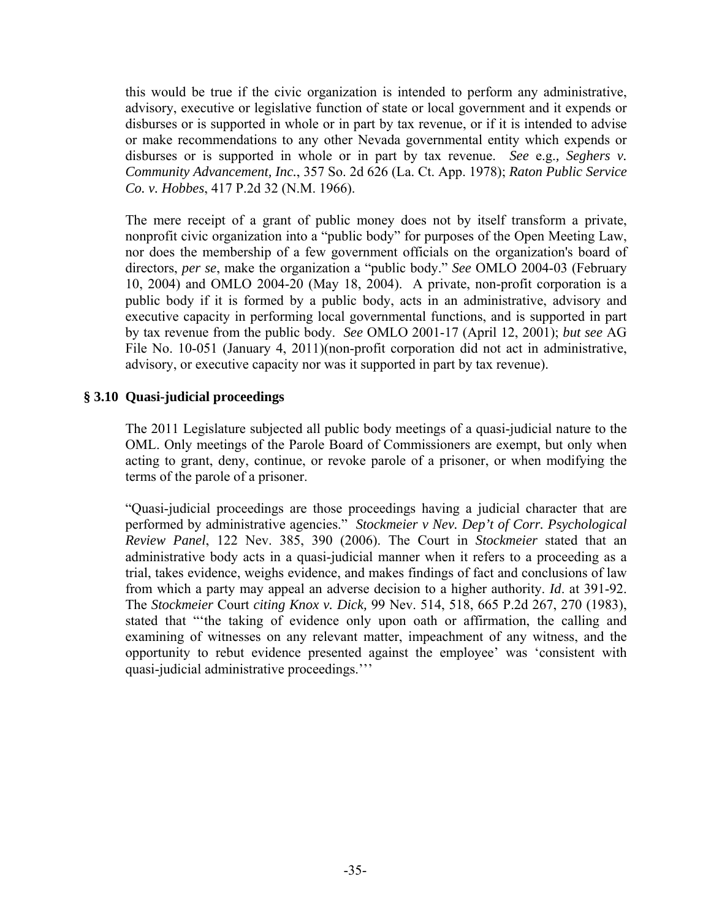this would be true if the civic organization is intended to perform any administrative, advisory, executive or legislative function of state or local government and it expends or disburses or is supported in whole or in part by tax revenue, or if it is intended to advise or make recommendations to any other Nevada governmental entity which expends or disburses or is supported in whole or in part by tax revenue. *See* e.g.*, Seghers v. Community Advancement, Inc.*, 357 So. 2d 626 (La. Ct. App. 1978); *Raton Public Service Co. v. Hobbes*, 417 P.2d 32 (N.M. 1966).

The mere receipt of a grant of public money does not by itself transform a private, nonprofit civic organization into a "public body" for purposes of the Open Meeting Law, nor does the membership of a few government officials on the organization's board of directors, *per se*, make the organization a "public body." *See* OMLO 2004-03 (February 10, 2004) and OMLO 2004-20 (May 18, 2004). A private, non-profit corporation is a public body if it is formed by a public body, acts in an administrative, advisory and executive capacity in performing local governmental functions, and is supported in part by tax revenue from the public body. *See* OMLO 2001-17 (April 12, 2001); *but see* AG File No. 10-051 (January 4, 2011)(non-profit corporation did not act in administrative, advisory, or executive capacity nor was it supported in part by tax revenue).

### § 3.10 Quasi-judicial proceedings

The 2011 Legislature subjected all public body meetings of a quasi-judicial nature to the OML. Only meetings of the Parole Board of Commissioners are exempt, but only when acting to grant, deny, continue, or revoke parole of a prisoner, or when modifying the terms of the parole of a prisoner.

"Quasi-judicial proceedings are those proceedings having a judicial character that are performed by administrative agencies." *Stockmeier v Nev. Dep't of Corr. Psychological Review Panel*, 122 Nev. 385, 390 (2006). The Court in *Stockmeier* stated that an administrative body acts in a quasi-judicial manner when it refers to a proceeding as a trial, takes evidence, weighs evidence, and makes findings of fact and conclusions of law from which a party may appeal an adverse decision to a higher authority. *Id*. at 391-92. The *Stockmeier* Court *citing Knox v. Dick,* 99 Nev. 514, 518, 665 P.2d 267, 270 (1983), stated that "'the taking of evidence only upon oath or affirmation, the calling and examining of witnesses on any relevant matter, impeachment of any witness, and the opportunity to rebut evidence presented against the employee' was 'consistent with quasi-judicial administrative proceedings.''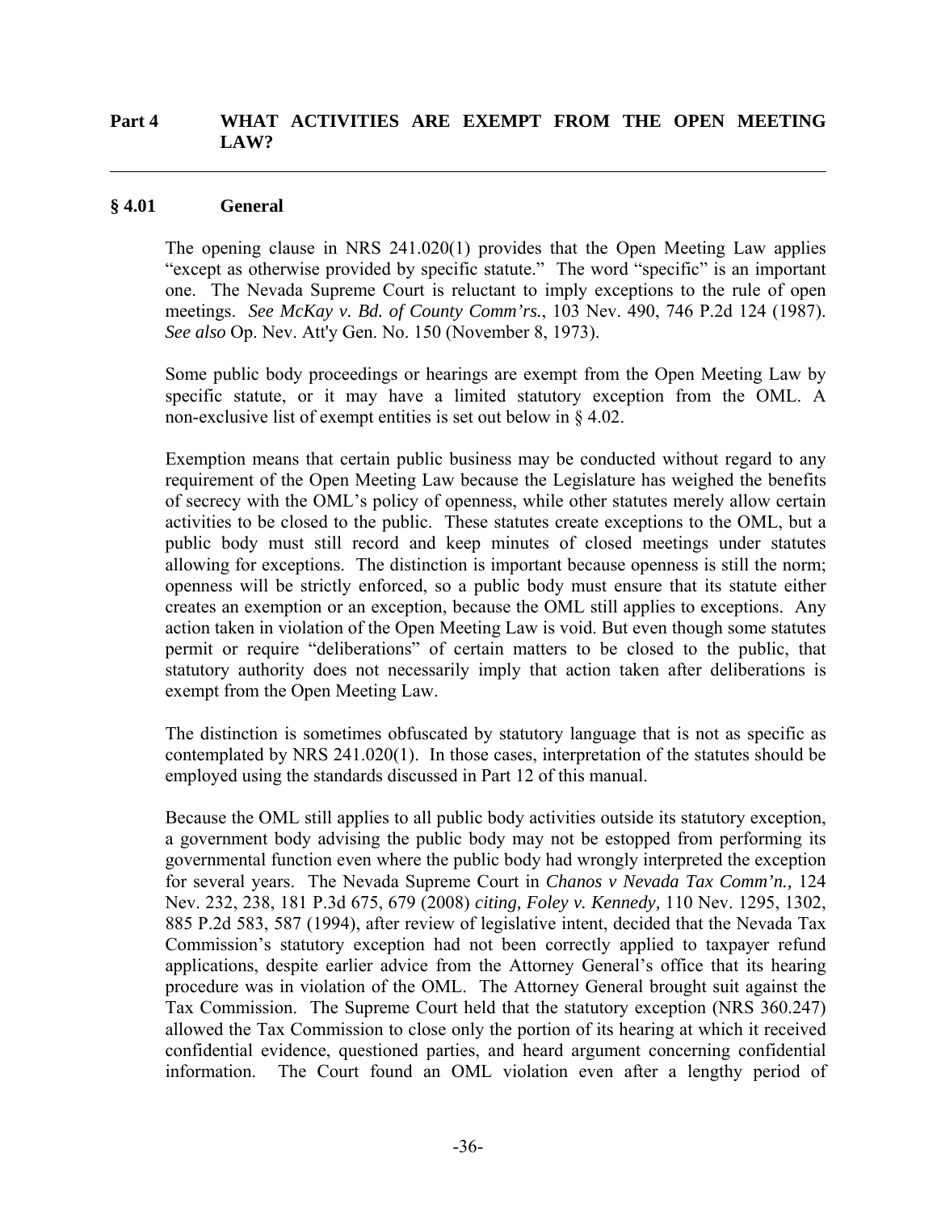# Part 4 WHAT ACTIVITIES ARE EXEMPT FROM THE OPEN MEETING LAW?

## § 4.01 General

The opening clause in NRS 241.020(1) provides that the Open Meeting Law applies "except as otherwise provided by specific statute." The word "specific" is an important one. The Nevada Supreme Court is reluctant to imply exceptions to the rule of open meetings. *See McKay v. Bd. of County Comm'rs.*, 103 Nev. 490, 746 P.2d 124 (1987). *See also* Op. Nev. Att'y Gen. No. 150 (November 8, 1973).

Some public body proceedings or hearings are exempt from the Open Meeting Law by specific statute, or it may have a limited statutory exception from the OML. A non-exclusive list of exempt entities is set out below in § 4.02.

Exemption means that certain public business may be conducted without regard to any requirement of the Open Meeting Law because the Legislature has weighed the benefits of secrecy with the OML's policy of openness, while other statutes merely allow certain activities to be closed to the public. These statutes create exceptions to the OML, but a public body must still record and keep minutes of closed meetings under statutes allowing for exceptions. The distinction is important because openness is still the norm; openness will be strictly enforced, so a public body must ensure that its statute either creates an exemption or an exception, because the OML still applies to exceptions. Any action taken in violation of the Open Meeting Law is void. But even though some statutes permit or require "deliberations" of certain matters to be closed to the public, that statutory authority does not necessarily imply that action taken after deliberations is exempt from the Open Meeting Law.

The distinction is sometimes obfuscated by statutory language that is not as specific as contemplated by NRS 241.020(1). In those cases, interpretation of the statutes should be employed using the standards discussed in Part 12 of this manual.

Because the OML still applies to all public body activities outside its statutory exception, a government body advising the public body may not be estopped from performing its governmental function even where the public body had wrongly interpreted the exception for several years. The Nevada Supreme Court in *Chanos v Nevada Tax Comm'n.,* 124 Nev. 232, 238, 181 P.3d 675, 679 (2008) *citing, Foley v. Kennedy,* 110 Nev. 1295, 1302, 885 P.2d 583, 587 (1994), after review of legislative intent, decided that the Nevada Tax Commission's statutory exception had not been correctly applied to taxpayer refund applications, despite earlier advice from the Attorney General's office that its hearing procedure was in violation of the OML. The Attorney General brought suit against the Tax Commission. The Supreme Court held that the statutory exception (NRS 360.247) allowed the Tax Commission to close only the portion of its hearing at which it received confidential evidence, questioned parties, and heard argument concerning confidential information. The Court found an OML violation even after a lengthy period of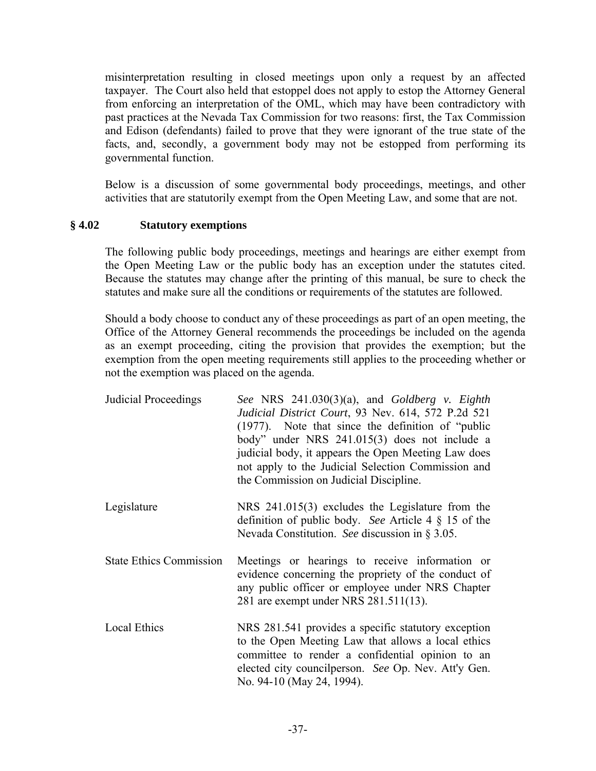misinterpretation resulting in closed meetings upon only a request by an affected taxpayer. The Court also held that estoppel does not apply to estop the Attorney General from enforcing an interpretation of the OML, which may have been contradictory with past practices at the Nevada Tax Commission for two reasons: first, the Tax Commission and Edison (defendants) failed to prove that they were ignorant of the true state of the facts, and, secondly, a government body may not be estopped from performing its governmental function.

Below is a discussion of some governmental body proceedings, meetings, and other activities that are statutorily exempt from the Open Meeting Law, and some that are not.

### § 4.02 Statutory exemptions

The following public body proceedings, meetings and hearings are either exempt from the Open Meeting Law or the public body has an exception under the statutes cited. Because the statutes may change after the printing of this manual, be sure to check the statutes and make sure all the conditions or requirements of the statutes are followed.

Should a body choose to conduct any of these proceedings as part of an open meeting, the Office of the Attorney General recommends the proceedings be included on the agenda as an exempt proceeding, citing the provision that provides the exemption; but the exemption from the open meeting requirements still applies to the proceeding whether or not the exemption was placed on the agenda.

| | |
|---|---|
| Judicial Proceedings | *See* NRS 241.030(3)(a), and *Goldberg v. Eighth Judicial District Court*, 93 Nev. 614, 572 P.2d 521 (1977). Note that since the definition of "public body" under NRS 241.015(3) does not include a judicial body, it appears the Open Meeting Law does not apply to the Judicial Selection Commission and the Commission on Judicial Discipline. |
| Legislature | NRS 241.015(3) excludes the Legislature from the definition of public body. *See* Article 4 § 15 of the Nevada Constitution. *See* discussion in § 3.05. |
| State Ethics Commission | Meetings or hearings to receive information or evidence concerning the propriety of the conduct of any public officer or employee under NRS Chapter 281 are exempt under NRS 281.511(13). |
| Local Ethics | NRS 281.541 provides a specific statutory exception to the Open Meeting Law that allows a local ethics committee to render a confidential opinion to an elected city councilperson. *See* Op. Nev. Att'y Gen. No. 94-10 (May 24, 1994). |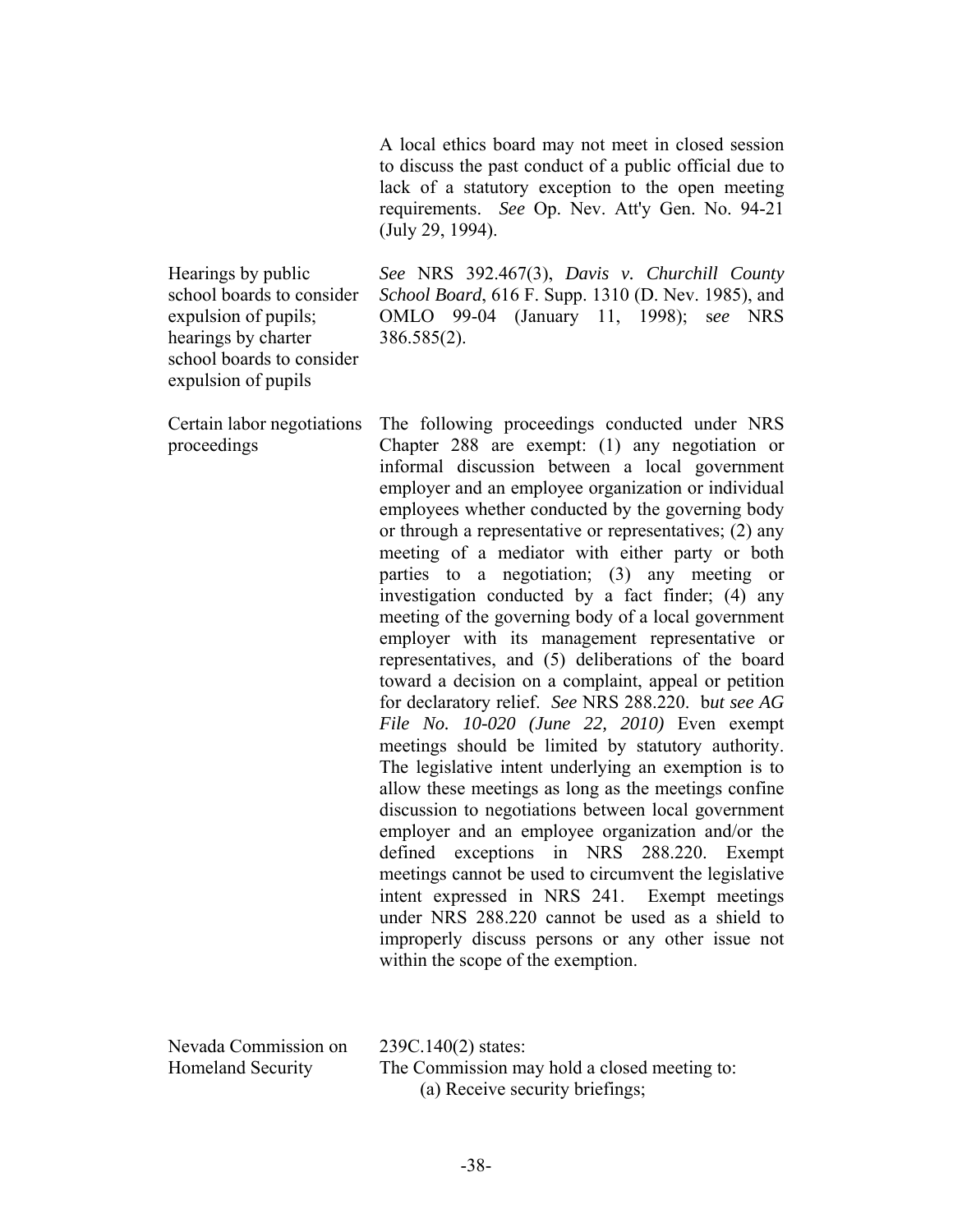| | |
|---|---|
| | A local ethics board may not meet in closed session to discuss the past conduct of a public official due to lack of a statutory exception to the open meeting requirements. *See* Op. Nev. Att'y Gen. No. 94-21 (July 29, 1994). |
| Hearings by public school boards to consider expulsion of pupils; hearings by charter school boards to consider expulsion of pupils | *See* NRS 392.467(3), *Davis v. Churchill County School Board*, 616 F. Supp. 1310 (D. Nev. 1985), and OMLO 99-04 (January 11, 1998); s*ee* NRS 386.585(2). |
| Certain labor negotiations proceedings | The following proceedings conducted under NRS Chapter 288 are exempt: (1) any negotiation or informal discussion between a local government employer and an employee organization or individual employees whether conducted by the governing body or through a representative or representatives; (2) any meeting of a mediator with either party or both parties to a negotiation; (3) any meeting or investigation conducted by a fact finder; (4) any meeting of the governing body of a local government employer with its management representative or representatives, and (5) deliberations of the board toward a decision on a complaint, appeal or petition for declaratory relief. *See* NRS 288.220. b*ut see AG File No. 10-020 (June 22, 2010)* Even exempt meetings should be limited by statutory authority. The legislative intent underlying an exemption is to allow these meetings as long as the meetings confine discussion to negotiations between local government employer and an employee organization and/or the defined exceptions in NRS 288.220. Exempt meetings cannot be used to circumvent the legislative intent expressed in NRS 241. Exempt meetings under NRS 288.220 cannot be used as a shield to improperly discuss persons or any other issue not within the scope of the exemption. |
| Nevada Commission on Homeland Security | 239C.140(2) states:<br>The Commission may hold a closed meeting to:<br>(a) Receive security briefings; |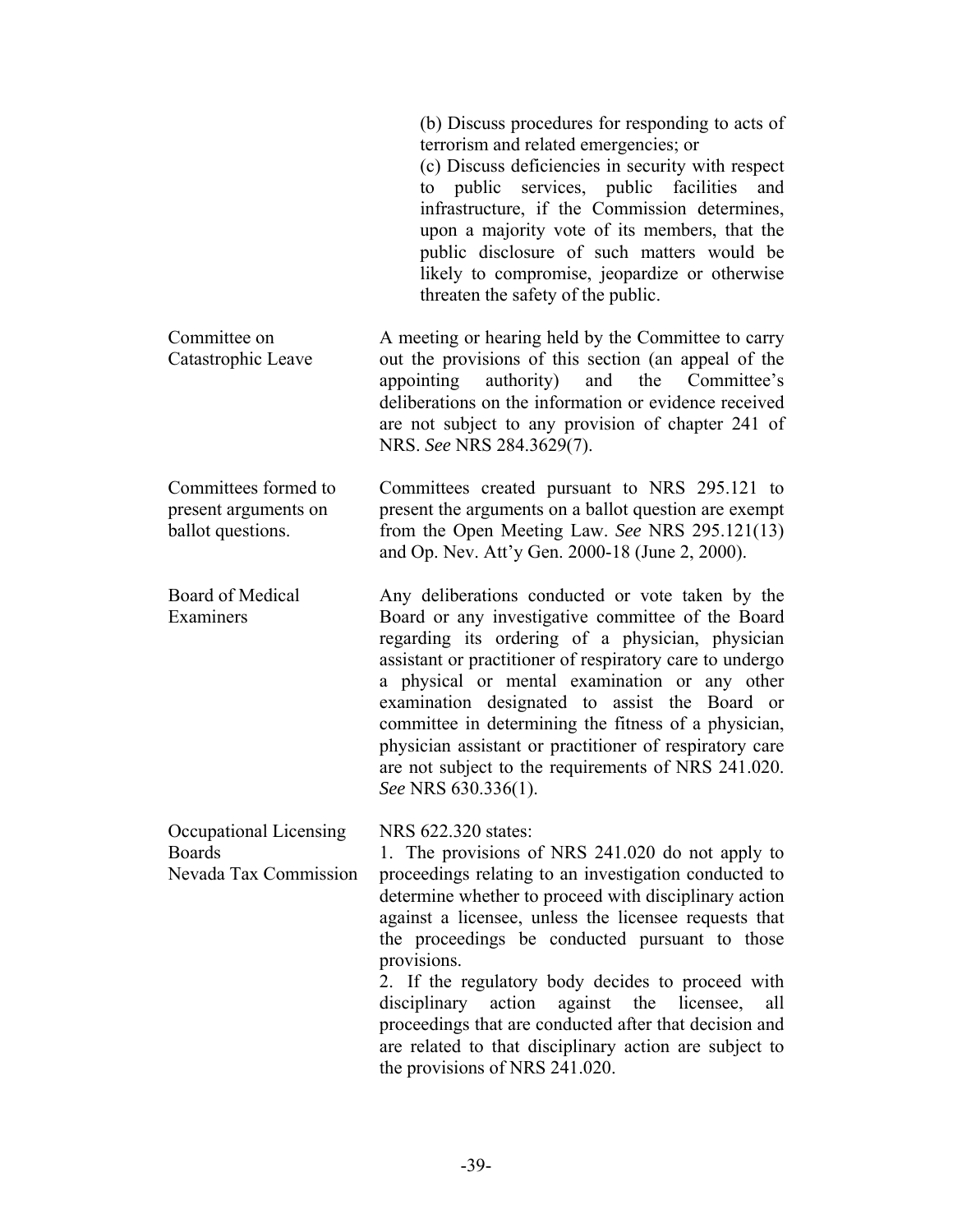| | |
|---|---|
| | (b) Discuss procedures for responding to acts of terrorism and related emergencies; or<br>(c) Discuss deficiencies in security with respect to public services, public facilities and infrastructure, if the Commission determines, upon a majority vote of its members, that the public disclosure of such matters would be likely to compromise, jeopardize or otherwise threaten the safety of the public. |
| Committee on Catastrophic Leave | A meeting or hearing held by the Committee to carry out the provisions of this section (an appeal of the appointing authority) and the Committee's deliberations on the information or evidence received are not subject to any provision of chapter 241 of NRS. *See* NRS 284.3629(7). |
| Committees formed to present arguments on ballot questions. | Committees created pursuant to NRS 295.121 to present the arguments on a ballot question are exempt from the Open Meeting Law. *See* NRS 295.121(13) and Op. Nev. Att'y Gen. 2000-18 (June 2, 2000). |
| Board of Medical Examiners | Any deliberations conducted or vote taken by the Board or any investigative committee of the Board regarding its ordering of a physician, physician assistant or practitioner of respiratory care to undergo a physical or mental examination or any other examination designated to assist the Board or committee in determining the fitness of a physician, physician assistant or practitioner of respiratory care are not subject to the requirements of NRS 241.020. *See* NRS 630.336(1). |
| Occupational Licensing Boards<br>Nevada Tax Commission | NRS 622.320 states:<br>1. The provisions of NRS 241.020 do not apply to proceedings relating to an investigation conducted to determine whether to proceed with disciplinary action against a licensee, unless the licensee requests that the proceedings be conducted pursuant to those provisions.<br>2. If the regulatory body decides to proceed with disciplinary action against the licensee, all proceedings that are conducted after that decision and are related to that disciplinary action are subject to the provisions of NRS 241.020. |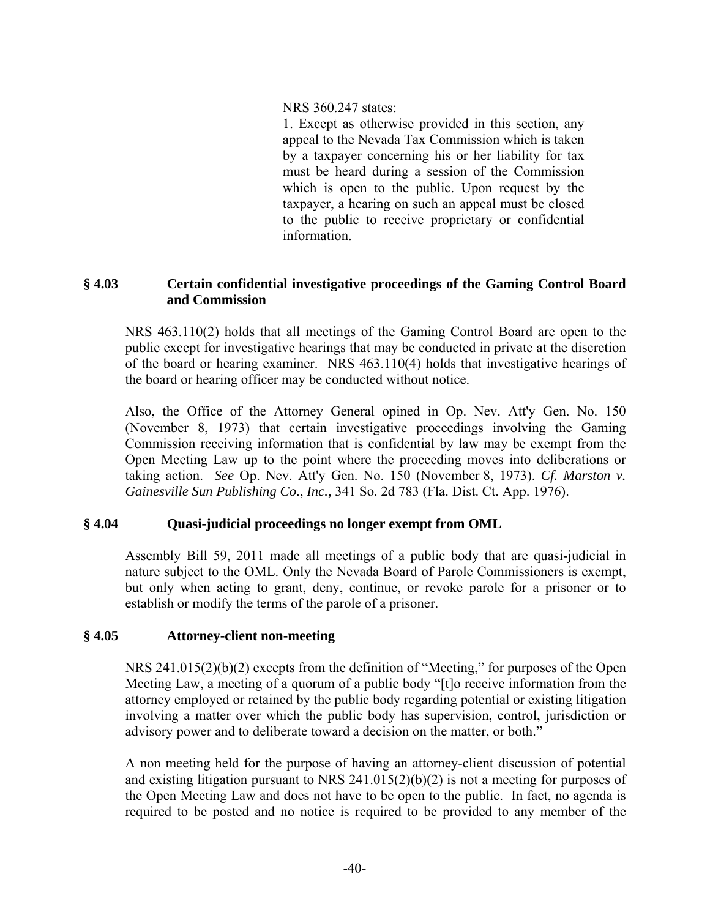NRS 360.247 states:

> 1. Except as otherwise provided in this section, any appeal to the Nevada Tax Commission which is taken by a taxpayer concerning his or her liability for tax must be heard during a session of the Commission which is open to the public. Upon request by the taxpayer, a hearing on such an appeal must be closed to the public to receive proprietary or confidential information.

### § 4.03 Certain confidential investigative proceedings of the Gaming Control Board and Commission

NRS 463.110(2) holds that all meetings of the Gaming Control Board are open to the public except for investigative hearings that may be conducted in private at the discretion of the board or hearing examiner. NRS 463.110(4) holds that investigative hearings of the board or hearing officer may be conducted without notice.

Also, the Office of the Attorney General opined in Op. Nev. Att'y Gen. No. 150 (November 8, 1973) that certain investigative proceedings involving the Gaming Commission receiving information that is confidential by law may be exempt from the Open Meeting Law up to the point where the proceeding moves into deliberations or taking action. *See* Op. Nev. Att'y Gen. No. 150 (November 8, 1973). *Cf. Marston v. Gainesville Sun Publishing Co., Inc.,* 341 So. 2d 783 (Fla. Dist. Ct. App. 1976).

### § 4.04 Quasi-judicial proceedings no longer exempt from OML

Assembly Bill 59, 2011 made all meetings of a public body that are quasi-judicial in nature subject to the OML. Only the Nevada Board of Parole Commissioners is exempt, but only when acting to grant, deny, continue, or revoke parole for a prisoner or to establish or modify the terms of the parole of a prisoner.

### § 4.05 Attorney-client non-meeting

NRS 241.015(2)(b)(2) excepts from the definition of "Meeting," for purposes of the Open Meeting Law, a meeting of a quorum of a public body "[t]o receive information from the attorney employed or retained by the public body regarding potential or existing litigation involving a matter over which the public body has supervision, control, jurisdiction or advisory power and to deliberate toward a decision on the matter, or both."

A non meeting held for the purpose of having an attorney-client discussion of potential and existing litigation pursuant to NRS 241.015(2)(b)(2) is not a meeting for purposes of the Open Meeting Law and does not have to be open to the public. In fact, no agenda is required to be posted and no notice is required to be provided to any member of the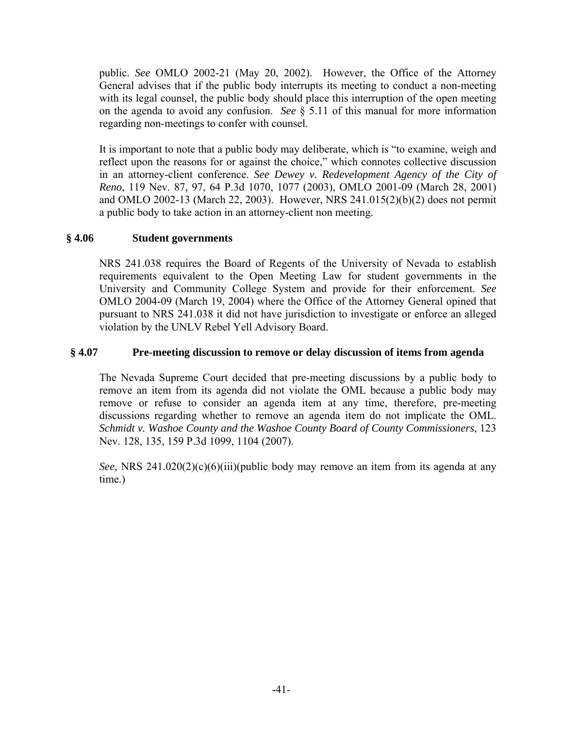public. *See* OMLO 2002-21 (May 20, 2002). However, the Office of the Attorney General advises that if the public body interrupts its meeting to conduct a non-meeting with its legal counsel, the public body should place this interruption of the open meeting on the agenda to avoid any confusion. *See* § 5.11 of this manual for more information regarding non-meetings to confer with counsel.

It is important to note that a public body may deliberate, which is "to examine, weigh and reflect upon the reasons for or against the choice," which connotes collective discussion in an attorney-client conference. *See Dewey v. Redevelopment Agency of the City of Reno*, 119 Nev. 87, 97, 64 P.3d 1070, 1077 (2003), OMLO 2001-09 (March 28, 2001) and OMLO 2002-13 (March 22, 2003). However, NRS 241.015(2)(b)(2) does not permit a public body to take action in an attorney-client non meeting.

## § 4.06 Student governments

NRS 241.038 requires the Board of Regents of the University of Nevada to establish requirements equivalent to the Open Meeting Law for student governments in the University and Community College System and provide for their enforcement. *See* OMLO 2004-09 (March 19, 2004) where the Office of the Attorney General opined that pursuant to NRS 241.038 it did not have jurisdiction to investigate or enforce an alleged violation by the UNLV Rebel Yell Advisory Board.

## § 4.07 Pre-meeting discussion to remove or delay discussion of items from agenda

The Nevada Supreme Court decided that pre-meeting discussions by a public body to remove an item from its agenda did not violate the OML because a public body may remove or refuse to consider an agenda item at any time, therefore, pre-meeting discussions regarding whether to remove an agenda item do not implicate the OML. *Schmidt v. Washoe County and the Washoe County Board of County Commissioners*, 123 Nev. 128, 135, 159 P.3d 1099, 1104 (2007).

*See*, NRS 241.020(2)(c)(6)(iii)(public body may remove an item from its agenda at any time.)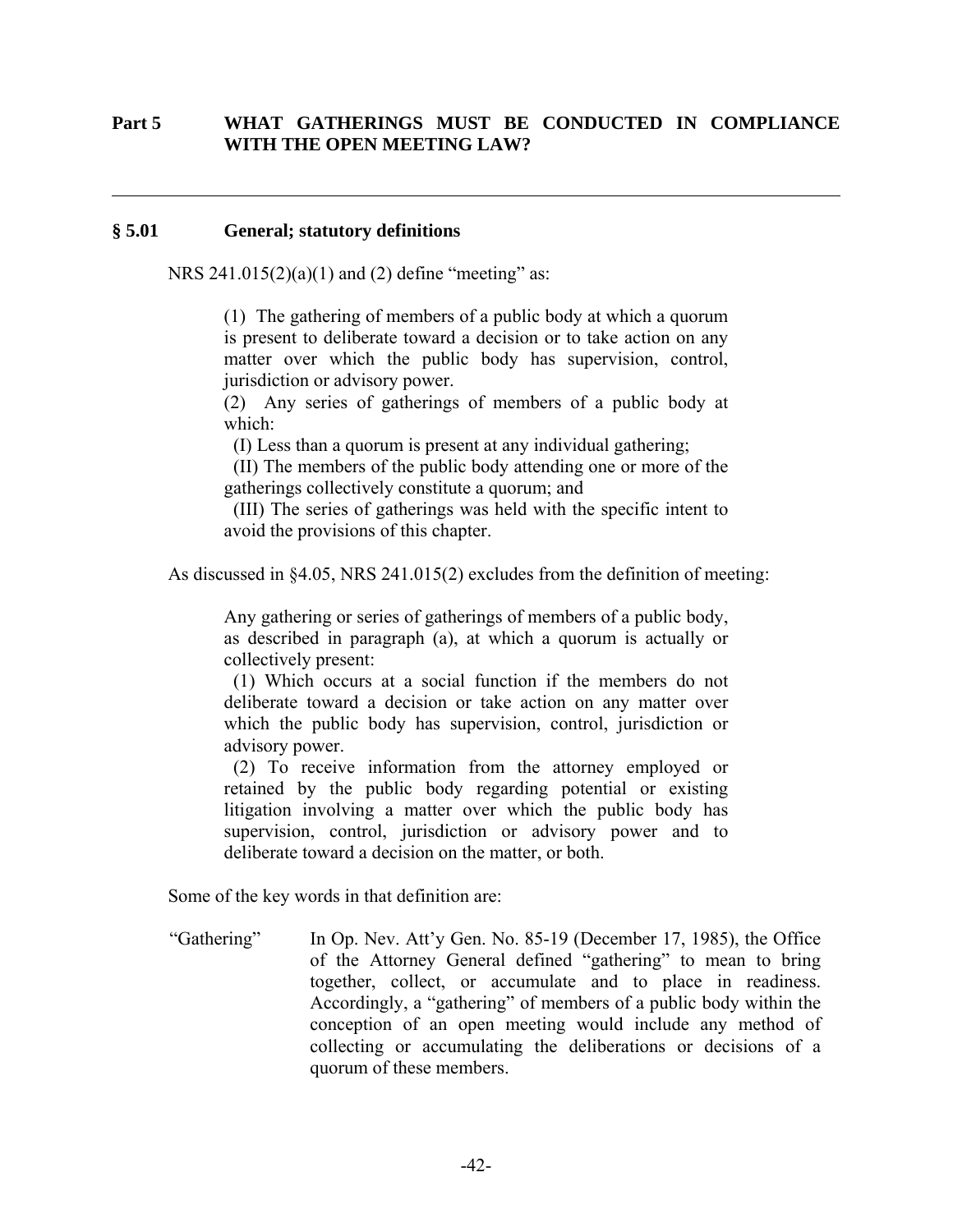## Part 5 WHAT GATHERINGS MUST BE CONDUCTED IN COMPLIANCE WITH THE OPEN MEETING LAW?

---

### § 5.01 General; statutory definitions

NRS 241.015(2)(a)(1) and (2) define "meeting" as:

> (1) The gathering of members of a public body at which a quorum is present to deliberate toward a decision or to take action on any matter over which the public body has supervision, control, jurisdiction or advisory power.
>
> (2) Any series of gatherings of members of a public body at which:
>
> (I) Less than a quorum is present at any individual gathering;
>
> (II) The members of the public body attending one or more of the gatherings collectively constitute a quorum; and
>
> (III) The series of gatherings was held with the specific intent to avoid the provisions of this chapter.

As discussed in §4.05, NRS 241.015(2) excludes from the definition of meeting:

> Any gathering or series of gatherings of members of a public body, as described in paragraph (a), at which a quorum is actually or collectively present:
>
> (1) Which occurs at a social function if the members do not deliberate toward a decision or take action on any matter over which the public body has supervision, control, jurisdiction or advisory power.
>
> (2) To receive information from the attorney employed or retained by the public body regarding potential or existing litigation involving a matter over which the public body has supervision, control, jurisdiction or advisory power and to deliberate toward a decision on the matter, or both.

Some of the key words in that definition are:

"Gathering" In Op. Nev. Att'y Gen. No. 85-19 (December 17, 1985), the Office of the Attorney General defined "gathering" to mean to bring together, collect, or accumulate and to place in readiness. Accordingly, a "gathering" of members of a public body within the conception of an open meeting would include any method of collecting or accumulating the deliberations or decisions of a quorum of these members.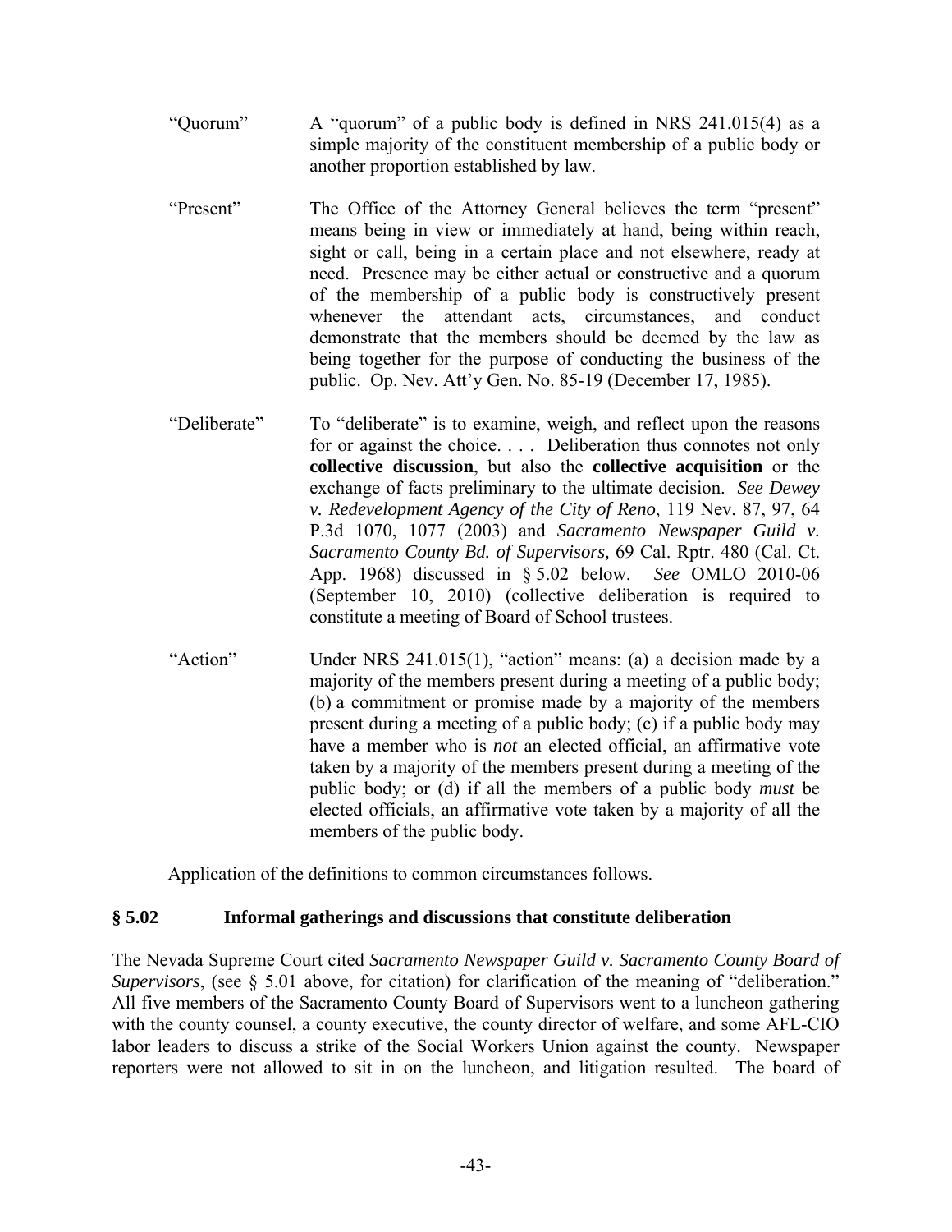"Quorum" A "quorum" of a public body is defined in NRS 241.015(4) as a simple majority of the constituent membership of a public body or another proportion established by law.

"Present" The Office of the Attorney General believes the term "present" means being in view or immediately at hand, being within reach, sight or call, being in a certain place and not elsewhere, ready at need. Presence may be either actual or constructive and a quorum of the membership of a public body is constructively present whenever the attendant acts, circumstances, and conduct demonstrate that the members should be deemed by the law as being together for the purpose of conducting the business of the public. Op. Nev. Att'y Gen. No. 85-19 (December 17, 1985).

"Deliberate" To "deliberate" is to examine, weigh, and reflect upon the reasons for or against the choice. . . . Deliberation thus connotes not only **collective discussion**, but also the **collective acquisition** or the exchange of facts preliminary to the ultimate decision. *See Dewey v. Redevelopment Agency of the City of Reno*, 119 Nev. 87, 97, 64 P.3d 1070, 1077 (2003) and *Sacramento Newspaper Guild v. Sacramento County Bd. of Supervisors,* 69 Cal. Rptr. 480 (Cal. Ct. App. 1968) discussed in § 5.02 below. *See* OMLO 2010-06 (September 10, 2010) (collective deliberation is required to constitute a meeting of Board of School trustees.

"Action" Under NRS 241.015(1), "action" means: (a) a decision made by a majority of the members present during a meeting of a public body; (b) a commitment or promise made by a majority of the members present during a meeting of a public body; (c) if a public body may have a member who is *not* an elected official, an affirmative vote taken by a majority of the members present during a meeting of the public body; or (d) if all the members of a public body *must* be elected officials, an affirmative vote taken by a majority of all the members of the public body.

Application of the definitions to common circumstances follows.

## § 5.02 Informal gatherings and discussions that constitute deliberation

The Nevada Supreme Court cited *Sacramento Newspaper Guild v. Sacramento County Board of Supervisors*, (see § 5.01 above, for citation) for clarification of the meaning of "deliberation." All five members of the Sacramento County Board of Supervisors went to a luncheon gathering with the county counsel, a county executive, the county director of welfare, and some AFL-CIO labor leaders to discuss a strike of the Social Workers Union against the county. Newspaper reporters were not allowed to sit in on the luncheon, and litigation resulted. The board of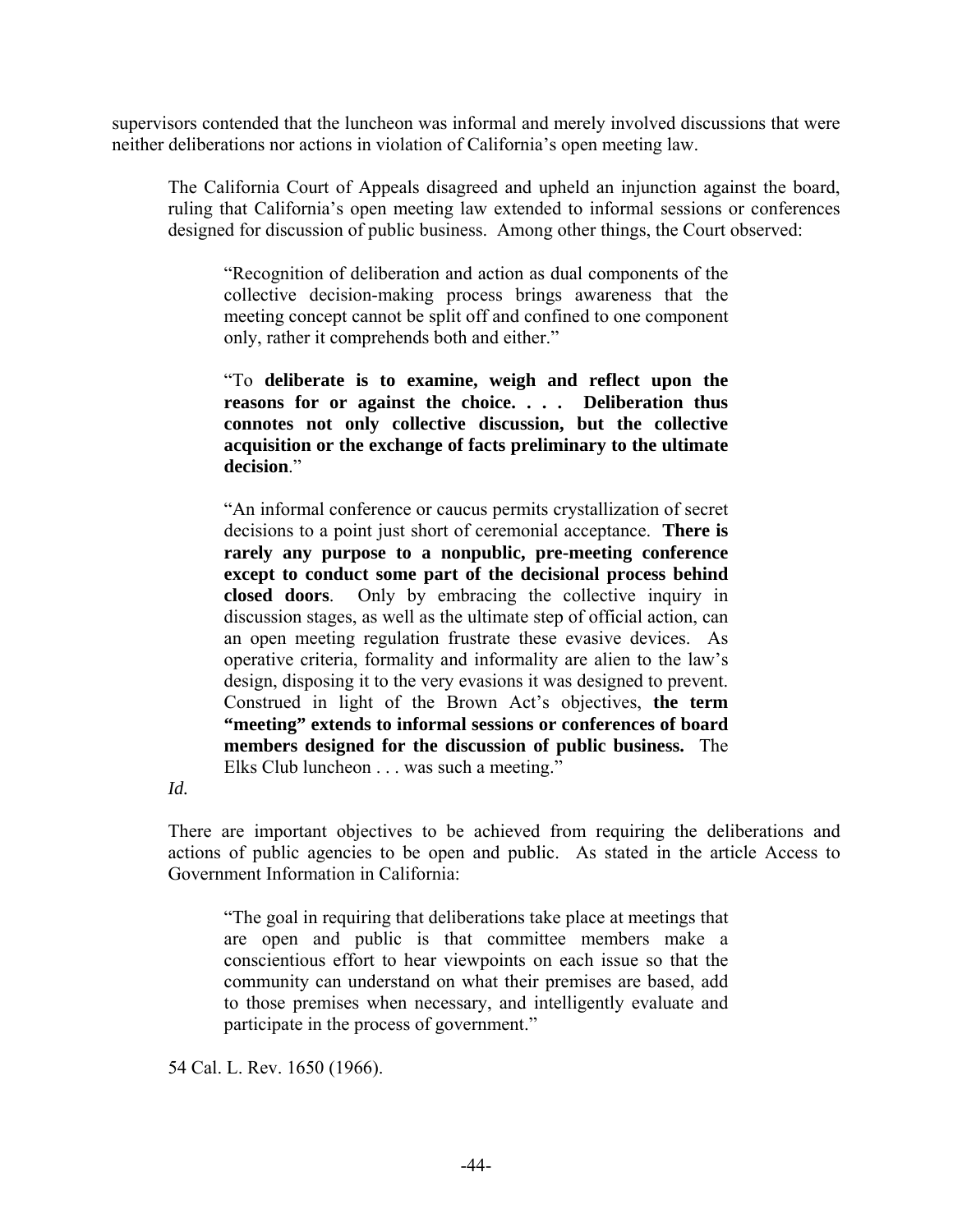supervisors contended that the luncheon was informal and merely involved discussions that were neither deliberations nor actions in violation of California's open meeting law.

The California Court of Appeals disagreed and upheld an injunction against the board, ruling that California's open meeting law extended to informal sessions or conferences designed for discussion of public business. Among other things, the Court observed:

> "Recognition of deliberation and action as dual components of the collective decision-making process brings awareness that the meeting concept cannot be split off and confined to one component only, rather it comprehends both and either."
>
> "To **deliberate is to examine, weigh and reflect upon the reasons for or against the choice. . . . Deliberation thus connotes not only collective discussion, but the collective acquisition or the exchange of facts preliminary to the ultimate decision**."
>
> "An informal conference or caucus permits crystallization of secret decisions to a point just short of ceremonial acceptance. **There is rarely any purpose to a nonpublic, pre-meeting conference except to conduct some part of the decisional process behind closed doors**. Only by embracing the collective inquiry in discussion stages, as well as the ultimate step of official action, can an open meeting regulation frustrate these evasive devices. As operative criteria, formality and informality are alien to the law's design, disposing it to the very evasions it was designed to prevent. Construed in light of the Brown Act's objectives, **the term "meeting" extends to informal sessions or conferences of board members designed for the discussion of public business.** The Elks Club luncheon . . . was such a meeting."

*Id.*

There are important objectives to be achieved from requiring the deliberations and actions of public agencies to be open and public. As stated in the article Access to Government Information in California:

> "The goal in requiring that deliberations take place at meetings that are open and public is that committee members make a conscientious effort to hear viewpoints on each issue so that the community can understand on what their premises are based, add to those premises when necessary, and intelligently evaluate and participate in the process of government."

54 Cal. L. Rev. 1650 (1966).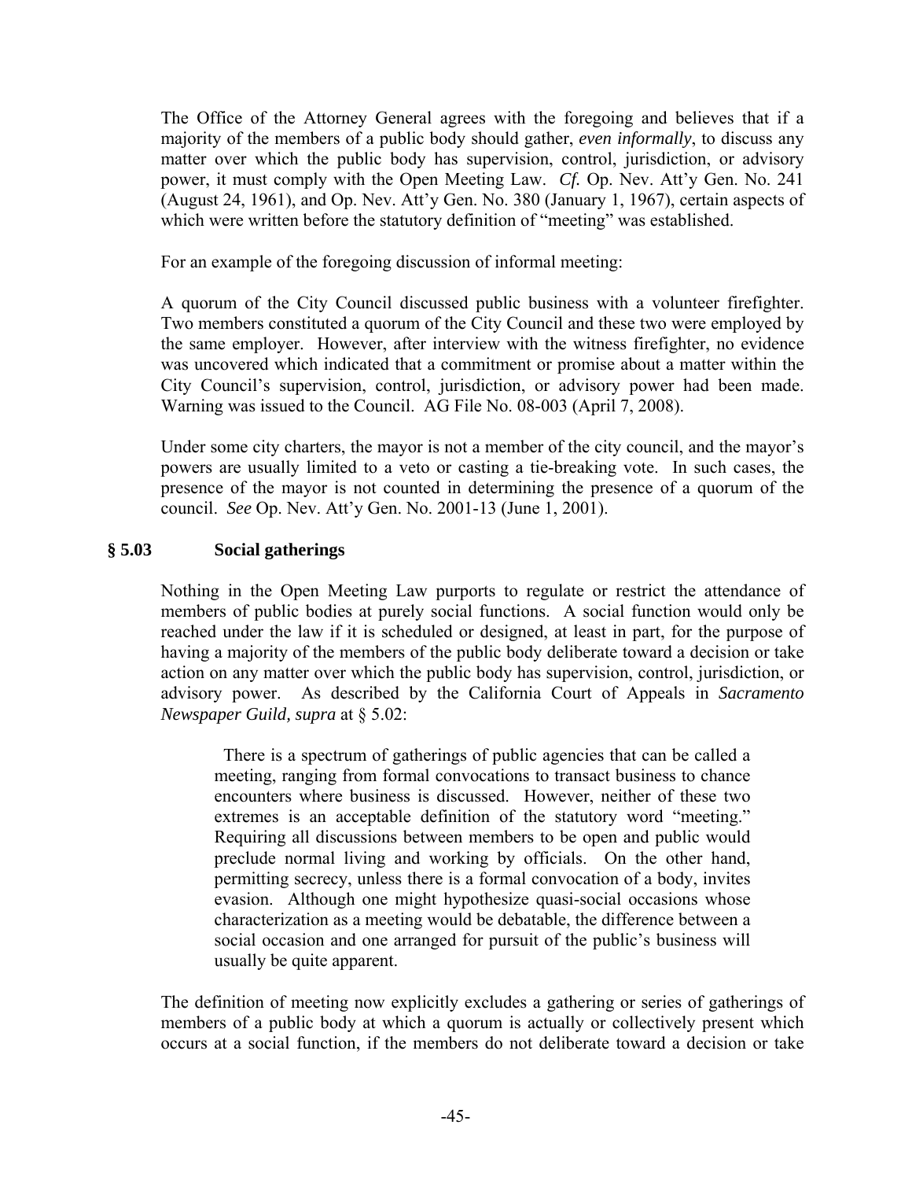The Office of the Attorney General agrees with the foregoing and believes that if a majority of the members of a public body should gather, *even informally*, to discuss any matter over which the public body has supervision, control, jurisdiction, or advisory power, it must comply with the Open Meeting Law. *Cf.* Op. Nev. Att'y Gen. No. 241 (August 24, 1961), and Op. Nev. Att'y Gen. No. 380 (January 1, 1967), certain aspects of which were written before the statutory definition of "meeting" was established.

For an example of the foregoing discussion of informal meeting:

A quorum of the City Council discussed public business with a volunteer firefighter. Two members constituted a quorum of the City Council and these two were employed by the same employer. However, after interview with the witness firefighter, no evidence was uncovered which indicated that a commitment or promise about a matter within the City Council's supervision, control, jurisdiction, or advisory power had been made. Warning was issued to the Council. AG File No. 08-003 (April 7, 2008).

Under some city charters, the mayor is not a member of the city council, and the mayor's powers are usually limited to a veto or casting a tie-breaking vote. In such cases, the presence of the mayor is not counted in determining the presence of a quorum of the council. *See* Op. Nev. Att'y Gen. No. 2001-13 (June 1, 2001).

## § 5.03 Social gatherings

Nothing in the Open Meeting Law purports to regulate or restrict the attendance of members of public bodies at purely social functions. A social function would only be reached under the law if it is scheduled or designed, at least in part, for the purpose of having a majority of the members of the public body deliberate toward a decision or take action on any matter over which the public body has supervision, control, jurisdiction, or advisory power. As described by the California Court of Appeals in *Sacramento Newspaper Guild, supra* at § 5.02:

> There is a spectrum of gatherings of public agencies that can be called a meeting, ranging from formal convocations to transact business to chance encounters where business is discussed. However, neither of these two extremes is an acceptable definition of the statutory word "meeting." Requiring all discussions between members to be open and public would preclude normal living and working by officials. On the other hand, permitting secrecy, unless there is a formal convocation of a body, invites evasion. Although one might hypothesize quasi-social occasions whose characterization as a meeting would be debatable, the difference between a social occasion and one arranged for pursuit of the public's business will usually be quite apparent.

The definition of meeting now explicitly excludes a gathering or series of gatherings of members of a public body at which a quorum is actually or collectively present which occurs at a social function, if the members do not deliberate toward a decision or take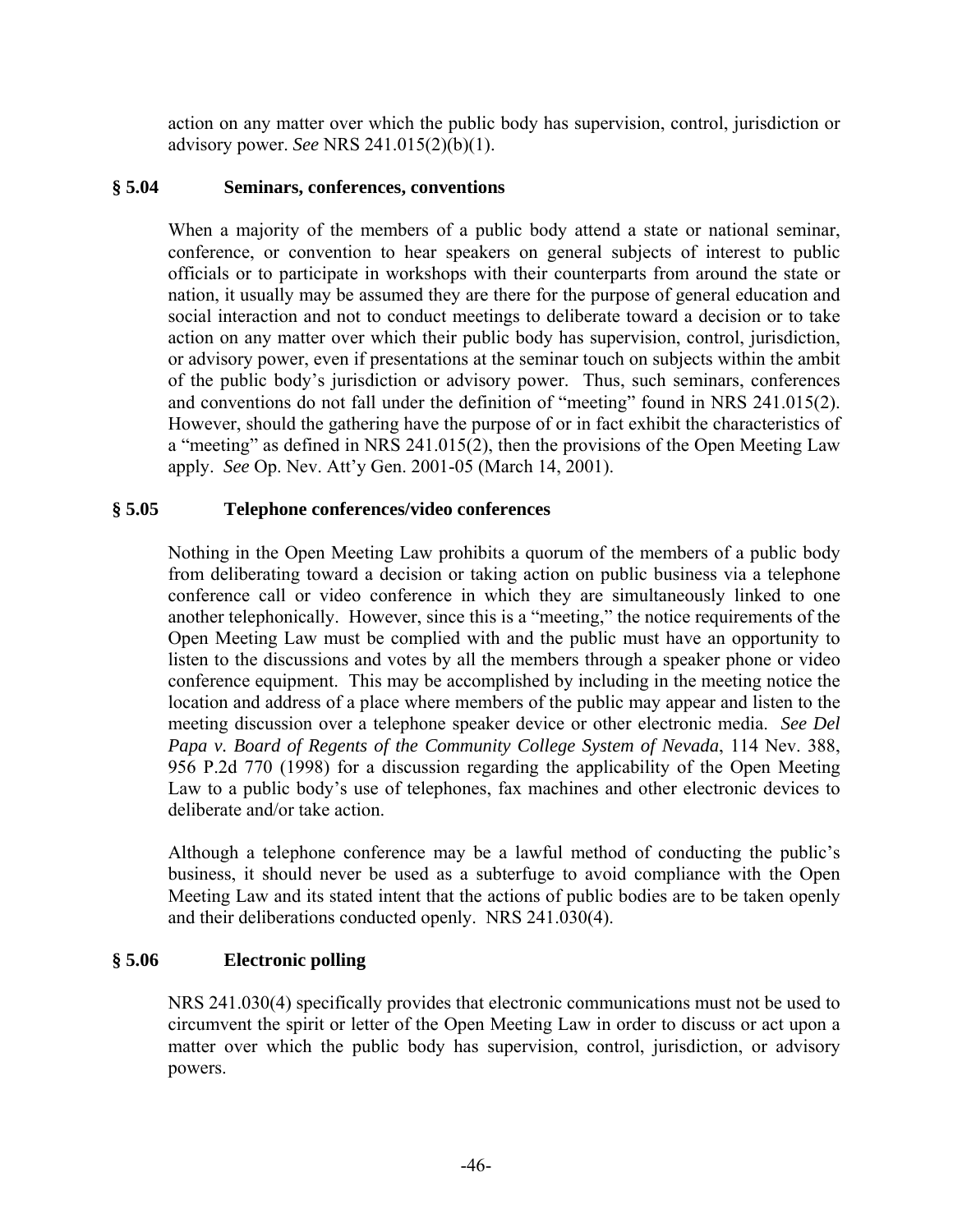action on any matter over which the public body has supervision, control, jurisdiction or advisory power. *See* NRS 241.015(2)(b)(1).

### § 5.04 Seminars, conferences, conventions

When a majority of the members of a public body attend a state or national seminar, conference, or convention to hear speakers on general subjects of interest to public officials or to participate in workshops with their counterparts from around the state or nation, it usually may be assumed they are there for the purpose of general education and social interaction and not to conduct meetings to deliberate toward a decision or to take action on any matter over which their public body has supervision, control, jurisdiction, or advisory power, even if presentations at the seminar touch on subjects within the ambit of the public body's jurisdiction or advisory power. Thus, such seminars, conferences and conventions do not fall under the definition of "meeting" found in NRS 241.015(2). However, should the gathering have the purpose of or in fact exhibit the characteristics of a "meeting" as defined in NRS 241.015(2), then the provisions of the Open Meeting Law apply. *See* Op. Nev. Att'y Gen. 2001-05 (March 14, 2001).

### § 5.05 Telephone conferences/video conferences

Nothing in the Open Meeting Law prohibits a quorum of the members of a public body from deliberating toward a decision or taking action on public business via a telephone conference call or video conference in which they are simultaneously linked to one another telephonically. However, since this is a "meeting," the notice requirements of the Open Meeting Law must be complied with and the public must have an opportunity to listen to the discussions and votes by all the members through a speaker phone or video conference equipment. This may be accomplished by including in the meeting notice the location and address of a place where members of the public may appear and listen to the meeting discussion over a telephone speaker device or other electronic media. *See Del Papa v. Board of Regents of the Community College System of Nevada*, 114 Nev. 388, 956 P.2d 770 (1998) for a discussion regarding the applicability of the Open Meeting Law to a public body's use of telephones, fax machines and other electronic devices to deliberate and/or take action.

Although a telephone conference may be a lawful method of conducting the public's business, it should never be used as a subterfuge to avoid compliance with the Open Meeting Law and its stated intent that the actions of public bodies are to be taken openly and their deliberations conducted openly. NRS 241.030(4).

### § 5.06 Electronic polling

NRS 241.030(4) specifically provides that electronic communications must not be used to circumvent the spirit or letter of the Open Meeting Law in order to discuss or act upon a matter over which the public body has supervision, control, jurisdiction, or advisory powers.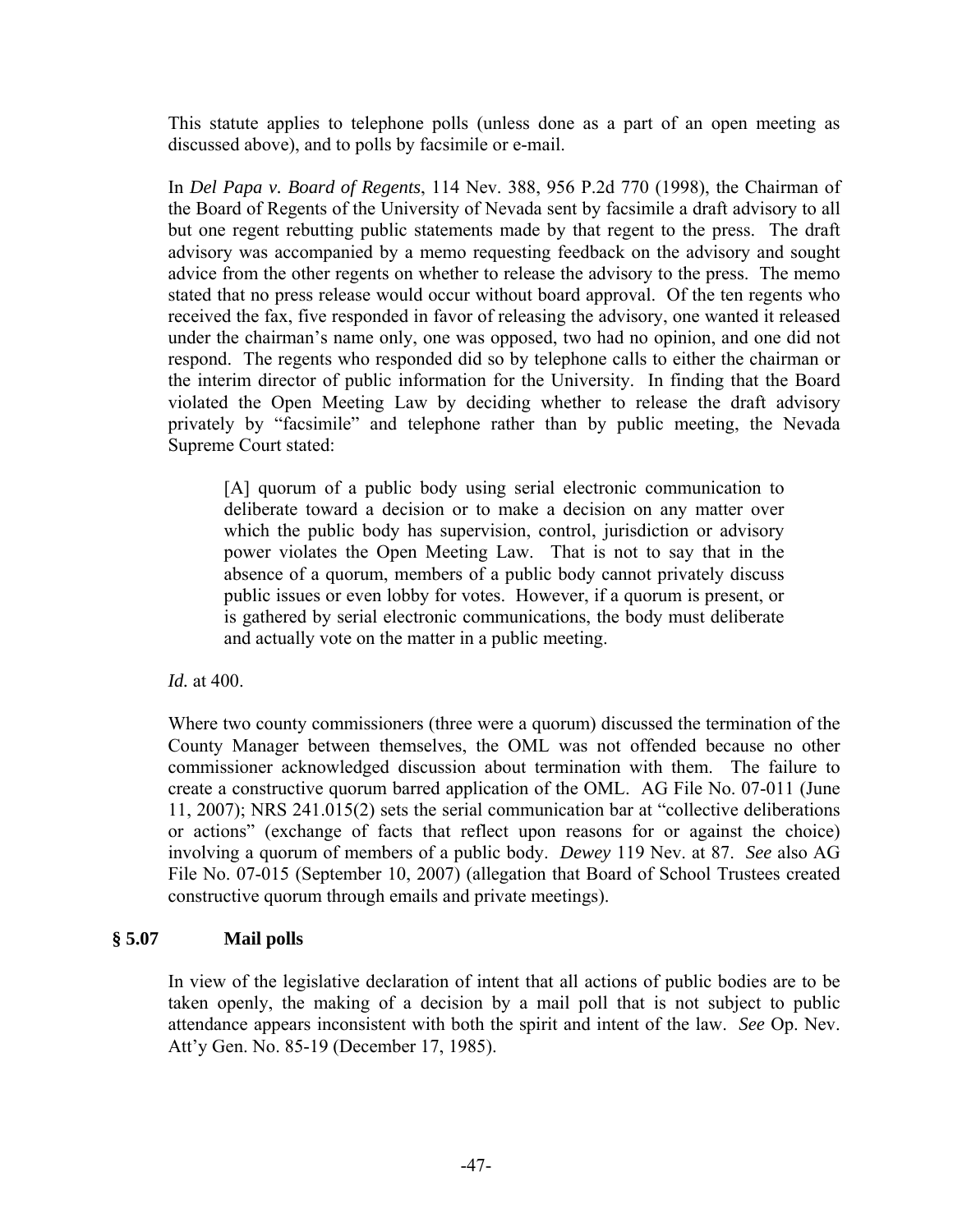This statute applies to telephone polls (unless done as a part of an open meeting as discussed above), and to polls by facsimile or e-mail.

In *Del Papa v. Board of Regents*, 114 Nev. 388, 956 P.2d 770 (1998), the Chairman of the Board of Regents of the University of Nevada sent by facsimile a draft advisory to all but one regent rebutting public statements made by that regent to the press. The draft advisory was accompanied by a memo requesting feedback on the advisory and sought advice from the other regents on whether to release the advisory to the press. The memo stated that no press release would occur without board approval. Of the ten regents who received the fax, five responded in favor of releasing the advisory, one wanted it released under the chairman's name only, one was opposed, two had no opinion, and one did not respond. The regents who responded did so by telephone calls to either the chairman or the interim director of public information for the University. In finding that the Board violated the Open Meeting Law by deciding whether to release the draft advisory privately by "facsimile" and telephone rather than by public meeting, the Nevada Supreme Court stated:

> [A] quorum of a public body using serial electronic communication to deliberate toward a decision or to make a decision on any matter over which the public body has supervision, control, jurisdiction or advisory power violates the Open Meeting Law. That is not to say that in the absence of a quorum, members of a public body cannot privately discuss public issues or even lobby for votes. However, if a quorum is present, or is gathered by serial electronic communications, the body must deliberate and actually vote on the matter in a public meeting.

*Id.* at 400.

Where two county commissioners (three were a quorum) discussed the termination of the County Manager between themselves, the OML was not offended because no other commissioner acknowledged discussion about termination with them. The failure to create a constructive quorum barred application of the OML. AG File No. 07-011 (June 11, 2007); NRS 241.015(2) sets the serial communication bar at "collective deliberations or actions" (exchange of facts that reflect upon reasons for or against the choice) involving a quorum of members of a public body. *Dewey* 119 Nev. at 87. *See* also AG File No. 07-015 (September 10, 2007) (allegation that Board of School Trustees created constructive quorum through emails and private meetings).

## § 5.07 Mail polls

In view of the legislative declaration of intent that all actions of public bodies are to be taken openly, the making of a decision by a mail poll that is not subject to public attendance appears inconsistent with both the spirit and intent of the law. *See* Op. Nev. Att'y Gen. No. 85-19 (December 17, 1985).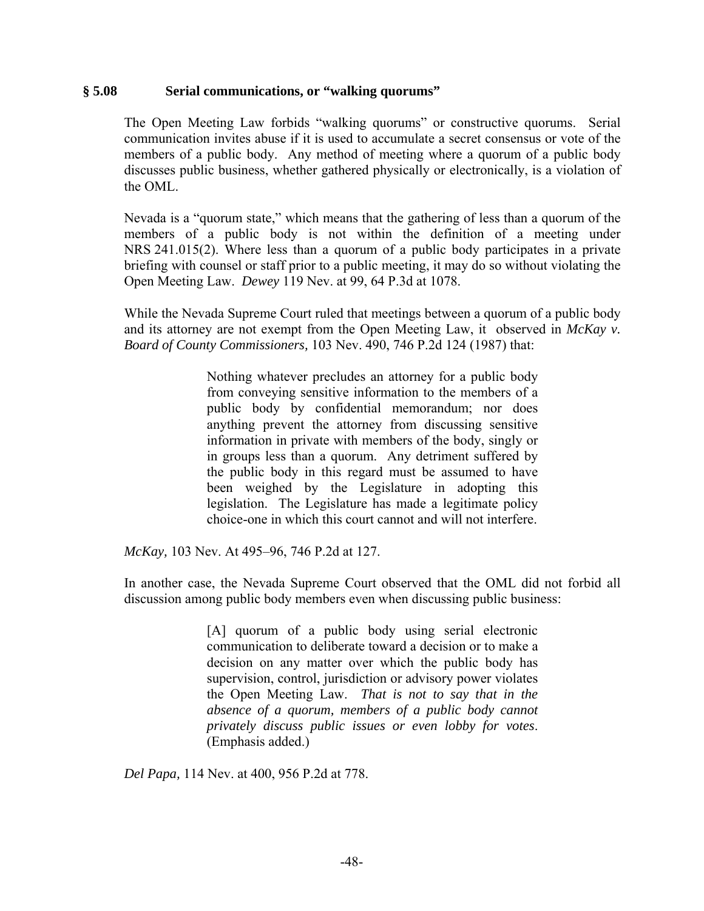## § 5.08 Serial communications, or "walking quorums"

The Open Meeting Law forbids "walking quorums" or constructive quorums. Serial communication invites abuse if it is used to accumulate a secret consensus or vote of the members of a public body. Any method of meeting where a quorum of a public body discusses public business, whether gathered physically or electronically, is a violation of the OML.

Nevada is a "quorum state," which means that the gathering of less than a quorum of the members of a public body is not within the definition of a meeting under NRS 241.015(2). Where less than a quorum of a public body participates in a private briefing with counsel or staff prior to a public meeting, it may do so without violating the Open Meeting Law. *Dewey* 119 Nev. at 99, 64 P.3d at 1078.

While the Nevada Supreme Court ruled that meetings between a quorum of a public body and its attorney are not exempt from the Open Meeting Law, it observed in *McKay v. Board of County Commissioners,* 103 Nev. 490, 746 P.2d 124 (1987) that:

> Nothing whatever precludes an attorney for a public body from conveying sensitive information to the members of a public body by confidential memorandum; nor does anything prevent the attorney from discussing sensitive information in private with members of the body, singly or in groups less than a quorum. Any detriment suffered by the public body in this regard must be assumed to have been weighed by the Legislature in adopting this legislation. The Legislature has made a legitimate policy choice-one in which this court cannot and will not interfere.

*McKay,* 103 Nev. At 495–96, 746 P.2d at 127.

In another case, the Nevada Supreme Court observed that the OML did not forbid all discussion among public body members even when discussing public business:

> [A] quorum of a public body using serial electronic communication to deliberate toward a decision or to make a decision on any matter over which the public body has supervision, control, jurisdiction or advisory power violates the Open Meeting Law. *That is not to say that in the absence of a quorum, members of a public body cannot privately discuss public issues or even lobby for votes*. (Emphasis added.)

*Del Papa,* 114 Nev. at 400, 956 P.2d at 778.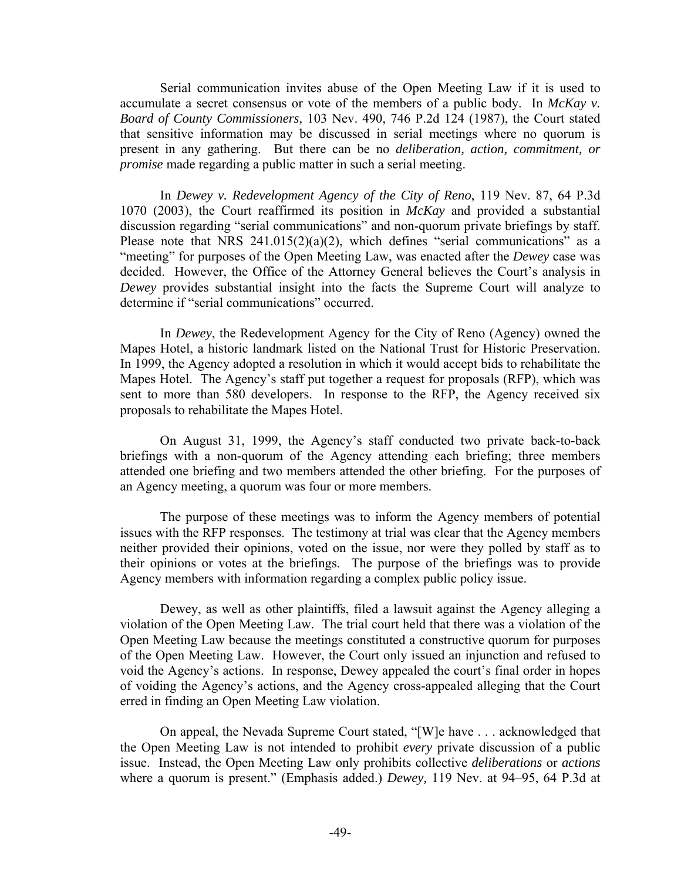Serial communication invites abuse of the Open Meeting Law if it is used to accumulate a secret consensus or vote of the members of a public body. In *McKay v. Board of County Commissioners,* 103 Nev. 490, 746 P.2d 124 (1987), the Court stated that sensitive information may be discussed in serial meetings where no quorum is present in any gathering. But there can be no *deliberation, action, commitment, or promise* made regarding a public matter in such a serial meeting.

In *Dewey v. Redevelopment Agency of the City of Reno*, 119 Nev. 87, 64 P.3d 1070 (2003), the Court reaffirmed its position in *McKay* and provided a substantial discussion regarding "serial communications" and non-quorum private briefings by staff. Please note that NRS 241.015(2)(a)(2), which defines "serial communications" as a "meeting" for purposes of the Open Meeting Law, was enacted after the *Dewey* case was decided. However, the Office of the Attorney General believes the Court's analysis in *Dewey* provides substantial insight into the facts the Supreme Court will analyze to determine if "serial communications" occurred.

In *Dewey*, the Redevelopment Agency for the City of Reno (Agency) owned the Mapes Hotel, a historic landmark listed on the National Trust for Historic Preservation. In 1999, the Agency adopted a resolution in which it would accept bids to rehabilitate the Mapes Hotel. The Agency's staff put together a request for proposals (RFP), which was sent to more than 580 developers. In response to the RFP, the Agency received six proposals to rehabilitate the Mapes Hotel.

On August 31, 1999, the Agency's staff conducted two private back-to-back briefings with a non-quorum of the Agency attending each briefing; three members attended one briefing and two members attended the other briefing. For the purposes of an Agency meeting, a quorum was four or more members.

The purpose of these meetings was to inform the Agency members of potential issues with the RFP responses. The testimony at trial was clear that the Agency members neither provided their opinions, voted on the issue, nor were they polled by staff as to their opinions or votes at the briefings. The purpose of the briefings was to provide Agency members with information regarding a complex public policy issue.

Dewey, as well as other plaintiffs, filed a lawsuit against the Agency alleging a violation of the Open Meeting Law. The trial court held that there was a violation of the Open Meeting Law because the meetings constituted a constructive quorum for purposes of the Open Meeting Law. However, the Court only issued an injunction and refused to void the Agency's actions. In response, Dewey appealed the court's final order in hopes of voiding the Agency's actions, and the Agency cross-appealed alleging that the Court erred in finding an Open Meeting Law violation.

On appeal, the Nevada Supreme Court stated, "[W]e have . . . acknowledged that the Open Meeting Law is not intended to prohibit *every* private discussion of a public issue. Instead, the Open Meeting Law only prohibits collective *deliberations* or *actions* where a quorum is present." (Emphasis added.) *Dewey,* 119 Nev. at 94–95, 64 P.3d at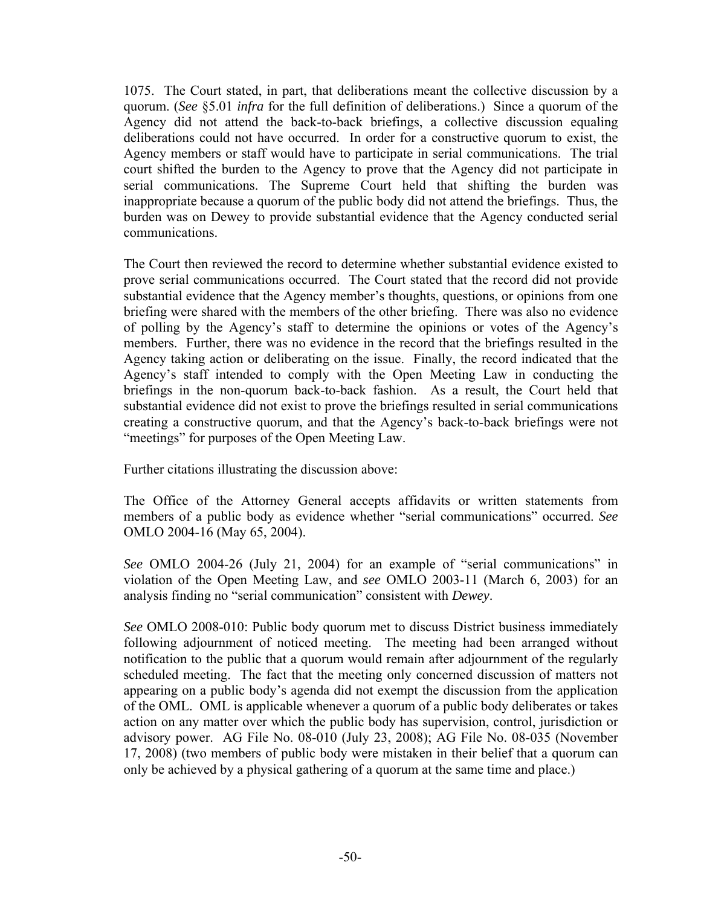1075. The Court stated, in part, that deliberations meant the collective discussion by a quorum. (*See* §5.01 *infra* for the full definition of deliberations.) Since a quorum of the Agency did not attend the back-to-back briefings, a collective discussion equaling deliberations could not have occurred. In order for a constructive quorum to exist, the Agency members or staff would have to participate in serial communications. The trial court shifted the burden to the Agency to prove that the Agency did not participate in serial communications. The Supreme Court held that shifting the burden was inappropriate because a quorum of the public body did not attend the briefings. Thus, the burden was on Dewey to provide substantial evidence that the Agency conducted serial communications.

The Court then reviewed the record to determine whether substantial evidence existed to prove serial communications occurred. The Court stated that the record did not provide substantial evidence that the Agency member's thoughts, questions, or opinions from one briefing were shared with the members of the other briefing. There was also no evidence of polling by the Agency's staff to determine the opinions or votes of the Agency's members. Further, there was no evidence in the record that the briefings resulted in the Agency taking action or deliberating on the issue. Finally, the record indicated that the Agency's staff intended to comply with the Open Meeting Law in conducting the briefings in the non-quorum back-to-back fashion. As a result, the Court held that substantial evidence did not exist to prove the briefings resulted in serial communications creating a constructive quorum, and that the Agency's back-to-back briefings were not "meetings" for purposes of the Open Meeting Law.

Further citations illustrating the discussion above:

The Office of the Attorney General accepts affidavits or written statements from members of a public body as evidence whether "serial communications" occurred. *See* OMLO 2004-16 (May 65, 2004).

*See* OMLO 2004-26 (July 21, 2004) for an example of "serial communications" in violation of the Open Meeting Law, and *see* OMLO 2003-11 (March 6, 2003) for an analysis finding no "serial communication" consistent with *Dewey*.

*See* OMLO 2008-010: Public body quorum met to discuss District business immediately following adjournment of noticed meeting. The meeting had been arranged without notification to the public that a quorum would remain after adjournment of the regularly scheduled meeting. The fact that the meeting only concerned discussion of matters not appearing on a public body's agenda did not exempt the discussion from the application of the OML. OML is applicable whenever a quorum of a public body deliberates or takes action on any matter over which the public body has supervision, control, jurisdiction or advisory power. AG File No. 08-010 (July 23, 2008); AG File No. 08-035 (November 17, 2008) (two members of public body were mistaken in their belief that a quorum can only be achieved by a physical gathering of a quorum at the same time and place.)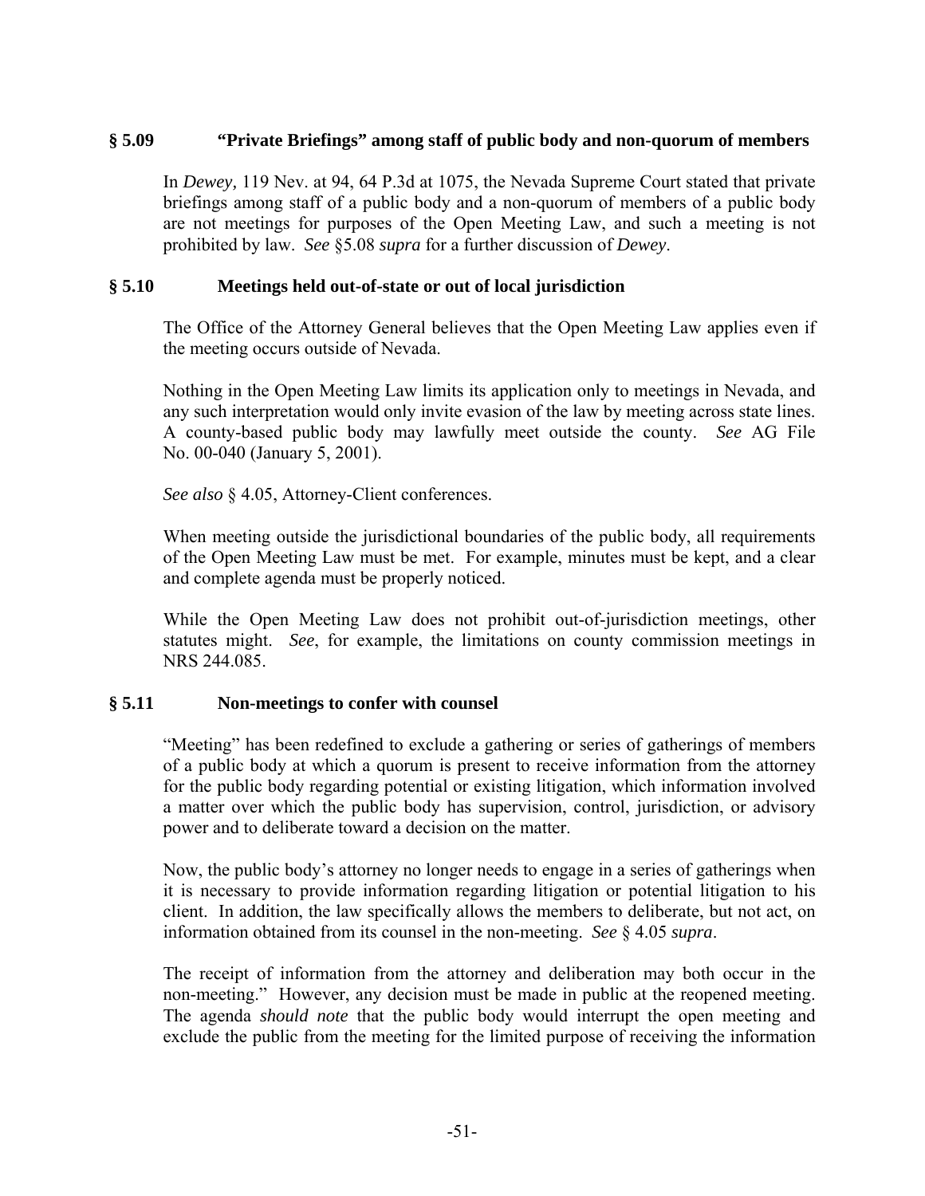### § 5.09 "Private Briefings" among staff of public body and non-quorum of members

In *Dewey,* 119 Nev. at 94, 64 P.3d at 1075, the Nevada Supreme Court stated that private briefings among staff of a public body and a non-quorum of members of a public body are not meetings for purposes of the Open Meeting Law, and such a meeting is not prohibited by law. *See* §5.08 *supra* for a further discussion of *Dewey*.

### § 5.10 Meetings held out-of-state or out of local jurisdiction

The Office of the Attorney General believes that the Open Meeting Law applies even if the meeting occurs outside of Nevada.

Nothing in the Open Meeting Law limits its application only to meetings in Nevada, and any such interpretation would only invite evasion of the law by meeting across state lines. A county-based public body may lawfully meet outside the county. *See* AG File No. 00-040 (January 5, 2001).

*See also* § 4.05, Attorney-Client conferences.

When meeting outside the jurisdictional boundaries of the public body, all requirements of the Open Meeting Law must be met. For example, minutes must be kept, and a clear and complete agenda must be properly noticed.

While the Open Meeting Law does not prohibit out-of-jurisdiction meetings, other statutes might. *See*, for example, the limitations on county commission meetings in NRS 244.085.

### § 5.11 Non-meetings to confer with counsel

"Meeting" has been redefined to exclude a gathering or series of gatherings of members of a public body at which a quorum is present to receive information from the attorney for the public body regarding potential or existing litigation, which information involved a matter over which the public body has supervision, control, jurisdiction, or advisory power and to deliberate toward a decision on the matter.

Now, the public body's attorney no longer needs to engage in a series of gatherings when it is necessary to provide information regarding litigation or potential litigation to his client. In addition, the law specifically allows the members to deliberate, but not act, on information obtained from its counsel in the non-meeting. *See* § 4.05 *supra*.

The receipt of information from the attorney and deliberation may both occur in the non-meeting." However, any decision must be made in public at the reopened meeting. The agenda *should note* that the public body would interrupt the open meeting and exclude the public from the meeting for the limited purpose of receiving the information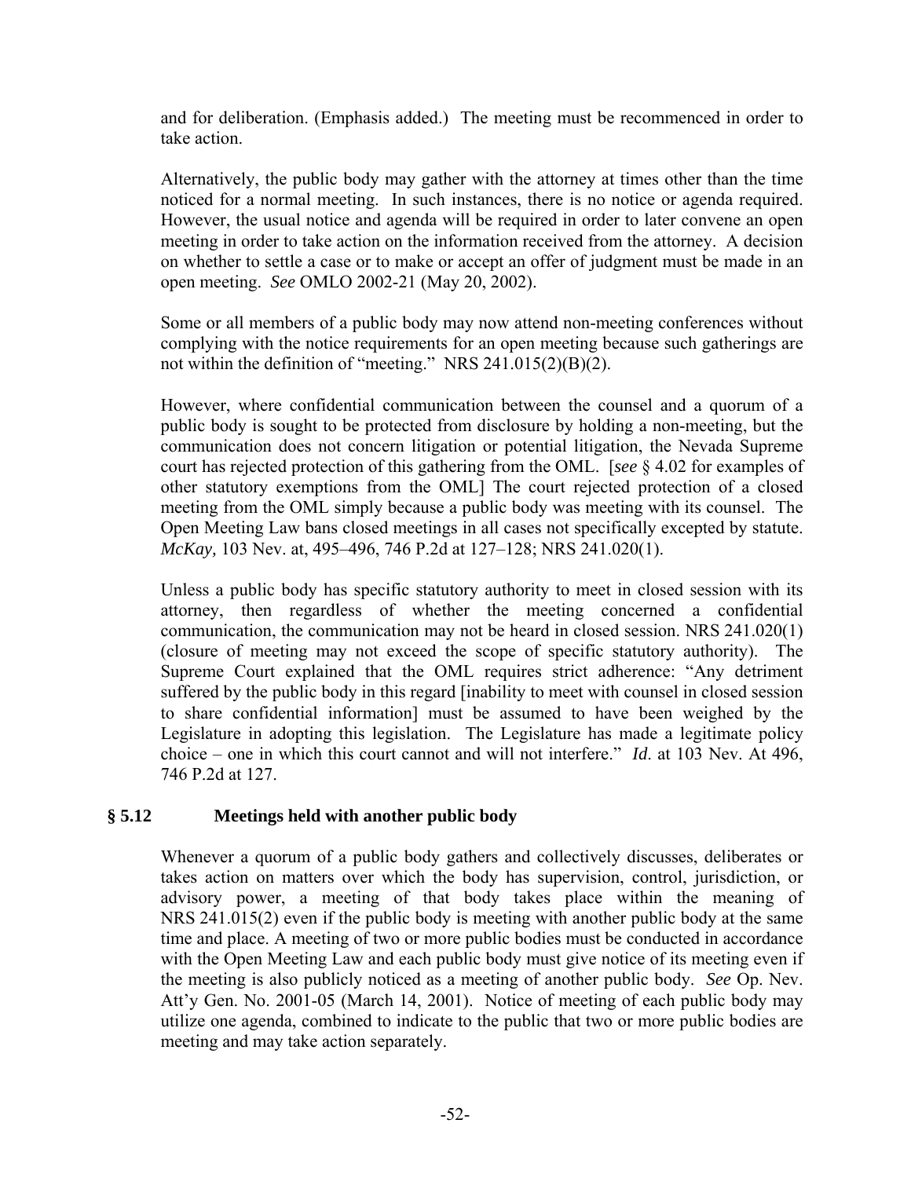and for deliberation. (Emphasis added.) The meeting must be recommenced in order to take action.

Alternatively, the public body may gather with the attorney at times other than the time noticed for a normal meeting. In such instances, there is no notice or agenda required. However, the usual notice and agenda will be required in order to later convene an open meeting in order to take action on the information received from the attorney. A decision on whether to settle a case or to make or accept an offer of judgment must be made in an open meeting. *See* OMLO 2002-21 (May 20, 2002).

Some or all members of a public body may now attend non-meeting conferences without complying with the notice requirements for an open meeting because such gatherings are not within the definition of "meeting." NRS 241.015(2)(B)(2).

However, where confidential communication between the counsel and a quorum of a public body is sought to be protected from disclosure by holding a non-meeting, but the communication does not concern litigation or potential litigation, the Nevada Supreme court has rejected protection of this gathering from the OML. [*see* § 4.02 for examples of other statutory exemptions from the OML] The court rejected protection of a closed meeting from the OML simply because a public body was meeting with its counsel. The Open Meeting Law bans closed meetings in all cases not specifically excepted by statute. *McKay,* 103 Nev. at, 495–496, 746 P.2d at 127–128; NRS 241.020(1).

Unless a public body has specific statutory authority to meet in closed session with its attorney, then regardless of whether the meeting concerned a confidential communication, the communication may not be heard in closed session. NRS 241.020(1) (closure of meeting may not exceed the scope of specific statutory authority). The Supreme Court explained that the OML requires strict adherence: "Any detriment suffered by the public body in this regard [inability to meet with counsel in closed session to share confidential information] must be assumed to have been weighed by the Legislature in adopting this legislation. The Legislature has made a legitimate policy choice – one in which this court cannot and will not interfere." *Id.* at 103 Nev. At 496, 746 P.2d at 127.

## § 5.12 Meetings held with another public body

Whenever a quorum of a public body gathers and collectively discusses, deliberates or takes action on matters over which the body has supervision, control, jurisdiction, or advisory power, a meeting of that body takes place within the meaning of NRS 241.015(2) even if the public body is meeting with another public body at the same time and place. A meeting of two or more public bodies must be conducted in accordance with the Open Meeting Law and each public body must give notice of its meeting even if the meeting is also publicly noticed as a meeting of another public body. *See* Op. Nev. Att'y Gen. No. 2001-05 (March 14, 2001). Notice of meeting of each public body may utilize one agenda, combined to indicate to the public that two or more public bodies are meeting and may take action separately.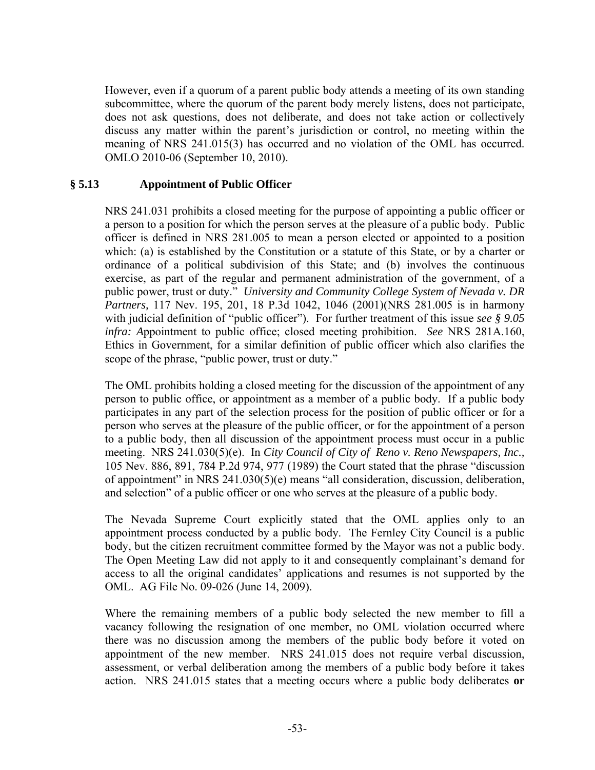However, even if a quorum of a parent public body attends a meeting of its own standing subcommittee, where the quorum of the parent body merely listens, does not participate, does not ask questions, does not deliberate, and does not take action or collectively discuss any matter within the parent's jurisdiction or control, no meeting within the meaning of NRS 241.015(3) has occurred and no violation of the OML has occurred. OMLO 2010-06 (September 10, 2010).

### § 5.13 Appointment of Public Officer

NRS 241.031 prohibits a closed meeting for the purpose of appointing a public officer or a person to a position for which the person serves at the pleasure of a public body. Public officer is defined in NRS 281.005 to mean a person elected or appointed to a position which: (a) is established by the Constitution or a statute of this State, or by a charter or ordinance of a political subdivision of this State; and (b) involves the continuous exercise, as part of the regular and permanent administration of the government, of a public power, trust or duty." *University and Community College System of Nevada v. DR Partners,* 117 Nev. 195, 201, 18 P.3d 1042, 1046 (2001)(NRS 281.005 is in harmony with judicial definition of "public officer"). For further treatment of this issue *see § 9.05 infra: A*ppointment to public office; closed meeting prohibition. *See* NRS 281A.160, Ethics in Government, for a similar definition of public officer which also clarifies the scope of the phrase, "public power, trust or duty."

The OML prohibits holding a closed meeting for the discussion of the appointment of any person to public office, or appointment as a member of a public body. If a public body participates in any part of the selection process for the position of public officer or for a person who serves at the pleasure of the public officer, or for the appointment of a person to a public body, then all discussion of the appointment process must occur in a public meeting. NRS 241.030(5)(e). In *City Council of City of Reno v. Reno Newspapers, Inc.,* 105 Nev. 886, 891, 784 P.2d 974, 977 (1989) the Court stated that the phrase "discussion of appointment" in NRS 241.030(5)(e) means "all consideration, discussion, deliberation, and selection" of a public officer or one who serves at the pleasure of a public body.

The Nevada Supreme Court explicitly stated that the OML applies only to an appointment process conducted by a public body. The Fernley City Council is a public body, but the citizen recruitment committee formed by the Mayor was not a public body. The Open Meeting Law did not apply to it and consequently complainant's demand for access to all the original candidates' applications and resumes is not supported by the OML. AG File No. 09-026 (June 14, 2009).

Where the remaining members of a public body selected the new member to fill a vacancy following the resignation of one member, no OML violation occurred where there was no discussion among the members of the public body before it voted on appointment of the new member. NRS 241.015 does not require verbal discussion, assessment, or verbal deliberation among the members of a public body before it takes action. NRS 241.015 states that a meeting occurs where a public body deliberates **or**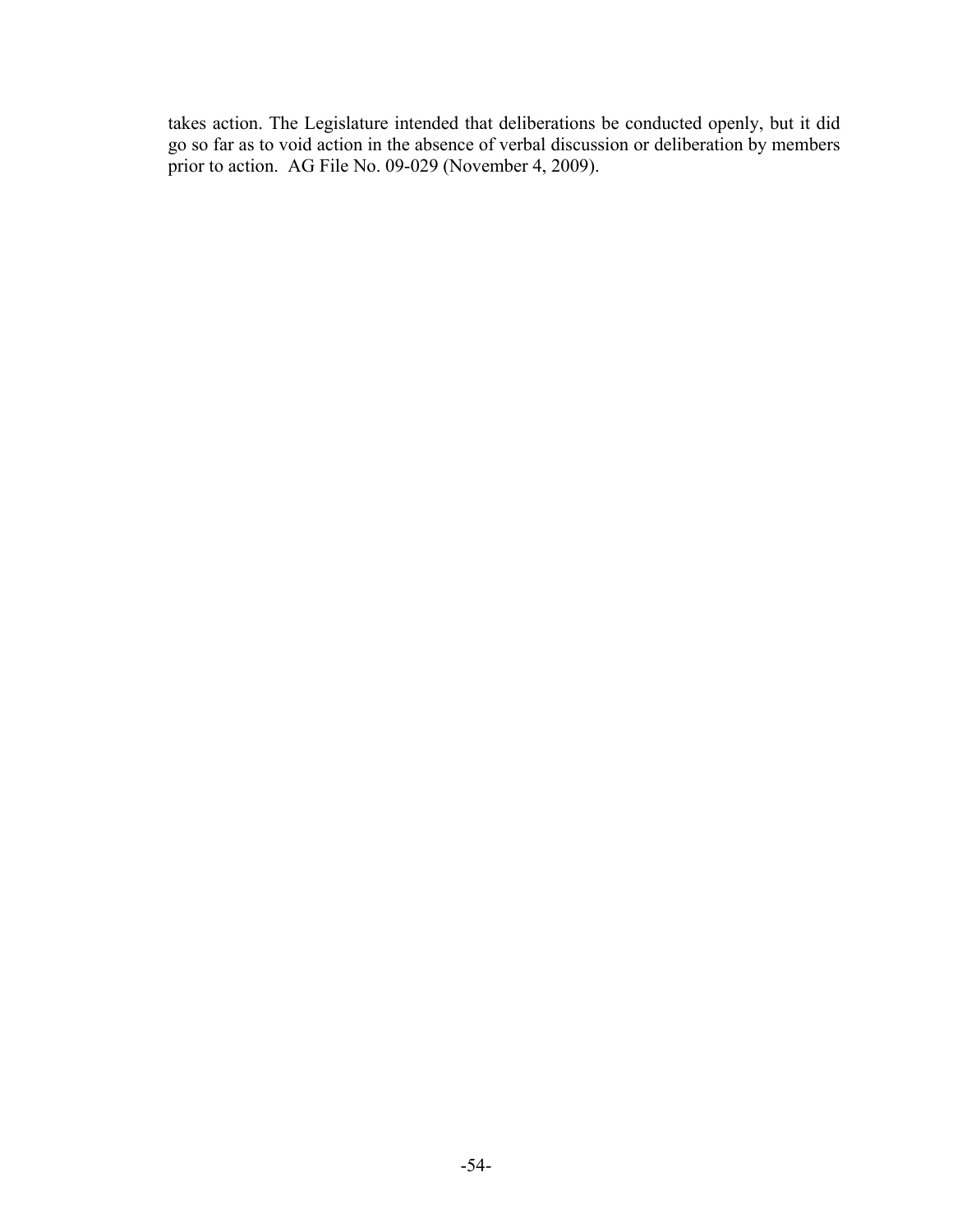takes action. The Legislature intended that deliberations be conducted openly, but it did go so far as to void action in the absence of verbal discussion or deliberation by members prior to action. AG File No. 09-029 (November 4, 2009).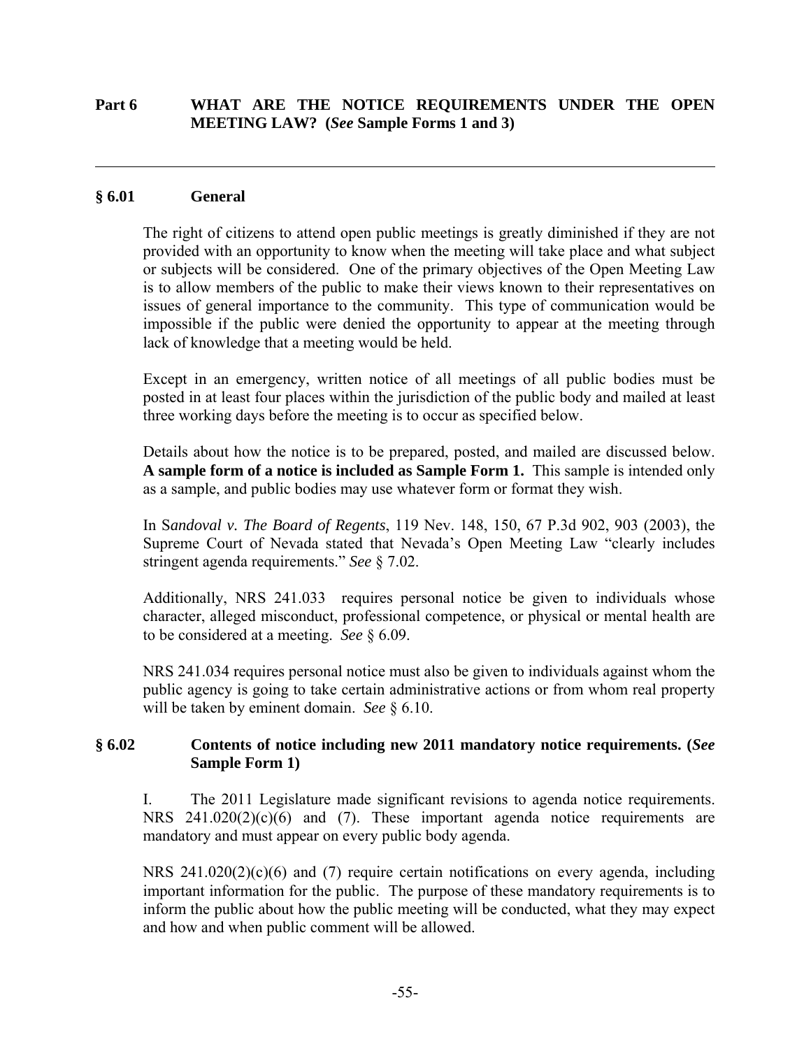## Part 6 WHAT ARE THE NOTICE REQUIREMENTS UNDER THE OPEN MEETING LAW? (*See* Sample Forms 1 and 3)

---

### § 6.01 General

The right of citizens to attend open public meetings is greatly diminished if they are not provided with an opportunity to know when the meeting will take place and what subject or subjects will be considered. One of the primary objectives of the Open Meeting Law is to allow members of the public to make their views known to their representatives on issues of general importance to the community. This type of communication would be impossible if the public were denied the opportunity to appear at the meeting through lack of knowledge that a meeting would be held.

Except in an emergency, written notice of all meetings of all public bodies must be posted in at least four places within the jurisdiction of the public body and mailed at least three working days before the meeting is to occur as specified below.

Details about how the notice is to be prepared, posted, and mailed are discussed below. **A sample form of a notice is included as Sample Form 1.** This sample is intended only as a sample, and public bodies may use whatever form or format they wish.

In S*andoval v. The Board of Regents*, 119 Nev. 148, 150, 67 P.3d 902, 903 (2003), the Supreme Court of Nevada stated that Nevada's Open Meeting Law "clearly includes stringent agenda requirements." *See* § 7.02.

Additionally, NRS 241.033 requires personal notice be given to individuals whose character, alleged misconduct, professional competence, or physical or mental health are to be considered at a meeting. *See* § 6.09.

NRS 241.034 requires personal notice must also be given to individuals against whom the public agency is going to take certain administrative actions or from whom real property will be taken by eminent domain. *See* § 6.10.

### § 6.02 Contents of notice including new 2011 mandatory notice requirements. (*See* Sample Form 1)

I. The 2011 Legislature made significant revisions to agenda notice requirements. NRS 241.020(2)(c)(6) and (7). These important agenda notice requirements are mandatory and must appear on every public body agenda.

NRS 241.020(2)(c)(6) and (7) require certain notifications on every agenda, including important information for the public. The purpose of these mandatory requirements is to inform the public about how the public meeting will be conducted, what they may expect and how and when public comment will be allowed.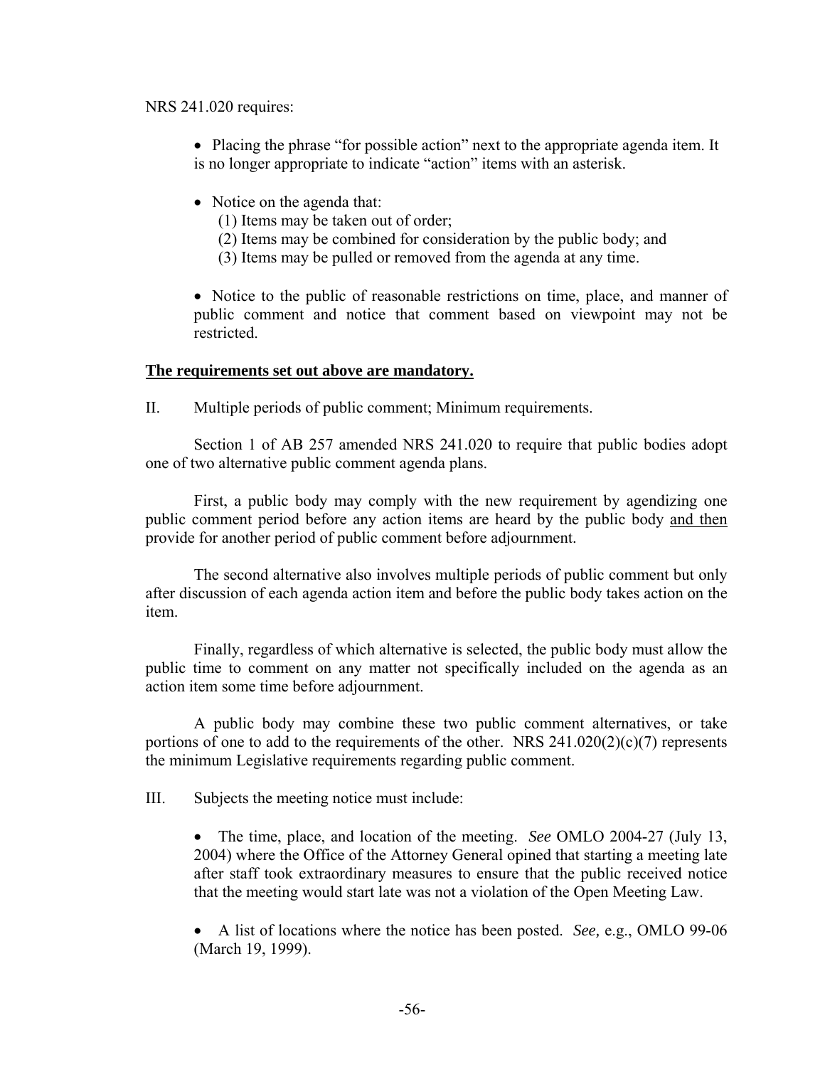NRS 241.020 requires:

- Placing the phrase "for possible action" next to the appropriate agenda item. It is no longer appropriate to indicate "action" items with an asterisk.

- Notice on the agenda that:
  (1) Items may be taken out of order;
  (2) Items may be combined for consideration by the public body; and
  (3) Items may be pulled or removed from the agenda at any time.

- Notice to the public of reasonable restrictions on time, place, and manner of public comment and notice that comment based on viewpoint may not be restricted.

**<u>The requirements set out above are mandatory.</u>**

II. Multiple periods of public comment; Minimum requirements.

Section 1 of AB 257 amended NRS 241.020 to require that public bodies adopt one of two alternative public comment agenda plans.

First, a public body may comply with the new requirement by agendizing one public comment period before any action items are heard by the public body <u>and then</u> provide for another period of public comment before adjournment.

The second alternative also involves multiple periods of public comment but only after discussion of each agenda action item and before the public body takes action on the item.

Finally, regardless of which alternative is selected, the public body must allow the public time to comment on any matter not specifically included on the agenda as an action item some time before adjournment.

A public body may combine these two public comment alternatives, or take portions of one to add to the requirements of the other. NRS 241.020(2)(c)(7) represents the minimum Legislative requirements regarding public comment.

III. Subjects the meeting notice must include:

- The time, place, and location of the meeting. *See* OMLO 2004-27 (July 13, 2004) where the Office of the Attorney General opined that starting a meeting late after staff took extraordinary measures to ensure that the public received notice that the meeting would start late was not a violation of the Open Meeting Law.

- A list of locations where the notice has been posted. *See,* e.g., OMLO 99-06 (March 19, 1999).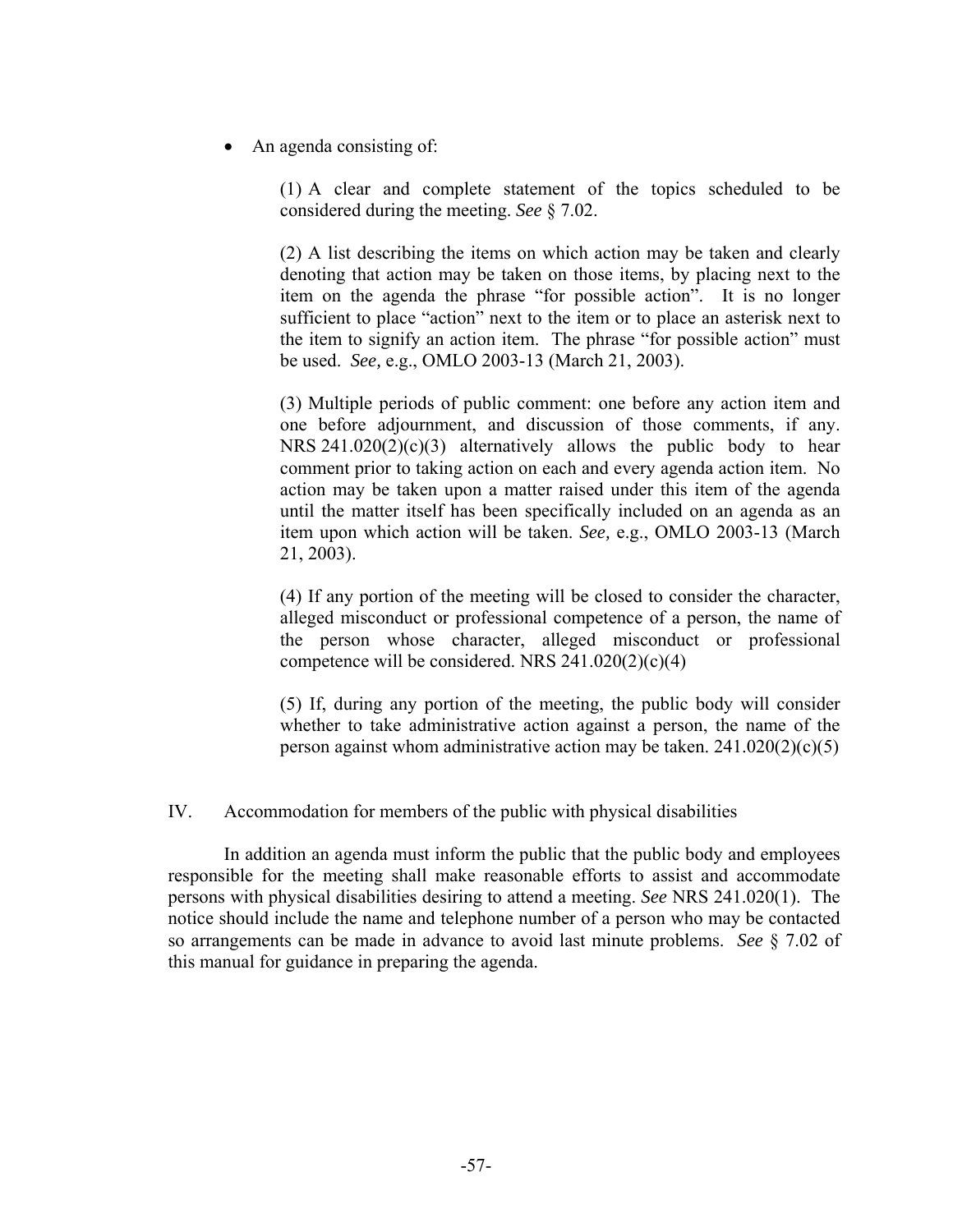- An agenda consisting of:

  (1) A clear and complete statement of the topics scheduled to be considered during the meeting. *See* § 7.02.

  (2) A list describing the items on which action may be taken and clearly denoting that action may be taken on those items, by placing next to the item on the agenda the phrase "for possible action". It is no longer sufficient to place "action" next to the item or to place an asterisk next to the item to signify an action item. The phrase "for possible action" must be used. *See,* e.g., OMLO 2003-13 (March 21, 2003).

  (3) Multiple periods of public comment: one before any action item and one before adjournment, and discussion of those comments, if any. NRS 241.020(2)(c)(3) alternatively allows the public body to hear comment prior to taking action on each and every agenda action item. No action may be taken upon a matter raised under this item of the agenda until the matter itself has been specifically included on an agenda as an item upon which action will be taken. *See,* e.g., OMLO 2003-13 (March 21, 2003).

  (4) If any portion of the meeting will be closed to consider the character, alleged misconduct or professional competence of a person, the name of the person whose character, alleged misconduct or professional competence will be considered. NRS 241.020(2)(c)(4)

  (5) If, during any portion of the meeting, the public body will consider whether to take administrative action against a person, the name of the person against whom administrative action may be taken. 241.020(2)(c)(5)

## IV. Accommodation for members of the public with physical disabilities

In addition an agenda must inform the public that the public body and employees responsible for the meeting shall make reasonable efforts to assist and accommodate persons with physical disabilities desiring to attend a meeting. *See* NRS 241.020(1). The notice should include the name and telephone number of a person who may be contacted so arrangements can be made in advance to avoid last minute problems. *See* § 7.02 of this manual for guidance in preparing the agenda.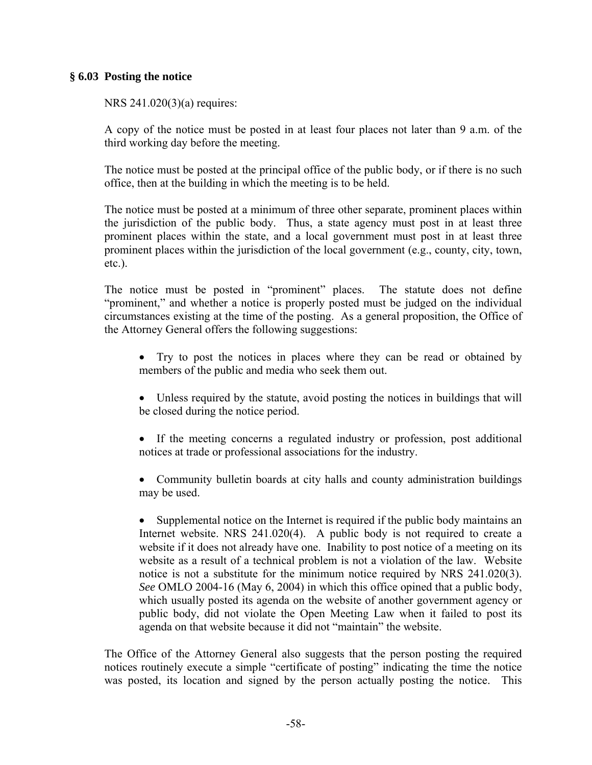## § 6.03 Posting the notice

NRS 241.020(3)(a) requires:

A copy of the notice must be posted in at least four places not later than 9 a.m. of the third working day before the meeting.

The notice must be posted at the principal office of the public body, or if there is no such office, then at the building in which the meeting is to be held.

The notice must be posted at a minimum of three other separate, prominent places within the jurisdiction of the public body. Thus, a state agency must post in at least three prominent places within the state, and a local government must post in at least three prominent places within the jurisdiction of the local government (e.g., county, city, town, etc.).

The notice must be posted in "prominent" places. The statute does not define "prominent," and whether a notice is properly posted must be judged on the individual circumstances existing at the time of the posting. As a general proposition, the Office of the Attorney General offers the following suggestions:

- Try to post the notices in places where they can be read or obtained by members of the public and media who seek them out.

- Unless required by the statute, avoid posting the notices in buildings that will be closed during the notice period.

- If the meeting concerns a regulated industry or profession, post additional notices at trade or professional associations for the industry.

- Community bulletin boards at city halls and county administration buildings may be used.

- Supplemental notice on the Internet is required if the public body maintains an Internet website. NRS 241.020(4). A public body is not required to create a website if it does not already have one. Inability to post notice of a meeting on its website as a result of a technical problem is not a violation of the law. Website notice is not a substitute for the minimum notice required by NRS 241.020(3). *See* OMLO 2004-16 (May 6, 2004) in which this office opined that a public body, which usually posted its agenda on the website of another government agency or public body, did not violate the Open Meeting Law when it failed to post its agenda on that website because it did not "maintain" the website.

The Office of the Attorney General also suggests that the person posting the required notices routinely execute a simple "certificate of posting" indicating the time the notice was posted, its location and signed by the person actually posting the notice. This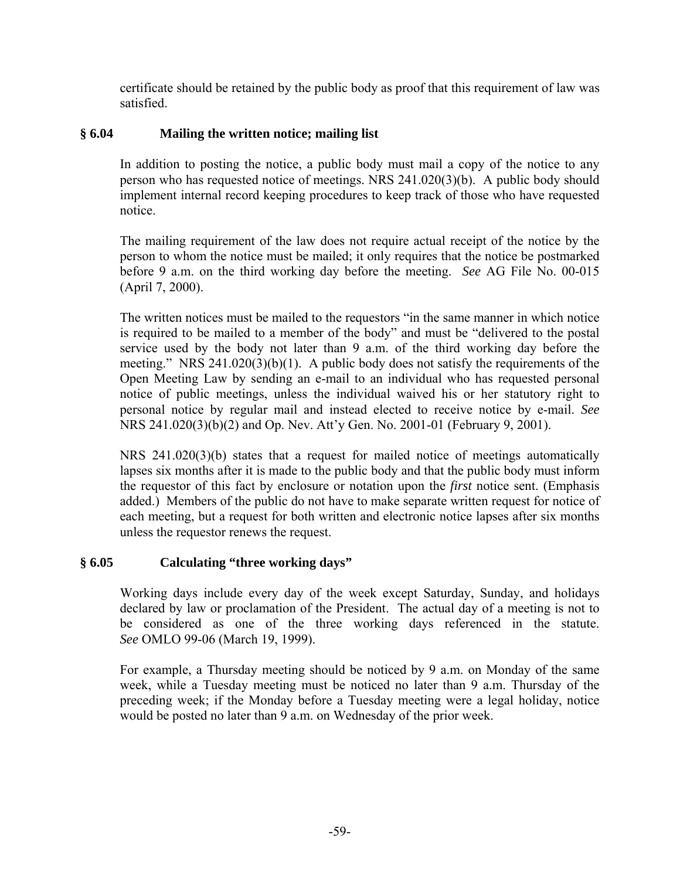certificate should be retained by the public body as proof that this requirement of law was satisfied.

### § 6.04 Mailing the written notice; mailing list

In addition to posting the notice, a public body must mail a copy of the notice to any person who has requested notice of meetings. NRS 241.020(3)(b). A public body should implement internal record keeping procedures to keep track of those who have requested notice.

The mailing requirement of the law does not require actual receipt of the notice by the person to whom the notice must be mailed; it only requires that the notice be postmarked before 9 a.m. on the third working day before the meeting. *See* AG File No. 00-015 (April 7, 2000).

The written notices must be mailed to the requestors "in the same manner in which notice is required to be mailed to a member of the body" and must be "delivered to the postal service used by the body not later than 9 a.m. of the third working day before the meeting." NRS 241.020(3)(b)(1). A public body does not satisfy the requirements of the Open Meeting Law by sending an e-mail to an individual who has requested personal notice of public meetings, unless the individual waived his or her statutory right to personal notice by regular mail and instead elected to receive notice by e-mail. *See* NRS 241.020(3)(b)(2) and Op. Nev. Att'y Gen. No. 2001-01 (February 9, 2001).

NRS 241.020(3)(b) states that a request for mailed notice of meetings automatically lapses six months after it is made to the public body and that the public body must inform the requestor of this fact by enclosure or notation upon the *first* notice sent. (Emphasis added.) Members of the public do not have to make separate written request for notice of each meeting, but a request for both written and electronic notice lapses after six months unless the requestor renews the request.

### § 6.05 Calculating "three working days"

Working days include every day of the week except Saturday, Sunday, and holidays declared by law or proclamation of the President. The actual day of a meeting is not to be considered as one of the three working days referenced in the statute. *See* OMLO 99-06 (March 19, 1999).

For example, a Thursday meeting should be noticed by 9 a.m. on Monday of the same week, while a Tuesday meeting must be noticed no later than 9 a.m. Thursday of the preceding week; if the Monday before a Tuesday meeting were a legal holiday, notice would be posted no later than 9 a.m. on Wednesday of the prior week.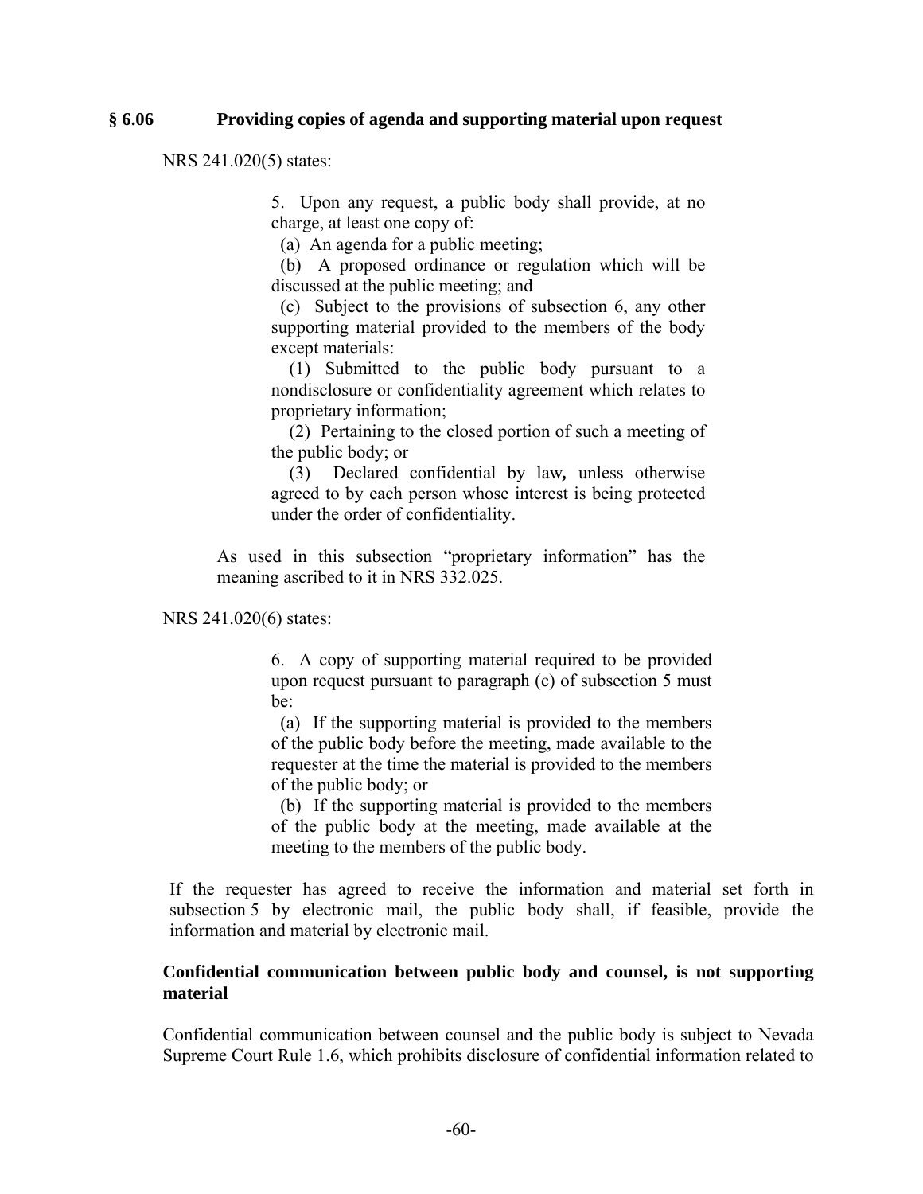### § 6.06 Providing copies of agenda and supporting material upon request

NRS 241.020(5) states:

> 5. Upon any request, a public body shall provide, at no charge, at least one copy of:
>
> (a) An agenda for a public meeting;
>
> (b) A proposed ordinance or regulation which will be discussed at the public meeting; and
>
> (c) Subject to the provisions of subsection 6, any other supporting material provided to the members of the body except materials:
>
> (1) Submitted to the public body pursuant to a nondisclosure or confidentiality agreement which relates to proprietary information;
>
> (2) Pertaining to the closed portion of such a meeting of the public body; or
>
> (3) Declared confidential by law**,** unless otherwise agreed to by each person whose interest is being protected under the order of confidentiality.
>
> As used in this subsection "proprietary information" has the meaning ascribed to it in NRS 332.025.

NRS 241.020(6) states:

> 6. A copy of supporting material required to be provided upon request pursuant to paragraph (c) of subsection 5 must be:
>
> (a) If the supporting material is provided to the members of the public body before the meeting, made available to the requester at the time the material is provided to the members of the public body; or
>
> (b) If the supporting material is provided to the members of the public body at the meeting, made available at the meeting to the members of the public body.

If the requester has agreed to receive the information and material set forth in subsection 5 by electronic mail, the public body shall, if feasible, provide the information and material by electronic mail.

**Confidential communication between public body and counsel, is not supporting material**

Confidential communication between counsel and the public body is subject to Nevada Supreme Court Rule 1.6, which prohibits disclosure of confidential information related to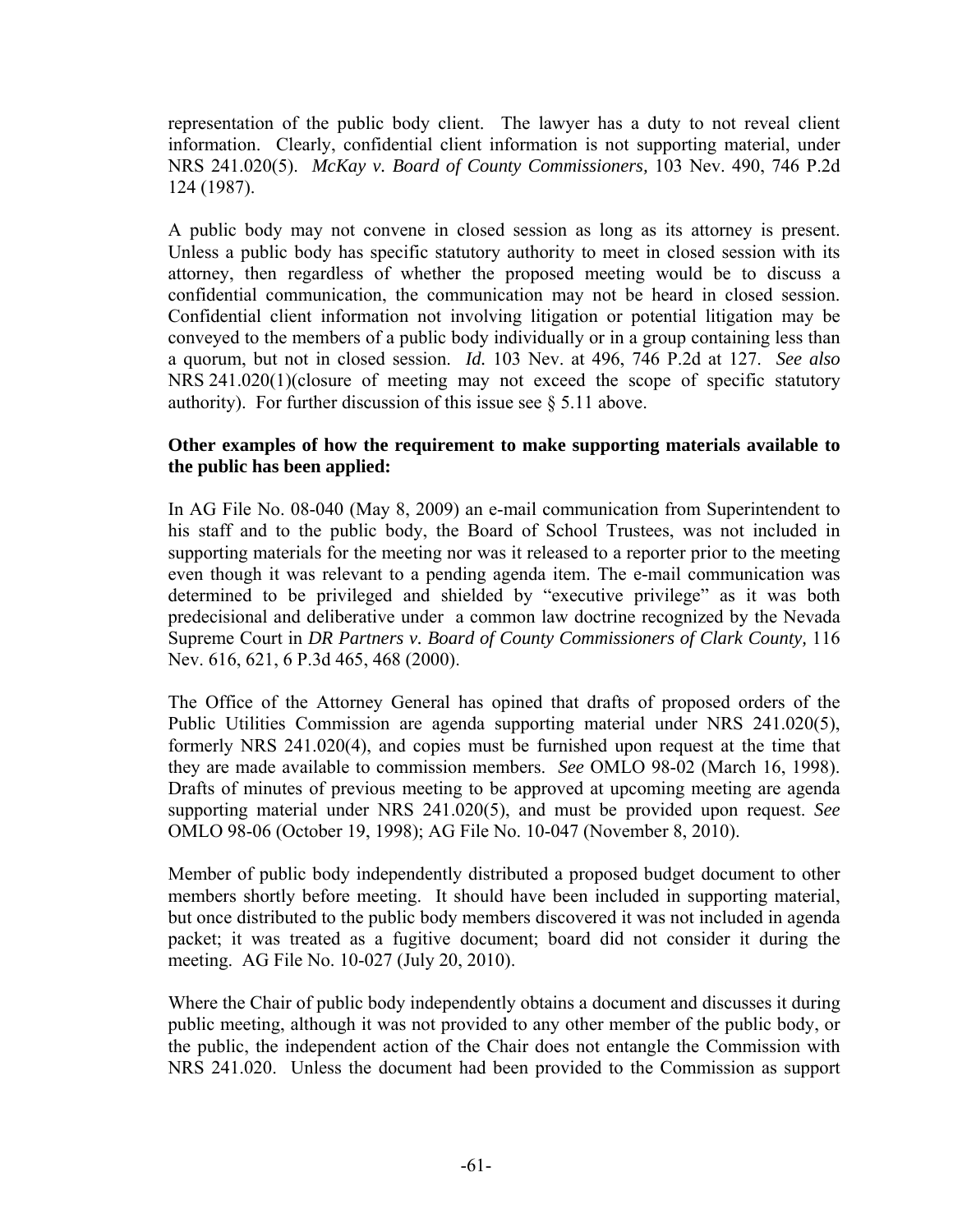representation of the public body client. The lawyer has a duty to not reveal client information. Clearly, confidential client information is not supporting material, under NRS 241.020(5). *McKay v. Board of County Commissioners,* 103 Nev. 490, 746 P.2d 124 (1987).

A public body may not convene in closed session as long as its attorney is present. Unless a public body has specific statutory authority to meet in closed session with its attorney, then regardless of whether the proposed meeting would be to discuss a confidential communication, the communication may not be heard in closed session. Confidential client information not involving litigation or potential litigation may be conveyed to the members of a public body individually or in a group containing less than a quorum, but not in closed session. *Id.* 103 Nev. at 496, 746 P.2d at 127. *See also* NRS 241.020(1)(closure of meeting may not exceed the scope of specific statutory authority). For further discussion of this issue see § 5.11 above.

**Other examples of how the requirement to make supporting materials available to the public has been applied:**

In AG File No. 08-040 (May 8, 2009) an e-mail communication from Superintendent to his staff and to the public body, the Board of School Trustees, was not included in supporting materials for the meeting nor was it released to a reporter prior to the meeting even though it was relevant to a pending agenda item. The e-mail communication was determined to be privileged and shielded by "executive privilege" as it was both predecisional and deliberative under a common law doctrine recognized by the Nevada Supreme Court in *DR Partners v. Board of County Commissioners of Clark County,* 116 Nev. 616, 621, 6 P.3d 465, 468 (2000).

The Office of the Attorney General has opined that drafts of proposed orders of the Public Utilities Commission are agenda supporting material under NRS 241.020(5), formerly NRS 241.020(4), and copies must be furnished upon request at the time that they are made available to commission members. *See* OMLO 98-02 (March 16, 1998). Drafts of minutes of previous meeting to be approved at upcoming meeting are agenda supporting material under NRS 241.020(5), and must be provided upon request. *See* OMLO 98-06 (October 19, 1998); AG File No. 10-047 (November 8, 2010).

Member of public body independently distributed a proposed budget document to other members shortly before meeting. It should have been included in supporting material, but once distributed to the public body members discovered it was not included in agenda packet; it was treated as a fugitive document; board did not consider it during the meeting. AG File No. 10-027 (July 20, 2010).

Where the Chair of public body independently obtains a document and discusses it during public meeting, although it was not provided to any other member of the public body, or the public, the independent action of the Chair does not entangle the Commission with NRS 241.020. Unless the document had been provided to the Commission as support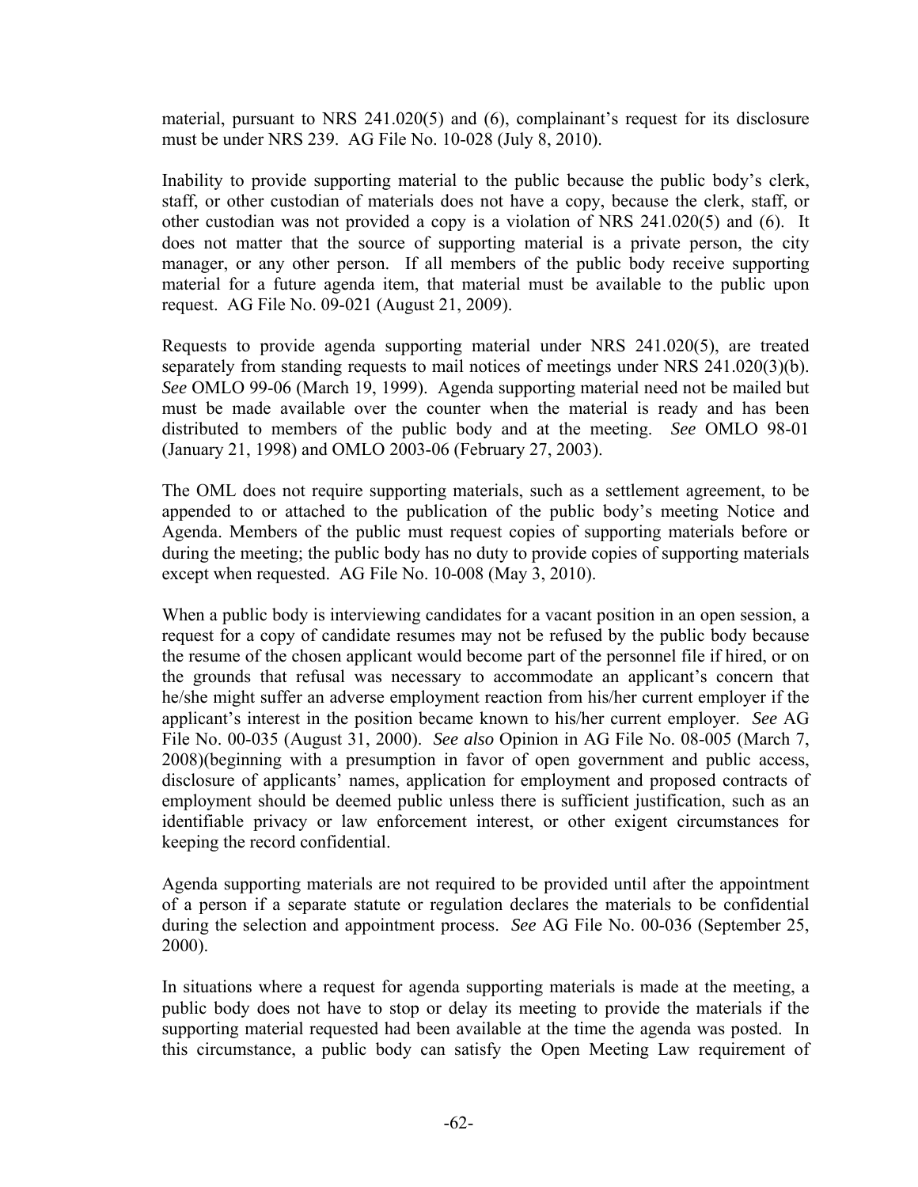material, pursuant to NRS 241.020(5) and (6), complainant's request for its disclosure must be under NRS 239. AG File No. 10-028 (July 8, 2010).

Inability to provide supporting material to the public because the public body's clerk, staff, or other custodian of materials does not have a copy, because the clerk, staff, or other custodian was not provided a copy is a violation of NRS 241.020(5) and (6). It does not matter that the source of supporting material is a private person, the city manager, or any other person. If all members of the public body receive supporting material for a future agenda item, that material must be available to the public upon request. AG File No. 09-021 (August 21, 2009).

Requests to provide agenda supporting material under NRS 241.020(5), are treated separately from standing requests to mail notices of meetings under NRS 241.020(3)(b). *See* OMLO 99-06 (March 19, 1999). Agenda supporting material need not be mailed but must be made available over the counter when the material is ready and has been distributed to members of the public body and at the meeting. *See* OMLO 98-01 (January 21, 1998) and OMLO 2003-06 (February 27, 2003).

The OML does not require supporting materials, such as a settlement agreement, to be appended to or attached to the publication of the public body's meeting Notice and Agenda. Members of the public must request copies of supporting materials before or during the meeting; the public body has no duty to provide copies of supporting materials except when requested. AG File No. 10-008 (May 3, 2010).

When a public body is interviewing candidates for a vacant position in an open session, a request for a copy of candidate resumes may not be refused by the public body because the resume of the chosen applicant would become part of the personnel file if hired, or on the grounds that refusal was necessary to accommodate an applicant's concern that he/she might suffer an adverse employment reaction from his/her current employer if the applicant's interest in the position became known to his/her current employer. *See* AG File No. 00-035 (August 31, 2000). *See also* Opinion in AG File No. 08-005 (March 7, 2008)(beginning with a presumption in favor of open government and public access, disclosure of applicants' names, application for employment and proposed contracts of employment should be deemed public unless there is sufficient justification, such as an identifiable privacy or law enforcement interest, or other exigent circumstances for keeping the record confidential.

Agenda supporting materials are not required to be provided until after the appointment of a person if a separate statute or regulation declares the materials to be confidential during the selection and appointment process. *See* AG File No. 00-036 (September 25, 2000).

In situations where a request for agenda supporting materials is made at the meeting, a public body does not have to stop or delay its meeting to provide the materials if the supporting material requested had been available at the time the agenda was posted. In this circumstance, a public body can satisfy the Open Meeting Law requirement of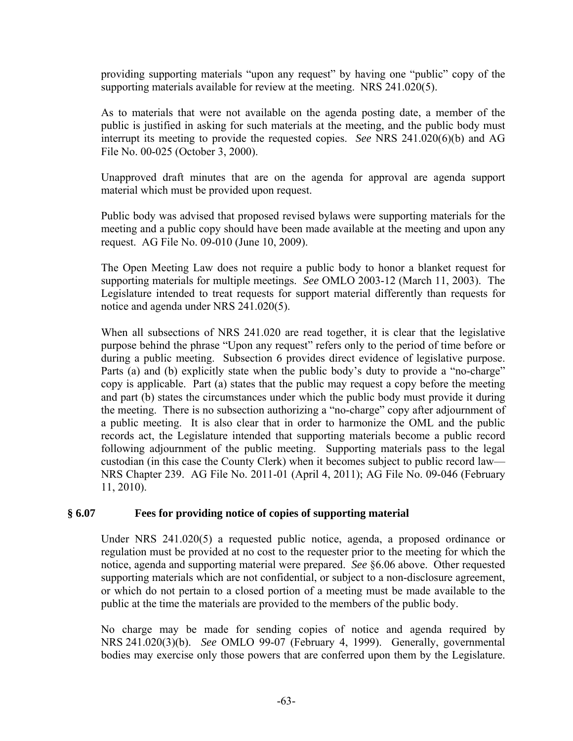providing supporting materials "upon any request" by having one "public" copy of the supporting materials available for review at the meeting. NRS 241.020(5).

As to materials that were not available on the agenda posting date, a member of the public is justified in asking for such materials at the meeting, and the public body must interrupt its meeting to provide the requested copies. *See* NRS 241.020(6)(b) and AG File No. 00-025 (October 3, 2000).

Unapproved draft minutes that are on the agenda for approval are agenda support material which must be provided upon request.

Public body was advised that proposed revised bylaws were supporting materials for the meeting and a public copy should have been made available at the meeting and upon any request. AG File No. 09-010 (June 10, 2009).

The Open Meeting Law does not require a public body to honor a blanket request for supporting materials for multiple meetings. *See* OMLO 2003-12 (March 11, 2003). The Legislature intended to treat requests for support material differently than requests for notice and agenda under NRS 241.020(5).

When all subsections of NRS 241.020 are read together, it is clear that the legislative purpose behind the phrase "Upon any request" refers only to the period of time before or during a public meeting. Subsection 6 provides direct evidence of legislative purpose. Parts (a) and (b) explicitly state when the public body's duty to provide a "no-charge" copy is applicable. Part (a) states that the public may request a copy before the meeting and part (b) states the circumstances under which the public body must provide it during the meeting. There is no subsection authorizing a "no-charge" copy after adjournment of a public meeting. It is also clear that in order to harmonize the OML and the public records act, the Legislature intended that supporting materials become a public record following adjournment of the public meeting. Supporting materials pass to the legal custodian (in this case the County Clerk) when it becomes subject to public record law—NRS Chapter 239. AG File No. 2011-01 (April 4, 2011); AG File No. 09-046 (February 11, 2010).

### § 6.07 Fees for providing notice of copies of supporting material

Under NRS 241.020(5) a requested public notice, agenda, a proposed ordinance or regulation must be provided at no cost to the requester prior to the meeting for which the notice, agenda and supporting material were prepared. *See* §6.06 above. Other requested supporting materials which are not confidential, or subject to a non-disclosure agreement, or which do not pertain to a closed portion of a meeting must be made available to the public at the time the materials are provided to the members of the public body.

No charge may be made for sending copies of notice and agenda required by NRS 241.020(3)(b). *See* OMLO 99-07 (February 4, 1999). Generally, governmental bodies may exercise only those powers that are conferred upon them by the Legislature.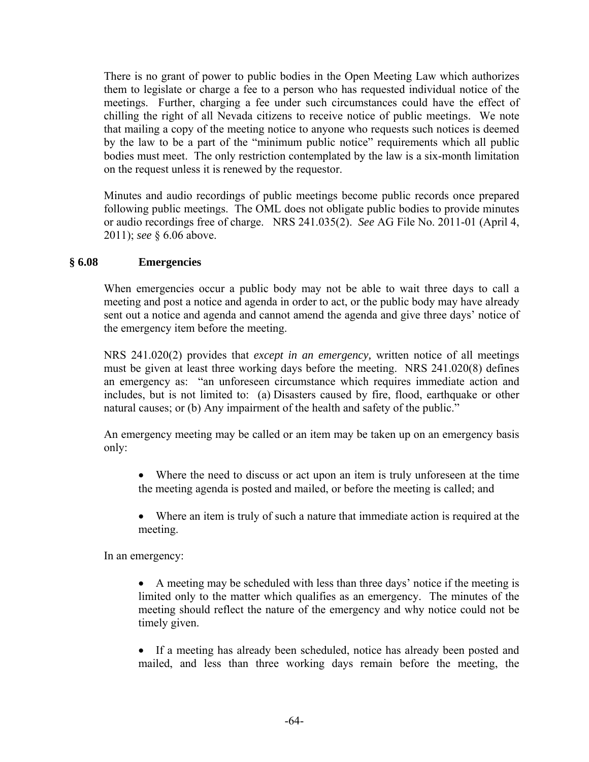There is no grant of power to public bodies in the Open Meeting Law which authorizes them to legislate or charge a fee to a person who has requested individual notice of the meetings. Further, charging a fee under such circumstances could have the effect of chilling the right of all Nevada citizens to receive notice of public meetings. We note that mailing a copy of the meeting notice to anyone who requests such notices is deemed by the law to be a part of the "minimum public notice" requirements which all public bodies must meet. The only restriction contemplated by the law is a six-month limitation on the request unless it is renewed by the requestor.

Minutes and audio recordings of public meetings become public records once prepared following public meetings. The OML does not obligate public bodies to provide minutes or audio recordings free of charge. NRS 241.035(2). *See* AG File No. 2011-01 (April 4, 2011); *see* § 6.06 above.

## § 6.08 Emergencies

When emergencies occur a public body may not be able to wait three days to call a meeting and post a notice and agenda in order to act, or the public body may have already sent out a notice and agenda and cannot amend the agenda and give three days' notice of the emergency item before the meeting.

NRS 241.020(2) provides that *except in an emergency,* written notice of all meetings must be given at least three working days before the meeting. NRS 241.020(8) defines an emergency as: "an unforeseen circumstance which requires immediate action and includes, but is not limited to: (a) Disasters caused by fire, flood, earthquake or other natural causes; or (b) Any impairment of the health and safety of the public."

An emergency meeting may be called or an item may be taken up on an emergency basis only:

- Where the need to discuss or act upon an item is truly unforeseen at the time the meeting agenda is posted and mailed, or before the meeting is called; and

- Where an item is truly of such a nature that immediate action is required at the meeting.

In an emergency:

- A meeting may be scheduled with less than three days' notice if the meeting is limited only to the matter which qualifies as an emergency. The minutes of the meeting should reflect the nature of the emergency and why notice could not be timely given.

- If a meeting has already been scheduled, notice has already been posted and mailed, and less than three working days remain before the meeting, the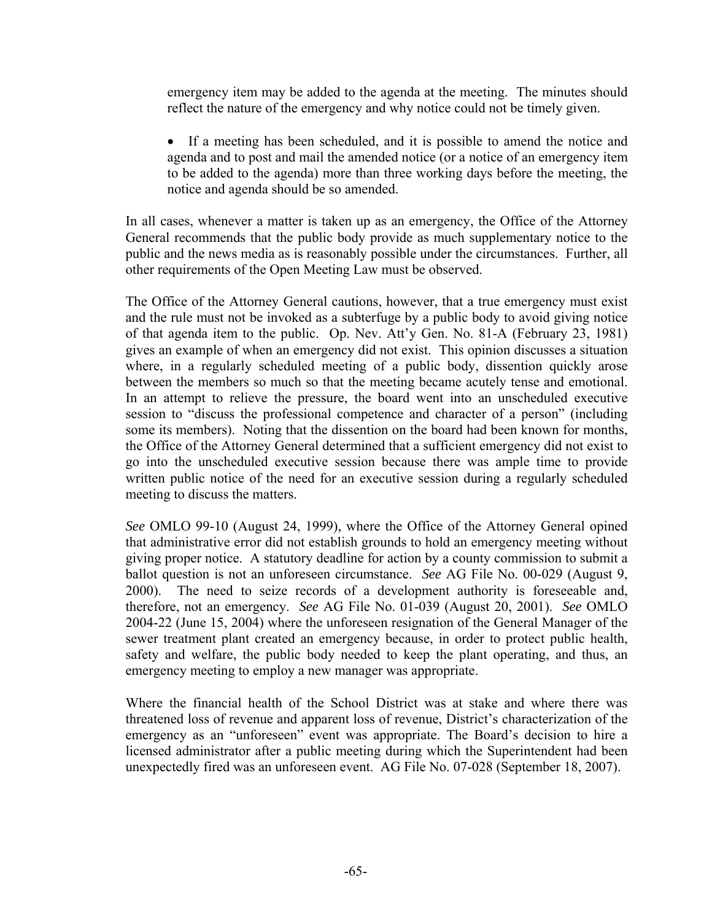emergency item may be added to the agenda at the meeting. The minutes should reflect the nature of the emergency and why notice could not be timely given.

- If a meeting has been scheduled, and it is possible to amend the notice and agenda and to post and mail the amended notice (or a notice of an emergency item to be added to the agenda) more than three working days before the meeting, the notice and agenda should be so amended.

In all cases, whenever a matter is taken up as an emergency, the Office of the Attorney General recommends that the public body provide as much supplementary notice to the public and the news media as is reasonably possible under the circumstances. Further, all other requirements of the Open Meeting Law must be observed.

The Office of the Attorney General cautions, however, that a true emergency must exist and the rule must not be invoked as a subterfuge by a public body to avoid giving notice of that agenda item to the public. Op. Nev. Att'y Gen. No. 81-A (February 23, 1981) gives an example of when an emergency did not exist. This opinion discusses a situation where, in a regularly scheduled meeting of a public body, dissention quickly arose between the members so much so that the meeting became acutely tense and emotional. In an attempt to relieve the pressure, the board went into an unscheduled executive session to "discuss the professional competence and character of a person" (including some its members). Noting that the dissention on the board had been known for months, the Office of the Attorney General determined that a sufficient emergency did not exist to go into the unscheduled executive session because there was ample time to provide written public notice of the need for an executive session during a regularly scheduled meeting to discuss the matters.

*See* OMLO 99-10 (August 24, 1999), where the Office of the Attorney General opined that administrative error did not establish grounds to hold an emergency meeting without giving proper notice. A statutory deadline for action by a county commission to submit a ballot question is not an unforeseen circumstance. *See* AG File No. 00-029 (August 9, 2000). The need to seize records of a development authority is foreseeable and, therefore, not an emergency. *See* AG File No. 01-039 (August 20, 2001). *See* OMLO 2004-22 (June 15, 2004) where the unforeseen resignation of the General Manager of the sewer treatment plant created an emergency because, in order to protect public health, safety and welfare, the public body needed to keep the plant operating, and thus, an emergency meeting to employ a new manager was appropriate.

Where the financial health of the School District was at stake and where there was threatened loss of revenue and apparent loss of revenue, District's characterization of the emergency as an "unforeseen" event was appropriate. The Board's decision to hire a licensed administrator after a public meeting during which the Superintendent had been unexpectedly fired was an unforeseen event. AG File No. 07-028 (September 18, 2007).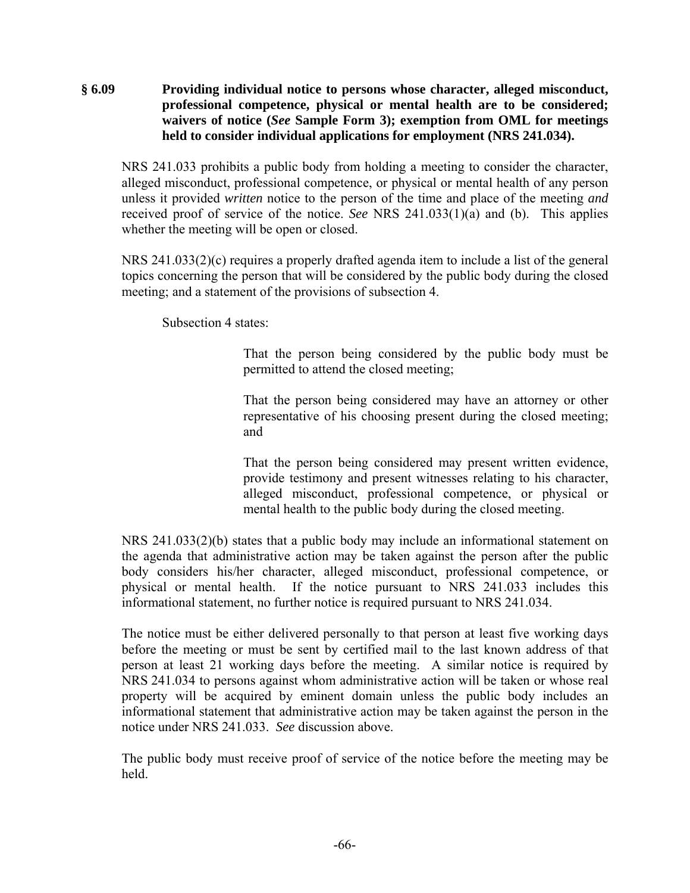## § 6.09 Providing individual notice to persons whose character, alleged misconduct, professional competence, physical or mental health are to be considered; waivers of notice (*See* Sample Form 3); exemption from OML for meetings held to consider individual applications for employment (NRS 241.034).

NRS 241.033 prohibits a public body from holding a meeting to consider the character, alleged misconduct, professional competence, or physical or mental health of any person unless it provided *written* notice to the person of the time and place of the meeting *and* received proof of service of the notice. *See* NRS 241.033(1)(a) and (b). This applies whether the meeting will be open or closed.

NRS 241.033(2)(c) requires a properly drafted agenda item to include a list of the general topics concerning the person that will be considered by the public body during the closed meeting; and a statement of the provisions of subsection 4.

Subsection 4 states:

> That the person being considered by the public body must be permitted to attend the closed meeting;
>
> That the person being considered may have an attorney or other representative of his choosing present during the closed meeting; and
>
> That the person being considered may present written evidence, provide testimony and present witnesses relating to his character, alleged misconduct, professional competence, or physical or mental health to the public body during the closed meeting.

NRS 241.033(2)(b) states that a public body may include an informational statement on the agenda that administrative action may be taken against the person after the public body considers his/her character, alleged misconduct, professional competence, or physical or mental health. If the notice pursuant to NRS 241.033 includes this informational statement, no further notice is required pursuant to NRS 241.034.

The notice must be either delivered personally to that person at least five working days before the meeting or must be sent by certified mail to the last known address of that person at least 21 working days before the meeting. A similar notice is required by NRS 241.034 to persons against whom administrative action will be taken or whose real property will be acquired by eminent domain unless the public body includes an informational statement that administrative action may be taken against the person in the notice under NRS 241.033. *See* discussion above.

The public body must receive proof of service of the notice before the meeting may be held.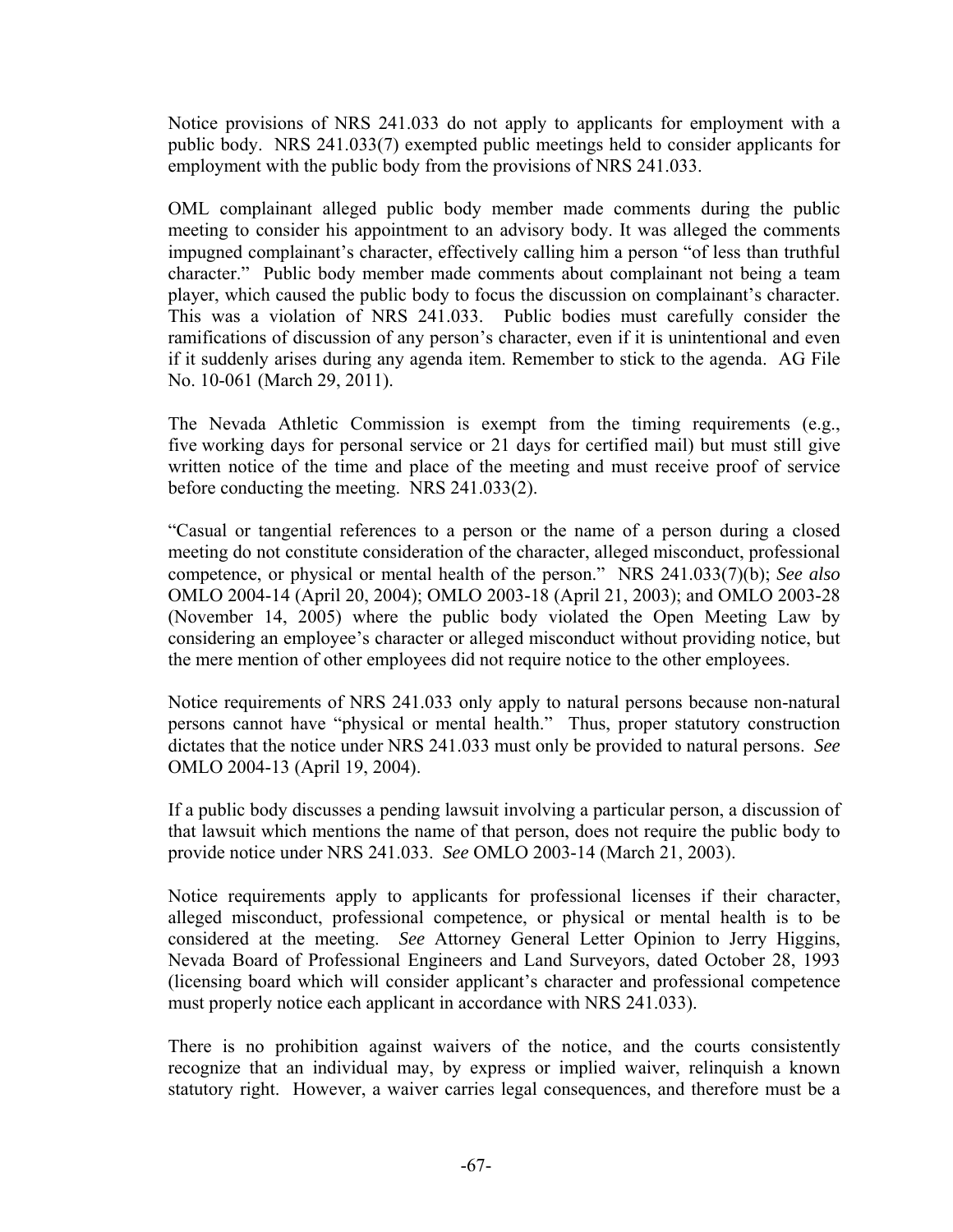Notice provisions of NRS 241.033 do not apply to applicants for employment with a public body. NRS 241.033(7) exempted public meetings held to consider applicants for employment with the public body from the provisions of NRS 241.033.

OML complainant alleged public body member made comments during the public meeting to consider his appointment to an advisory body. It was alleged the comments impugned complainant's character, effectively calling him a person "of less than truthful character." Public body member made comments about complainant not being a team player, which caused the public body to focus the discussion on complainant's character. This was a violation of NRS 241.033. Public bodies must carefully consider the ramifications of discussion of any person's character, even if it is unintentional and even if it suddenly arises during any agenda item. Remember to stick to the agenda. AG File No. 10-061 (March 29, 2011).

The Nevada Athletic Commission is exempt from the timing requirements (e.g., five working days for personal service or 21 days for certified mail) but must still give written notice of the time and place of the meeting and must receive proof of service before conducting the meeting. NRS 241.033(2).

"Casual or tangential references to a person or the name of a person during a closed meeting do not constitute consideration of the character, alleged misconduct, professional competence, or physical or mental health of the person." NRS 241.033(7)(b); *See also* OMLO 2004-14 (April 20, 2004); OMLO 2003-18 (April 21, 2003); and OMLO 2003-28 (November 14, 2005) where the public body violated the Open Meeting Law by considering an employee's character or alleged misconduct without providing notice, but the mere mention of other employees did not require notice to the other employees.

Notice requirements of NRS 241.033 only apply to natural persons because non-natural persons cannot have "physical or mental health." Thus, proper statutory construction dictates that the notice under NRS 241.033 must only be provided to natural persons. *See* OMLO 2004-13 (April 19, 2004).

If a public body discusses a pending lawsuit involving a particular person, a discussion of that lawsuit which mentions the name of that person, does not require the public body to provide notice under NRS 241.033. *See* OMLO 2003-14 (March 21, 2003).

Notice requirements apply to applicants for professional licenses if their character, alleged misconduct, professional competence, or physical or mental health is to be considered at the meeting. *See* Attorney General Letter Opinion to Jerry Higgins, Nevada Board of Professional Engineers and Land Surveyors, dated October 28, 1993 (licensing board which will consider applicant's character and professional competence must properly notice each applicant in accordance with NRS 241.033).

There is no prohibition against waivers of the notice, and the courts consistently recognize that an individual may, by express or implied waiver, relinquish a known statutory right. However, a waiver carries legal consequences, and therefore must be a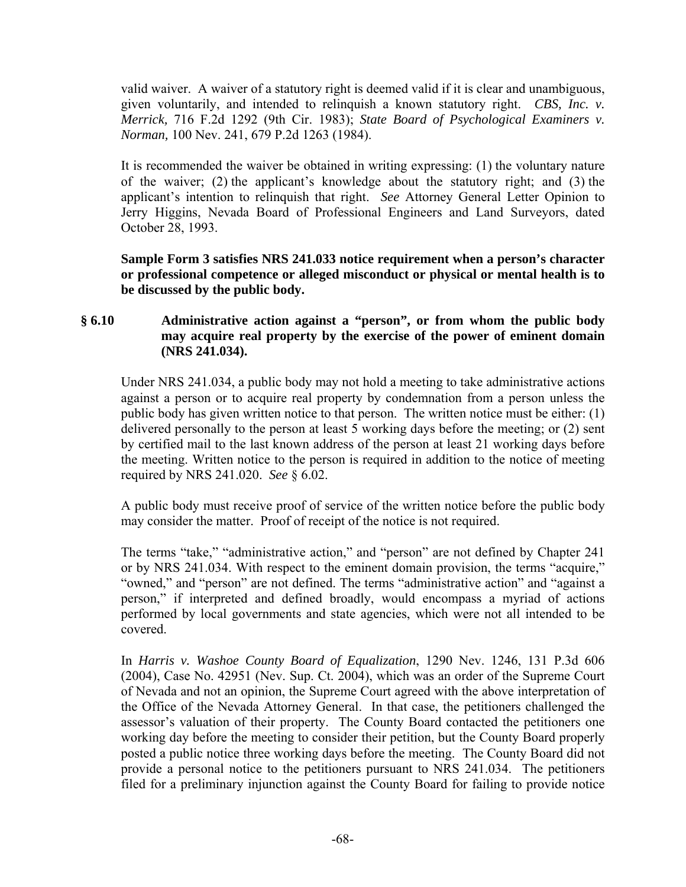valid waiver. A waiver of a statutory right is deemed valid if it is clear and unambiguous, given voluntarily, and intended to relinquish a known statutory right. *CBS, Inc. v. Merrick,* 716 F.2d 1292 (9th Cir. 1983); *State Board of Psychological Examiners v. Norman,* 100 Nev. 241, 679 P.2d 1263 (1984).

It is recommended the waiver be obtained in writing expressing: (1) the voluntary nature of the waiver; (2) the applicant's knowledge about the statutory right; and (3) the applicant's intention to relinquish that right. *See* Attorney General Letter Opinion to Jerry Higgins, Nevada Board of Professional Engineers and Land Surveyors, dated October 28, 1993.

**Sample Form 3 satisfies NRS 241.033 notice requirement when a person's character or professional competence or alleged misconduct or physical or mental health is to be discussed by the public body.**

### § 6.10 Administrative action against a "person", or from whom the public body may acquire real property by the exercise of the power of eminent domain (NRS 241.034).

Under NRS 241.034, a public body may not hold a meeting to take administrative actions against a person or to acquire real property by condemnation from a person unless the public body has given written notice to that person. The written notice must be either: (1) delivered personally to the person at least 5 working days before the meeting; or (2) sent by certified mail to the last known address of the person at least 21 working days before the meeting. Written notice to the person is required in addition to the notice of meeting required by NRS 241.020. *See* § 6.02.

A public body must receive proof of service of the written notice before the public body may consider the matter. Proof of receipt of the notice is not required.

The terms "take," "administrative action," and "person" are not defined by Chapter 241 or by NRS 241.034. With respect to the eminent domain provision, the terms "acquire," "owned," and "person" are not defined. The terms "administrative action" and "against a person," if interpreted and defined broadly, would encompass a myriad of actions performed by local governments and state agencies, which were not all intended to be covered.

In *Harris v. Washoe County Board of Equalization*, 1290 Nev. 1246, 131 P.3d 606 (2004), Case No. 42951 (Nev. Sup. Ct. 2004), which was an order of the Supreme Court of Nevada and not an opinion, the Supreme Court agreed with the above interpretation of the Office of the Nevada Attorney General. In that case, the petitioners challenged the assessor's valuation of their property. The County Board contacted the petitioners one working day before the meeting to consider their petition, but the County Board properly posted a public notice three working days before the meeting. The County Board did not provide a personal notice to the petitioners pursuant to NRS 241.034. The petitioners filed for a preliminary injunction against the County Board for failing to provide notice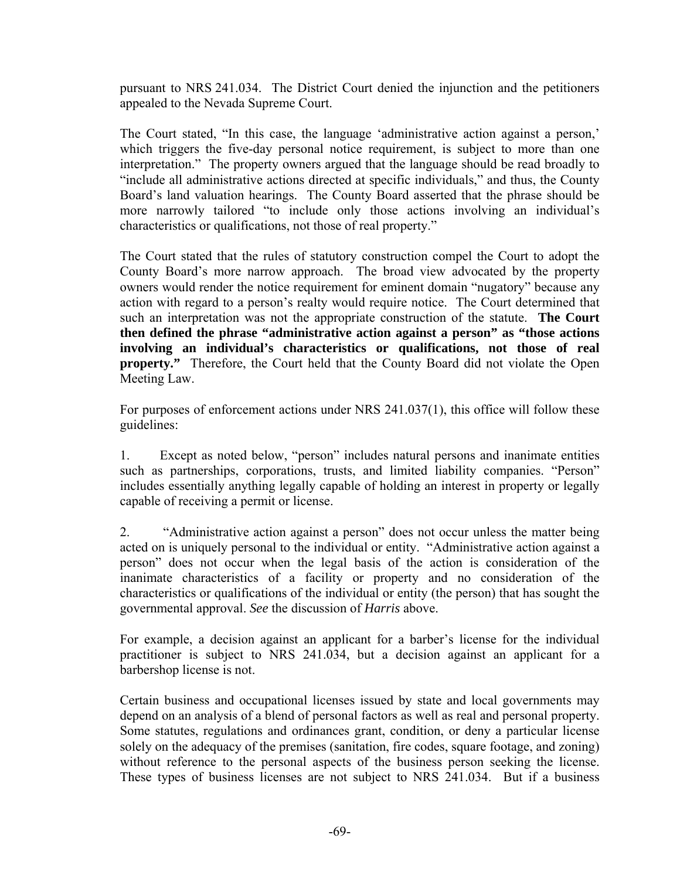pursuant to NRS 241.034. The District Court denied the injunction and the petitioners appealed to the Nevada Supreme Court.

The Court stated, "In this case, the language 'administrative action against a person,' which triggers the five-day personal notice requirement, is subject to more than one interpretation." The property owners argued that the language should be read broadly to "include all administrative actions directed at specific individuals," and thus, the County Board's land valuation hearings. The County Board asserted that the phrase should be more narrowly tailored "to include only those actions involving an individual's characteristics or qualifications, not those of real property."

The Court stated that the rules of statutory construction compel the Court to adopt the County Board's more narrow approach. The broad view advocated by the property owners would render the notice requirement for eminent domain "nugatory" because any action with regard to a person's realty would require notice. The Court determined that such an interpretation was not the appropriate construction of the statute. **The Court then defined the phrase "administrative action against a person" as "those actions involving an individual's characteristics or qualifications, not those of real property."** Therefore, the Court held that the County Board did not violate the Open Meeting Law.

For purposes of enforcement actions under NRS 241.037(1), this office will follow these guidelines:

1. Except as noted below, "person" includes natural persons and inanimate entities such as partnerships, corporations, trusts, and limited liability companies. "Person" includes essentially anything legally capable of holding an interest in property or legally capable of receiving a permit or license.

2. "Administrative action against a person" does not occur unless the matter being acted on is uniquely personal to the individual or entity. "Administrative action against a person" does not occur when the legal basis of the action is consideration of the inanimate characteristics of a facility or property and no consideration of the characteristics or qualifications of the individual or entity (the person) that has sought the governmental approval. *See* the discussion of ***Harris*** above.

For example, a decision against an applicant for a barber's license for the individual practitioner is subject to NRS 241.034, but a decision against an applicant for a barbershop license is not.

Certain business and occupational licenses issued by state and local governments may depend on an analysis of a blend of personal factors as well as real and personal property. Some statutes, regulations and ordinances grant, condition, or deny a particular license solely on the adequacy of the premises (sanitation, fire codes, square footage, and zoning) without reference to the personal aspects of the business person seeking the license. These types of business licenses are not subject to NRS 241.034. But if a business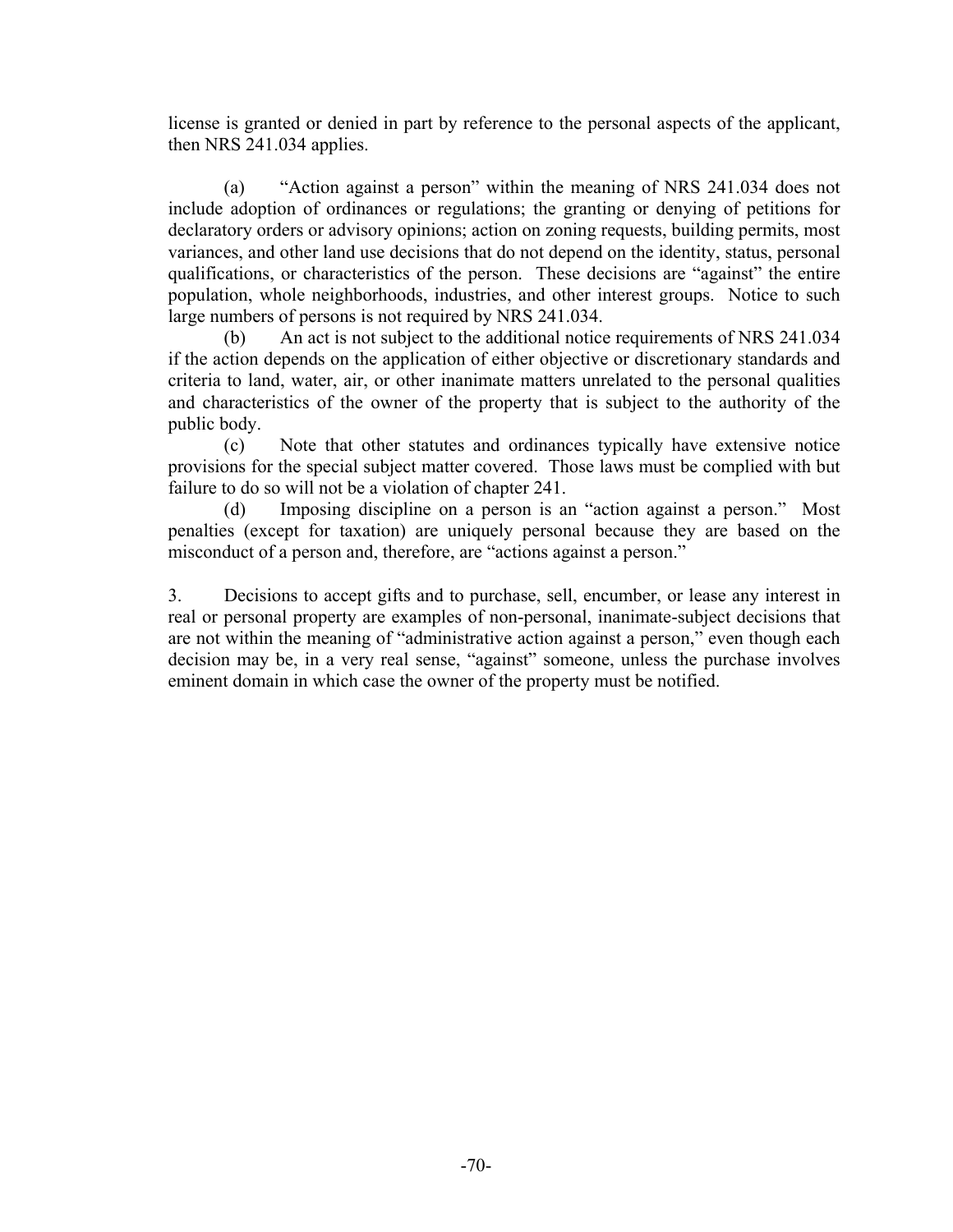license is granted or denied in part by reference to the personal aspects of the applicant, then NRS 241.034 applies.

(a) "Action against a person" within the meaning of NRS 241.034 does not include adoption of ordinances or regulations; the granting or denying of petitions for declaratory orders or advisory opinions; action on zoning requests, building permits, most variances, and other land use decisions that do not depend on the identity, status, personal qualifications, or characteristics of the person. These decisions are "against" the entire population, whole neighborhoods, industries, and other interest groups. Notice to such large numbers of persons is not required by NRS 241.034.

(b) An act is not subject to the additional notice requirements of NRS 241.034 if the action depends on the application of either objective or discretionary standards and criteria to land, water, air, or other inanimate matters unrelated to the personal qualities and characteristics of the owner of the property that is subject to the authority of the public body.

(c) Note that other statutes and ordinances typically have extensive notice provisions for the special subject matter covered. Those laws must be complied with but failure to do so will not be a violation of chapter 241.

(d) Imposing discipline on a person is an "action against a person." Most penalties (except for taxation) are uniquely personal because they are based on the misconduct of a person and, therefore, are "actions against a person."

3. Decisions to accept gifts and to purchase, sell, encumber, or lease any interest in real or personal property are examples of non-personal, inanimate-subject decisions that are not within the meaning of "administrative action against a person," even though each decision may be, in a very real sense, "against" someone, unless the purchase involves eminent domain in which case the owner of the property must be notified.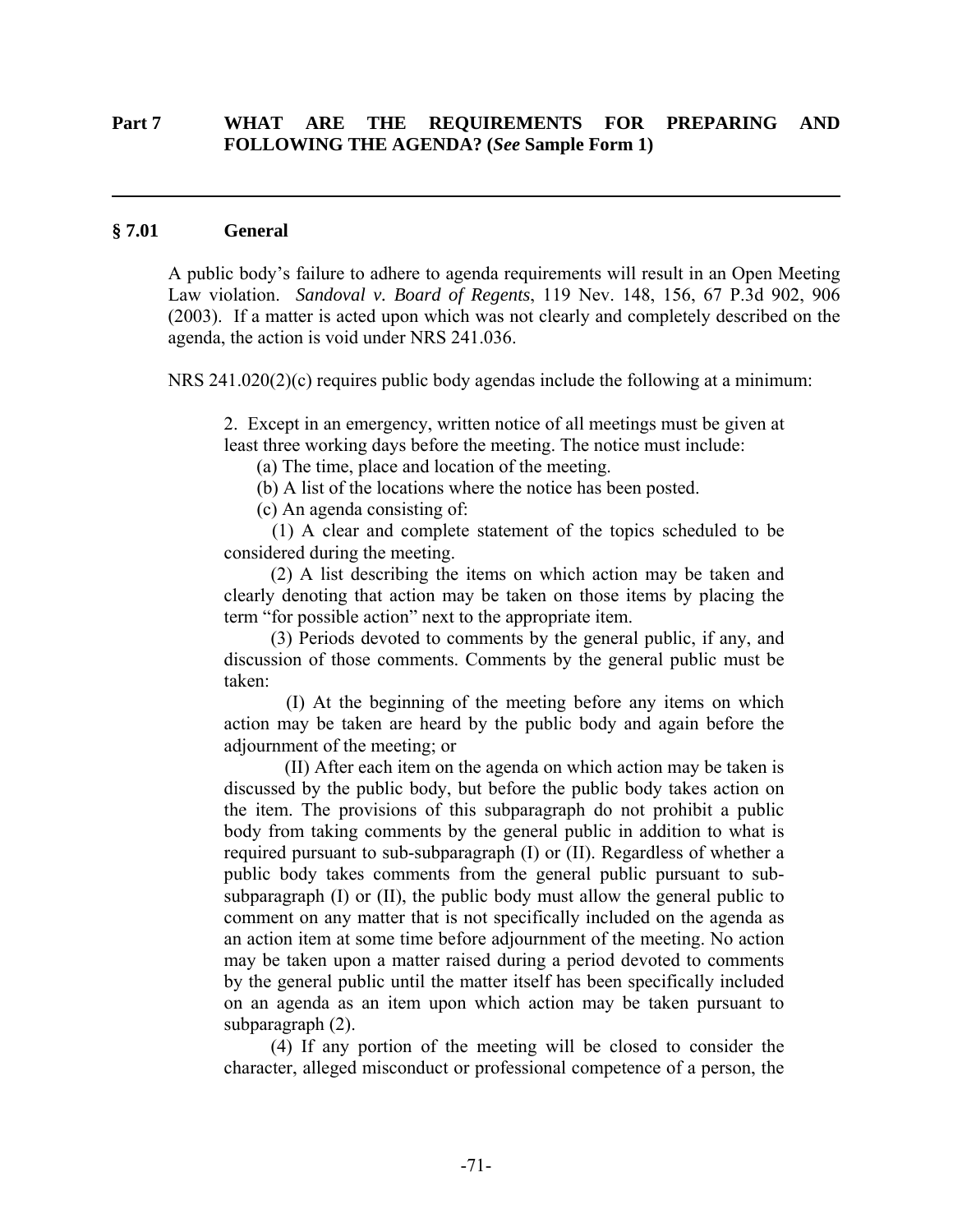## Part 7 WHAT ARE THE REQUIREMENTS FOR PREPARING AND FOLLOWING THE AGENDA? (*See* Sample Form 1)

---

### § 7.01 General

A public body's failure to adhere to agenda requirements will result in an Open Meeting Law violation. *Sandoval v. Board of Regents*, 119 Nev. 148, 156, 67 P.3d 902, 906 (2003). If a matter is acted upon which was not clearly and completely described on the agenda, the action is void under NRS 241.036.

NRS 241.020(2)(c) requires public body agendas include the following at a minimum:

> 2. Except in an emergency, written notice of all meetings must be given at least three working days before the meeting. The notice must include:
>
> (a) The time, place and location of the meeting.
>
> (b) A list of the locations where the notice has been posted.
>
> (c) An agenda consisting of:
>
> (1) A clear and complete statement of the topics scheduled to be considered during the meeting.
>
> (2) A list describing the items on which action may be taken and clearly denoting that action may be taken on those items by placing the term "for possible action" next to the appropriate item.
>
> (3) Periods devoted to comments by the general public, if any, and discussion of those comments. Comments by the general public must be taken:
>
> (I) At the beginning of the meeting before any items on which action may be taken are heard by the public body and again before the adjournment of the meeting; or
>
> (II) After each item on the agenda on which action may be taken is discussed by the public body, but before the public body takes action on the item. The provisions of this subparagraph do not prohibit a public body from taking comments by the general public in addition to what is required pursuant to sub-subparagraph (I) or (II). Regardless of whether a public body takes comments from the general public pursuant to sub-subparagraph (I) or (II), the public body must allow the general public to comment on any matter that is not specifically included on the agenda as an action item at some time before adjournment of the meeting. No action may be taken upon a matter raised during a period devoted to comments by the general public until the matter itself has been specifically included on an agenda as an item upon which action may be taken pursuant to subparagraph (2).
>
> (4) If any portion of the meeting will be closed to consider the character, alleged misconduct or professional competence of a person, the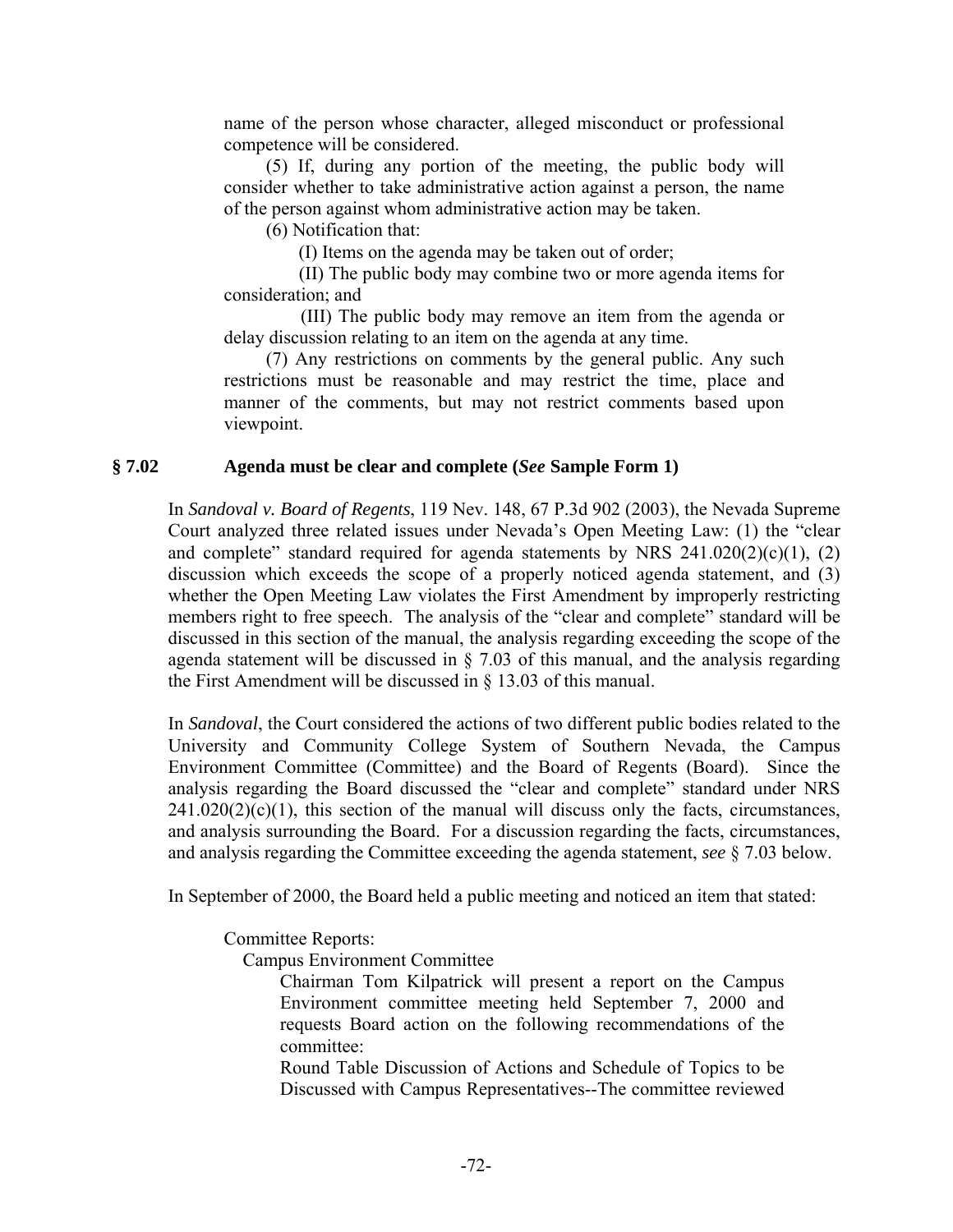name of the person whose character, alleged misconduct or professional competence will be considered.

(5) If, during any portion of the meeting, the public body will consider whether to take administrative action against a person, the name of the person against whom administrative action may be taken.

(6) Notification that:

(I) Items on the agenda may be taken out of order;

(II) The public body may combine two or more agenda items for consideration; and

(III) The public body may remove an item from the agenda or delay discussion relating to an item on the agenda at any time.

(7) Any restrictions on comments by the general public. Any such restrictions must be reasonable and may restrict the time, place and manner of the comments, but may not restrict comments based upon viewpoint.

## § 7.02 Agenda must be clear and complete (*See* Sample Form 1)

In *Sandoval v. Board of Regents*, 119 Nev. 148, 67 P.3d 902 (2003), the Nevada Supreme Court analyzed three related issues under Nevada's Open Meeting Law: (1) the "clear and complete" standard required for agenda statements by NRS 241.020(2)(c)(1), (2) discussion which exceeds the scope of a properly noticed agenda statement, and (3) whether the Open Meeting Law violates the First Amendment by improperly restricting members right to free speech. The analysis of the "clear and complete" standard will be discussed in this section of the manual, the analysis regarding exceeding the scope of the agenda statement will be discussed in § 7.03 of this manual, and the analysis regarding the First Amendment will be discussed in § 13.03 of this manual.

In *Sandoval*, the Court considered the actions of two different public bodies related to the University and Community College System of Southern Nevada, the Campus Environment Committee (Committee) and the Board of Regents (Board). Since the analysis regarding the Board discussed the "clear and complete" standard under NRS 241.020(2)(c)(1), this section of the manual will discuss only the facts, circumstances, and analysis surrounding the Board. For a discussion regarding the facts, circumstances, and analysis regarding the Committee exceeding the agenda statement, *see* § 7.03 below.

In September of 2000, the Board held a public meeting and noticed an item that stated:

> Committee Reports:
>
> Campus Environment Committee
>
> Chairman Tom Kilpatrick will present a report on the Campus Environment committee meeting held September 7, 2000 and requests Board action on the following recommendations of the committee:
>
> Round Table Discussion of Actions and Schedule of Topics to be Discussed with Campus Representatives--The committee reviewed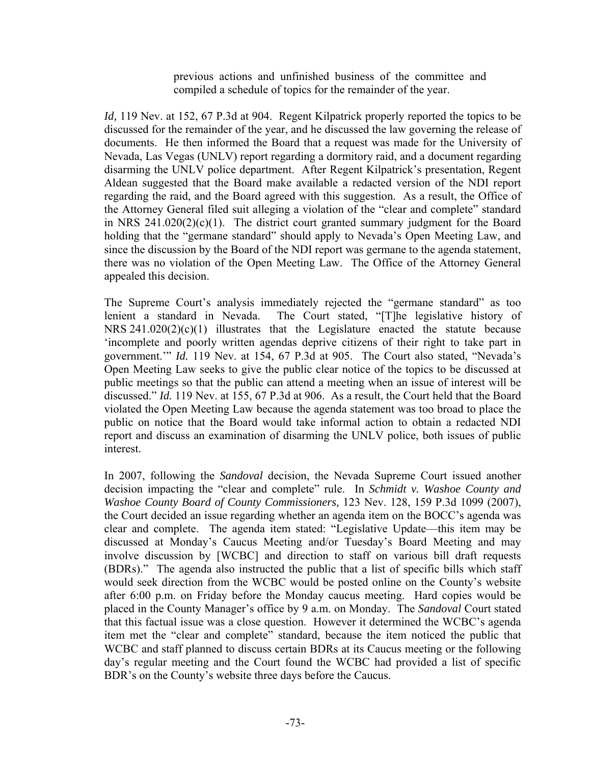> previous actions and unfinished business of the committee and compiled a schedule of topics for the remainder of the year.

*Id,* 119 Nev. at 152, 67 P.3d at 904. Regent Kilpatrick properly reported the topics to be discussed for the remainder of the year, and he discussed the law governing the release of documents. He then informed the Board that a request was made for the University of Nevada, Las Vegas (UNLV) report regarding a dormitory raid, and a document regarding disarming the UNLV police department. After Regent Kilpatrick's presentation, Regent Aldean suggested that the Board make available a redacted version of the NDI report regarding the raid, and the Board agreed with this suggestion. As a result, the Office of the Attorney General filed suit alleging a violation of the "clear and complete" standard in NRS 241.020(2)(c)(1). The district court granted summary judgment for the Board holding that the "germane standard" should apply to Nevada's Open Meeting Law, and since the discussion by the Board of the NDI report was germane to the agenda statement, there was no violation of the Open Meeting Law. The Office of the Attorney General appealed this decision.

The Supreme Court's analysis immediately rejected the "germane standard" as too lenient a standard in Nevada. The Court stated, "[T]he legislative history of NRS 241.020(2)(c)(1) illustrates that the Legislature enacted the statute because 'incomplete and poorly written agendas deprive citizens of their right to take part in government.'" *Id.* 119 Nev. at 154, 67 P.3d at 905. The Court also stated, "Nevada's Open Meeting Law seeks to give the public clear notice of the topics to be discussed at public meetings so that the public can attend a meeting when an issue of interest will be discussed." *Id.* 119 Nev. at 155, 67 P.3d at 906. As a result, the Court held that the Board violated the Open Meeting Law because the agenda statement was too broad to place the public on notice that the Board would take informal action to obtain a redacted NDI report and discuss an examination of disarming the UNLV police, both issues of public interest.

In 2007, following the *Sandoval* decision, the Nevada Supreme Court issued another decision impacting the "clear and complete" rule. In *Schmidt v. Washoe County and Washoe County Board of County Commissioners,* 123 Nev. 128, 159 P.3d 1099 (2007), the Court decided an issue regarding whether an agenda item on the BOCC's agenda was clear and complete. The agenda item stated: "Legislative Update—this item may be discussed at Monday's Caucus Meeting and/or Tuesday's Board Meeting and may involve discussion by [WCBC] and direction to staff on various bill draft requests (BDRs)." The agenda also instructed the public that a list of specific bills which staff would seek direction from the WCBC would be posted online on the County's website after 6:00 p.m. on Friday before the Monday caucus meeting. Hard copies would be placed in the County Manager's office by 9 a.m. on Monday. The *Sandoval* Court stated that this factual issue was a close question. However it determined the WCBC's agenda item met the "clear and complete" standard, because the item noticed the public that WCBC and staff planned to discuss certain BDRs at its Caucus meeting or the following day's regular meeting and the Court found the WCBC had provided a list of specific BDR's on the County's website three days before the Caucus.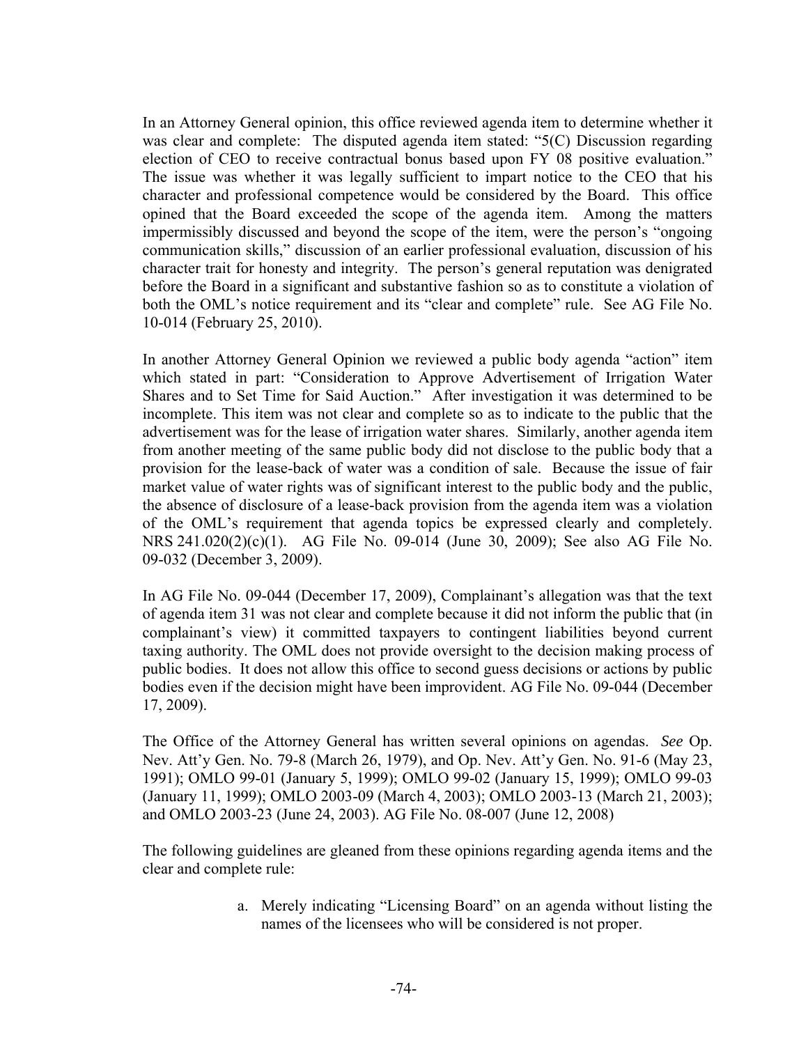In an Attorney General opinion, this office reviewed agenda item to determine whether it was clear and complete: The disputed agenda item stated: "5(C) Discussion regarding election of CEO to receive contractual bonus based upon FY 08 positive evaluation." The issue was whether it was legally sufficient to impart notice to the CEO that his character and professional competence would be considered by the Board. This office opined that the Board exceeded the scope of the agenda item. Among the matters impermissibly discussed and beyond the scope of the item, were the person's "ongoing communication skills," discussion of an earlier professional evaluation, discussion of his character trait for honesty and integrity. The person's general reputation was denigrated before the Board in a significant and substantive fashion so as to constitute a violation of both the OML's notice requirement and its "clear and complete" rule. See AG File No. 10-014 (February 25, 2010).

In another Attorney General Opinion we reviewed a public body agenda "action" item which stated in part: "Consideration to Approve Advertisement of Irrigation Water Shares and to Set Time for Said Auction." After investigation it was determined to be incomplete. This item was not clear and complete so as to indicate to the public that the advertisement was for the lease of irrigation water shares. Similarly, another agenda item from another meeting of the same public body did not disclose to the public body that a provision for the lease-back of water was a condition of sale. Because the issue of fair market value of water rights was of significant interest to the public body and the public, the absence of disclosure of a lease-back provision from the agenda item was a violation of the OML's requirement that agenda topics be expressed clearly and completely. NRS 241.020(2)(c)(1). AG File No. 09-014 (June 30, 2009); See also AG File No. 09-032 (December 3, 2009).

In AG File No. 09-044 (December 17, 2009), Complainant's allegation was that the text of agenda item 31 was not clear and complete because it did not inform the public that (in complainant's view) it committed taxpayers to contingent liabilities beyond current taxing authority. The OML does not provide oversight to the decision making process of public bodies. It does not allow this office to second guess decisions or actions by public bodies even if the decision might have been improvident. AG File No. 09-044 (December 17, 2009).

The Office of the Attorney General has written several opinions on agendas. *See* Op. Nev. Att'y Gen. No. 79-8 (March 26, 1979), and Op. Nev. Att'y Gen. No. 91-6 (May 23, 1991); OMLO 99-01 (January 5, 1999); OMLO 99-02 (January 15, 1999); OMLO 99-03 (January 11, 1999); OMLO 2003-09 (March 4, 2003); OMLO 2003-13 (March 21, 2003); and OMLO 2003-23 (June 24, 2003). AG File No. 08-007 (June 12, 2008)

The following guidelines are gleaned from these opinions regarding agenda items and the clear and complete rule:

a. Merely indicating "Licensing Board" on an agenda without listing the names of the licensees who will be considered is not proper.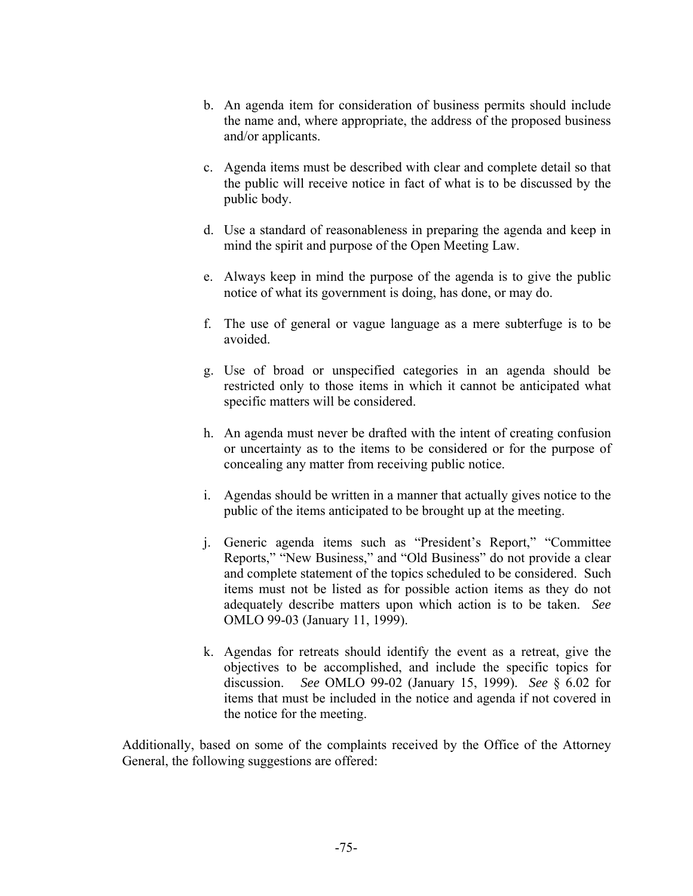b. An agenda item for consideration of business permits should include the name and, where appropriate, the address of the proposed business and/or applicants.

c. Agenda items must be described with clear and complete detail so that the public will receive notice in fact of what is to be discussed by the public body.

d. Use a standard of reasonableness in preparing the agenda and keep in mind the spirit and purpose of the Open Meeting Law.

e. Always keep in mind the purpose of the agenda is to give the public notice of what its government is doing, has done, or may do.

f. The use of general or vague language as a mere subterfuge is to be avoided.

g. Use of broad or unspecified categories in an agenda should be restricted only to those items in which it cannot be anticipated what specific matters will be considered.

h. An agenda must never be drafted with the intent of creating confusion or uncertainty as to the items to be considered or for the purpose of concealing any matter from receiving public notice.

i. Agendas should be written in a manner that actually gives notice to the public of the items anticipated to be brought up at the meeting.

j. Generic agenda items such as "President's Report," "Committee Reports," "New Business," and "Old Business" do not provide a clear and complete statement of the topics scheduled to be considered. Such items must not be listed as for possible action items as they do not adequately describe matters upon which action is to be taken. *See* OMLO 99-03 (January 11, 1999).

k. Agendas for retreats should identify the event as a retreat, give the objectives to be accomplished, and include the specific topics for discussion. *See* OMLO 99-02 (January 15, 1999). *See* § 6.02 for items that must be included in the notice and agenda if not covered in the notice for the meeting.

Additionally, based on some of the complaints received by the Office of the Attorney General, the following suggestions are offered: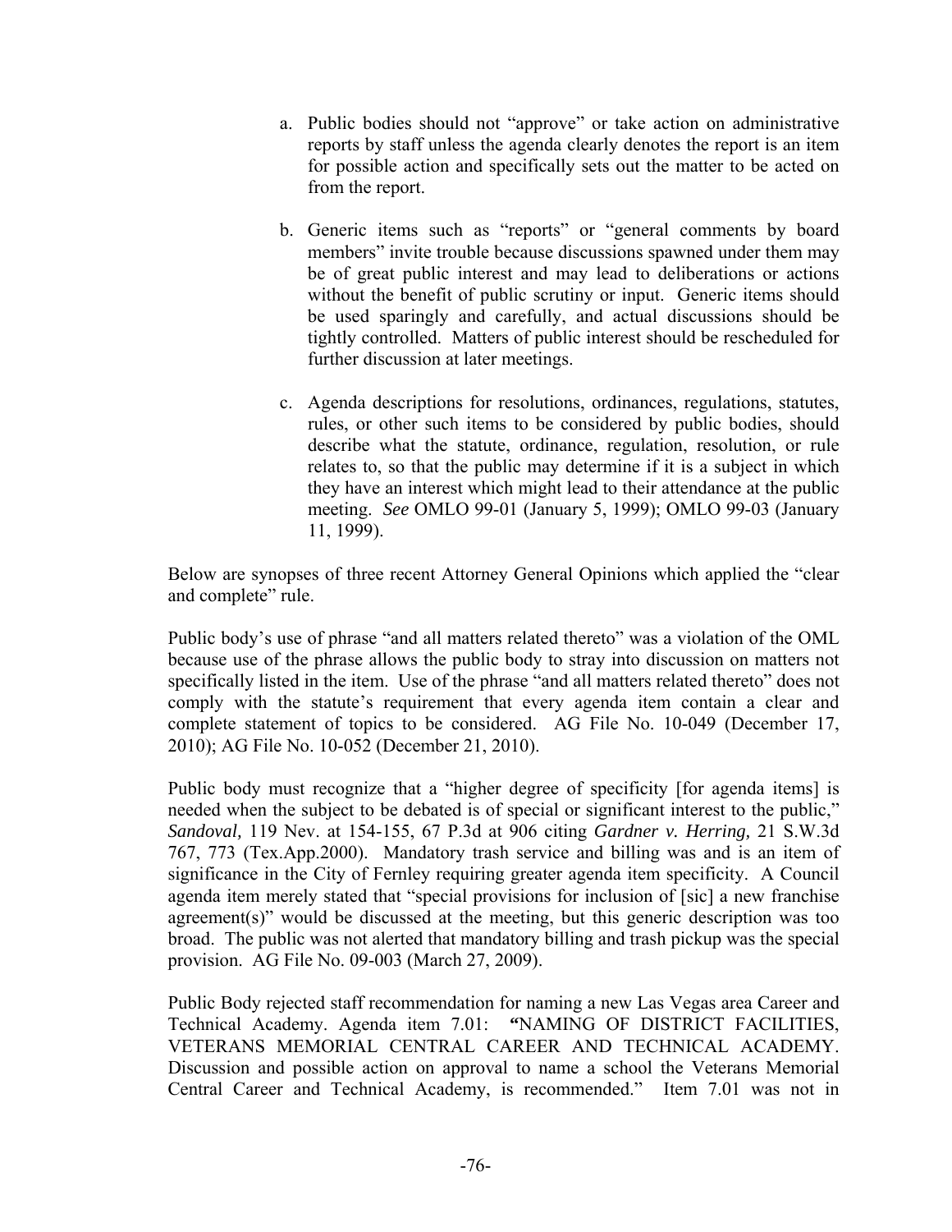a. Public bodies should not "approve" or take action on administrative reports by staff unless the agenda clearly denotes the report is an item for possible action and specifically sets out the matter to be acted on from the report.

b. Generic items such as "reports" or "general comments by board members" invite trouble because discussions spawned under them may be of great public interest and may lead to deliberations or actions without the benefit of public scrutiny or input. Generic items should be used sparingly and carefully, and actual discussions should be tightly controlled. Matters of public interest should be rescheduled for further discussion at later meetings.

c. Agenda descriptions for resolutions, ordinances, regulations, statutes, rules, or other such items to be considered by public bodies, should describe what the statute, ordinance, regulation, resolution, or rule relates to, so that the public may determine if it is a subject in which they have an interest which might lead to their attendance at the public meeting. *See* OMLO 99-01 (January 5, 1999); OMLO 99-03 (January 11, 1999).

Below are synopses of three recent Attorney General Opinions which applied the "clear and complete" rule.

Public body's use of phrase "and all matters related thereto" was a violation of the OML because use of the phrase allows the public body to stray into discussion on matters not specifically listed in the item. Use of the phrase "and all matters related thereto" does not comply with the statute's requirement that every agenda item contain a clear and complete statement of topics to be considered. AG File No. 10-049 (December 17, 2010); AG File No. 10-052 (December 21, 2010).

Public body must recognize that a "higher degree of specificity [for agenda items] is needed when the subject to be debated is of special or significant interest to the public," *Sandoval,* 119 Nev. at 154-155, 67 P.3d at 906 citing *Gardner v. Herring,* 21 S.W.3d 767, 773 (Tex.App.2000). Mandatory trash service and billing was and is an item of significance in the City of Fernley requiring greater agenda item specificity. A Council agenda item merely stated that "special provisions for inclusion of [sic] a new franchise agreement(s)" would be discussed at the meeting, but this generic description was too broad. The public was not alerted that mandatory billing and trash pickup was the special provision. AG File No. 09-003 (March 27, 2009).

Public Body rejected staff recommendation for naming a new Las Vegas area Career and Technical Academy. Agenda item 7.01: **"**NAMING OF DISTRICT FACILITIES, VETERANS MEMORIAL CENTRAL CAREER AND TECHNICAL ACADEMY. Discussion and possible action on approval to name a school the Veterans Memorial Central Career and Technical Academy, is recommended." Item 7.01 was not in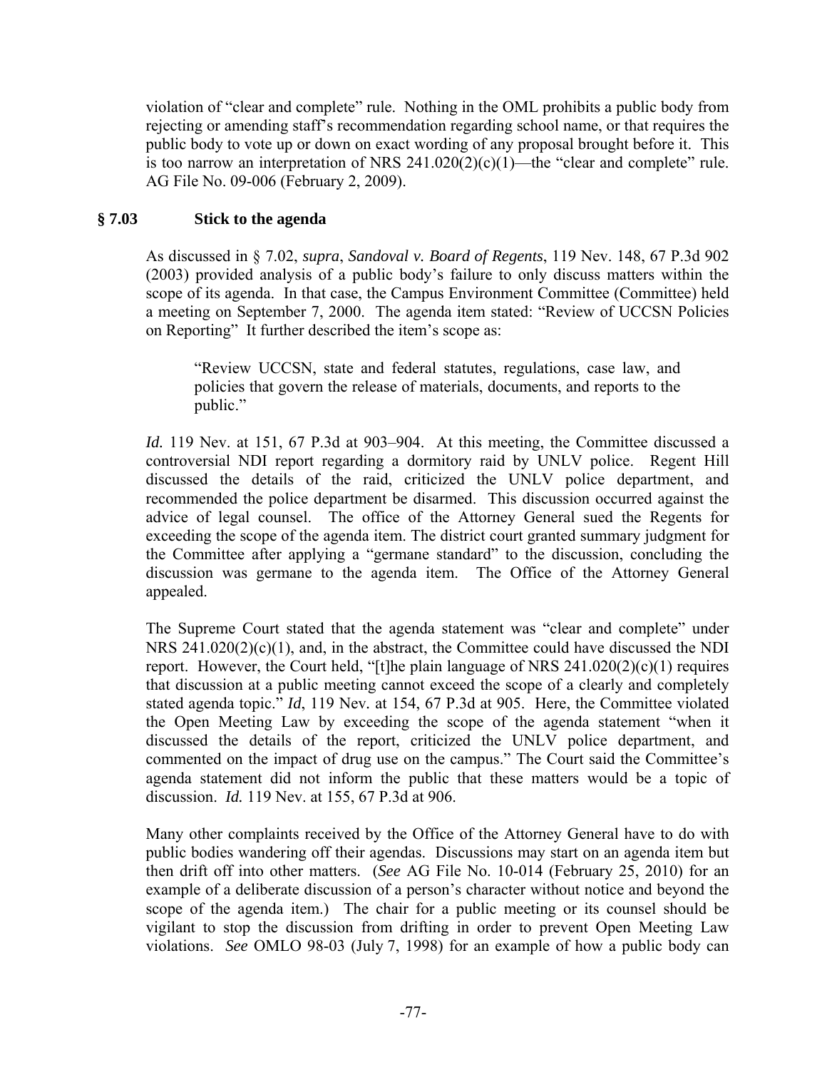violation of "clear and complete" rule. Nothing in the OML prohibits a public body from rejecting or amending staff's recommendation regarding school name, or that requires the public body to vote up or down on exact wording of any proposal brought before it. This is too narrow an interpretation of NRS 241.020(2)(c)(1)—the "clear and complete" rule. AG File No. 09-006 (February 2, 2009).

## § 7.03 Stick to the agenda

As discussed in § 7.02, *supra*, *Sandoval v. Board of Regents*, 119 Nev. 148, 67 P.3d 902 (2003) provided analysis of a public body's failure to only discuss matters within the scope of its agenda. In that case, the Campus Environment Committee (Committee) held a meeting on September 7, 2000. The agenda item stated: "Review of UCCSN Policies on Reporting" It further described the item's scope as:

> "Review UCCSN, state and federal statutes, regulations, case law, and policies that govern the release of materials, documents, and reports to the public."

*Id.* 119 Nev. at 151, 67 P.3d at 903–904. At this meeting, the Committee discussed a controversial NDI report regarding a dormitory raid by UNLV police. Regent Hill discussed the details of the raid, criticized the UNLV police department, and recommended the police department be disarmed. This discussion occurred against the advice of legal counsel. The office of the Attorney General sued the Regents for exceeding the scope of the agenda item. The district court granted summary judgment for the Committee after applying a "germane standard" to the discussion, concluding the discussion was germane to the agenda item. The Office of the Attorney General appealed.

The Supreme Court stated that the agenda statement was "clear and complete" under NRS 241.020(2)(c)(1), and, in the abstract, the Committee could have discussed the NDI report. However, the Court held, "[t]he plain language of NRS 241.020(2)(c)(1) requires that discussion at a public meeting cannot exceed the scope of a clearly and completely stated agenda topic." *Id*, 119 Nev. at 154, 67 P.3d at 905. Here, the Committee violated the Open Meeting Law by exceeding the scope of the agenda statement "when it discussed the details of the report, criticized the UNLV police department, and commented on the impact of drug use on the campus." The Court said the Committee's agenda statement did not inform the public that these matters would be a topic of discussion. *Id.* 119 Nev. at 155, 67 P.3d at 906.

Many other complaints received by the Office of the Attorney General have to do with public bodies wandering off their agendas. Discussions may start on an agenda item but then drift off into other matters. (*See* AG File No. 10-014 (February 25, 2010) for an example of a deliberate discussion of a person's character without notice and beyond the scope of the agenda item.) The chair for a public meeting or its counsel should be vigilant to stop the discussion from drifting in order to prevent Open Meeting Law violations. *See* OMLO 98-03 (July 7, 1998) for an example of how a public body can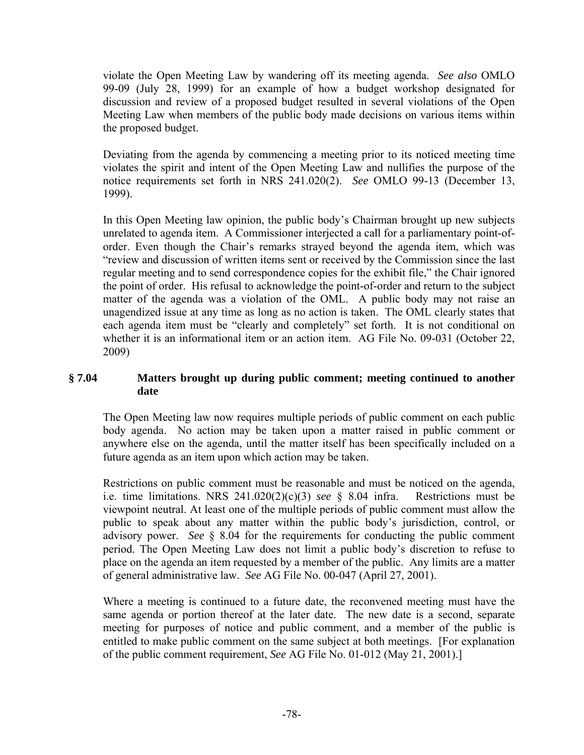violate the Open Meeting Law by wandering off its meeting agenda. *See also* OMLO 99-09 (July 28, 1999) for an example of how a budget workshop designated for discussion and review of a proposed budget resulted in several violations of the Open Meeting Law when members of the public body made decisions on various items within the proposed budget.

Deviating from the agenda by commencing a meeting prior to its noticed meeting time violates the spirit and intent of the Open Meeting Law and nullifies the purpose of the notice requirements set forth in NRS 241.020(2). *See* OMLO 99-13 (December 13, 1999).

In this Open Meeting law opinion, the public body's Chairman brought up new subjects unrelated to agenda item. A Commissioner interjected a call for a parliamentary point-of-order. Even though the Chair's remarks strayed beyond the agenda item, which was "review and discussion of written items sent or received by the Commission since the last regular meeting and to send correspondence copies for the exhibit file," the Chair ignored the point of order. His refusal to acknowledge the point-of-order and return to the subject matter of the agenda was a violation of the OML. A public body may not raise an unagendized issue at any time as long as no action is taken. The OML clearly states that each agenda item must be "clearly and completely" set forth. It is not conditional on whether it is an informational item or an action item. AG File No. 09-031 (October 22, 2009)

### § 7.04 Matters brought up during public comment; meeting continued to another date

The Open Meeting law now requires multiple periods of public comment on each public body agenda. No action may be taken upon a matter raised in public comment or anywhere else on the agenda, until the matter itself has been specifically included on a future agenda as an item upon which action may be taken.

Restrictions on public comment must be reasonable and must be noticed on the agenda, i.e. time limitations. NRS 241.020(2)(c)(3) *see* § 8.04 infra. Restrictions must be viewpoint neutral. At least one of the multiple periods of public comment must allow the public to speak about any matter within the public body's jurisdiction, control, or advisory power. *See* § 8.04 for the requirements for conducting the public comment period. The Open Meeting Law does not limit a public body's discretion to refuse to place on the agenda an item requested by a member of the public. Any limits are a matter of general administrative law. *See* AG File No. 00-047 (April 27, 2001).

Where a meeting is continued to a future date, the reconvened meeting must have the same agenda or portion thereof at the later date. The new date is a second, separate meeting for purposes of notice and public comment, and a member of the public is entitled to make public comment on the same subject at both meetings. [For explanation of the public comment requirement, *See* AG File No. 01-012 (May 21, 2001).]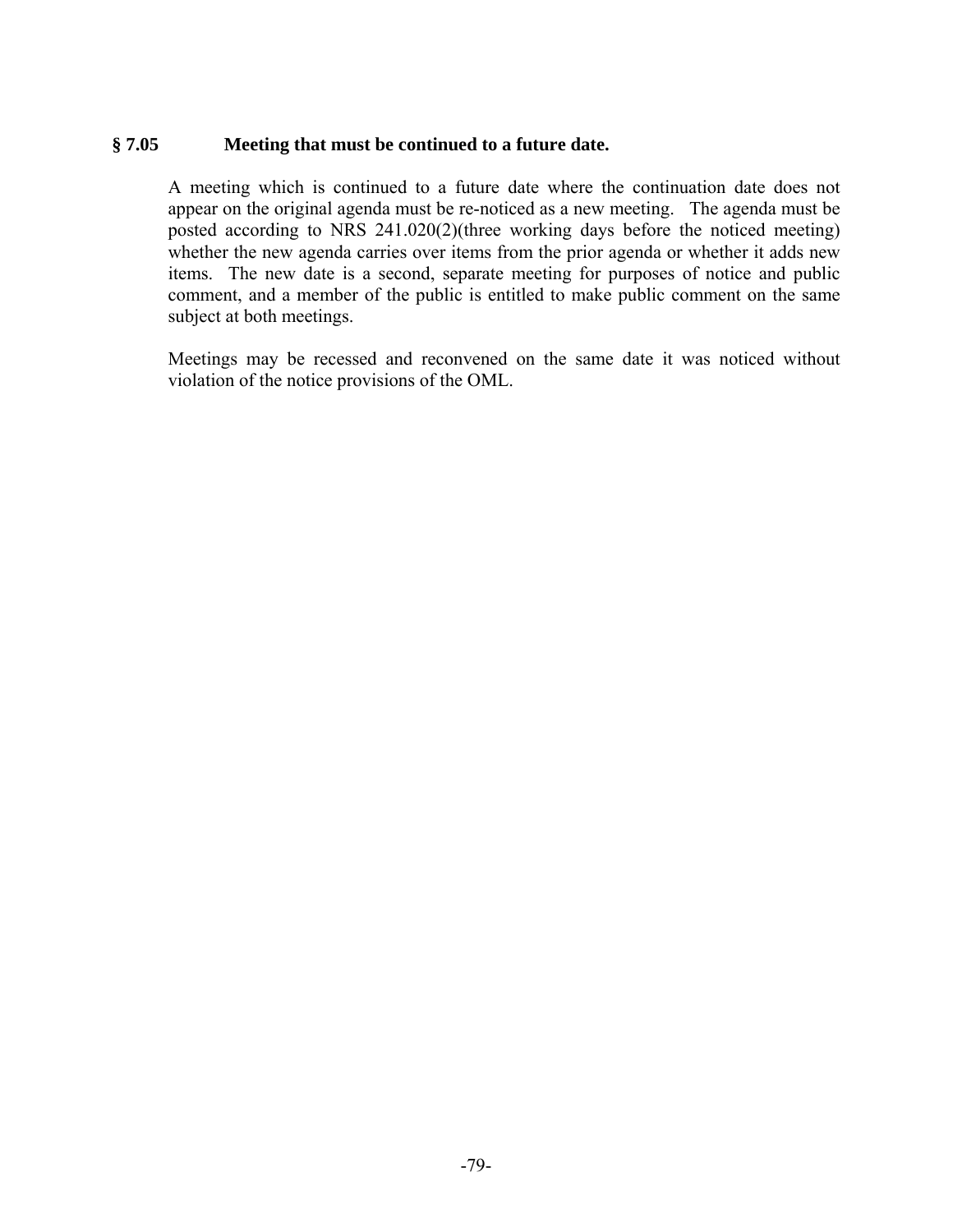### § 7.05 Meeting that must be continued to a future date.

A meeting which is continued to a future date where the continuation date does not appear on the original agenda must be re-noticed as a new meeting. The agenda must be posted according to NRS 241.020(2)(three working days before the noticed meeting) whether the new agenda carries over items from the prior agenda or whether it adds new items. The new date is a second, separate meeting for purposes of notice and public comment, and a member of the public is entitled to make public comment on the same subject at both meetings.

Meetings may be recessed and reconvened on the same date it was noticed without violation of the notice provisions of the OML.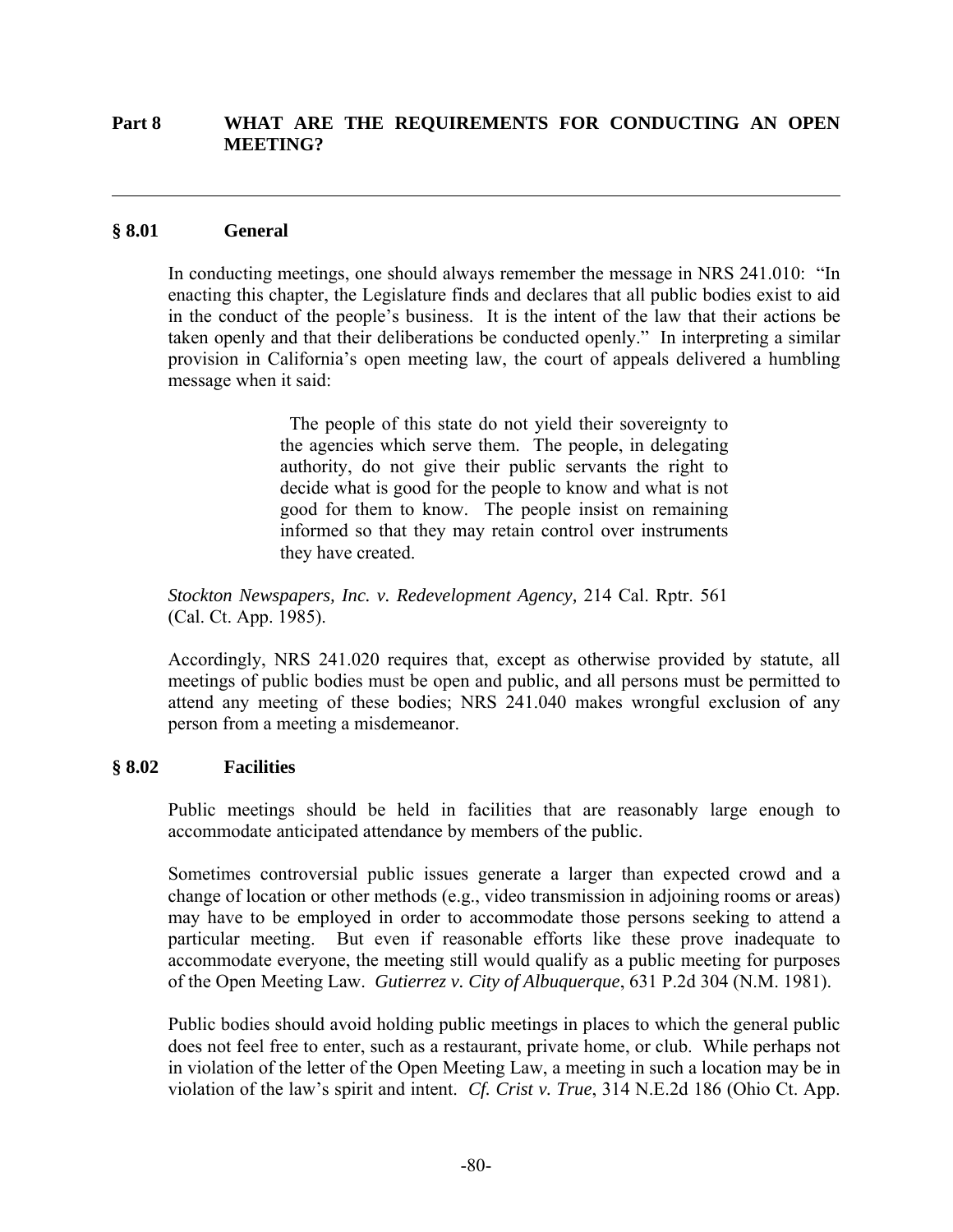## Part 8 WHAT ARE THE REQUIREMENTS FOR CONDUCTING AN OPEN MEETING?

---

### § 8.01 General

In conducting meetings, one should always remember the message in NRS 241.010: "In enacting this chapter, the Legislature finds and declares that all public bodies exist to aid in the conduct of the people's business. It is the intent of the law that their actions be taken openly and that their deliberations be conducted openly." In interpreting a similar provision in California's open meeting law, the court of appeals delivered a humbling message when it said:

> The people of this state do not yield their sovereignty to the agencies which serve them. The people, in delegating authority, do not give their public servants the right to decide what is good for the people to know and what is not good for them to know. The people insist on remaining informed so that they may retain control over instruments they have created.

*Stockton Newspapers, Inc. v. Redevelopment Agency*, 214 Cal. Rptr. 561 (Cal. Ct. App. 1985).

Accordingly, NRS 241.020 requires that, except as otherwise provided by statute, all meetings of public bodies must be open and public, and all persons must be permitted to attend any meeting of these bodies; NRS 241.040 makes wrongful exclusion of any person from a meeting a misdemeanor.

### § 8.02 Facilities

Public meetings should be held in facilities that are reasonably large enough to accommodate anticipated attendance by members of the public.

Sometimes controversial public issues generate a larger than expected crowd and a change of location or other methods (e.g., video transmission in adjoining rooms or areas) may have to be employed in order to accommodate those persons seeking to attend a particular meeting. But even if reasonable efforts like these prove inadequate to accommodate everyone, the meeting still would qualify as a public meeting for purposes of the Open Meeting Law. *Gutierrez v. City of Albuquerque*, 631 P.2d 304 (N.M. 1981).

Public bodies should avoid holding public meetings in places to which the general public does not feel free to enter, such as a restaurant, private home, or club. While perhaps not in violation of the letter of the Open Meeting Law, a meeting in such a location may be in violation of the law's spirit and intent. *Cf. Crist v. True*, 314 N.E.2d 186 (Ohio Ct. App.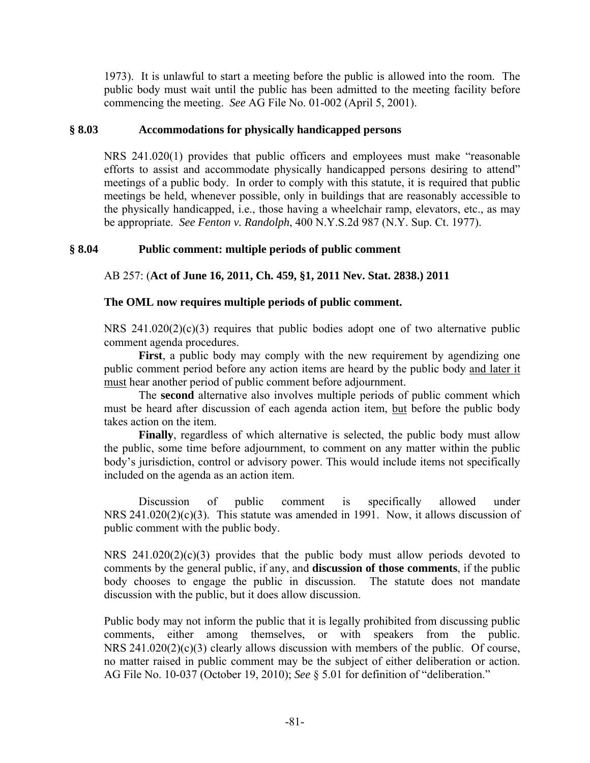1973). It is unlawful to start a meeting before the public is allowed into the room. The public body must wait until the public has been admitted to the meeting facility before commencing the meeting. *See* AG File No. 01-002 (April 5, 2001).

### § 8.03 Accommodations for physically handicapped persons

NRS 241.020(1) provides that public officers and employees must make "reasonable efforts to assist and accommodate physically handicapped persons desiring to attend" meetings of a public body. In order to comply with this statute, it is required that public meetings be held, whenever possible, only in buildings that are reasonably accessible to the physically handicapped, i.e., those having a wheelchair ramp, elevators, etc., as may be appropriate. *See Fenton v. Randolph*, 400 N.Y.S.2d 987 (N.Y. Sup. Ct. 1977).

### § 8.04 Public comment: multiple periods of public comment

AB 257: (**Act of June 16, 2011, Ch. 459, §1, 2011 Nev. Stat. 2838.) 2011**

**The OML now requires multiple periods of public comment.**

NRS 241.020(2)(c)(3) requires that public bodies adopt one of two alternative public comment agenda procedures.

**First**, a public body may comply with the new requirement by agendizing one public comment period before any action items are heard by the public body and later it must hear another period of public comment before adjournment.

The **second** alternative also involves multiple periods of public comment which must be heard after discussion of each agenda action item, but before the public body takes action on the item.

**Finally**, regardless of which alternative is selected, the public body must allow the public, some time before adjournment, to comment on any matter within the public body's jurisdiction, control or advisory power. This would include items not specifically included on the agenda as an action item.

Discussion of public comment is specifically allowed under NRS 241.020(2)(c)(3). This statute was amended in 1991. Now, it allows discussion of public comment with the public body.

NRS 241.020(2)(c)(3) provides that the public body must allow periods devoted to comments by the general public, if any, and **discussion of those comments**, if the public body chooses to engage the public in discussion. The statute does not mandate discussion with the public, but it does allow discussion.

Public body may not inform the public that it is legally prohibited from discussing public comments, either among themselves, or with speakers from the public. NRS 241.020(2)(c)(3) clearly allows discussion with members of the public. Of course, no matter raised in public comment may be the subject of either deliberation or action. AG File No. 10-037 (October 19, 2010); *See* § 5.01 for definition of "deliberation."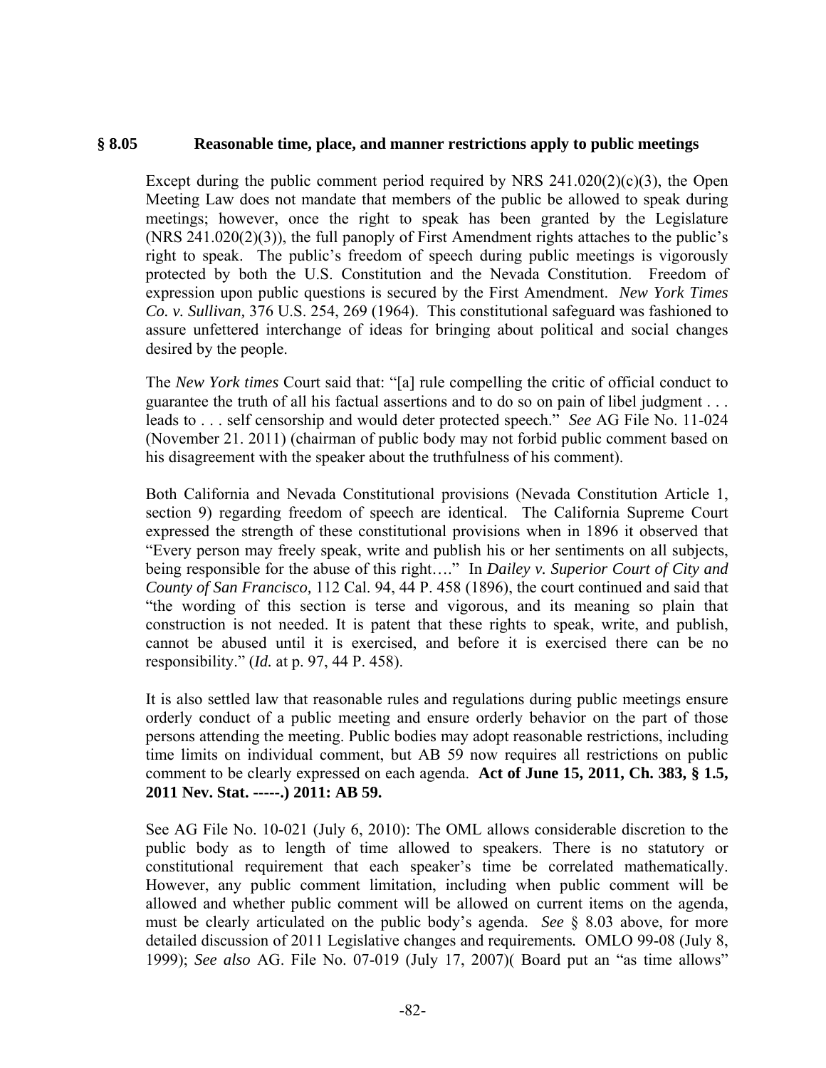## § 8.05 Reasonable time, place, and manner restrictions apply to public meetings

Except during the public comment period required by NRS 241.020(2)(c)(3), the Open Meeting Law does not mandate that members of the public be allowed to speak during meetings; however, once the right to speak has been granted by the Legislature (NRS 241.020(2)(3)), the full panoply of First Amendment rights attaches to the public's right to speak. The public's freedom of speech during public meetings is vigorously protected by both the U.S. Constitution and the Nevada Constitution. Freedom of expression upon public questions is secured by the First Amendment. *New York Times Co. v. Sullivan,* 376 U.S. 254, 269 (1964). This constitutional safeguard was fashioned to assure unfettered interchange of ideas for bringing about political and social changes desired by the people.

The *New York times* Court said that: "[a] rule compelling the critic of official conduct to guarantee the truth of all his factual assertions and to do so on pain of libel judgment . . . leads to . . . self censorship and would deter protected speech." *See* AG File No. 11-024 (November 21. 2011) (chairman of public body may not forbid public comment based on his disagreement with the speaker about the truthfulness of his comment).

Both California and Nevada Constitutional provisions (Nevada Constitution Article 1, section 9) regarding freedom of speech are identical. The California Supreme Court expressed the strength of these constitutional provisions when in 1896 it observed that "Every person may freely speak, write and publish his or her sentiments on all subjects, being responsible for the abuse of this right…." In *Dailey v. Superior Court of City and County of San Francisco,* 112 Cal. 94, 44 P. 458 (1896), the court continued and said that "the wording of this section is terse and vigorous, and its meaning so plain that construction is not needed. It is patent that these rights to speak, write, and publish, cannot be abused until it is exercised, and before it is exercised there can be no responsibility." (*Id.* at p. 97, 44 P. 458).

It is also settled law that reasonable rules and regulations during public meetings ensure orderly conduct of a public meeting and ensure orderly behavior on the part of those persons attending the meeting. Public bodies may adopt reasonable restrictions, including time limits on individual comment, but AB 59 now requires all restrictions on public comment to be clearly expressed on each agenda. **Act of June 15, 2011, Ch. 383, § 1.5, 2011 Nev. Stat. -----.) 2011: AB 59.**

See AG File No. 10-021 (July 6, 2010): The OML allows considerable discretion to the public body as to length of time allowed to speakers. There is no statutory or constitutional requirement that each speaker's time be correlated mathematically. However, any public comment limitation, including when public comment will be allowed and whether public comment will be allowed on current items on the agenda, must be clearly articulated on the public body's agenda. *See* § 8.03 above, for more detailed discussion of 2011 Legislative changes and requirements*.* OMLO 99-08 (July 8, 1999); *See also* AG. File No. 07-019 (July 17, 2007)( Board put an "as time allows"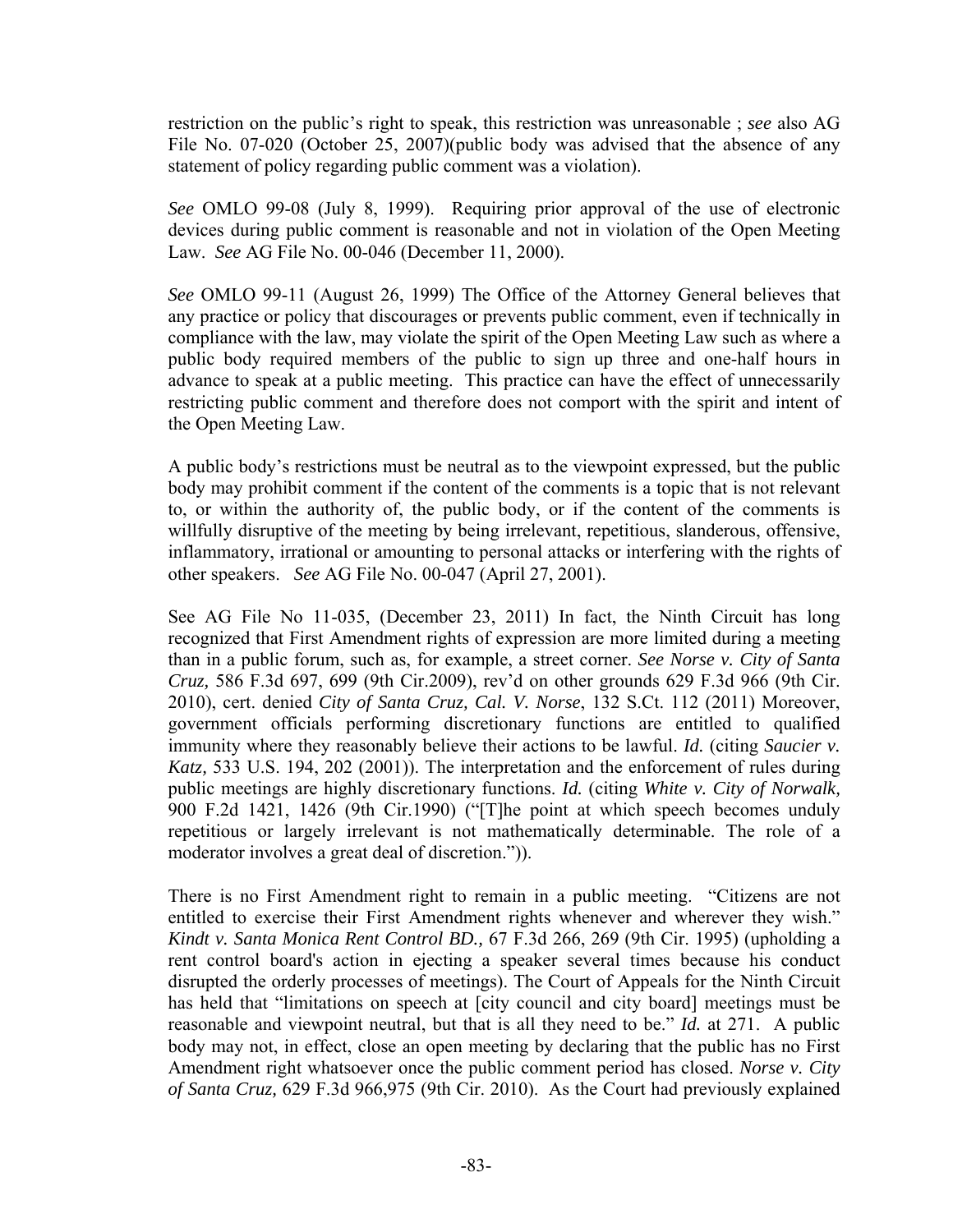restriction on the public's right to speak, this restriction was unreasonable ; *see* also AG File No. 07-020 (October 25, 2007)(public body was advised that the absence of any statement of policy regarding public comment was a violation).

*See* OMLO 99-08 (July 8, 1999). Requiring prior approval of the use of electronic devices during public comment is reasonable and not in violation of the Open Meeting Law. *See* AG File No. 00-046 (December 11, 2000).

*See* OMLO 99-11 (August 26, 1999) The Office of the Attorney General believes that any practice or policy that discourages or prevents public comment, even if technically in compliance with the law, may violate the spirit of the Open Meeting Law such as where a public body required members of the public to sign up three and one-half hours in advance to speak at a public meeting. This practice can have the effect of unnecessarily restricting public comment and therefore does not comport with the spirit and intent of the Open Meeting Law.

A public body's restrictions must be neutral as to the viewpoint expressed, but the public body may prohibit comment if the content of the comments is a topic that is not relevant to, or within the authority of, the public body, or if the content of the comments is willfully disruptive of the meeting by being irrelevant, repetitious, slanderous, offensive, inflammatory, irrational or amounting to personal attacks or interfering with the rights of other speakers. *See* AG File No. 00-047 (April 27, 2001).

See AG File No 11-035, (December 23, 2011) In fact, the Ninth Circuit has long recognized that First Amendment rights of expression are more limited during a meeting than in a public forum, such as, for example, a street corner. *See Norse v. City of Santa Cruz,* 586 F.3d 697, 699 (9th Cir.2009), rev'd on other grounds 629 F.3d 966 (9th Cir. 2010), cert. denied *City of Santa Cruz, Cal. V. Norse*, 132 S.Ct. 112 (2011) Moreover, government officials performing discretionary functions are entitled to qualified immunity where they reasonably believe their actions to be lawful. *Id.* (citing *Saucier v. Katz,* 533 U.S. 194, 202 (2001)). The interpretation and the enforcement of rules during public meetings are highly discretionary functions. *Id.* (citing *White v. City of Norwalk,* 900 F.2d 1421, 1426 (9th Cir.1990) ("[T]he point at which speech becomes unduly repetitious or largely irrelevant is not mathematically determinable. The role of a moderator involves a great deal of discretion.")).

There is no First Amendment right to remain in a public meeting. "Citizens are not entitled to exercise their First Amendment rights whenever and wherever they wish." *Kindt v. Santa Monica Rent Control BD.,* 67 F.3d 266, 269 (9th Cir. 1995) (upholding a rent control board's action in ejecting a speaker several times because his conduct disrupted the orderly processes of meetings). The Court of Appeals for the Ninth Circuit has held that "limitations on speech at [city council and city board] meetings must be reasonable and viewpoint neutral, but that is all they need to be." *Id.* at 271. A public body may not, in effect, close an open meeting by declaring that the public has no First Amendment right whatsoever once the public comment period has closed. *Norse v. City of Santa Cruz,* 629 F.3d 966,975 (9th Cir. 2010). As the Court had previously explained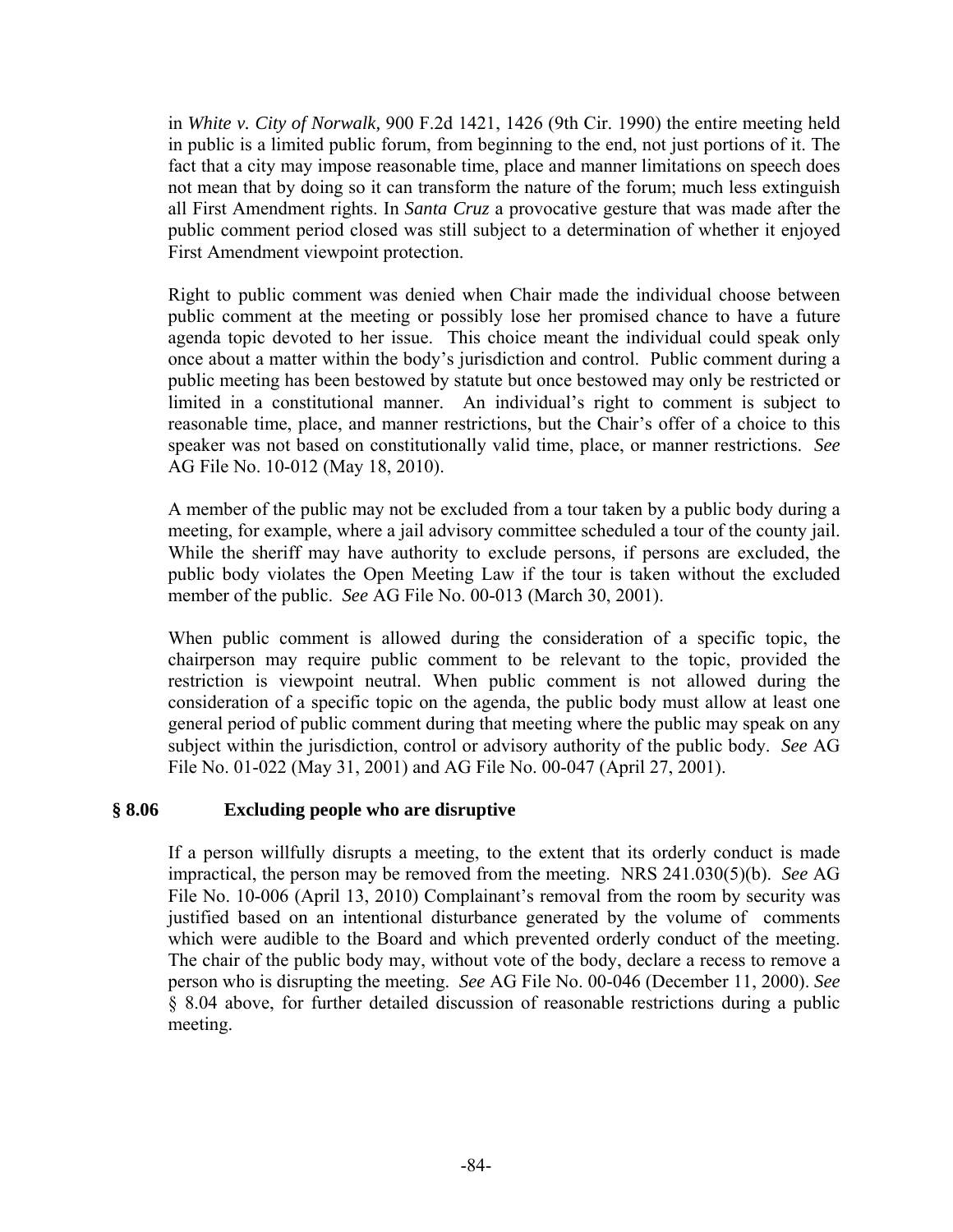in *White v. City of Norwalk,* 900 F.2d 1421, 1426 (9th Cir. 1990) the entire meeting held in public is a limited public forum, from beginning to the end, not just portions of it. The fact that a city may impose reasonable time, place and manner limitations on speech does not mean that by doing so it can transform the nature of the forum; much less extinguish all First Amendment rights. In *Santa Cruz* a provocative gesture that was made after the public comment period closed was still subject to a determination of whether it enjoyed First Amendment viewpoint protection.

Right to public comment was denied when Chair made the individual choose between public comment at the meeting or possibly lose her promised chance to have a future agenda topic devoted to her issue. This choice meant the individual could speak only once about a matter within the body's jurisdiction and control. Public comment during a public meeting has been bestowed by statute but once bestowed may only be restricted or limited in a constitutional manner. An individual's right to comment is subject to reasonable time, place, and manner restrictions, but the Chair's offer of a choice to this speaker was not based on constitutionally valid time, place, or manner restrictions. *See* AG File No. 10-012 (May 18, 2010).

A member of the public may not be excluded from a tour taken by a public body during a meeting, for example, where a jail advisory committee scheduled a tour of the county jail. While the sheriff may have authority to exclude persons, if persons are excluded, the public body violates the Open Meeting Law if the tour is taken without the excluded member of the public. *See* AG File No. 00-013 (March 30, 2001).

When public comment is allowed during the consideration of a specific topic, the chairperson may require public comment to be relevant to the topic, provided the restriction is viewpoint neutral. When public comment is not allowed during the consideration of a specific topic on the agenda, the public body must allow at least one general period of public comment during that meeting where the public may speak on any subject within the jurisdiction, control or advisory authority of the public body. *See* AG File No. 01-022 (May 31, 2001) and AG File No. 00-047 (April 27, 2001).

### § 8.06 Excluding people who are disruptive

If a person willfully disrupts a meeting, to the extent that its orderly conduct is made impractical, the person may be removed from the meeting. NRS 241.030(5)(b). *See* AG File No. 10-006 (April 13, 2010) Complainant's removal from the room by security was justified based on an intentional disturbance generated by the volume of comments which were audible to the Board and which prevented orderly conduct of the meeting. The chair of the public body may, without vote of the body, declare a recess to remove a person who is disrupting the meeting. *See* AG File No. 00-046 (December 11, 2000). *See* § 8.04 above, for further detailed discussion of reasonable restrictions during a public meeting.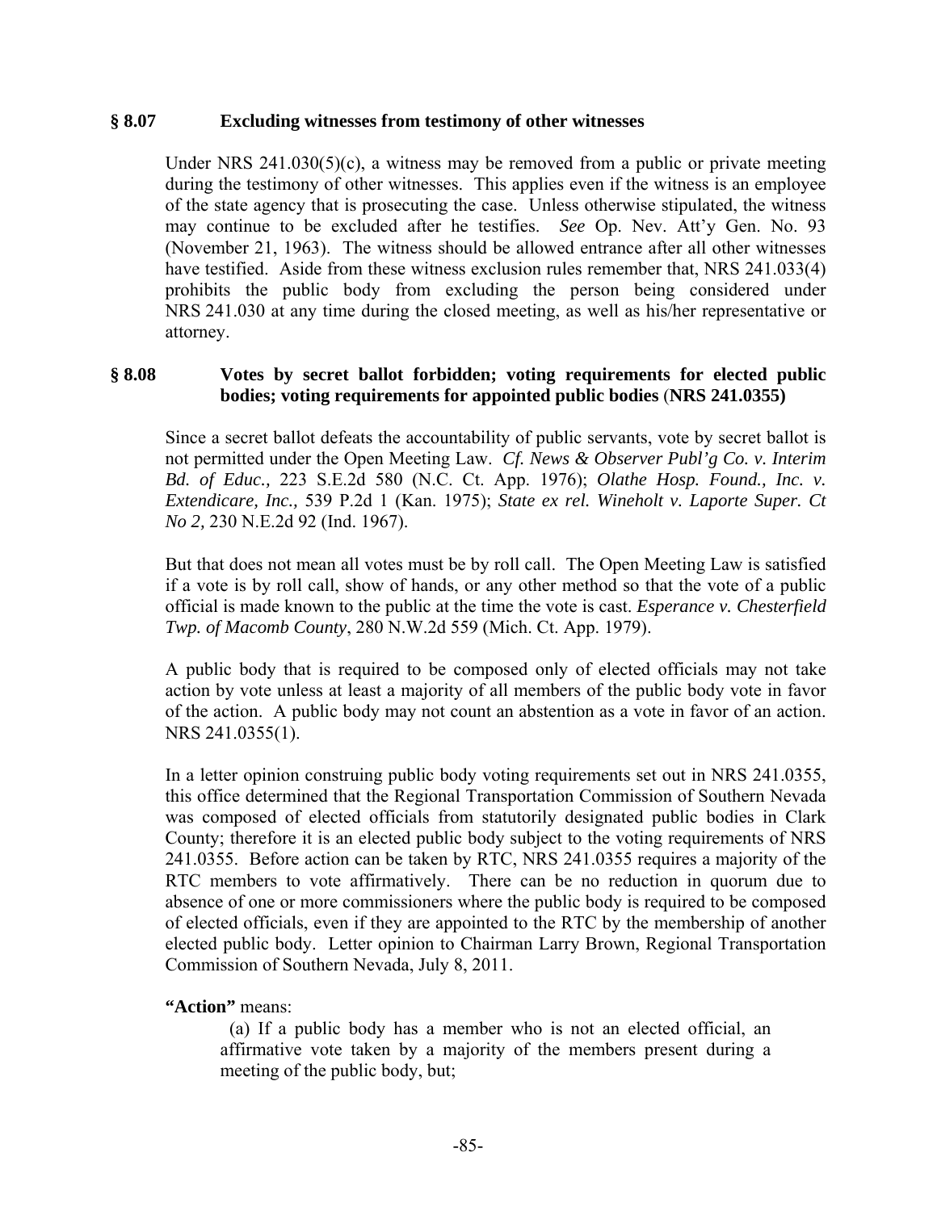## § 8.07 Excluding witnesses from testimony of other witnesses

Under NRS 241.030(5)(c), a witness may be removed from a public or private meeting during the testimony of other witnesses. This applies even if the witness is an employee of the state agency that is prosecuting the case. Unless otherwise stipulated, the witness may continue to be excluded after he testifies. *See* Op. Nev. Att'y Gen. No. 93 (November 21, 1963). The witness should be allowed entrance after all other witnesses have testified. Aside from these witness exclusion rules remember that, NRS 241.033(4) prohibits the public body from excluding the person being considered under NRS 241.030 at any time during the closed meeting, as well as his/her representative or attorney.

## § 8.08 Votes by secret ballot forbidden; voting requirements for elected public bodies; voting requirements for appointed public bodies (NRS 241.0355)

Since a secret ballot defeats the accountability of public servants, vote by secret ballot is not permitted under the Open Meeting Law. *Cf. News & Observer Publ'g Co. v. Interim Bd. of Educ.,* 223 S.E.2d 580 (N.C. Ct. App. 1976); *Olathe Hosp. Found., Inc. v. Extendicare, Inc.,* 539 P.2d 1 (Kan. 1975); *State ex rel. Wineholt v. Laporte Super. Ct No 2,* 230 N.E.2d 92 (Ind. 1967).

But that does not mean all votes must be by roll call. The Open Meeting Law is satisfied if a vote is by roll call, show of hands, or any other method so that the vote of a public official is made known to the public at the time the vote is cast. *Esperance v. Chesterfield Twp. of Macomb County*, 280 N.W.2d 559 (Mich. Ct. App. 1979).

A public body that is required to be composed only of elected officials may not take action by vote unless at least a majority of all members of the public body vote in favor of the action. A public body may not count an abstention as a vote in favor of an action. NRS 241.0355(1).

In a letter opinion construing public body voting requirements set out in NRS 241.0355, this office determined that the Regional Transportation Commission of Southern Nevada was composed of elected officials from statutorily designated public bodies in Clark County; therefore it is an elected public body subject to the voting requirements of NRS 241.0355. Before action can be taken by RTC, NRS 241.0355 requires a majority of the RTC members to vote affirmatively. There can be no reduction in quorum due to absence of one or more commissioners where the public body is required to be composed of elected officials, even if they are appointed to the RTC by the membership of another elected public body. Letter opinion to Chairman Larry Brown, Regional Transportation Commission of Southern Nevada, July 8, 2011.

**"Action"** means:

(a) If a public body has a member who is not an elected official, an affirmative vote taken by a majority of the members present during a meeting of the public body, but;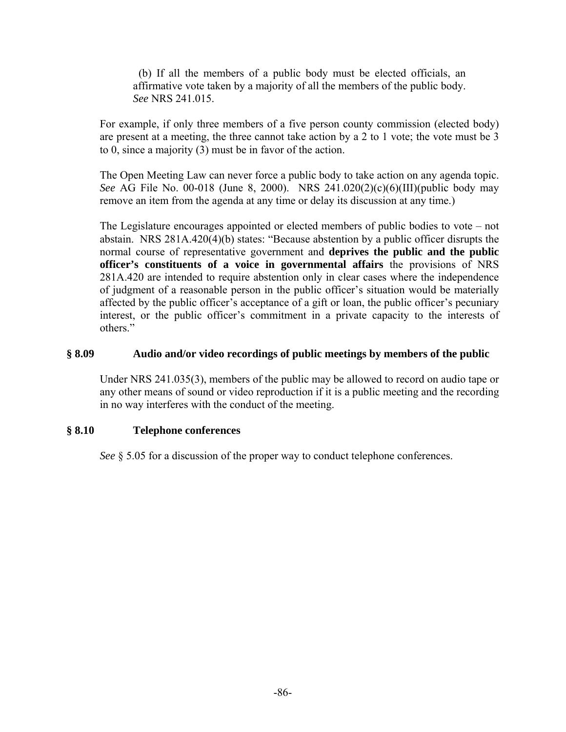(b) If all the members of a public body must be elected officials, an affirmative vote taken by a majority of all the members of the public body. *See* NRS 241.015.

For example, if only three members of a five person county commission (elected body) are present at a meeting, the three cannot take action by a 2 to 1 vote; the vote must be 3 to 0, since a majority (3) must be in favor of the action.

The Open Meeting Law can never force a public body to take action on any agenda topic. *See* AG File No. 00-018 (June 8, 2000). NRS 241.020(2)(c)(6)(III)(public body may remove an item from the agenda at any time or delay its discussion at any time.)

The Legislature encourages appointed or elected members of public bodies to vote – not abstain. NRS 281A.420(4)(b) states: "Because abstention by a public officer disrupts the normal course of representative government and **deprives the public and the public officer's constituents of a voice in governmental affairs** the provisions of NRS 281A.420 are intended to require abstention only in clear cases where the independence of judgment of a reasonable person in the public officer's situation would be materially affected by the public officer's acceptance of a gift or loan, the public officer's pecuniary interest, or the public officer's commitment in a private capacity to the interests of others."

## § 8.09 Audio and/or video recordings of public meetings by members of the public

Under NRS 241.035(3), members of the public may be allowed to record on audio tape or any other means of sound or video reproduction if it is a public meeting and the recording in no way interferes with the conduct of the meeting.

## § 8.10 Telephone conferences

*See* § 5.05 for a discussion of the proper way to conduct telephone conferences.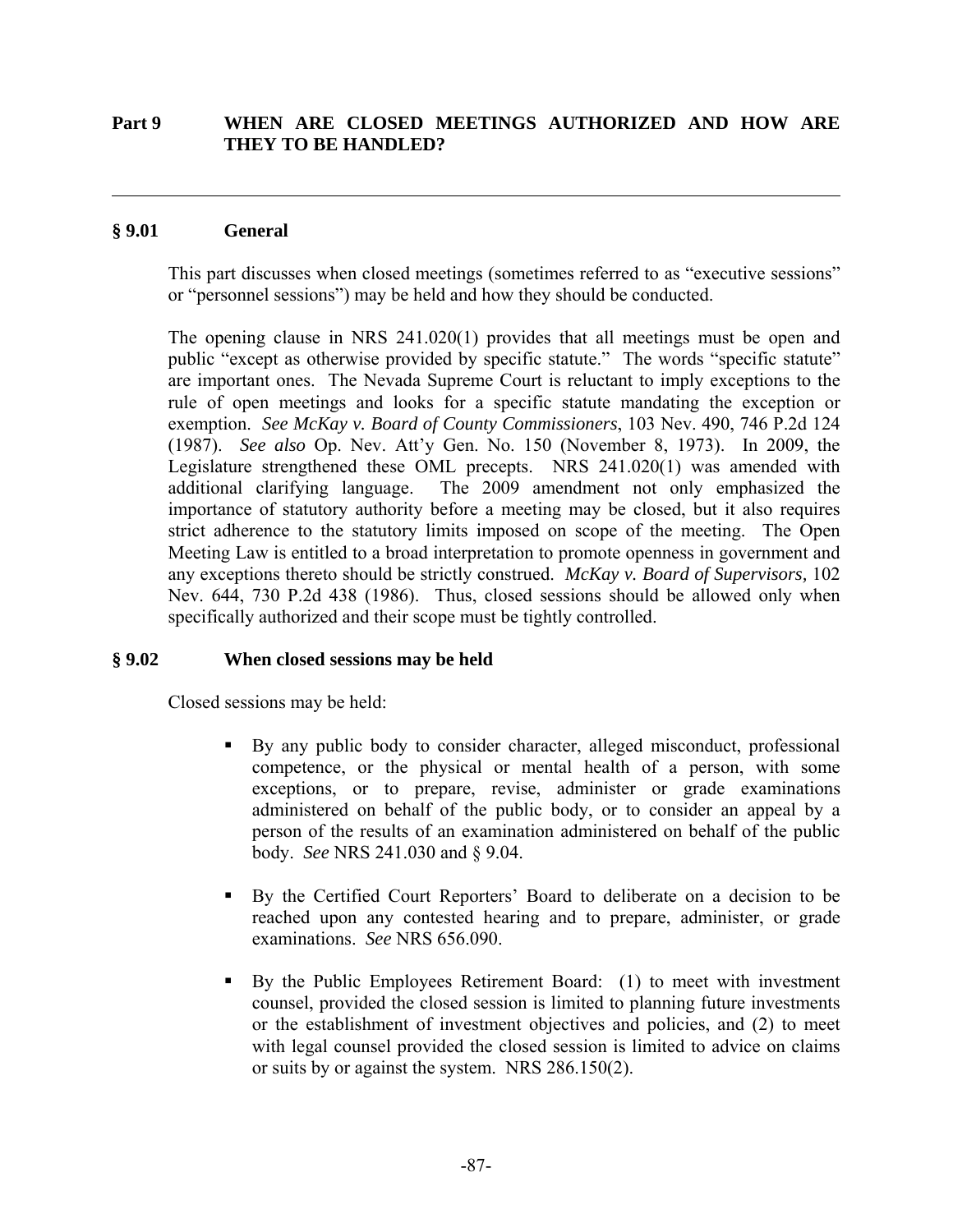## Part 9 WHEN ARE CLOSED MEETINGS AUTHORIZED AND HOW ARE THEY TO BE HANDLED?

---

### § 9.01 General

This part discusses when closed meetings (sometimes referred to as "executive sessions" or "personnel sessions") may be held and how they should be conducted.

The opening clause in NRS 241.020(1) provides that all meetings must be open and public "except as otherwise provided by specific statute." The words "specific statute" are important ones. The Nevada Supreme Court is reluctant to imply exceptions to the rule of open meetings and looks for a specific statute mandating the exception or exemption. *See McKay v. Board of County Commissioners*, 103 Nev. 490, 746 P.2d 124 (1987). *See also* Op. Nev. Att'y Gen. No. 150 (November 8, 1973). In 2009, the Legislature strengthened these OML precepts. NRS 241.020(1) was amended with additional clarifying language. The 2009 amendment not only emphasized the importance of statutory authority before a meeting may be closed, but it also requires strict adherence to the statutory limits imposed on scope of the meeting. The Open Meeting Law is entitled to a broad interpretation to promote openness in government and any exceptions thereto should be strictly construed. *McKay v. Board of Supervisors,* 102 Nev. 644, 730 P.2d 438 (1986). Thus, closed sessions should be allowed only when specifically authorized and their scope must be tightly controlled.

### § 9.02 When closed sessions may be held

Closed sessions may be held:

- By any public body to consider character, alleged misconduct, professional competence, or the physical or mental health of a person, with some exceptions, or to prepare, revise, administer or grade examinations administered on behalf of the public body, or to consider an appeal by a person of the results of an examination administered on behalf of the public body. *See* NRS 241.030 and § 9.04.

- By the Certified Court Reporters' Board to deliberate on a decision to be reached upon any contested hearing and to prepare, administer, or grade examinations. *See* NRS 656.090.

- By the Public Employees Retirement Board: (1) to meet with investment counsel, provided the closed session is limited to planning future investments or the establishment of investment objectives and policies, and (2) to meet with legal counsel provided the closed session is limited to advice on claims or suits by or against the system. NRS 286.150(2).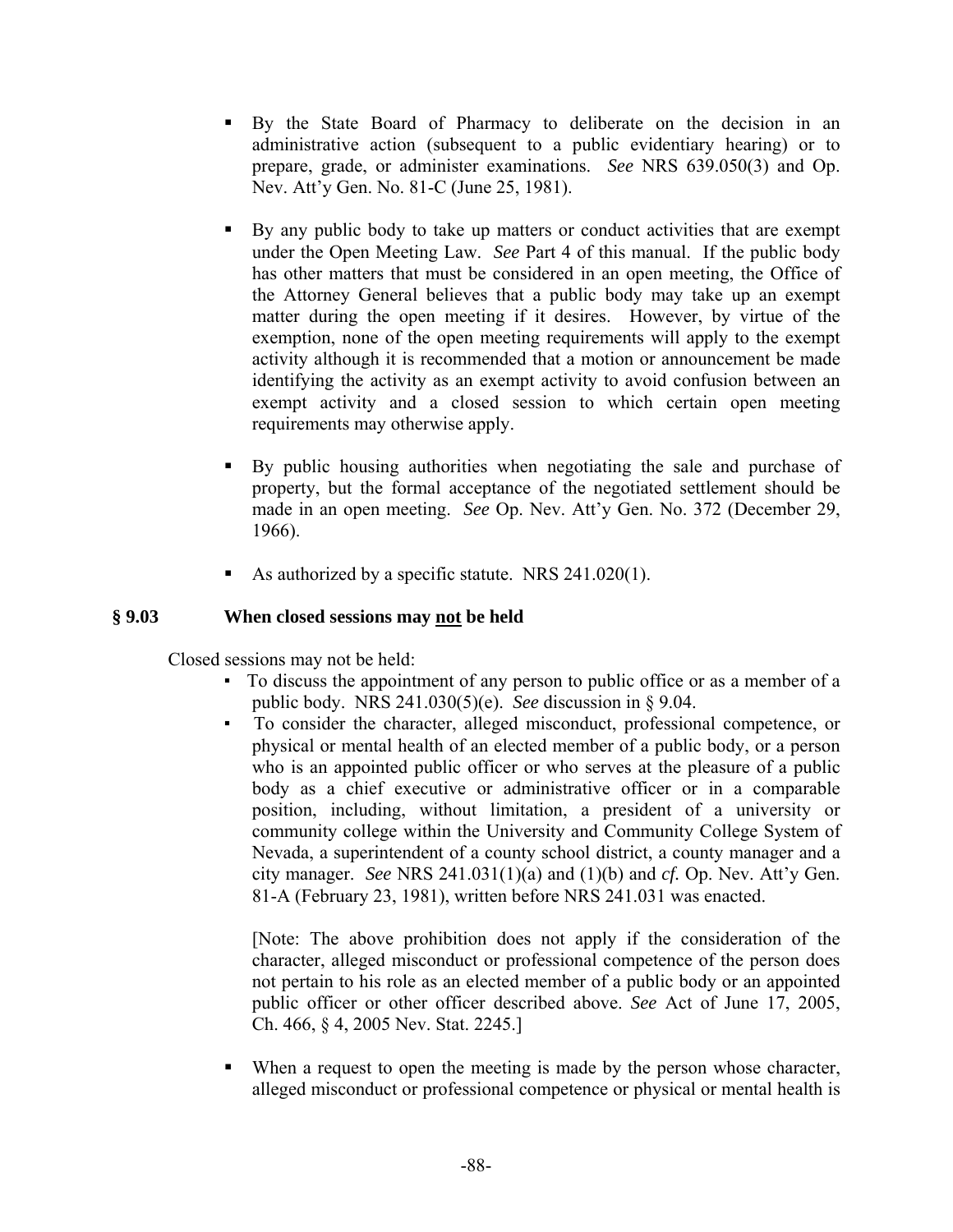- By the State Board of Pharmacy to deliberate on the decision in an administrative action (subsequent to a public evidentiary hearing) or to prepare, grade, or administer examinations. *See* NRS 639.050(3) and Op. Nev. Att'y Gen. No. 81-C (June 25, 1981).

- By any public body to take up matters or conduct activities that are exempt under the Open Meeting Law. *See* Part 4 of this manual. If the public body has other matters that must be considered in an open meeting, the Office of the Attorney General believes that a public body may take up an exempt matter during the open meeting if it desires. However, by virtue of the exemption, none of the open meeting requirements will apply to the exempt activity although it is recommended that a motion or announcement be made identifying the activity as an exempt activity to avoid confusion between an exempt activity and a closed session to which certain open meeting requirements may otherwise apply.

- By public housing authorities when negotiating the sale and purchase of property, but the formal acceptance of the negotiated settlement should be made in an open meeting. *See* Op. Nev. Att'y Gen. No. 372 (December 29, 1966).

- As authorized by a specific statute. NRS 241.020(1).

### § 9.03 When closed sessions may <u>not</u> be held

Closed sessions may not be held:

- To discuss the appointment of any person to public office or as a member of a public body. NRS 241.030(5)(e). *See* discussion in § 9.04.
- To consider the character, alleged misconduct, professional competence, or physical or mental health of an elected member of a public body, or a person who is an appointed public officer or who serves at the pleasure of a public body as a chief executive or administrative officer or in a comparable position, including, without limitation, a president of a university or community college within the University and Community College System of Nevada, a superintendent of a county school district, a county manager and a city manager. *See* NRS 241.031(1)(a) and (1)(b) and *cf.* Op. Nev. Att'y Gen. 81-A (February 23, 1981), written before NRS 241.031 was enacted.

  [Note: The above prohibition does not apply if the consideration of the character, alleged misconduct or professional competence of the person does not pertain to his role as an elected member of a public body or an appointed public officer or other officer described above. *See* Act of June 17, 2005, Ch. 466, § 4, 2005 Nev. Stat. 2245.]

- When a request to open the meeting is made by the person whose character, alleged misconduct or professional competence or physical or mental health is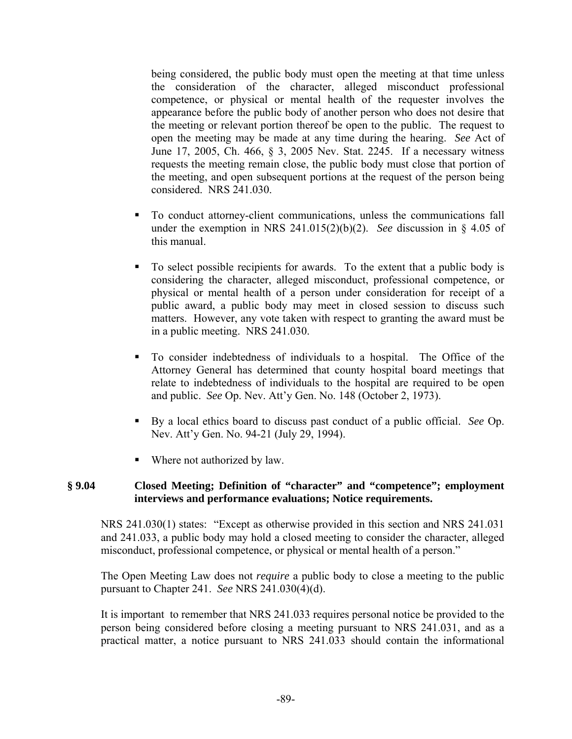being considered, the public body must open the meeting at that time unless the consideration of the character, alleged misconduct professional competence, or physical or mental health of the requester involves the appearance before the public body of another person who does not desire that the meeting or relevant portion thereof be open to the public. The request to open the meeting may be made at any time during the hearing. *See* Act of June 17, 2005, Ch. 466, § 3, 2005 Nev. Stat. 2245. If a necessary witness requests the meeting remain close, the public body must close that portion of the meeting, and open subsequent portions at the request of the person being considered. NRS 241.030.

- To conduct attorney-client communications, unless the communications fall under the exemption in NRS 241.015(2)(b)(2). *See* discussion in § 4.05 of this manual.

- To select possible recipients for awards. To the extent that a public body is considering the character, alleged misconduct, professional competence, or physical or mental health of a person under consideration for receipt of a public award, a public body may meet in closed session to discuss such matters. However, any vote taken with respect to granting the award must be in a public meeting. NRS 241.030.

- To consider indebtedness of individuals to a hospital. The Office of the Attorney General has determined that county hospital board meetings that relate to indebtedness of individuals to the hospital are required to be open and public. *See* Op. Nev. Att'y Gen. No. 148 (October 2, 1973).

- By a local ethics board to discuss past conduct of a public official. *See* Op. Nev. Att'y Gen. No. 94-21 (July 29, 1994).

- Where not authorized by law.

## § 9.04 Closed Meeting; Definition of "character" and "competence"; employment interviews and performance evaluations; Notice requirements.

NRS 241.030(1) states: "Except as otherwise provided in this section and NRS 241.031 and 241.033, a public body may hold a closed meeting to consider the character, alleged misconduct, professional competence, or physical or mental health of a person."

The Open Meeting Law does not *require* a public body to close a meeting to the public pursuant to Chapter 241. *See* NRS 241.030(4)(d).

It is important to remember that NRS 241.033 requires personal notice be provided to the person being considered before closing a meeting pursuant to NRS 241.031, and as a practical matter, a notice pursuant to NRS 241.033 should contain the informational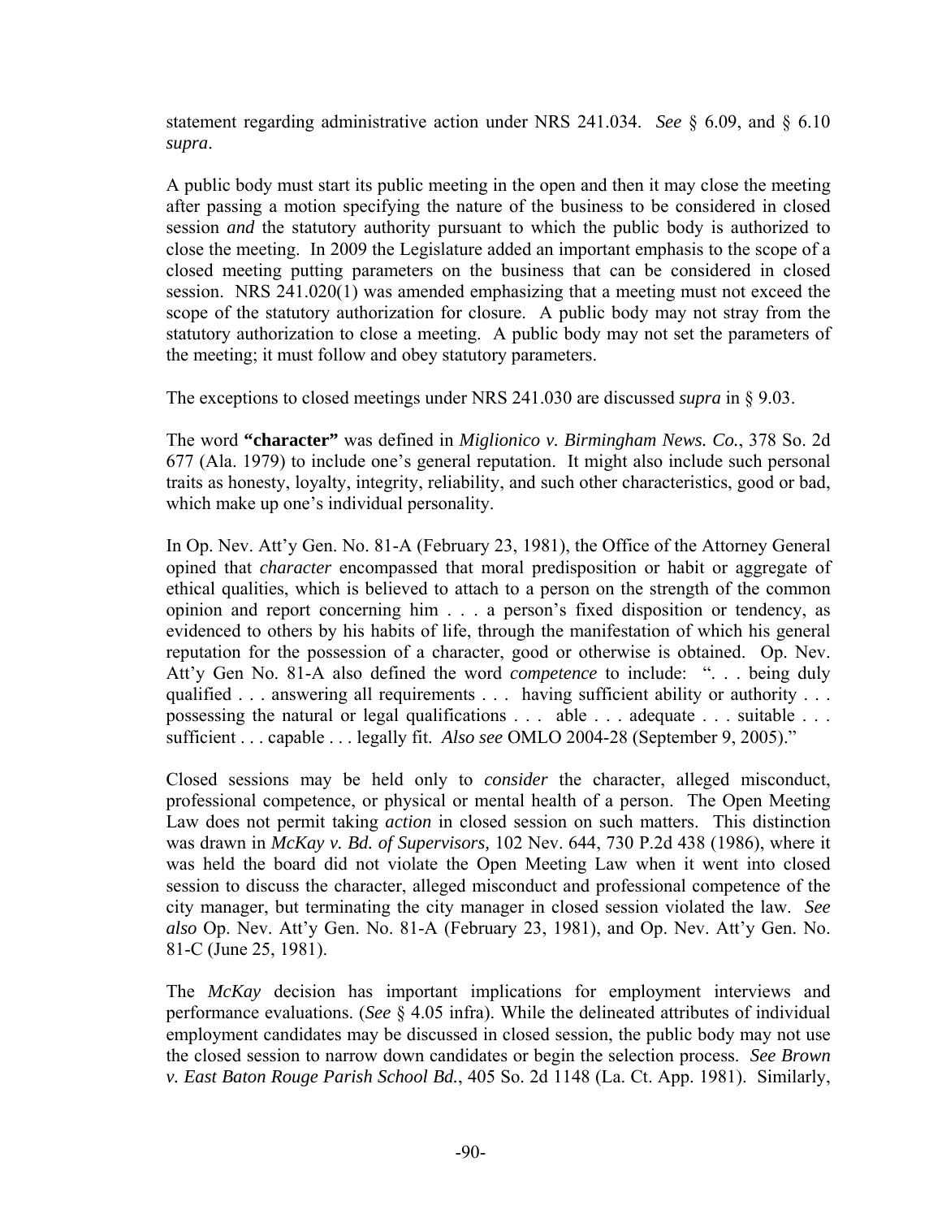statement regarding administrative action under NRS 241.034. *See* § 6.09, and § 6.10 *supra*.

A public body must start its public meeting in the open and then it may close the meeting after passing a motion specifying the nature of the business to be considered in closed session *and* the statutory authority pursuant to which the public body is authorized to close the meeting. In 2009 the Legislature added an important emphasis to the scope of a closed meeting putting parameters on the business that can be considered in closed session. NRS 241.020(1) was amended emphasizing that a meeting must not exceed the scope of the statutory authorization for closure. A public body may not stray from the statutory authorization to close a meeting. A public body may not set the parameters of the meeting; it must follow and obey statutory parameters.

The exceptions to closed meetings under NRS 241.030 are discussed *supra* in § 9.03.

The word **"character"** was defined in *Miglionico v. Birmingham News. Co.*, 378 So. 2d 677 (Ala. 1979) to include one's general reputation. It might also include such personal traits as honesty, loyalty, integrity, reliability, and such other characteristics, good or bad, which make up one's individual personality.

In Op. Nev. Att'y Gen. No. 81-A (February 23, 1981), the Office of the Attorney General opined that *character* encompassed that moral predisposition or habit or aggregate of ethical qualities, which is believed to attach to a person on the strength of the common opinion and report concerning him . . . a person's fixed disposition or tendency, as evidenced to others by his habits of life, through the manifestation of which his general reputation for the possession of a character, good or otherwise is obtained. Op. Nev. Att'y Gen No. 81-A also defined the word *competence* to include: ". . . being duly qualified . . . answering all requirements . . . having sufficient ability or authority . . . possessing the natural or legal qualifications . . . able . . . adequate . . . suitable . . . sufficient . . . capable . . . legally fit. *Also see* OMLO 2004-28 (September 9, 2005)."

Closed sessions may be held only to *consider* the character, alleged misconduct, professional competence, or physical or mental health of a person. The Open Meeting Law does not permit taking *action* in closed session on such matters. This distinction was drawn in *McKay v. Bd. of Supervisors,* 102 Nev. 644, 730 P.2d 438 (1986), where it was held the board did not violate the Open Meeting Law when it went into closed session to discuss the character, alleged misconduct and professional competence of the city manager, but terminating the city manager in closed session violated the law. *See also* Op. Nev. Att'y Gen. No. 81-A (February 23, 1981), and Op. Nev. Att'y Gen. No. 81-C (June 25, 1981).

The *McKay* decision has important implications for employment interviews and performance evaluations. (*See* § 4.05 infra). While the delineated attributes of individual employment candidates may be discussed in closed session, the public body may not use the closed session to narrow down candidates or begin the selection process. *See Brown v. East Baton Rouge Parish School Bd.*, 405 So. 2d 1148 (La. Ct. App. 1981). Similarly,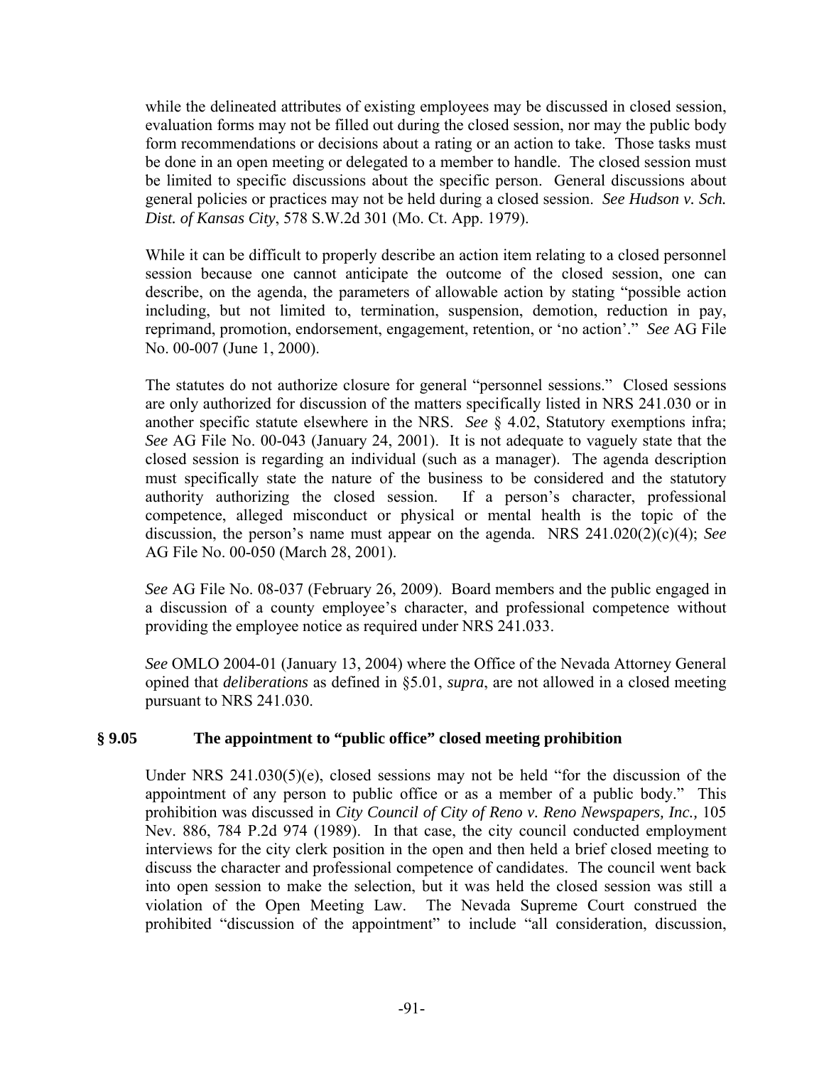while the delineated attributes of existing employees may be discussed in closed session, evaluation forms may not be filled out during the closed session, nor may the public body form recommendations or decisions about a rating or an action to take. Those tasks must be done in an open meeting or delegated to a member to handle. The closed session must be limited to specific discussions about the specific person. General discussions about general policies or practices may not be held during a closed session. *See Hudson v. Sch. Dist. of Kansas City*, 578 S.W.2d 301 (Mo. Ct. App. 1979).

While it can be difficult to properly describe an action item relating to a closed personnel session because one cannot anticipate the outcome of the closed session, one can describe, on the agenda, the parameters of allowable action by stating "possible action including, but not limited to, termination, suspension, demotion, reduction in pay, reprimand, promotion, endorsement, engagement, retention, or 'no action'." *See* AG File No. 00-007 (June 1, 2000).

The statutes do not authorize closure for general "personnel sessions." Closed sessions are only authorized for discussion of the matters specifically listed in NRS 241.030 or in another specific statute elsewhere in the NRS. *See* § 4.02, Statutory exemptions infra; *See* AG File No. 00-043 (January 24, 2001). It is not adequate to vaguely state that the closed session is regarding an individual (such as a manager). The agenda description must specifically state the nature of the business to be considered and the statutory authority authorizing the closed session. If a person's character, professional competence, alleged misconduct or physical or mental health is the topic of the discussion, the person's name must appear on the agenda. NRS 241.020(2)(c)(4); *See* AG File No. 00-050 (March 28, 2001).

*See* AG File No. 08-037 (February 26, 2009). Board members and the public engaged in a discussion of a county employee's character, and professional competence without providing the employee notice as required under NRS 241.033.

*See* OMLO 2004-01 (January 13, 2004) where the Office of the Nevada Attorney General opined that *deliberations* as defined in §5.01, *supra*, are not allowed in a closed meeting pursuant to NRS 241.030.

## § 9.05 The appointment to "public office" closed meeting prohibition

Under NRS 241.030(5)(e), closed sessions may not be held "for the discussion of the appointment of any person to public office or as a member of a public body." This prohibition was discussed in *City Council of City of Reno v. Reno Newspapers, Inc.,* 105 Nev. 886, 784 P.2d 974 (1989). In that case, the city council conducted employment interviews for the city clerk position in the open and then held a brief closed meeting to discuss the character and professional competence of candidates. The council went back into open session to make the selection, but it was held the closed session was still a violation of the Open Meeting Law. The Nevada Supreme Court construed the prohibited "discussion of the appointment" to include "all consideration, discussion,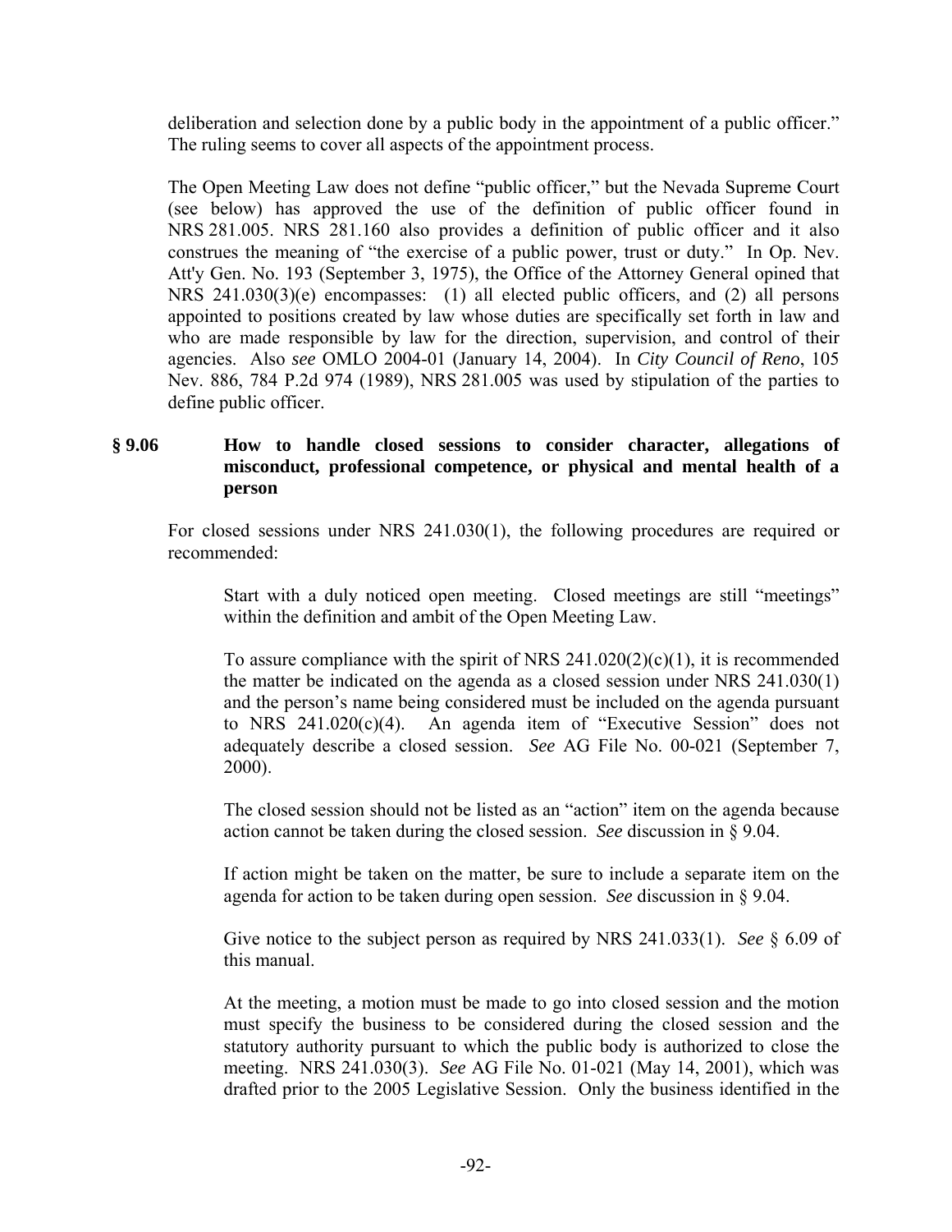deliberation and selection done by a public body in the appointment of a public officer." The ruling seems to cover all aspects of the appointment process.

The Open Meeting Law does not define "public officer," but the Nevada Supreme Court (see below) has approved the use of the definition of public officer found in NRS 281.005. NRS 281.160 also provides a definition of public officer and it also construes the meaning of "the exercise of a public power, trust or duty." In Op. Nev. Att'y Gen. No. 193 (September 3, 1975), the Office of the Attorney General opined that NRS 241.030(3)(e) encompasses: (1) all elected public officers, and (2) all persons appointed to positions created by law whose duties are specifically set forth in law and who are made responsible by law for the direction, supervision, and control of their agencies. Also *see* OMLO 2004-01 (January 14, 2004). In *City Council of Reno*, 105 Nev. 886, 784 P.2d 974 (1989), NRS 281.005 was used by stipulation of the parties to define public officer.

## § 9.06 How to handle closed sessions to consider character, allegations of misconduct, professional competence, or physical and mental health of a person

For closed sessions under NRS 241.030(1), the following procedures are required or recommended:

> Start with a duly noticed open meeting. Closed meetings are still "meetings" within the definition and ambit of the Open Meeting Law.
>
> To assure compliance with the spirit of NRS 241.020(2)(c)(1), it is recommended the matter be indicated on the agenda as a closed session under NRS 241.030(1) and the person's name being considered must be included on the agenda pursuant to NRS 241.020(c)(4). An agenda item of "Executive Session" does not adequately describe a closed session. *See* AG File No. 00-021 (September 7, 2000).
>
> The closed session should not be listed as an "action" item on the agenda because action cannot be taken during the closed session. *See* discussion in § 9.04.
>
> If action might be taken on the matter, be sure to include a separate item on the agenda for action to be taken during open session. *See* discussion in § 9.04.
>
> Give notice to the subject person as required by NRS 241.033(1). *See* § 6.09 of this manual.
>
> At the meeting, a motion must be made to go into closed session and the motion must specify the business to be considered during the closed session and the statutory authority pursuant to which the public body is authorized to close the meeting. NRS 241.030(3). *See* AG File No. 01-021 (May 14, 2001), which was drafted prior to the 2005 Legislative Session. Only the business identified in the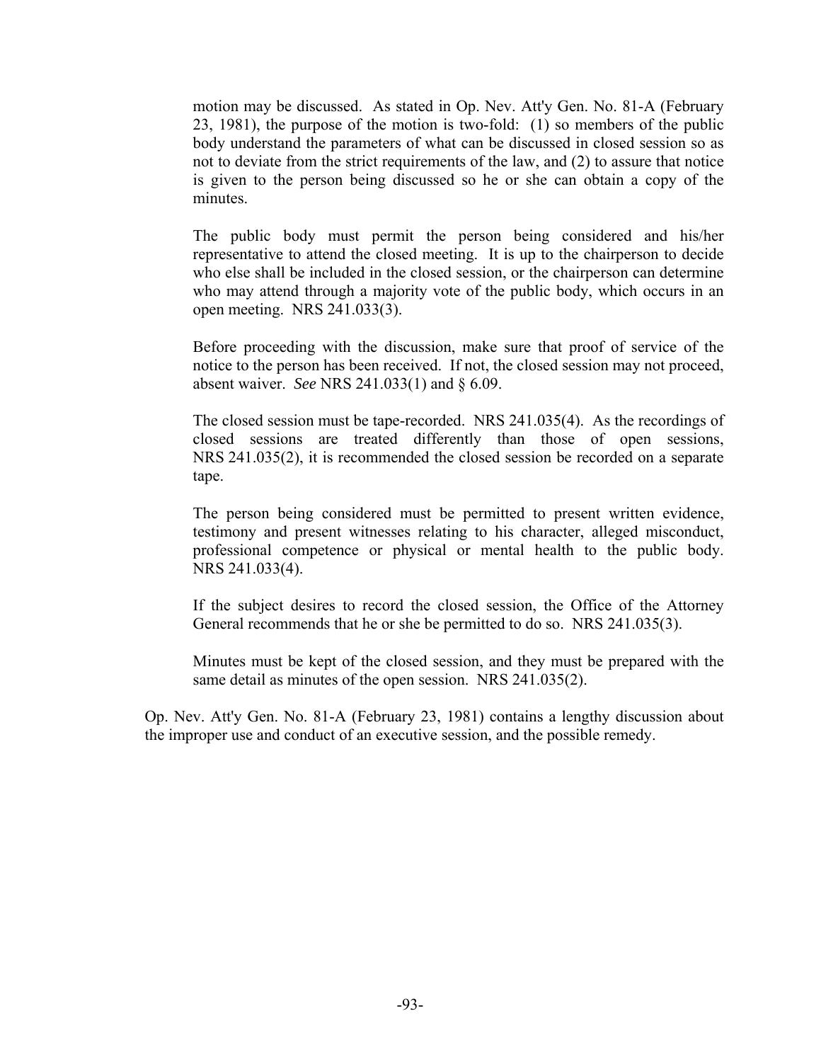motion may be discussed. As stated in Op. Nev. Att'y Gen. No. 81-A (February 23, 1981), the purpose of the motion is two-fold: (1) so members of the public body understand the parameters of what can be discussed in closed session so as not to deviate from the strict requirements of the law, and (2) to assure that notice is given to the person being discussed so he or she can obtain a copy of the minutes.

The public body must permit the person being considered and his/her representative to attend the closed meeting. It is up to the chairperson to decide who else shall be included in the closed session, or the chairperson can determine who may attend through a majority vote of the public body, which occurs in an open meeting. NRS 241.033(3).

Before proceeding with the discussion, make sure that proof of service of the notice to the person has been received. If not, the closed session may not proceed, absent waiver. *See* NRS 241.033(1) and § 6.09.

The closed session must be tape-recorded. NRS 241.035(4). As the recordings of closed sessions are treated differently than those of open sessions, NRS 241.035(2), it is recommended the closed session be recorded on a separate tape.

The person being considered must be permitted to present written evidence, testimony and present witnesses relating to his character, alleged misconduct, professional competence or physical or mental health to the public body. NRS 241.033(4).

If the subject desires to record the closed session, the Office of the Attorney General recommends that he or she be permitted to do so. NRS 241.035(3).

Minutes must be kept of the closed session, and they must be prepared with the same detail as minutes of the open session. NRS 241.035(2).

Op. Nev. Att'y Gen. No. 81-A (February 23, 1981) contains a lengthy discussion about the improper use and conduct of an executive session, and the possible remedy.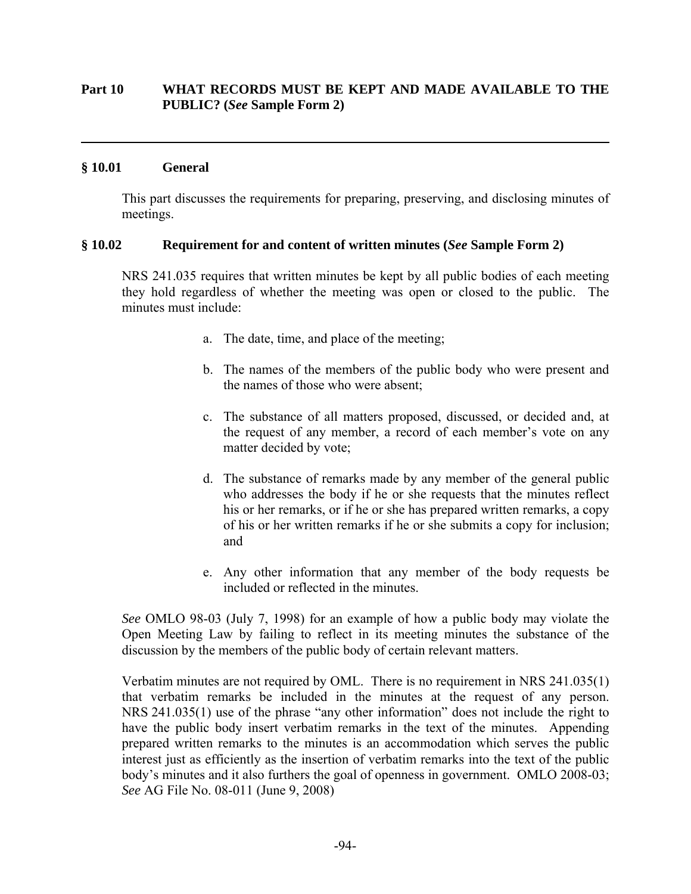# Part 10 WHAT RECORDS MUST BE KEPT AND MADE AVAILABLE TO THE PUBLIC? (*See* Sample Form 2)

---

## § 10.01 General

This part discusses the requirements for preparing, preserving, and disclosing minutes of meetings.

## § 10.02 Requirement for and content of written minutes (*See* Sample Form 2)

NRS 241.035 requires that written minutes be kept by all public bodies of each meeting they hold regardless of whether the meeting was open or closed to the public. The minutes must include:

a. The date, time, and place of the meeting;

b. The names of the members of the public body who were present and the names of those who were absent;

c. The substance of all matters proposed, discussed, or decided and, at the request of any member, a record of each member's vote on any matter decided by vote;

d. The substance of remarks made by any member of the general public who addresses the body if he or she requests that the minutes reflect his or her remarks, or if he or she has prepared written remarks, a copy of his or her written remarks if he or she submits a copy for inclusion; and

e. Any other information that any member of the body requests be included or reflected in the minutes.

*See* OMLO 98-03 (July 7, 1998) for an example of how a public body may violate the Open Meeting Law by failing to reflect in its meeting minutes the substance of the discussion by the members of the public body of certain relevant matters.

Verbatim minutes are not required by OML. There is no requirement in NRS 241.035(1) that verbatim remarks be included in the minutes at the request of any person. NRS 241.035(1) use of the phrase "any other information" does not include the right to have the public body insert verbatim remarks in the text of the minutes. Appending prepared written remarks to the minutes is an accommodation which serves the public interest just as efficiently as the insertion of verbatim remarks into the text of the public body's minutes and it also furthers the goal of openness in government. OMLO 2008-03; *See* AG File No. 08-011 (June 9, 2008)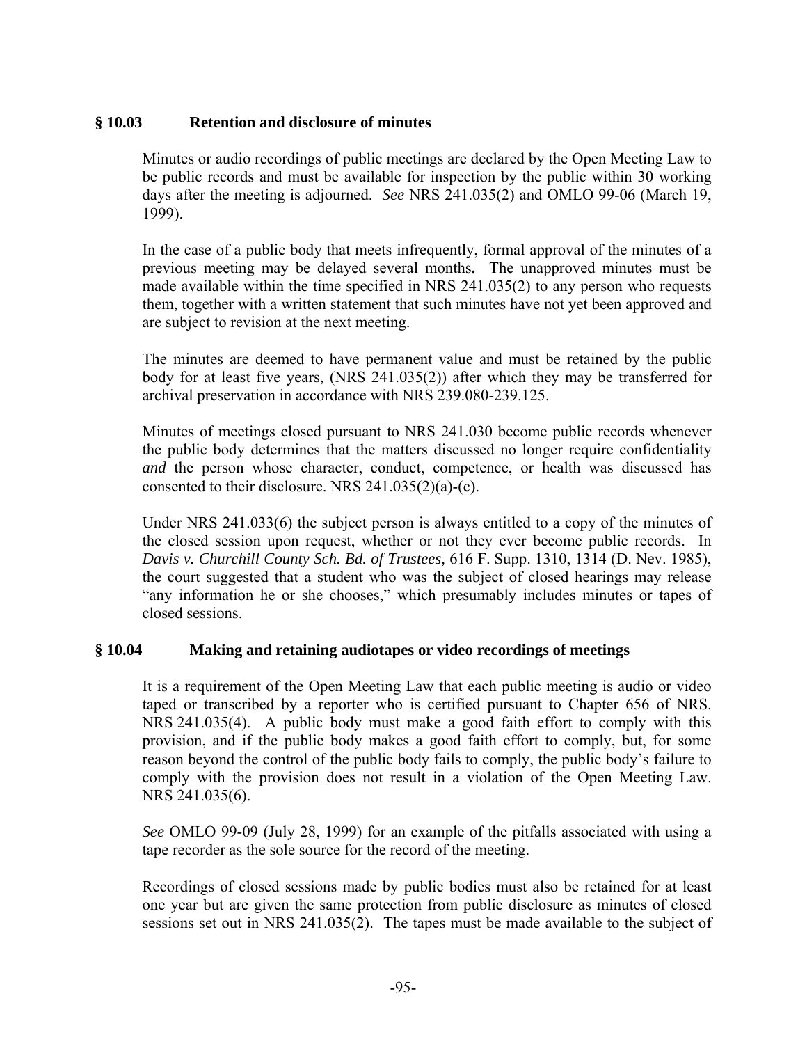## § 10.03 Retention and disclosure of minutes

Minutes or audio recordings of public meetings are declared by the Open Meeting Law to be public records and must be available for inspection by the public within 30 working days after the meeting is adjourned. *See* NRS 241.035(2) and OMLO 99-06 (March 19, 1999).

In the case of a public body that meets infrequently, formal approval of the minutes of a previous meeting may be delayed several months**.** The unapproved minutes must be made available within the time specified in NRS 241.035(2) to any person who requests them, together with a written statement that such minutes have not yet been approved and are subject to revision at the next meeting.

The minutes are deemed to have permanent value and must be retained by the public body for at least five years, (NRS 241.035(2)) after which they may be transferred for archival preservation in accordance with NRS 239.080-239.125.

Minutes of meetings closed pursuant to NRS 241.030 become public records whenever the public body determines that the matters discussed no longer require confidentiality *and* the person whose character, conduct, competence, or health was discussed has consented to their disclosure. NRS 241.035(2)(a)-(c).

Under NRS 241.033(6) the subject person is always entitled to a copy of the minutes of the closed session upon request, whether or not they ever become public records. In *Davis v. Churchill County Sch. Bd. of Trustees,* 616 F. Supp. 1310, 1314 (D. Nev. 1985), the court suggested that a student who was the subject of closed hearings may release "any information he or she chooses," which presumably includes minutes or tapes of closed sessions.

## § 10.04 Making and retaining audiotapes or video recordings of meetings

It is a requirement of the Open Meeting Law that each public meeting is audio or video taped or transcribed by a reporter who is certified pursuant to Chapter 656 of NRS. NRS 241.035(4). A public body must make a good faith effort to comply with this provision, and if the public body makes a good faith effort to comply, but, for some reason beyond the control of the public body fails to comply, the public body's failure to comply with the provision does not result in a violation of the Open Meeting Law. NRS 241.035(6).

*See* OMLO 99-09 (July 28, 1999) for an example of the pitfalls associated with using a tape recorder as the sole source for the record of the meeting.

Recordings of closed sessions made by public bodies must also be retained for at least one year but are given the same protection from public disclosure as minutes of closed sessions set out in NRS 241.035(2). The tapes must be made available to the subject of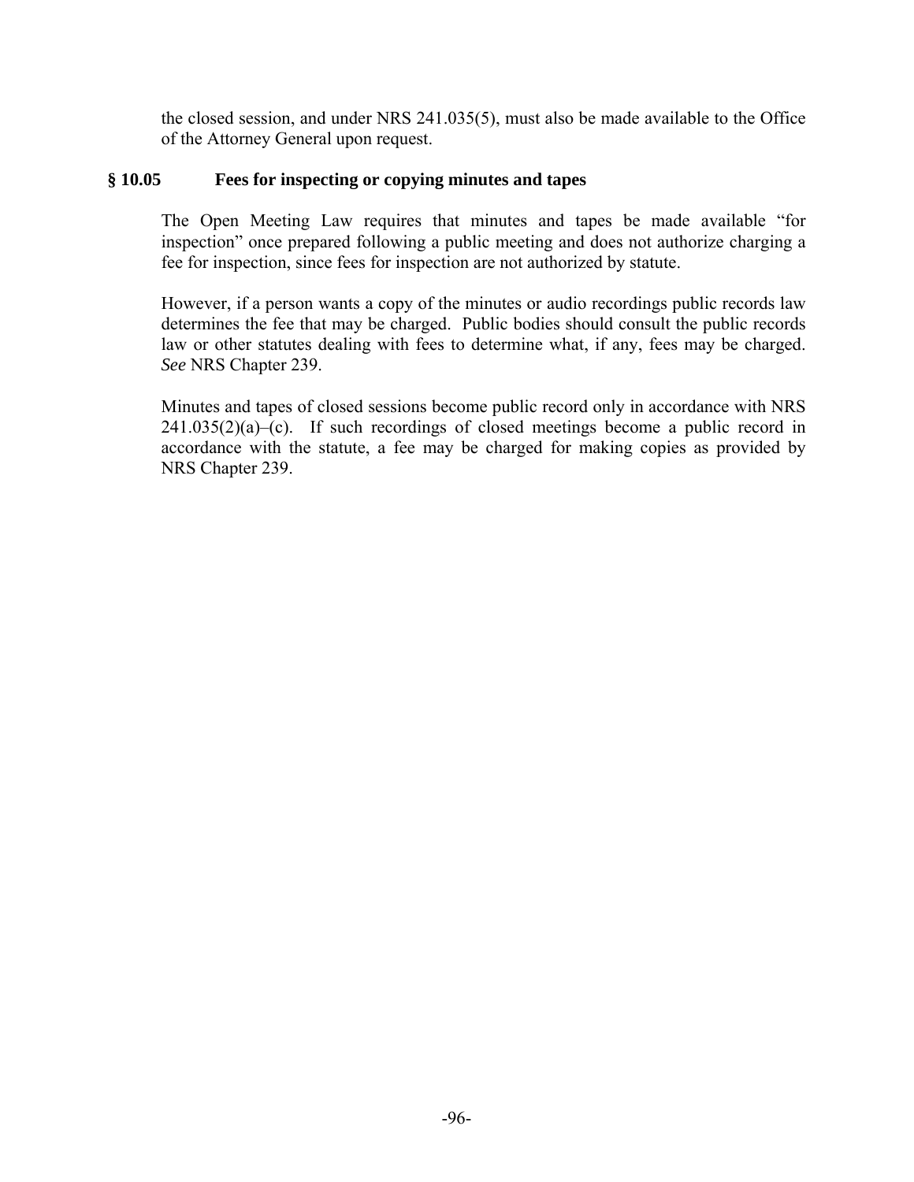the closed session, and under NRS 241.035(5), must also be made available to the Office of the Attorney General upon request.

### § 10.05 Fees for inspecting or copying minutes and tapes

The Open Meeting Law requires that minutes and tapes be made available "for inspection" once prepared following a public meeting and does not authorize charging a fee for inspection, since fees for inspection are not authorized by statute.

However, if a person wants a copy of the minutes or audio recordings public records law determines the fee that may be charged. Public bodies should consult the public records law or other statutes dealing with fees to determine what, if any, fees may be charged. *See* NRS Chapter 239.

Minutes and tapes of closed sessions become public record only in accordance with NRS 241.035(2)(a)–(c). If such recordings of closed meetings become a public record in accordance with the statute, a fee may be charged for making copies as provided by NRS Chapter 239.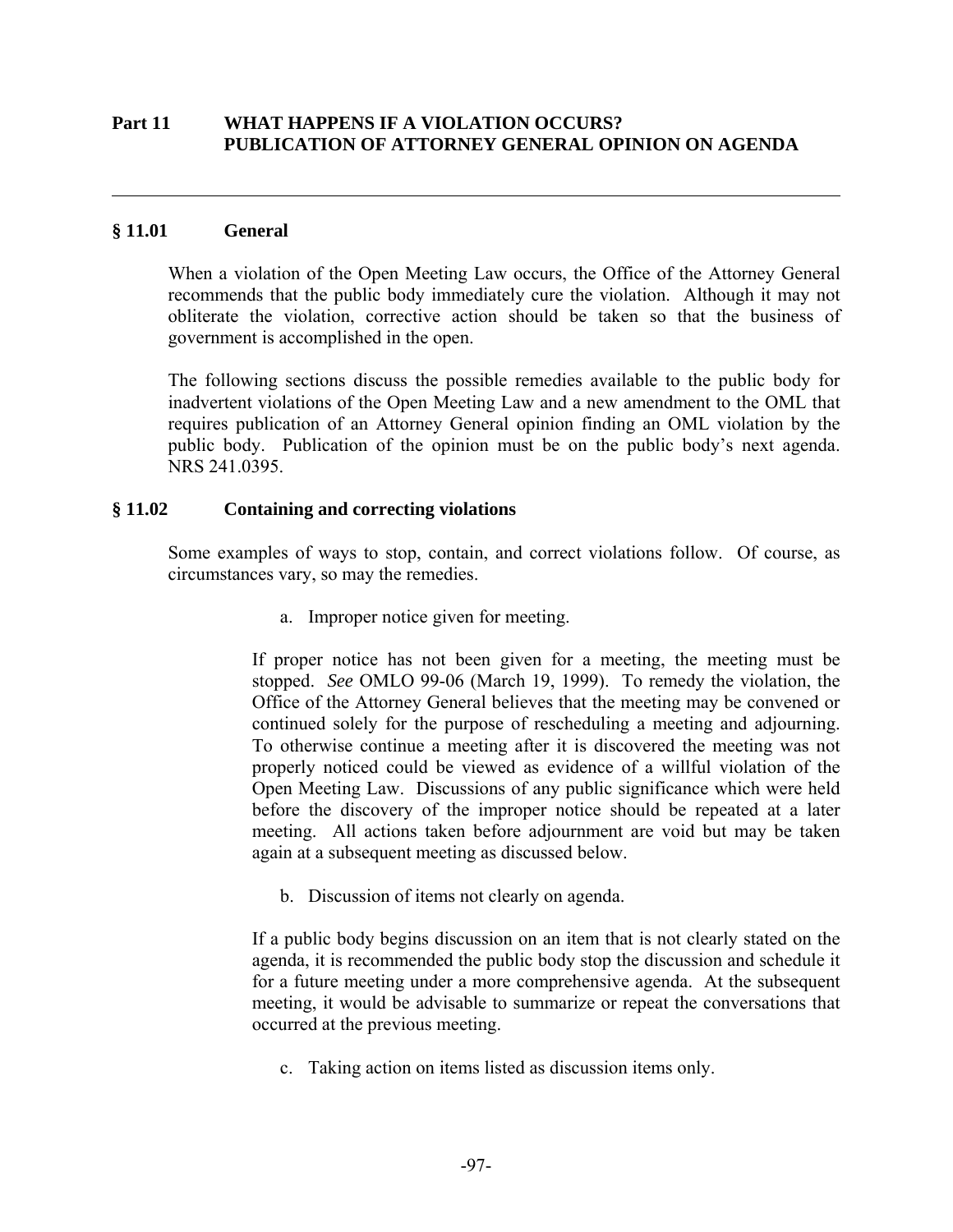## Part 11 WHAT HAPPENS IF A VIOLATION OCCURS? PUBLICATION OF ATTORNEY GENERAL OPINION ON AGENDA

---

### § 11.01 General

When a violation of the Open Meeting Law occurs, the Office of the Attorney General recommends that the public body immediately cure the violation. Although it may not obliterate the violation, corrective action should be taken so that the business of government is accomplished in the open.

The following sections discuss the possible remedies available to the public body for inadvertent violations of the Open Meeting Law and a new amendment to the OML that requires publication of an Attorney General opinion finding an OML violation by the public body. Publication of the opinion must be on the public body's next agenda. NRS 241.0395.

### § 11.02 Containing and correcting violations

Some examples of ways to stop, contain, and correct violations follow. Of course, as circumstances vary, so may the remedies.

a. Improper notice given for meeting.

If proper notice has not been given for a meeting, the meeting must be stopped. *See* OMLO 99-06 (March 19, 1999). To remedy the violation, the Office of the Attorney General believes that the meeting may be convened or continued solely for the purpose of rescheduling a meeting and adjourning. To otherwise continue a meeting after it is discovered the meeting was not properly noticed could be viewed as evidence of a willful violation of the Open Meeting Law. Discussions of any public significance which were held before the discovery of the improper notice should be repeated at a later meeting. All actions taken before adjournment are void but may be taken again at a subsequent meeting as discussed below.

b. Discussion of items not clearly on agenda.

If a public body begins discussion on an item that is not clearly stated on the agenda, it is recommended the public body stop the discussion and schedule it for a future meeting under a more comprehensive agenda. At the subsequent meeting, it would be advisable to summarize or repeat the conversations that occurred at the previous meeting.

c. Taking action on items listed as discussion items only.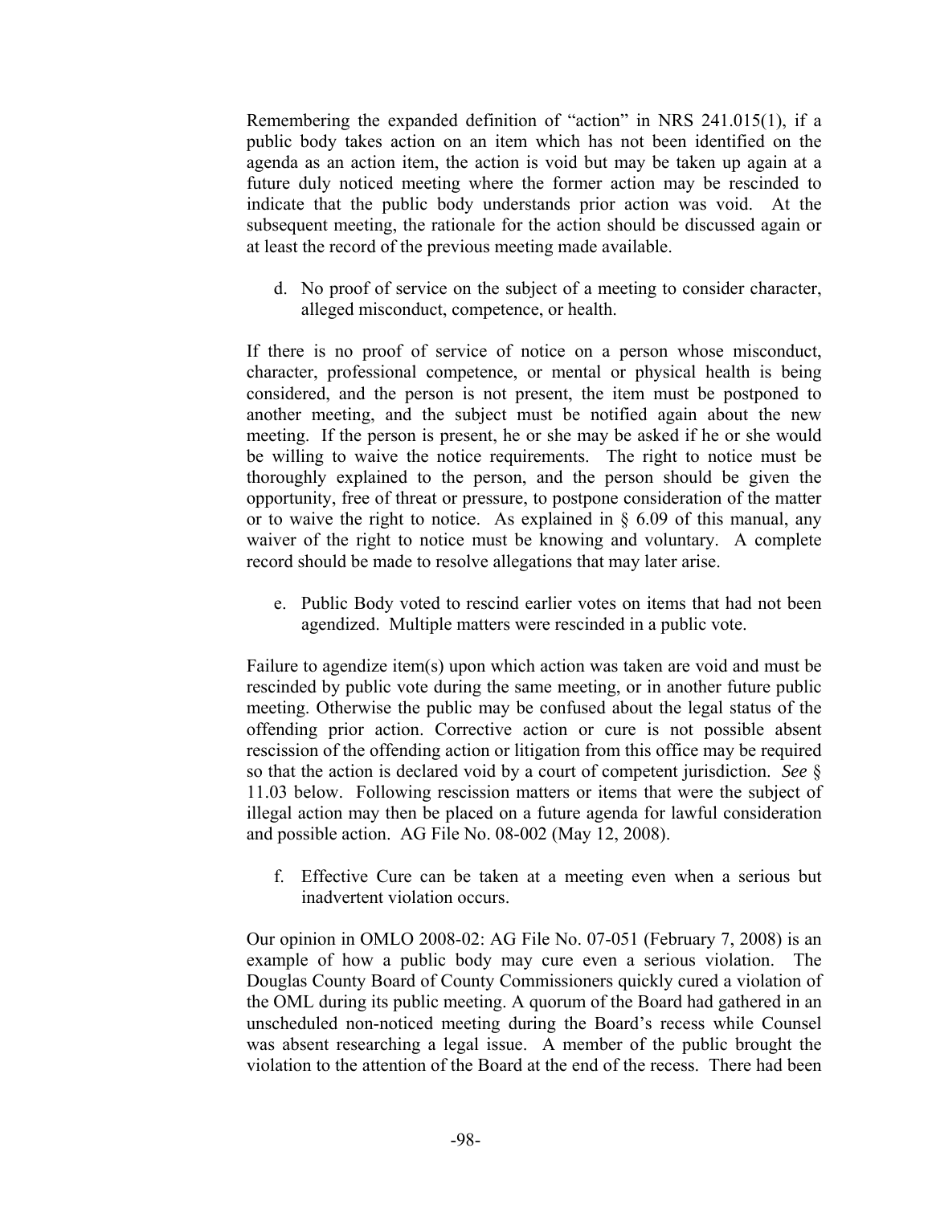Remembering the expanded definition of "action" in NRS 241.015(1), if a public body takes action on an item which has not been identified on the agenda as an action item, the action is void but may be taken up again at a future duly noticed meeting where the former action may be rescinded to indicate that the public body understands prior action was void. At the subsequent meeting, the rationale for the action should be discussed again or at least the record of the previous meeting made available.

d. No proof of service on the subject of a meeting to consider character, alleged misconduct, competence, or health.

If there is no proof of service of notice on a person whose misconduct, character, professional competence, or mental or physical health is being considered, and the person is not present, the item must be postponed to another meeting, and the subject must be notified again about the new meeting. If the person is present, he or she may be asked if he or she would be willing to waive the notice requirements. The right to notice must be thoroughly explained to the person, and the person should be given the opportunity, free of threat or pressure, to postpone consideration of the matter or to waive the right to notice. As explained in § 6.09 of this manual, any waiver of the right to notice must be knowing and voluntary. A complete record should be made to resolve allegations that may later arise.

e. Public Body voted to rescind earlier votes on items that had not been agendized. Multiple matters were rescinded in a public vote.

Failure to agendize item(s) upon which action was taken are void and must be rescinded by public vote during the same meeting, or in another future public meeting. Otherwise the public may be confused about the legal status of the offending prior action. Corrective action or cure is not possible absent rescission of the offending action or litigation from this office may be required so that the action is declared void by a court of competent jurisdiction. *See* § 11.03 below. Following rescission matters or items that were the subject of illegal action may then be placed on a future agenda for lawful consideration and possible action. AG File No. 08-002 (May 12, 2008).

f. Effective Cure can be taken at a meeting even when a serious but inadvertent violation occurs.

Our opinion in OMLO 2008-02: AG File No. 07-051 (February 7, 2008) is an example of how a public body may cure even a serious violation. The Douglas County Board of County Commissioners quickly cured a violation of the OML during its public meeting. A quorum of the Board had gathered in an unscheduled non-noticed meeting during the Board's recess while Counsel was absent researching a legal issue. A member of the public brought the violation to the attention of the Board at the end of the recess. There had been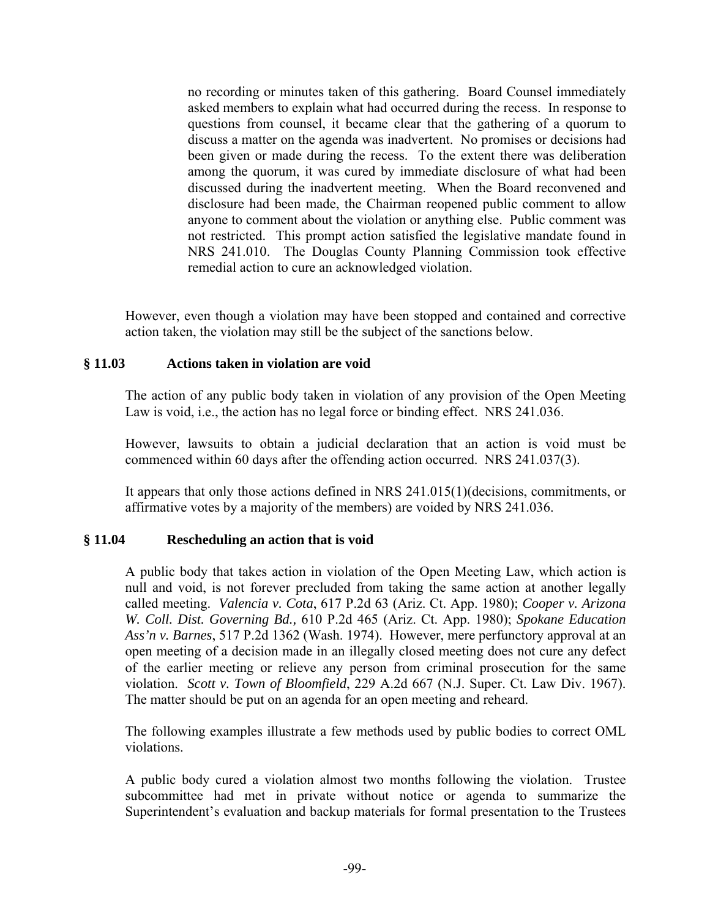> no recording or minutes taken of this gathering. Board Counsel immediately asked members to explain what had occurred during the recess. In response to questions from counsel, it became clear that the gathering of a quorum to discuss a matter on the agenda was inadvertent. No promises or decisions had been given or made during the recess. To the extent there was deliberation among the quorum, it was cured by immediate disclosure of what had been discussed during the inadvertent meeting. When the Board reconvened and disclosure had been made, the Chairman reopened public comment to allow anyone to comment about the violation or anything else. Public comment was not restricted. This prompt action satisfied the legislative mandate found in NRS 241.010. The Douglas County Planning Commission took effective remedial action to cure an acknowledged violation.

However, even though a violation may have been stopped and contained and corrective action taken, the violation may still be the subject of the sanctions below.

### § 11.03 Actions taken in violation are void

The action of any public body taken in violation of any provision of the Open Meeting Law is void, i.e., the action has no legal force or binding effect. NRS 241.036.

However, lawsuits to obtain a judicial declaration that an action is void must be commenced within 60 days after the offending action occurred. NRS 241.037(3).

It appears that only those actions defined in NRS 241.015(1)(decisions, commitments, or affirmative votes by a majority of the members) are voided by NRS 241.036.

### § 11.04 Rescheduling an action that is void

A public body that takes action in violation of the Open Meeting Law, which action is null and void, is not forever precluded from taking the same action at another legally called meeting. *Valencia v. Cota*, 617 P.2d 63 (Ariz. Ct. App. 1980); *Cooper v. Arizona W. Coll. Dist. Governing Bd.,* 610 P.2d 465 (Ariz. Ct. App. 1980); *Spokane Education Ass'n v. Barnes*, 517 P.2d 1362 (Wash. 1974). However, mere perfunctory approval at an open meeting of a decision made in an illegally closed meeting does not cure any defect of the earlier meeting or relieve any person from criminal prosecution for the same violation. *Scott v. Town of Bloomfield*, 229 A.2d 667 (N.J. Super. Ct. Law Div. 1967). The matter should be put on an agenda for an open meeting and reheard.

The following examples illustrate a few methods used by public bodies to correct OML violations.

A public body cured a violation almost two months following the violation. Trustee subcommittee had met in private without notice or agenda to summarize the Superintendent's evaluation and backup materials for formal presentation to the Trustees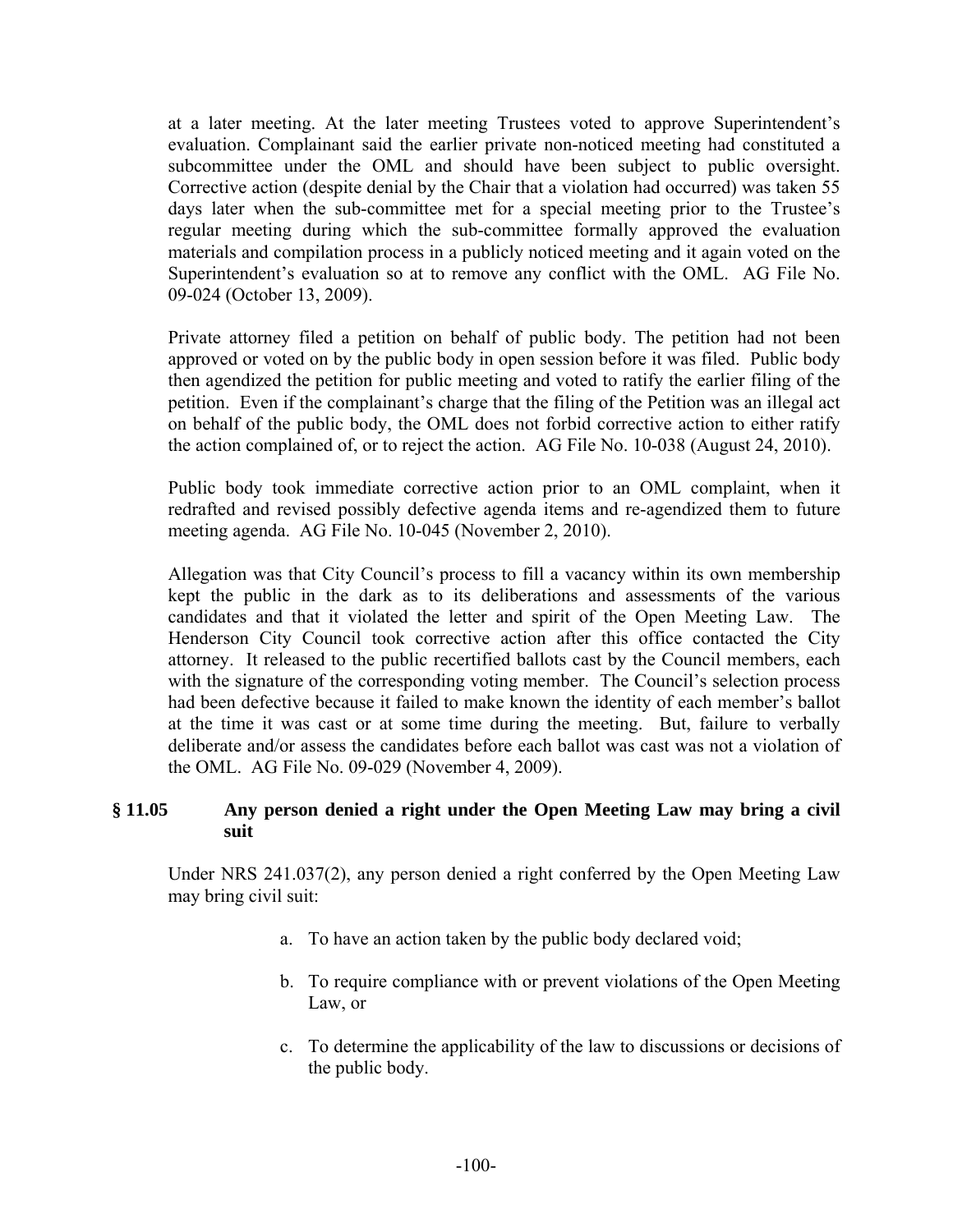at a later meeting. At the later meeting Trustees voted to approve Superintendent's evaluation. Complainant said the earlier private non-noticed meeting had constituted a subcommittee under the OML and should have been subject to public oversight. Corrective action (despite denial by the Chair that a violation had occurred) was taken 55 days later when the sub-committee met for a special meeting prior to the Trustee's regular meeting during which the sub-committee formally approved the evaluation materials and compilation process in a publicly noticed meeting and it again voted on the Superintendent's evaluation so at to remove any conflict with the OML. AG File No. 09-024 (October 13, 2009).

Private attorney filed a petition on behalf of public body. The petition had not been approved or voted on by the public body in open session before it was filed. Public body then agendized the petition for public meeting and voted to ratify the earlier filing of the petition. Even if the complainant's charge that the filing of the Petition was an illegal act on behalf of the public body, the OML does not forbid corrective action to either ratify the action complained of, or to reject the action. AG File No. 10-038 (August 24, 2010).

Public body took immediate corrective action prior to an OML complaint, when it redrafted and revised possibly defective agenda items and re-agendized them to future meeting agenda. AG File No. 10-045 (November 2, 2010).

Allegation was that City Council's process to fill a vacancy within its own membership kept the public in the dark as to its deliberations and assessments of the various candidates and that it violated the letter and spirit of the Open Meeting Law. The Henderson City Council took corrective action after this office contacted the City attorney. It released to the public recertified ballots cast by the Council members, each with the signature of the corresponding voting member. The Council's selection process had been defective because it failed to make known the identity of each member's ballot at the time it was cast or at some time during the meeting. But, failure to verbally deliberate and/or assess the candidates before each ballot was cast was not a violation of the OML. AG File No. 09-029 (November 4, 2009).

### § 11.05 Any person denied a right under the Open Meeting Law may bring a civil suit

Under NRS 241.037(2), any person denied a right conferred by the Open Meeting Law may bring civil suit:

a. To have an action taken by the public body declared void;

b. To require compliance with or prevent violations of the Open Meeting Law, or

c. To determine the applicability of the law to discussions or decisions of the public body.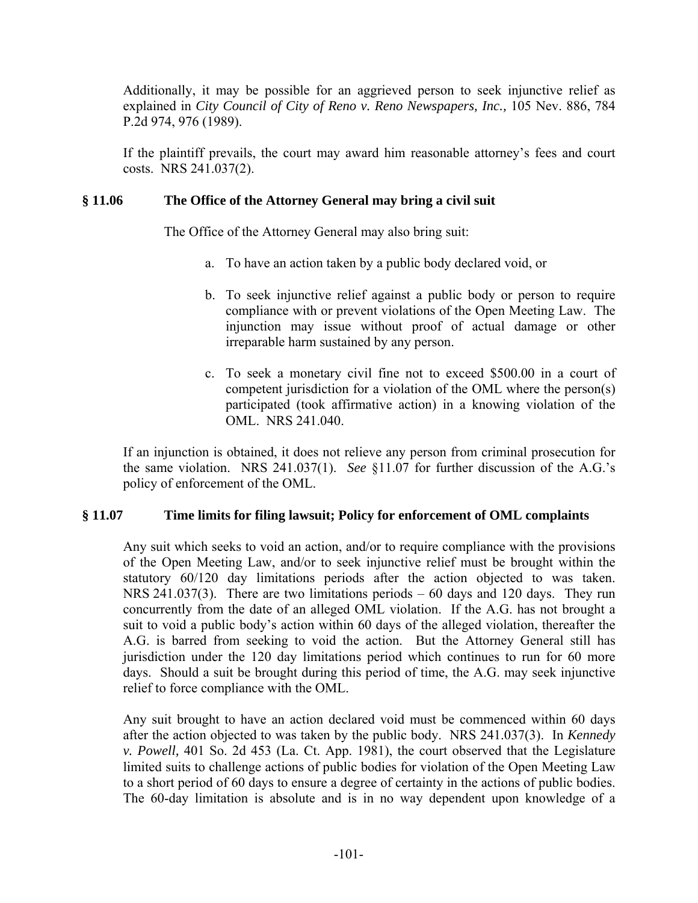Additionally, it may be possible for an aggrieved person to seek injunctive relief as explained in *City Council of City of Reno v. Reno Newspapers, Inc.,* 105 Nev. 886, 784 P.2d 974, 976 (1989).

If the plaintiff prevails, the court may award him reasonable attorney's fees and court costs. NRS 241.037(2).

### § 11.06 The Office of the Attorney General may bring a civil suit

The Office of the Attorney General may also bring suit:

a. To have an action taken by a public body declared void, or

b. To seek injunctive relief against a public body or person to require compliance with or prevent violations of the Open Meeting Law. The injunction may issue without proof of actual damage or other irreparable harm sustained by any person.

c. To seek a monetary civil fine not to exceed $500.00 in a court of competent jurisdiction for a violation of the OML where the person(s) participated (took affirmative action) in a knowing violation of the OML. NRS 241.040.

If an injunction is obtained, it does not relieve any person from criminal prosecution for the same violation. NRS 241.037(1). *See* §11.07 for further discussion of the A.G.'s policy of enforcement of the OML.

### § 11.07 Time limits for filing lawsuit; Policy for enforcement of OML complaints

Any suit which seeks to void an action, and/or to require compliance with the provisions of the Open Meeting Law, and/or to seek injunctive relief must be brought within the statutory 60/120 day limitations periods after the action objected to was taken. NRS 241.037(3). There are two limitations periods – 60 days and 120 days. They run concurrently from the date of an alleged OML violation. If the A.G. has not brought a suit to void a public body's action within 60 days of the alleged violation, thereafter the A.G. is barred from seeking to void the action. But the Attorney General still has jurisdiction under the 120 day limitations period which continues to run for 60 more days. Should a suit be brought during this period of time, the A.G. may seek injunctive relief to force compliance with the OML.

Any suit brought to have an action declared void must be commenced within 60 days after the action objected to was taken by the public body. NRS 241.037(3). In *Kennedy v. Powell,* 401 So. 2d 453 (La. Ct. App. 1981), the court observed that the Legislature limited suits to challenge actions of public bodies for violation of the Open Meeting Law to a short period of 60 days to ensure a degree of certainty in the actions of public bodies. The 60-day limitation is absolute and is in no way dependent upon knowledge of a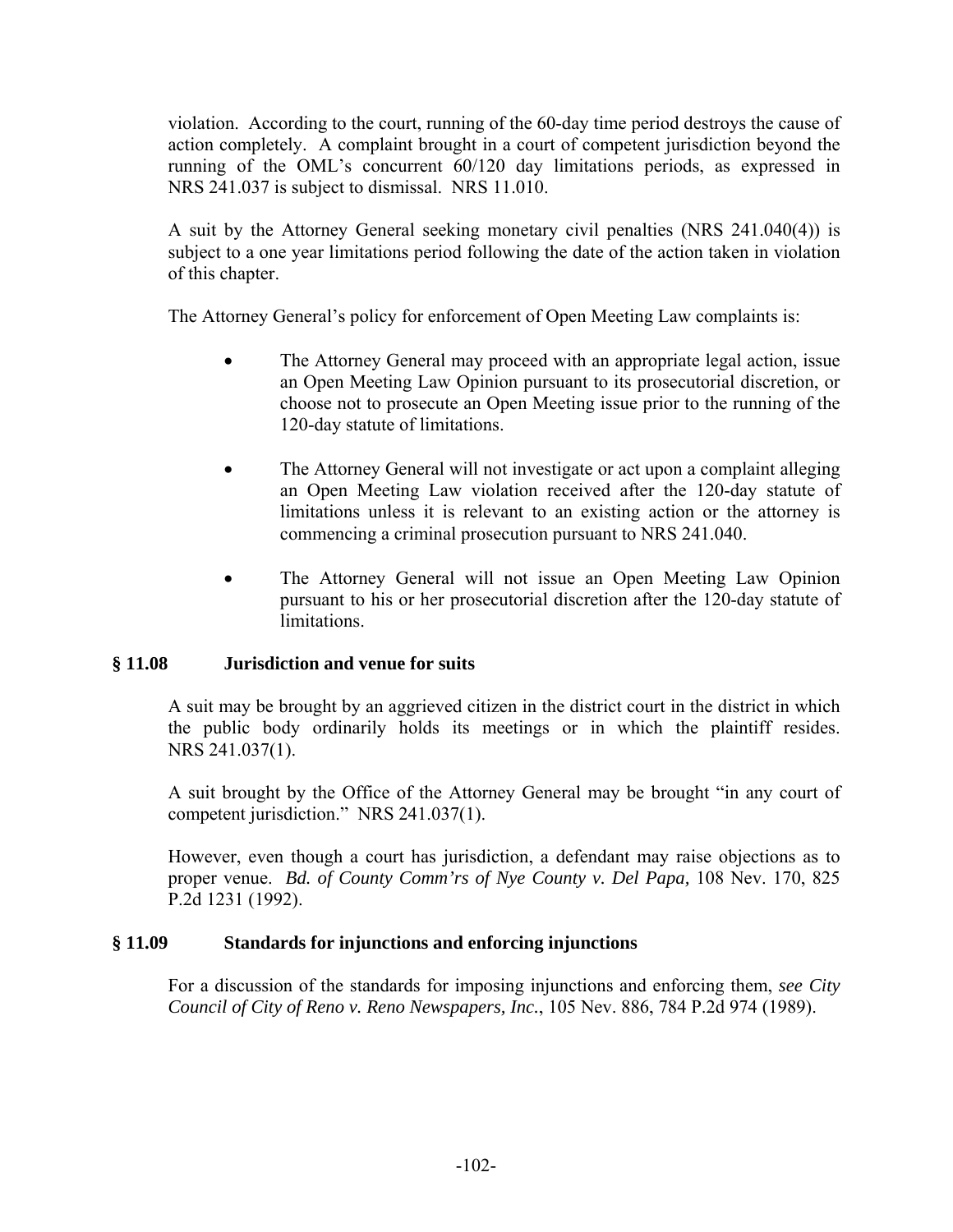violation. According to the court, running of the 60-day time period destroys the cause of action completely. A complaint brought in a court of competent jurisdiction beyond the running of the OML's concurrent 60/120 day limitations periods, as expressed in NRS 241.037 is subject to dismissal. NRS 11.010.

A suit by the Attorney General seeking monetary civil penalties (NRS 241.040(4)) is subject to a one year limitations period following the date of the action taken in violation of this chapter.

The Attorney General's policy for enforcement of Open Meeting Law complaints is:

- The Attorney General may proceed with an appropriate legal action, issue an Open Meeting Law Opinion pursuant to its prosecutorial discretion, or choose not to prosecute an Open Meeting issue prior to the running of the 120-day statute of limitations.
- The Attorney General will not investigate or act upon a complaint alleging an Open Meeting Law violation received after the 120-day statute of limitations unless it is relevant to an existing action or the attorney is commencing a criminal prosecution pursuant to NRS 241.040.
- The Attorney General will not issue an Open Meeting Law Opinion pursuant to his or her prosecutorial discretion after the 120-day statute of limitations.

### § 11.08 Jurisdiction and venue for suits

A suit may be brought by an aggrieved citizen in the district court in the district in which the public body ordinarily holds its meetings or in which the plaintiff resides. NRS 241.037(1).

A suit brought by the Office of the Attorney General may be brought "in any court of competent jurisdiction." NRS 241.037(1).

However, even though a court has jurisdiction, a defendant may raise objections as to proper venue. *Bd. of County Comm'rs of Nye County v. Del Papa,* 108 Nev. 170, 825 P.2d 1231 (1992).

### § 11.09 Standards for injunctions and enforcing injunctions

For a discussion of the standards for imposing injunctions and enforcing them, *see City Council of City of Reno v. Reno Newspapers, Inc.*, 105 Nev. 886, 784 P.2d 974 (1989).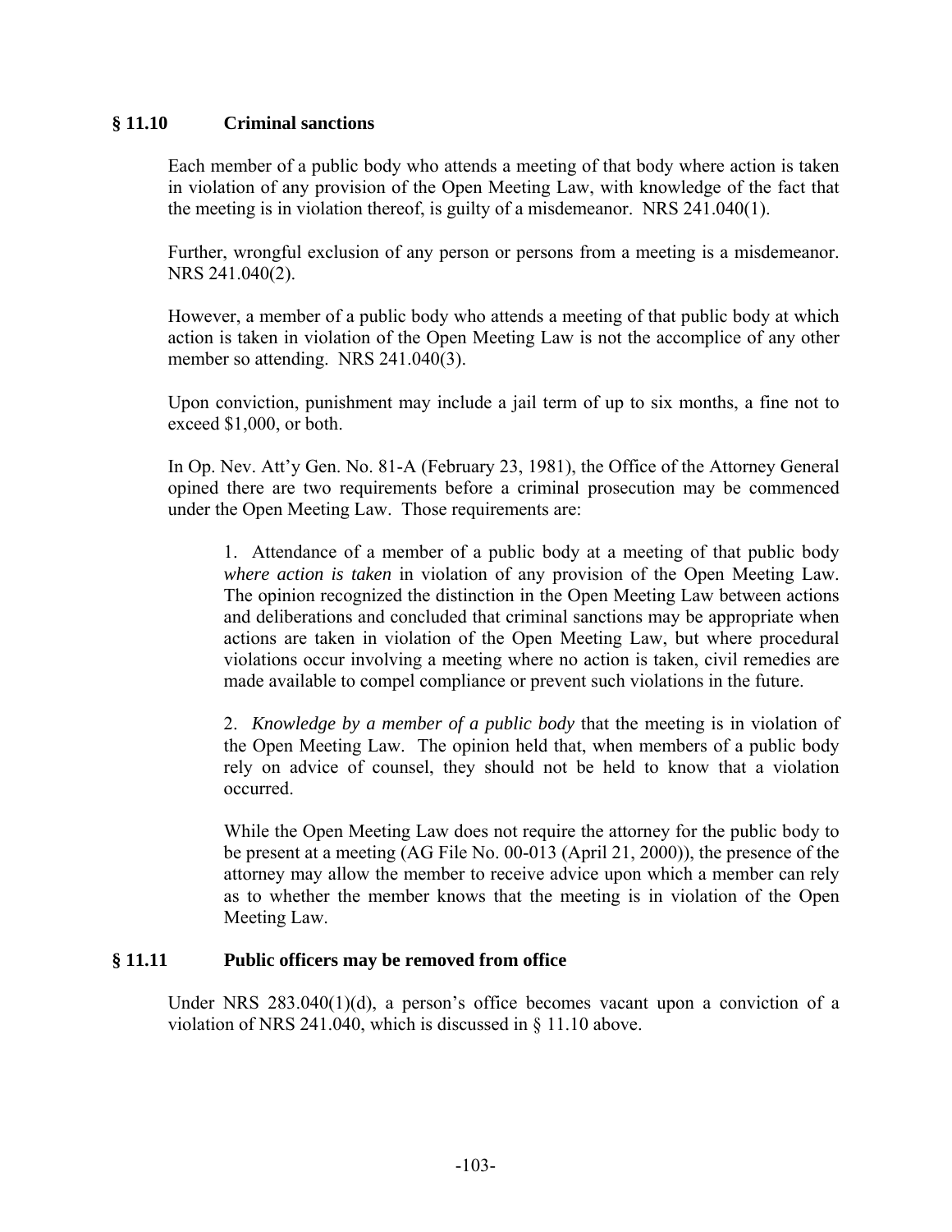## § 11.10 Criminal sanctions

Each member of a public body who attends a meeting of that body where action is taken in violation of any provision of the Open Meeting Law, with knowledge of the fact that the meeting is in violation thereof, is guilty of a misdemeanor. NRS 241.040(1).

Further, wrongful exclusion of any person or persons from a meeting is a misdemeanor. NRS 241.040(2).

However, a member of a public body who attends a meeting of that public body at which action is taken in violation of the Open Meeting Law is not the accomplice of any other member so attending. NRS 241.040(3).

Upon conviction, punishment may include a jail term of up to six months, a fine not to exceed $1,000, or both.

In Op. Nev. Att'y Gen. No. 81-A (February 23, 1981), the Office of the Attorney General opined there are two requirements before a criminal prosecution may be commenced under the Open Meeting Law. Those requirements are:

> 1. Attendance of a member of a public body at a meeting of that public body *where action is taken* in violation of any provision of the Open Meeting Law. The opinion recognized the distinction in the Open Meeting Law between actions and deliberations and concluded that criminal sanctions may be appropriate when actions are taken in violation of the Open Meeting Law, but where procedural violations occur involving a meeting where no action is taken, civil remedies are made available to compel compliance or prevent such violations in the future.
>
> 2. *Knowledge by a member of a public body* that the meeting is in violation of the Open Meeting Law. The opinion held that, when members of a public body rely on advice of counsel, they should not be held to know that a violation occurred.
>
> While the Open Meeting Law does not require the attorney for the public body to be present at a meeting (AG File No. 00-013 (April 21, 2000)), the presence of the attorney may allow the member to receive advice upon which a member can rely as to whether the member knows that the meeting is in violation of the Open Meeting Law.

## § 11.11 Public officers may be removed from office

Under NRS 283.040(1)(d), a person's office becomes vacant upon a conviction of a violation of NRS 241.040, which is discussed in § 11.10 above.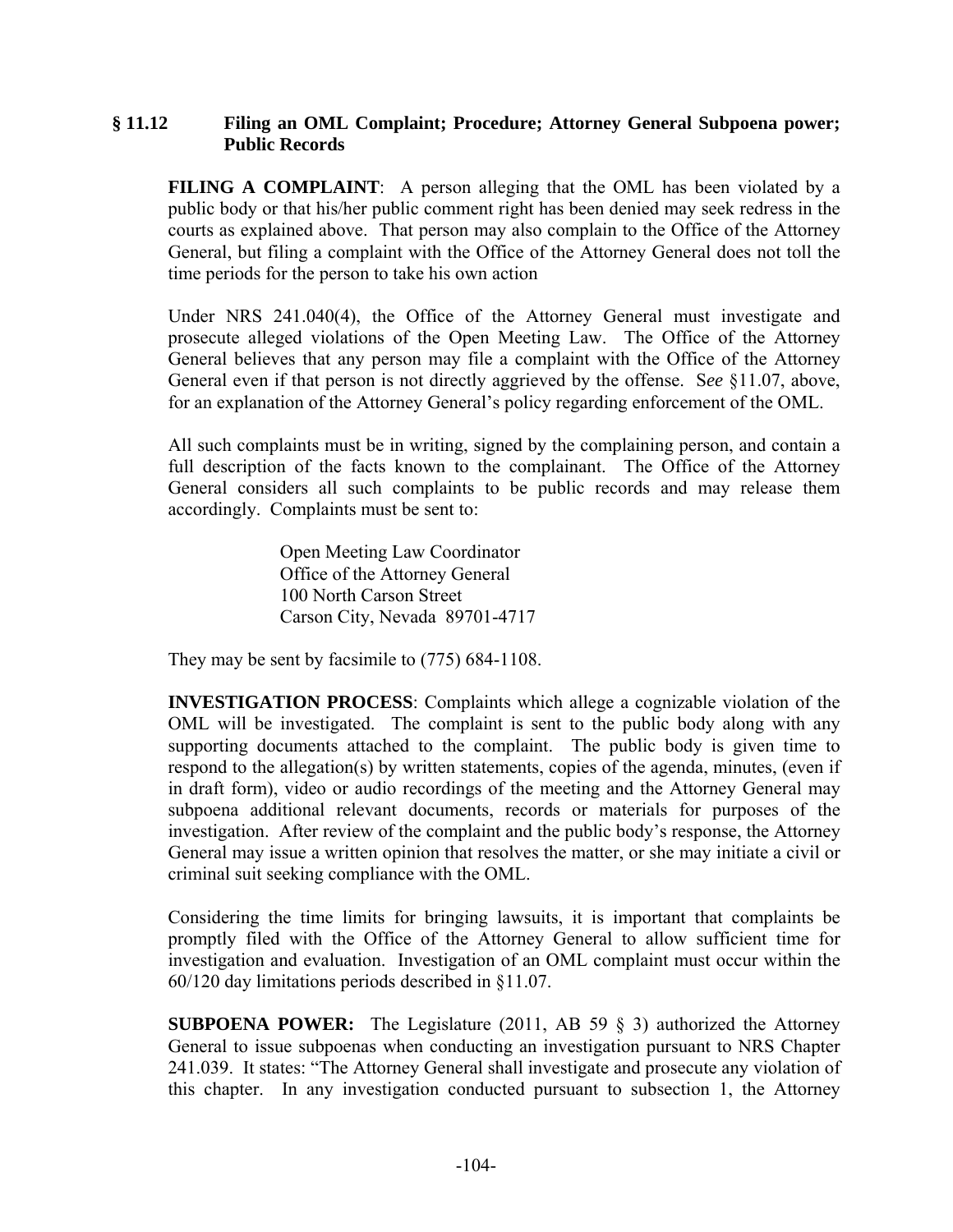## § 11.12 Filing an OML Complaint; Procedure; Attorney General Subpoena power; Public Records

**FILING A COMPLAINT**: A person alleging that the OML has been violated by a public body or that his/her public comment right has been denied may seek redress in the courts as explained above. That person may also complain to the Office of the Attorney General, but filing a complaint with the Office of the Attorney General does not toll the time periods for the person to take his own action

Under NRS 241.040(4), the Office of the Attorney General must investigate and prosecute alleged violations of the Open Meeting Law. The Office of the Attorney General believes that any person may file a complaint with the Office of the Attorney General even if that person is not directly aggrieved by the offense. S*ee* §11.07, above, for an explanation of the Attorney General's policy regarding enforcement of the OML.

All such complaints must be in writing, signed by the complaining person, and contain a full description of the facts known to the complainant. The Office of the Attorney General considers all such complaints to be public records and may release them accordingly. Complaints must be sent to:

> Open Meeting Law Coordinator
> Office of the Attorney General
> 100 North Carson Street
> Carson City, Nevada 89701-4717

They may be sent by facsimile to (775) 684-1108.

**INVESTIGATION PROCESS**: Complaints which allege a cognizable violation of the OML will be investigated. The complaint is sent to the public body along with any supporting documents attached to the complaint. The public body is given time to respond to the allegation(s) by written statements, copies of the agenda, minutes, (even if in draft form), video or audio recordings of the meeting and the Attorney General may subpoena additional relevant documents, records or materials for purposes of the investigation. After review of the complaint and the public body's response, the Attorney General may issue a written opinion that resolves the matter, or she may initiate a civil or criminal suit seeking compliance with the OML.

Considering the time limits for bringing lawsuits, it is important that complaints be promptly filed with the Office of the Attorney General to allow sufficient time for investigation and evaluation. Investigation of an OML complaint must occur within the 60/120 day limitations periods described in §11.07.

**SUBPOENA POWER:** The Legislature (2011, AB 59 § 3) authorized the Attorney General to issue subpoenas when conducting an investigation pursuant to NRS Chapter 241.039. It states: "The Attorney General shall investigate and prosecute any violation of this chapter. In any investigation conducted pursuant to subsection 1, the Attorney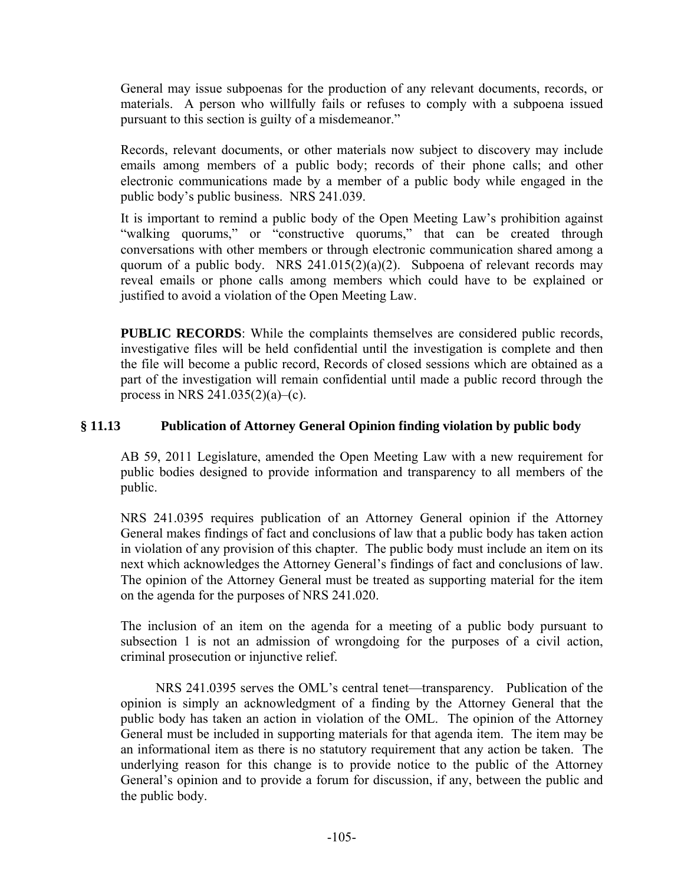General may issue subpoenas for the production of any relevant documents, records, or materials. A person who willfully fails or refuses to comply with a subpoena issued pursuant to this section is guilty of a misdemeanor."

Records, relevant documents, or other materials now subject to discovery may include emails among members of a public body; records of their phone calls; and other electronic communications made by a member of a public body while engaged in the public body's public business. NRS 241.039.

It is important to remind a public body of the Open Meeting Law's prohibition against "walking quorums," or "constructive quorums," that can be created through conversations with other members or through electronic communication shared among a quorum of a public body. NRS 241.015(2)(a)(2). Subpoena of relevant records may reveal emails or phone calls among members which could have to be explained or justified to avoid a violation of the Open Meeting Law.

**PUBLIC RECORDS**: While the complaints themselves are considered public records, investigative files will be held confidential until the investigation is complete and then the file will become a public record, Records of closed sessions which are obtained as a part of the investigation will remain confidential until made a public record through the process in NRS 241.035(2)(a)–(c).

## § 11.13 Publication of Attorney General Opinion finding violation by public body

AB 59, 2011 Legislature, amended the Open Meeting Law with a new requirement for public bodies designed to provide information and transparency to all members of the public.

NRS 241.0395 requires publication of an Attorney General opinion if the Attorney General makes findings of fact and conclusions of law that a public body has taken action in violation of any provision of this chapter. The public body must include an item on its next which acknowledges the Attorney General's findings of fact and conclusions of law. The opinion of the Attorney General must be treated as supporting material for the item on the agenda for the purposes of NRS 241.020.

The inclusion of an item on the agenda for a meeting of a public body pursuant to subsection 1 is not an admission of wrongdoing for the purposes of a civil action, criminal prosecution or injunctive relief.

NRS 241.0395 serves the OML's central tenet—transparency. Publication of the opinion is simply an acknowledgment of a finding by the Attorney General that the public body has taken an action in violation of the OML. The opinion of the Attorney General must be included in supporting materials for that agenda item. The item may be an informational item as there is no statutory requirement that any action be taken. The underlying reason for this change is to provide notice to the public of the Attorney General's opinion and to provide a forum for discussion, if any, between the public and the public body.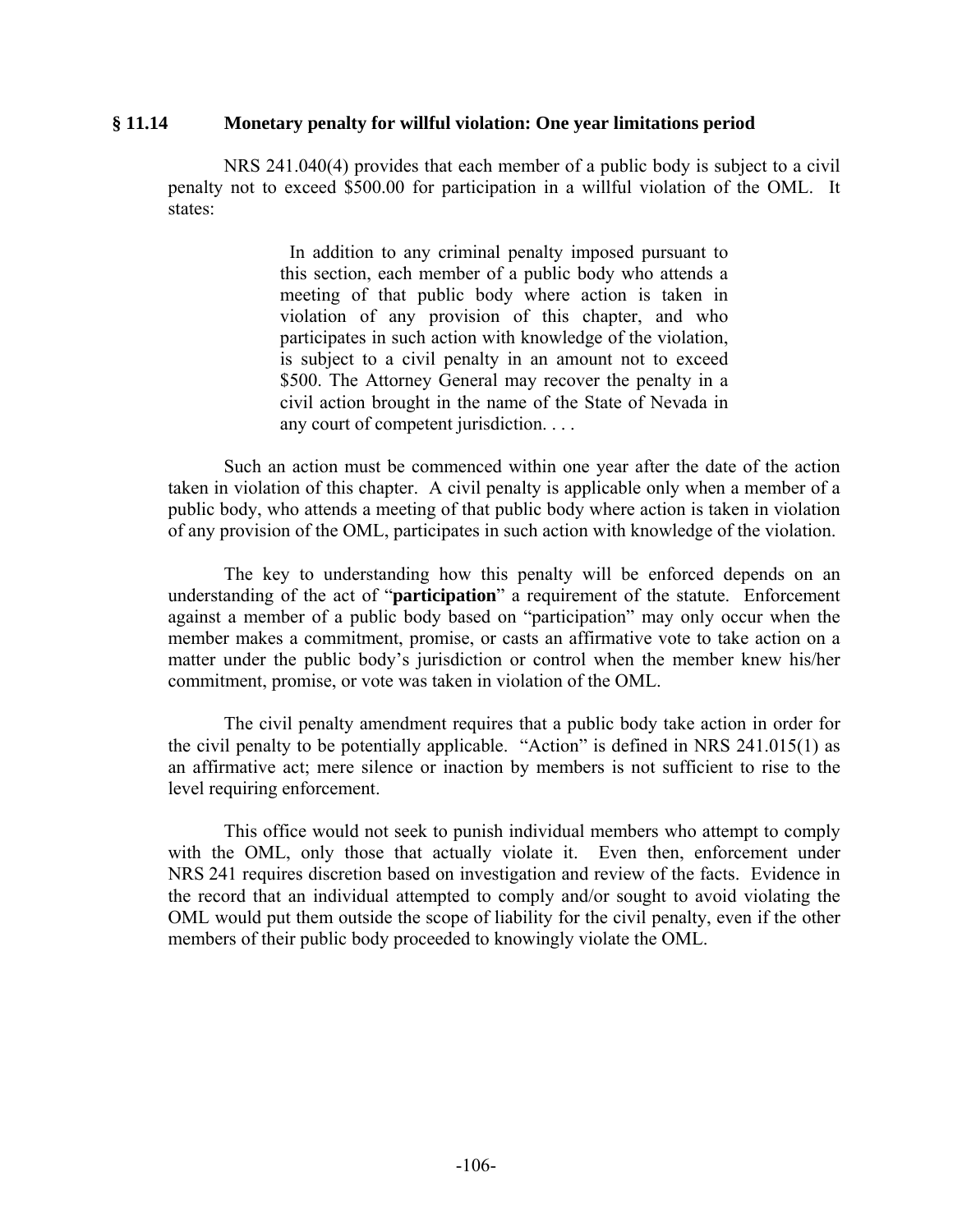### § 11.14 Monetary penalty for willful violation: One year limitations period

NRS 241.040(4) provides that each member of a public body is subject to a civil penalty not to exceed $500.00 for participation in a willful violation of the OML. It states:

> In addition to any criminal penalty imposed pursuant to this section, each member of a public body who attends a meeting of that public body where action is taken in violation of any provision of this chapter, and who participates in such action with knowledge of the violation, is subject to a civil penalty in an amount not to exceed $500. The Attorney General may recover the penalty in a civil action brought in the name of the State of Nevada in any court of competent jurisdiction. . . .

Such an action must be commenced within one year after the date of the action taken in violation of this chapter. A civil penalty is applicable only when a member of a public body, who attends a meeting of that public body where action is taken in violation of any provision of the OML, participates in such action with knowledge of the violation.

The key to understanding how this penalty will be enforced depends on an understanding of the act of "**participation**" a requirement of the statute. Enforcement against a member of a public body based on "participation" may only occur when the member makes a commitment, promise, or casts an affirmative vote to take action on a matter under the public body's jurisdiction or control when the member knew his/her commitment, promise, or vote was taken in violation of the OML.

The civil penalty amendment requires that a public body take action in order for the civil penalty to be potentially applicable. "Action" is defined in NRS 241.015(1) as an affirmative act; mere silence or inaction by members is not sufficient to rise to the level requiring enforcement.

This office would not seek to punish individual members who attempt to comply with the OML, only those that actually violate it. Even then, enforcement under NRS 241 requires discretion based on investigation and review of the facts. Evidence in the record that an individual attempted to comply and/or sought to avoid violating the OML would put them outside the scope of liability for the civil penalty, even if the other members of their public body proceeded to knowingly violate the OML.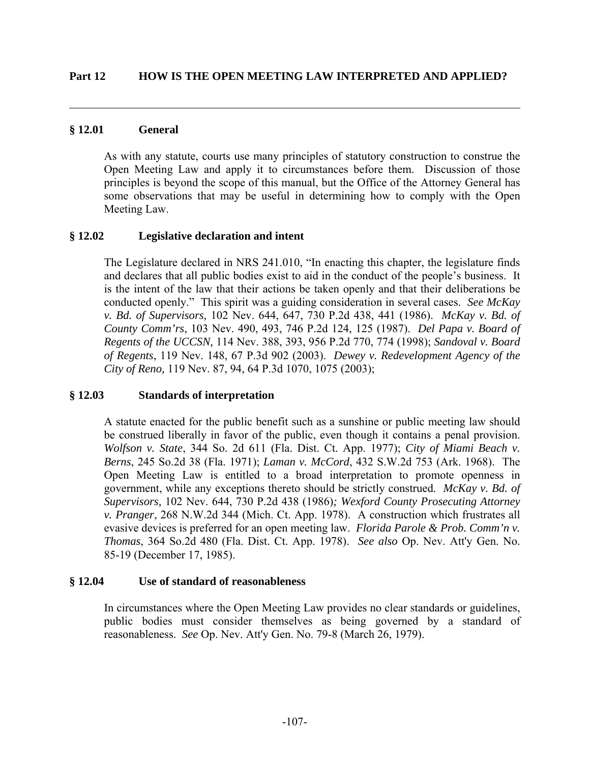## Part 12 HOW IS THE OPEN MEETING LAW INTERPRETED AND APPLIED?

---

### § 12.01 General

As with any statute, courts use many principles of statutory construction to construe the Open Meeting Law and apply it to circumstances before them. Discussion of those principles is beyond the scope of this manual, but the Office of the Attorney General has some observations that may be useful in determining how to comply with the Open Meeting Law.

### § 12.02 Legislative declaration and intent

The Legislature declared in NRS 241.010, "In enacting this chapter, the legislature finds and declares that all public bodies exist to aid in the conduct of the people's business. It is the intent of the law that their actions be taken openly and that their deliberations be conducted openly." This spirit was a guiding consideration in several cases. *See McKay v. Bd. of Supervisors,* 102 Nev. 644, 647, 730 P.2d 438, 441 (1986). *McKay v. Bd. of County Comm'rs*, 103 Nev. 490, 493, 746 P.2d 124, 125 (1987). *Del Papa v. Board of Regents of the UCCSN,* 114 Nev. 388, 393, 956 P.2d 770, 774 (1998); *Sandoval v. Board of Regents*, 119 Nev. 148, 67 P.3d 902 (2003). *Dewey v. Redevelopment Agency of the City of Reno,* 119 Nev. 87, 94, 64 P.3d 1070, 1075 (2003);

### § 12.03 Standards of interpretation

A statute enacted for the public benefit such as a sunshine or public meeting law should be construed liberally in favor of the public, even though it contains a penal provision. *Wolfson v. State*, 344 So. 2d 611 (Fla. Dist. Ct. App. 1977); *City of Miami Beach v. Berns*, 245 So.2d 38 (Fla. 1971); *Laman v. McCord*, 432 S.W.2d 753 (Ark. 1968). The Open Meeting Law is entitled to a broad interpretation to promote openness in government, while any exceptions thereto should be strictly construed. *McKay v. Bd. of Supervisors,* 102 Nev. 644, 730 P.2d 438 (1986); *Wexford County Prosecuting Attorney v. Pranger*, 268 N.W.2d 344 (Mich. Ct. App. 1978). A construction which frustrates all evasive devices is preferred for an open meeting law. *Florida Parole & Prob. Comm'n v. Thomas*, 364 So.2d 480 (Fla. Dist. Ct. App. 1978). *See also* Op. Nev. Att'y Gen. No. 85-19 (December 17, 1985).

### § 12.04 Use of standard of reasonableness

In circumstances where the Open Meeting Law provides no clear standards or guidelines, public bodies must consider themselves as being governed by a standard of reasonableness. *See* Op. Nev. Att'y Gen. No. 79-8 (March 26, 1979).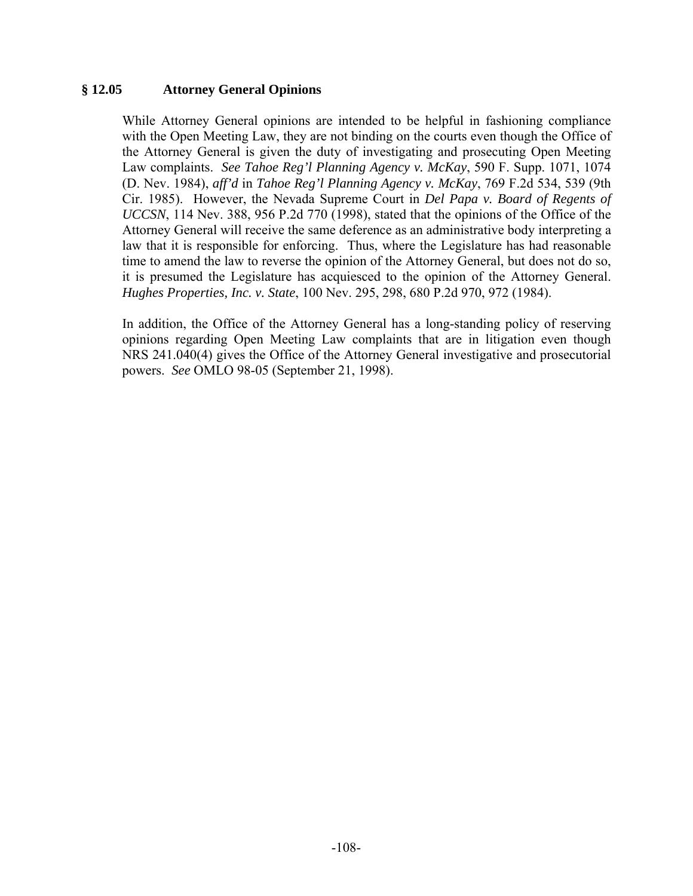## § 12.05 Attorney General Opinions

While Attorney General opinions are intended to be helpful in fashioning compliance with the Open Meeting Law, they are not binding on the courts even though the Office of the Attorney General is given the duty of investigating and prosecuting Open Meeting Law complaints. *See Tahoe Reg'l Planning Agency v. McKay*, 590 F. Supp. 1071, 1074 (D. Nev. 1984), *aff'd* in *Tahoe Reg'l Planning Agency v. McKay*, 769 F.2d 534, 539 (9th Cir. 1985). However, the Nevada Supreme Court in *Del Papa v. Board of Regents of UCCSN*, 114 Nev. 388, 956 P.2d 770 (1998), stated that the opinions of the Office of the Attorney General will receive the same deference as an administrative body interpreting a law that it is responsible for enforcing. Thus, where the Legislature has had reasonable time to amend the law to reverse the opinion of the Attorney General, but does not do so, it is presumed the Legislature has acquiesced to the opinion of the Attorney General. *Hughes Properties, Inc. v. State*, 100 Nev. 295, 298, 680 P.2d 970, 972 (1984).

In addition, the Office of the Attorney General has a long-standing policy of reserving opinions regarding Open Meeting Law complaints that are in litigation even though NRS 241.040(4) gives the Office of the Attorney General investigative and prosecutorial powers. *See* OMLO 98-05 (September 21, 1998).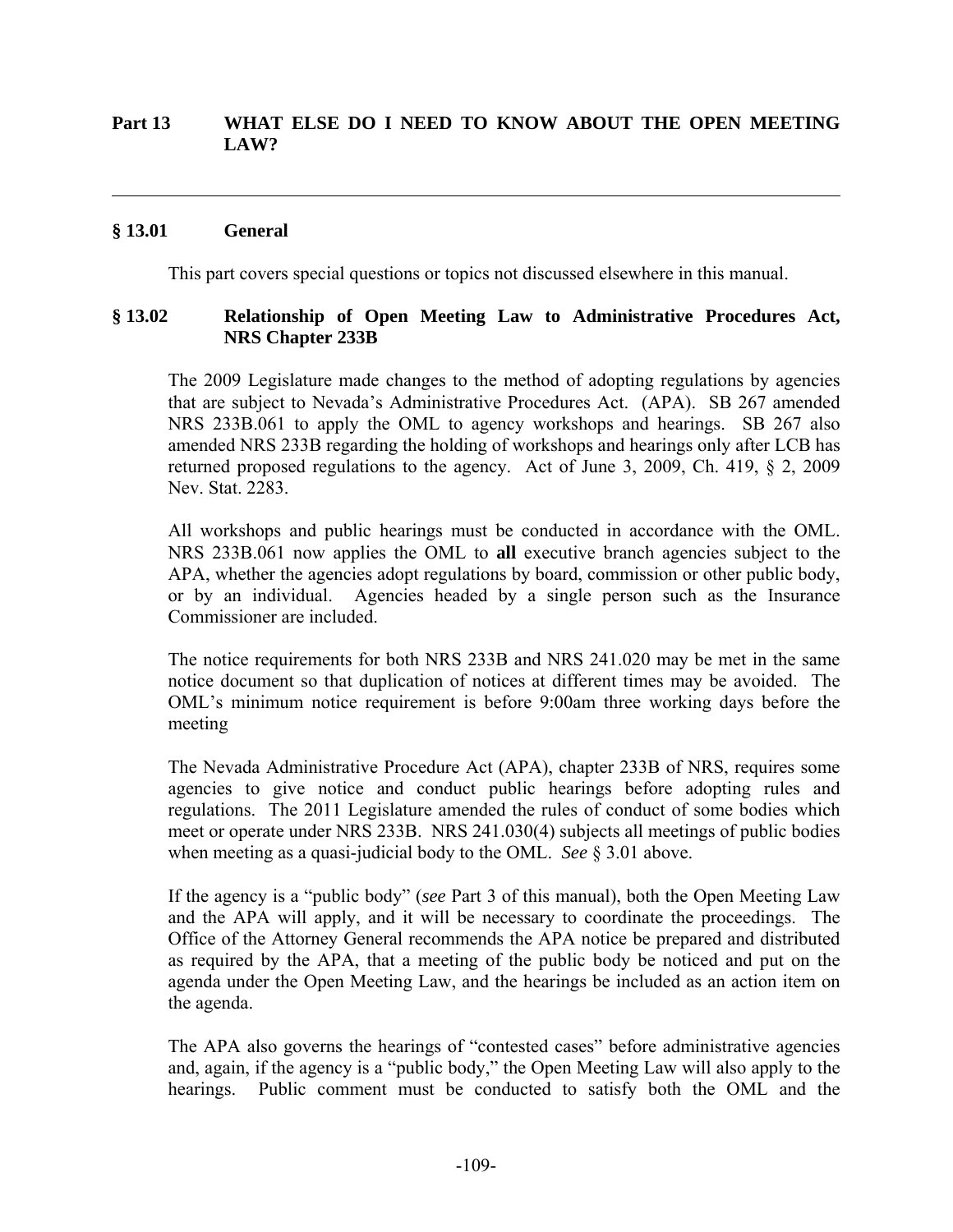## Part 13 WHAT ELSE DO I NEED TO KNOW ABOUT THE OPEN MEETING LAW?

### § 13.01 General

This part covers special questions or topics not discussed elsewhere in this manual.

### § 13.02 Relationship of Open Meeting Law to Administrative Procedures Act, NRS Chapter 233B

The 2009 Legislature made changes to the method of adopting regulations by agencies that are subject to Nevada's Administrative Procedures Act. (APA). SB 267 amended NRS 233B.061 to apply the OML to agency workshops and hearings. SB 267 also amended NRS 233B regarding the holding of workshops and hearings only after LCB has returned proposed regulations to the agency. Act of June 3, 2009, Ch. 419, § 2, 2009 Nev. Stat. 2283.

All workshops and public hearings must be conducted in accordance with the OML. NRS 233B.061 now applies the OML to **all** executive branch agencies subject to the APA, whether the agencies adopt regulations by board, commission or other public body, or by an individual. Agencies headed by a single person such as the Insurance Commissioner are included.

The notice requirements for both NRS 233B and NRS 241.020 may be met in the same notice document so that duplication of notices at different times may be avoided. The OML's minimum notice requirement is before 9:00am three working days before the meeting

The Nevada Administrative Procedure Act (APA), chapter 233B of NRS, requires some agencies to give notice and conduct public hearings before adopting rules and regulations. The 2011 Legislature amended the rules of conduct of some bodies which meet or operate under NRS 233B. NRS 241.030(4) subjects all meetings of public bodies when meeting as a quasi-judicial body to the OML. *See* § 3.01 above.

If the agency is a "public body" (*see* Part 3 of this manual), both the Open Meeting Law and the APA will apply, and it will be necessary to coordinate the proceedings. The Office of the Attorney General recommends the APA notice be prepared and distributed as required by the APA, that a meeting of the public body be noticed and put on the agenda under the Open Meeting Law, and the hearings be included as an action item on the agenda.

The APA also governs the hearings of "contested cases" before administrative agencies and, again, if the agency is a "public body," the Open Meeting Law will also apply to the hearings. Public comment must be conducted to satisfy both the OML and the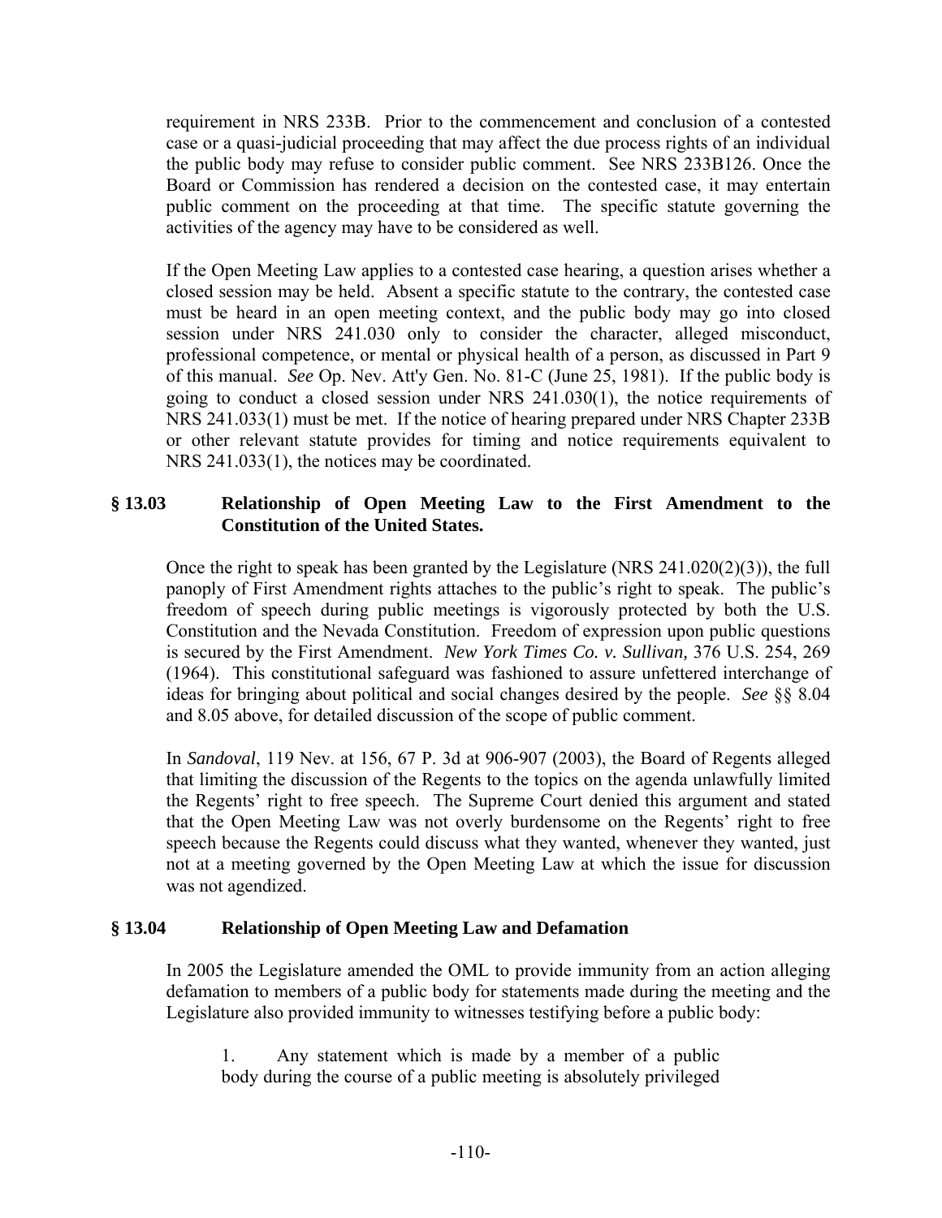requirement in NRS 233B. Prior to the commencement and conclusion of a contested case or a quasi-judicial proceeding that may affect the due process rights of an individual the public body may refuse to consider public comment. See NRS 233B126. Once the Board or Commission has rendered a decision on the contested case, it may entertain public comment on the proceeding at that time. The specific statute governing the activities of the agency may have to be considered as well.

If the Open Meeting Law applies to a contested case hearing, a question arises whether a closed session may be held. Absent a specific statute to the contrary, the contested case must be heard in an open meeting context, and the public body may go into closed session under NRS 241.030 only to consider the character, alleged misconduct, professional competence, or mental or physical health of a person, as discussed in Part 9 of this manual. *See* Op. Nev. Att'y Gen. No. 81-C (June 25, 1981). If the public body is going to conduct a closed session under NRS 241.030(1), the notice requirements of NRS 241.033(1) must be met. If the notice of hearing prepared under NRS Chapter 233B or other relevant statute provides for timing and notice requirements equivalent to NRS 241.033(1), the notices may be coordinated.

## § 13.03 Relationship of Open Meeting Law to the First Amendment to the Constitution of the United States.

Once the right to speak has been granted by the Legislature (NRS 241.020(2)(3)), the full panoply of First Amendment rights attaches to the public's right to speak. The public's freedom of speech during public meetings is vigorously protected by both the U.S. Constitution and the Nevada Constitution. Freedom of expression upon public questions is secured by the First Amendment. *New York Times Co. v. Sullivan,* 376 U.S. 254, 269 (1964). This constitutional safeguard was fashioned to assure unfettered interchange of ideas for bringing about political and social changes desired by the people. *See* §§ 8.04 and 8.05 above, for detailed discussion of the scope of public comment.

In *Sandoval*, 119 Nev. at 156, 67 P. 3d at 906-907 (2003), the Board of Regents alleged that limiting the discussion of the Regents to the topics on the agenda unlawfully limited the Regents' right to free speech. The Supreme Court denied this argument and stated that the Open Meeting Law was not overly burdensome on the Regents' right to free speech because the Regents could discuss what they wanted, whenever they wanted, just not at a meeting governed by the Open Meeting Law at which the issue for discussion was not agendized.

## § 13.04 Relationship of Open Meeting Law and Defamation

In 2005 the Legislature amended the OML to provide immunity from an action alleging defamation to members of a public body for statements made during the meeting and the Legislature also provided immunity to witnesses testifying before a public body:

> 1. Any statement which is made by a member of a public body during the course of a public meeting is absolutely privileged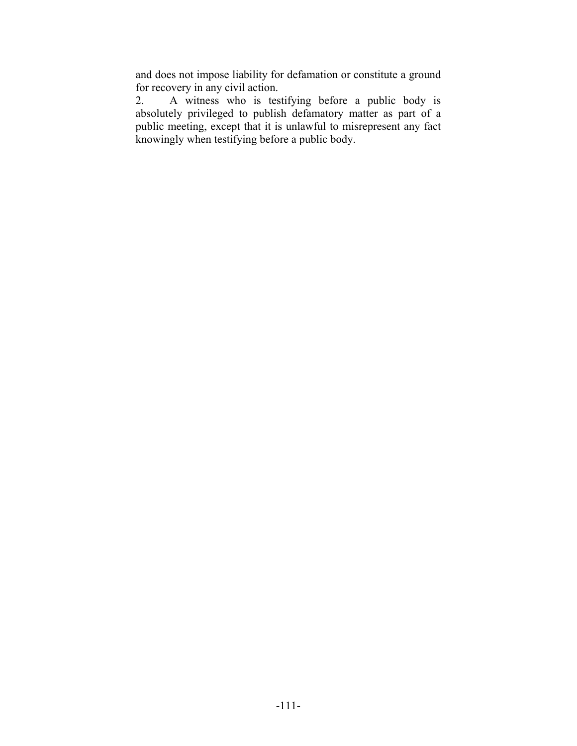and does not impose liability for defamation or constitute a ground for recovery in any civil action.

2. A witness who is testifying before a public body is absolutely privileged to publish defamatory matter as part of a public meeting, except that it is unlawful to misrepresent any fact knowingly when testifying before a public body.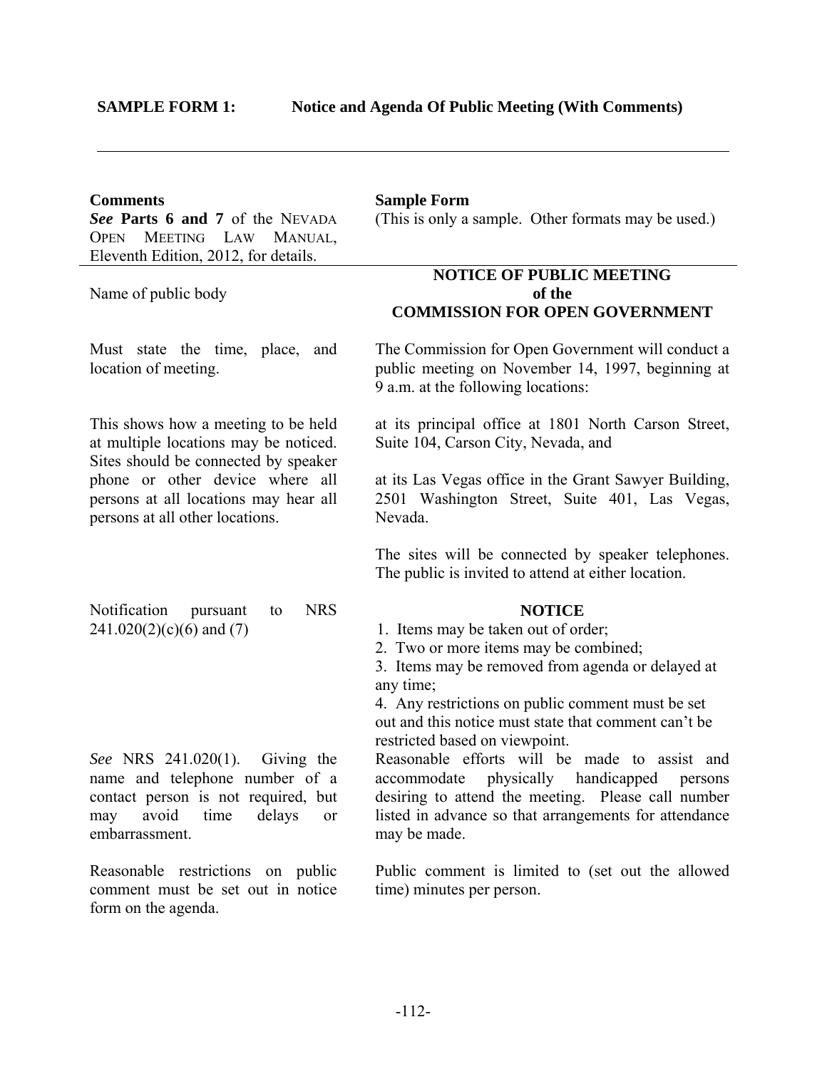**SAMPLE FORM 1: Notice and Agenda Of Public Meeting (With Comments)**

---

| Comments | Sample Form |
|---|---|
| ***See* Parts 6 and 7** of the NEVADA OPEN MEETING LAW MANUAL, Eleventh Edition, 2012, for details. | (This is only a sample. Other formats may be used.) |
| Name of public body | **NOTICE OF PUBLIC MEETING of the COMMISSION FOR OPEN GOVERNMENT** |
| Must state the time, place, and location of meeting. | The Commission for Open Government will conduct a public meeting on November 14, 1997, beginning at 9 a.m. at the following locations: |
| This shows how a meeting to be held at multiple locations may be noticed. Sites should be connected by speaker phone or other device where all persons at all locations may hear all persons at all other locations. | at its principal office at 1801 North Carson Street, Suite 104, Carson City, Nevada, and<br><br>at its Las Vegas office in the Grant Sawyer Building, 2501 Washington Street, Suite 401, Las Vegas, Nevada.<br><br>The sites will be connected by speaker telephones. The public is invited to attend at either location. |
| Notification pursuant to NRS 241.020(2)(c)(6) and (7) | **NOTICE**<br>1. Items may be taken out of order;<br>2. Two or more items may be combined;<br>3. Items may be removed from agenda or delayed at any time;<br>4. Any restrictions on public comment must be set out and this notice must state that comment can't be restricted based on viewpoint. |
| *See* NRS 241.020(1). Giving the name and telephone number of a contact person is not required, but may avoid time delays or embarrassment. | Reasonable efforts will be made to assist and accommodate physically handicapped persons desiring to attend the meeting. Please call number listed in advance so that arrangements for attendance may be made. |
| Reasonable restrictions on public comment must be set out in notice form on the agenda. | Public comment is limited to (set out the allowed time) minutes per person. |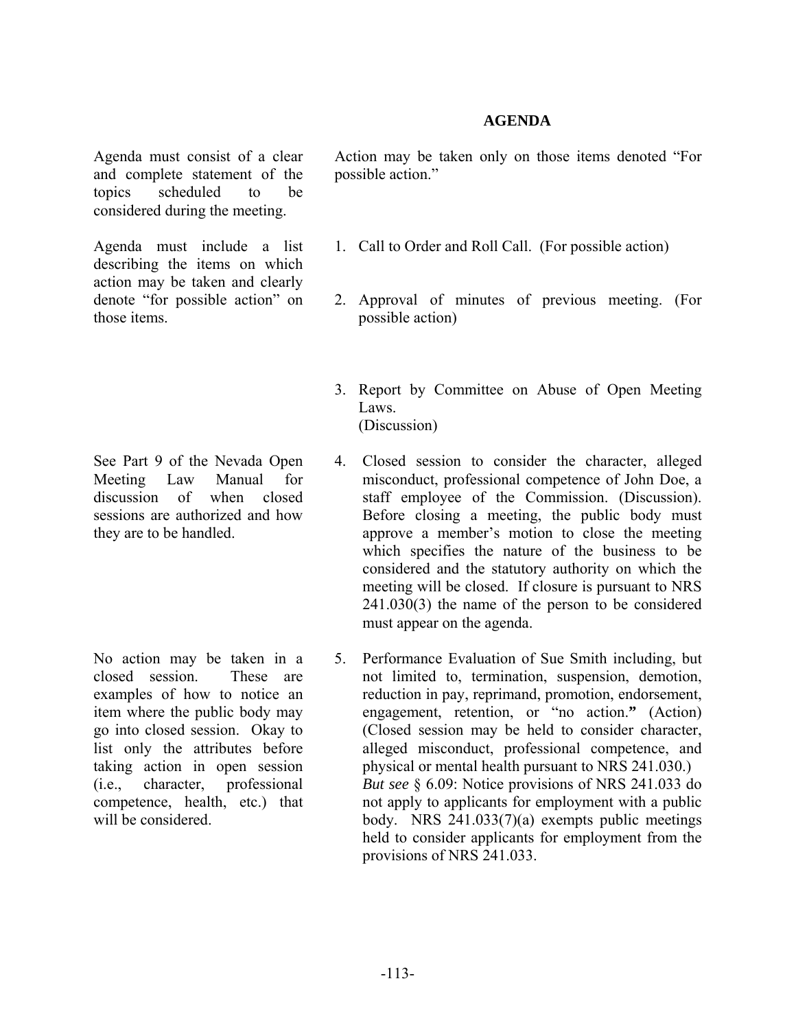## AGENDA

Agenda must consist of a clear and complete statement of the topics scheduled to be considered during the meeting.

Action may be taken only on those items denoted "For possible action."

Agenda must include a list describing the items on which action may be taken and clearly denote "for possible action" on those items.

1. Call to Order and Roll Call. (For possible action)

2. Approval of minutes of previous meeting. (For possible action)

3. Report by Committee on Abuse of Open Meeting Laws.
   (Discussion)

See Part 9 of the Nevada Open Meeting Law Manual for discussion of when closed sessions are authorized and how they are to be handled.

4. Closed session to consider the character, alleged misconduct, professional competence of John Doe, a staff employee of the Commission. (Discussion). Before closing a meeting, the public body must approve a member's motion to close the meeting which specifies the nature of the business to be considered and the statutory authority on which the meeting will be closed. If closure is pursuant to NRS 241.030(3) the name of the person to be considered must appear on the agenda.

No action may be taken in a closed session. These are examples of how to notice an item where the public body may go into closed session. Okay to list only the attributes before taking action in open session (i.e., character, professional competence, health, etc.) that will be considered.

5. Performance Evaluation of Sue Smith including, but not limited to, termination, suspension, demotion, reduction in pay, reprimand, promotion, endorsement, engagement, retention, or "no action." (Action) (Closed session may be held to consider character, alleged misconduct, professional competence, and physical or mental health pursuant to NRS 241.030.) *But see* § 6.09: Notice provisions of NRS 241.033 do not apply to applicants for employment with a public body. NRS 241.033(7)(a) exempts public meetings held to consider applicants for employment from the provisions of NRS 241.033.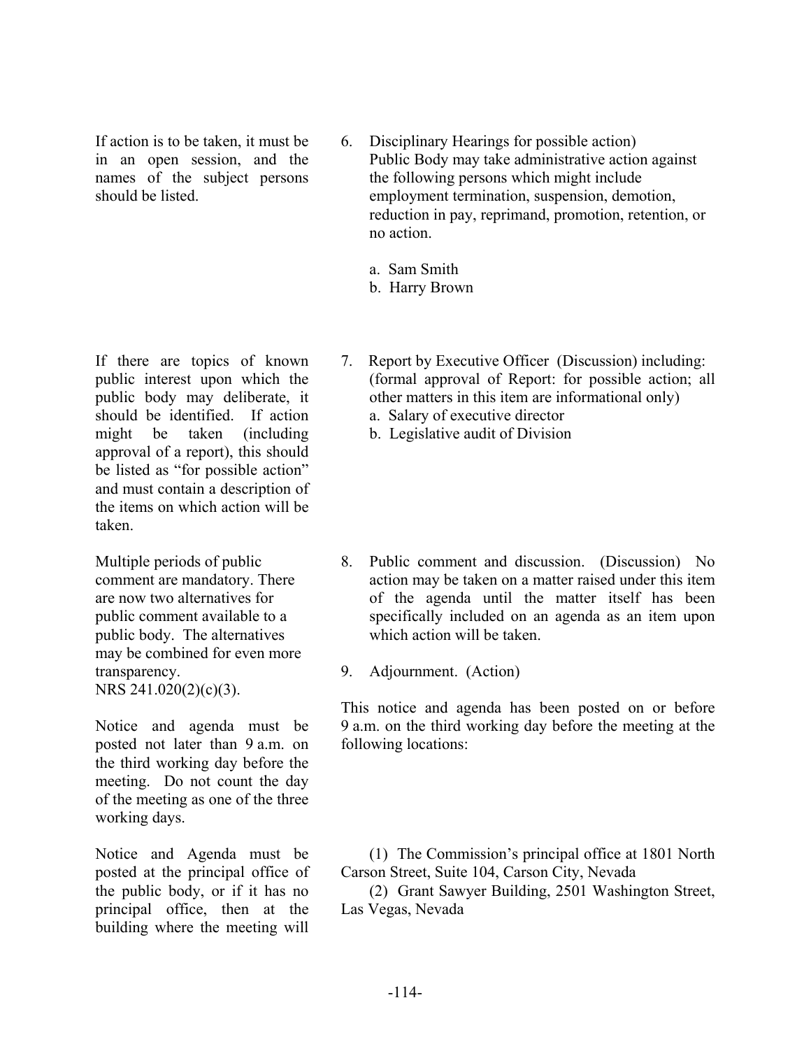If action is to be taken, it must be in an open session, and the names of the subject persons should be listed.

6. Disciplinary Hearings for possible action)
   Public Body may take administrative action against the following persons which might include employment termination, suspension, demotion, reduction in pay, reprimand, promotion, retention, or no action.

   a. Sam Smith
   b. Harry Brown

If there are topics of known public interest upon which the public body may deliberate, it should be identified. If action might be taken (including approval of a report), this should be listed as "for possible action" and must contain a description of the items on which action will be taken.

7. Report by Executive Officer (Discussion) including: (formal approval of Report: for possible action; all other matters in this item are informational only)
   a. Salary of executive director
   b. Legislative audit of Division

Multiple periods of public comment are mandatory. There are now two alternatives for public comment available to a public body. The alternatives may be combined for even more transparency.
NRS 241.020(2)(c)(3).

8. Public comment and discussion. (Discussion) No action may be taken on a matter raised under this item of the agenda until the matter itself has been specifically included on an agenda as an item upon which action will be taken.

9. Adjournment. (Action)

Notice and agenda must be posted not later than 9 a.m. on the third working day before the meeting. Do not count the day of the meeting as one of the three working days.

This notice and agenda has been posted on or before 9 a.m. on the third working day before the meeting at the following locations:

Notice and Agenda must be posted at the principal office of the public body, or if it has no principal office, then at the building where the meeting will

(1) The Commission's principal office at 1801 North Carson Street, Suite 104, Carson City, Nevada

(2) Grant Sawyer Building, 2501 Washington Street, Las Vegas, Nevada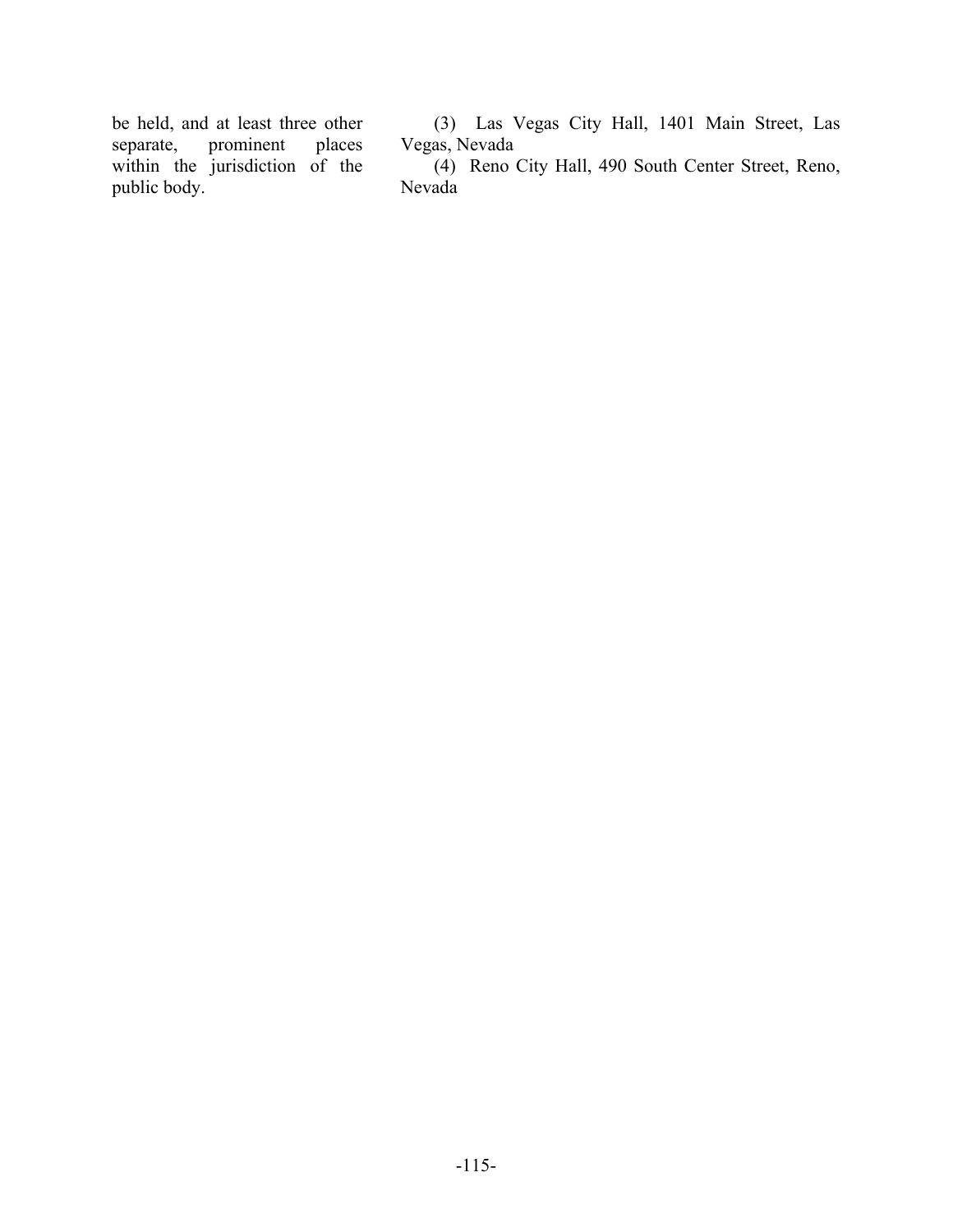be held, and at least three other separate, prominent places within the jurisdiction of the public body.

(3) Las Vegas City Hall, 1401 Main Street, Las Vegas, Nevada

(4) Reno City Hall, 490 South Center Street, Reno, Nevada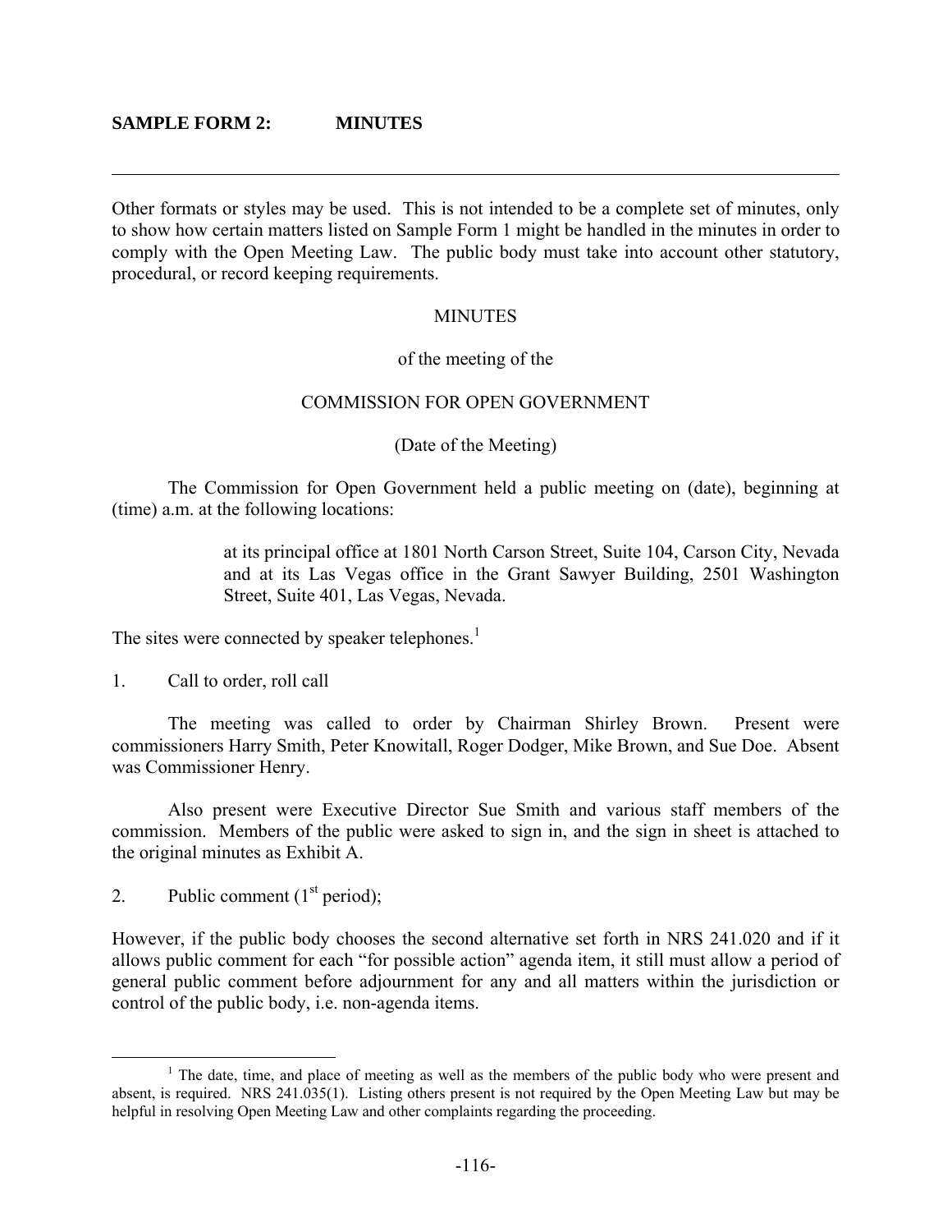**SAMPLE FORM 2: MINUTES**

---

Other formats or styles may be used. This is not intended to be a complete set of minutes, only to show how certain matters listed on Sample Form 1 might be handled in the minutes in order to comply with the Open Meeting Law. The public body must take into account other statutory, procedural, or record keeping requirements.

MINUTES

of the meeting of the

COMMISSION FOR OPEN GOVERNMENT

(Date of the Meeting)

The Commission for Open Government held a public meeting on (date), beginning at (time) a.m. at the following locations:

> at its principal office at 1801 North Carson Street, Suite 104, Carson City, Nevada and at its Las Vegas office in the Grant Sawyer Building, 2501 Washington Street, Suite 401, Las Vegas, Nevada.

The sites were connected by speaker telephones.[1]

1. Call to order, roll call

The meeting was called to order by Chairman Shirley Brown. Present were commissioners Harry Smith, Peter Knowitall, Roger Dodger, Mike Brown, and Sue Doe. Absent was Commissioner Henry.

Also present were Executive Director Sue Smith and various staff members of the commission. Members of the public were asked to sign in, and the sign in sheet is attached to the original minutes as Exhibit A.

2. Public comment (1st period);

However, if the public body chooses the second alternative set forth in NRS 241.020 and if it allows public comment for each "for possible action" agenda item, it still must allow a period of general public comment before adjournment for any and all matters within the jurisdiction or control of the public body, i.e. non-agenda items.

---

[1] The date, time, and place of meeting as well as the members of the public body who were present and absent, is required. NRS 241.035(1). Listing others present is not required by the Open Meeting Law but may be helpful in resolving Open Meeting Law and other complaints regarding the proceeding.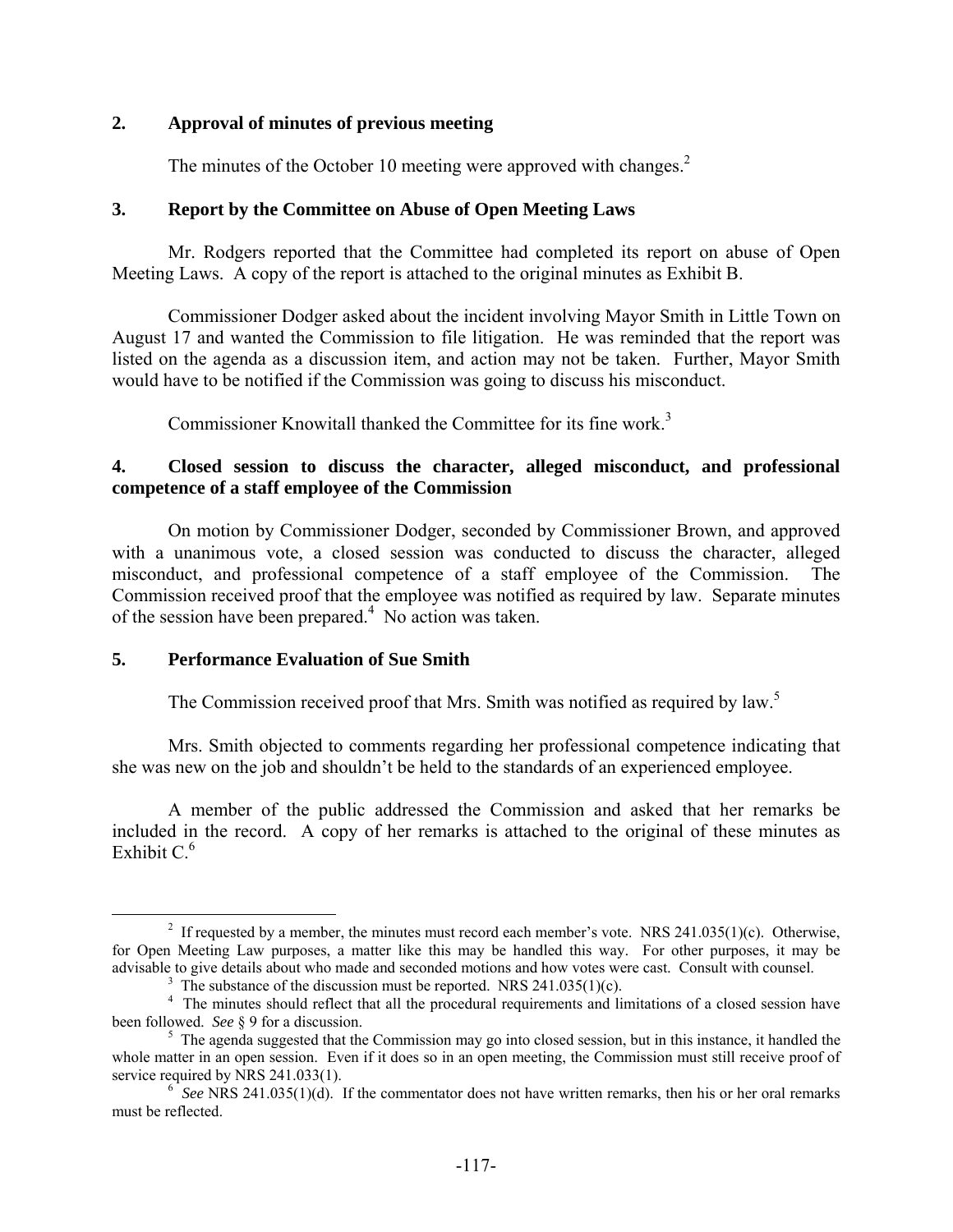## 2. Approval of minutes of previous meeting

The minutes of the October 10 meeting were approved with changes.[2]

## 3. Report by the Committee on Abuse of Open Meeting Laws

Mr. Rodgers reported that the Committee had completed its report on abuse of Open Meeting Laws. A copy of the report is attached to the original minutes as Exhibit B.

Commissioner Dodger asked about the incident involving Mayor Smith in Little Town on August 17 and wanted the Commission to file litigation. He was reminded that the report was listed on the agenda as a discussion item, and action may not be taken. Further, Mayor Smith would have to be notified if the Commission was going to discuss his misconduct.

Commissioner Knowitall thanked the Committee for its fine work.[3]

## 4. Closed session to discuss the character, alleged misconduct, and professional competence of a staff employee of the Commission

On motion by Commissioner Dodger, seconded by Commissioner Brown, and approved with a unanimous vote, a closed session was conducted to discuss the character, alleged misconduct, and professional competence of a staff employee of the Commission. The Commission received proof that the employee was notified as required by law. Separate minutes of the session have been prepared.[4] No action was taken.

## 5. Performance Evaluation of Sue Smith

The Commission received proof that Mrs. Smith was notified as required by law.[5]

Mrs. Smith objected to comments regarding her professional competence indicating that she was new on the job and shouldn't be held to the standards of an experienced employee.

A member of the public addressed the Commission and asked that her remarks be included in the record. A copy of her remarks is attached to the original of these minutes as Exhibit C.[6]

---

[2] If requested by a member, the minutes must record each member's vote. NRS 241.035(1)(c). Otherwise, for Open Meeting Law purposes, a matter like this may be handled this way. For other purposes, it may be advisable to give details about who made and seconded motions and how votes were cast. Consult with counsel.

[3] The substance of the discussion must be reported. NRS 241.035(1)(c).

[4] The minutes should reflect that all the procedural requirements and limitations of a closed session have been followed. *See* § 9 for a discussion.

[5] The agenda suggested that the Commission may go into closed session, but in this instance, it handled the whole matter in an open session. Even if it does so in an open meeting, the Commission must still receive proof of service required by NRS 241.033(1).

[6] *See* NRS 241.035(1)(d). If the commentator does not have written remarks, then his or her oral remarks must be reflected.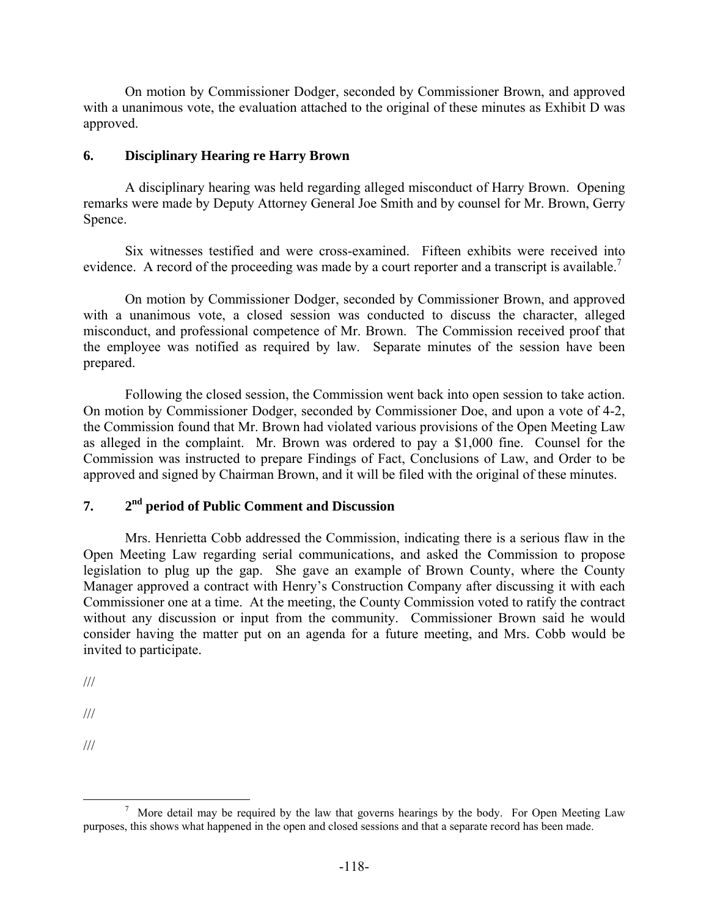On motion by Commissioner Dodger, seconded by Commissioner Brown, and approved with a unanimous vote, the evaluation attached to the original of these minutes as Exhibit D was approved.

**6. Disciplinary Hearing re Harry Brown**

A disciplinary hearing was held regarding alleged misconduct of Harry Brown. Opening remarks were made by Deputy Attorney General Joe Smith and by counsel for Mr. Brown, Gerry Spence.

Six witnesses testified and were cross-examined. Fifteen exhibits were received into evidence. A record of the proceeding was made by a court reporter and a transcript is available.[7]

On motion by Commissioner Dodger, seconded by Commissioner Brown, and approved with a unanimous vote, a closed session was conducted to discuss the character, alleged misconduct, and professional competence of Mr. Brown. The Commission received proof that the employee was notified as required by law. Separate minutes of the session have been prepared.

Following the closed session, the Commission went back into open session to take action. On motion by Commissioner Dodger, seconded by Commissioner Doe, and upon a vote of 4-2, the Commission found that Mr. Brown had violated various provisions of the Open Meeting Law as alleged in the complaint. Mr. Brown was ordered to pay a $1,000 fine. Counsel for the Commission was instructed to prepare Findings of Fact, Conclusions of Law, and Order to be approved and signed by Chairman Brown, and it will be filed with the original of these minutes.

**7. 2nd period of Public Comment and Discussion**

Mrs. Henrietta Cobb addressed the Commission, indicating there is a serious flaw in the Open Meeting Law regarding serial communications, and asked the Commission to propose legislation to plug up the gap. She gave an example of Brown County, where the County Manager approved a contract with Henry's Construction Company after discussing it with each Commissioner one at a time. At the meeting, the County Commission voted to ratify the contract without any discussion or input from the community. Commissioner Brown said he would consider having the matter put on an agenda for a future meeting, and Mrs. Cobb would be invited to participate.

///

///

///

[7] More detail may be required by the law that governs hearings by the body. For Open Meeting Law purposes, this shows what happened in the open and closed sessions and that a separate record has been made.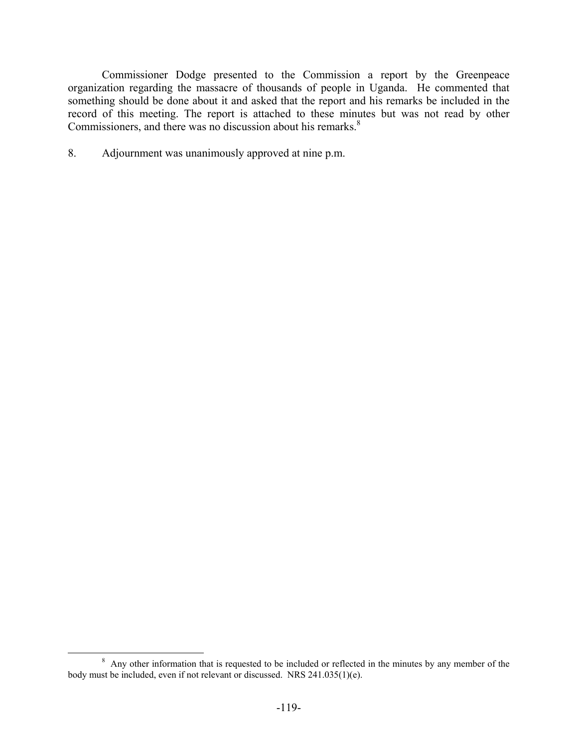Commissioner Dodge presented to the Commission a report by the Greenpeace organization regarding the massacre of thousands of people in Uganda. He commented that something should be done about it and asked that the report and his remarks be included in the record of this meeting. The report is attached to these minutes but was not read by other Commissioners, and there was no discussion about his remarks.[8]

8. Adjournment was unanimously approved at nine p.m.

---

[8] Any other information that is requested to be included or reflected in the minutes by any member of the body must be included, even if not relevant or discussed. NRS 241.035(1)(e).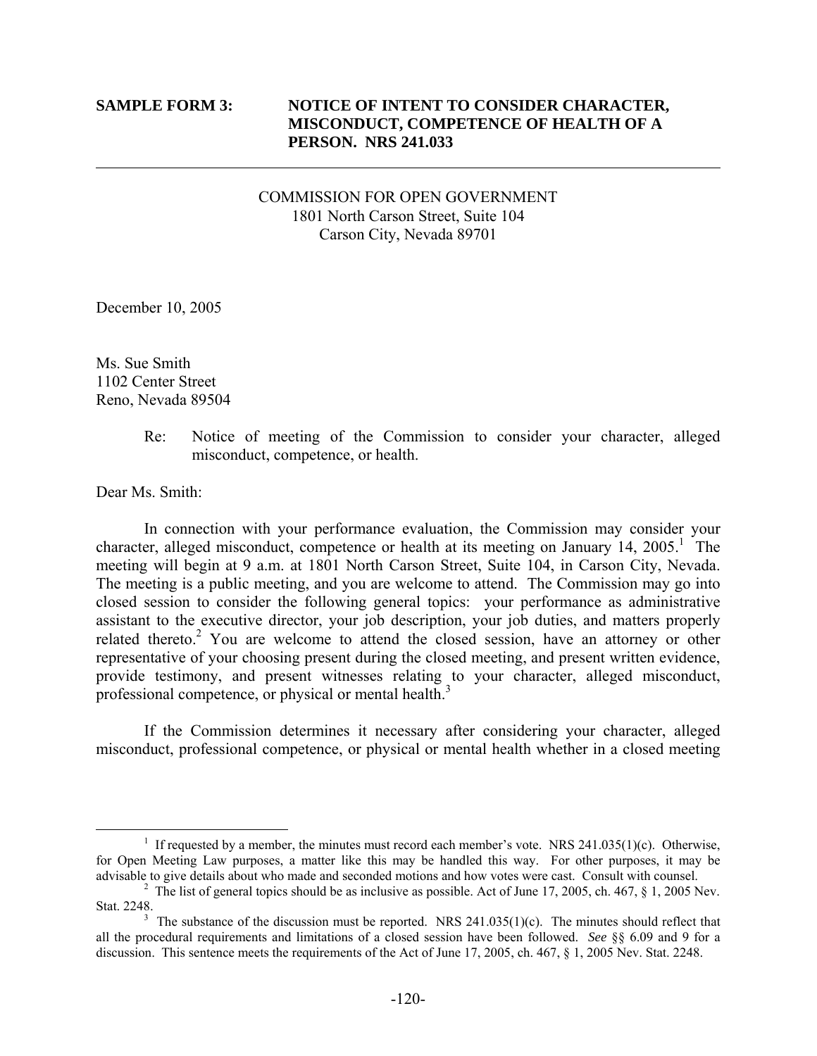**SAMPLE FORM 3: NOTICE OF INTENT TO CONSIDER CHARACTER, MISCONDUCT, COMPETENCE OF HEALTH OF A PERSON. NRS 241.033**

---

COMMISSION FOR OPEN GOVERNMENT
1801 North Carson Street, Suite 104
Carson City, Nevada 89701

December 10, 2005

Ms. Sue Smith
1102 Center Street
Reno, Nevada 89504

Re: Notice of meeting of the Commission to consider your character, alleged misconduct, competence, or health.

Dear Ms. Smith:

In connection with your performance evaluation, the Commission may consider your character, alleged misconduct, competence or health at its meeting on January 14, 2005.[1] The meeting will begin at 9 a.m. at 1801 North Carson Street, Suite 104, in Carson City, Nevada. The meeting is a public meeting, and you are welcome to attend. The Commission may go into closed session to consider the following general topics: your performance as administrative assistant to the executive director, your job description, your job duties, and matters properly related thereto.[2] You are welcome to attend the closed session, have an attorney or other representative of your choosing present during the closed meeting, and present written evidence, provide testimony, and present witnesses relating to your character, alleged misconduct, professional competence, or physical or mental health.[3]

If the Commission determines it necessary after considering your character, alleged misconduct, professional competence, or physical or mental health whether in a closed meeting

---

[1] If requested by a member, the minutes must record each member's vote. NRS 241.035(1)(c). Otherwise, for Open Meeting Law purposes, a matter like this may be handled this way. For other purposes, it may be advisable to give details about who made and seconded motions and how votes were cast. Consult with counsel.

[2] The list of general topics should be as inclusive as possible. Act of June 17, 2005, ch. 467, § 1, 2005 Nev. Stat. 2248.

[3] The substance of the discussion must be reported. NRS 241.035(1)(c). The minutes should reflect that all the procedural requirements and limitations of a closed session have been followed. *See* §§ 6.09 and 9 for a discussion. This sentence meets the requirements of the Act of June 17, 2005, ch. 467, § 1, 2005 Nev. Stat. 2248.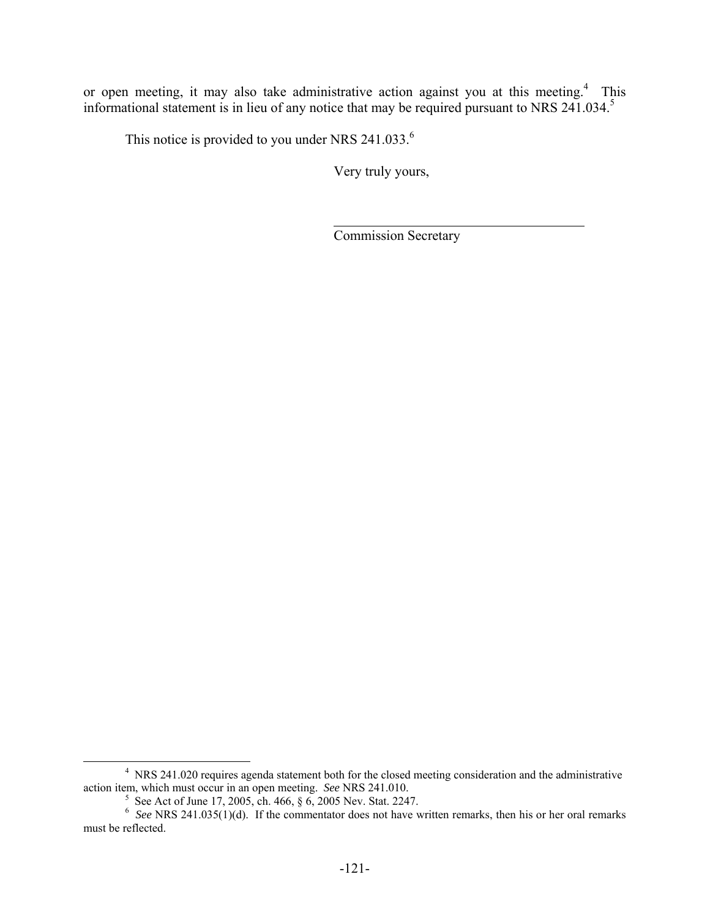or open meeting, it may also take administrative action against you at this meeting.[4] This informational statement is in lieu of any notice that may be required pursuant to NRS 241.034.[5]

This notice is provided to you under NRS 241.033.[6]

Very truly yours,

\_\_\_\_\_\_\_\_\_\_\_\_\_\_\_\_\_\_\_\_\_\_\_\_\_\_\_\_\_\_\_\_\_\_\_\_\_\_

Commission Secretary

---

[4] NRS 241.020 requires agenda statement both for the closed meeting consideration and the administrative action item, which must occur in an open meeting. *See* NRS 241.010.

[5] See Act of June 17, 2005, ch. 466, § 6, 2005 Nev. Stat. 2247.

[6] *See* NRS 241.035(1)(d). If the commentator does not have written remarks, then his or her oral remarks must be reflected.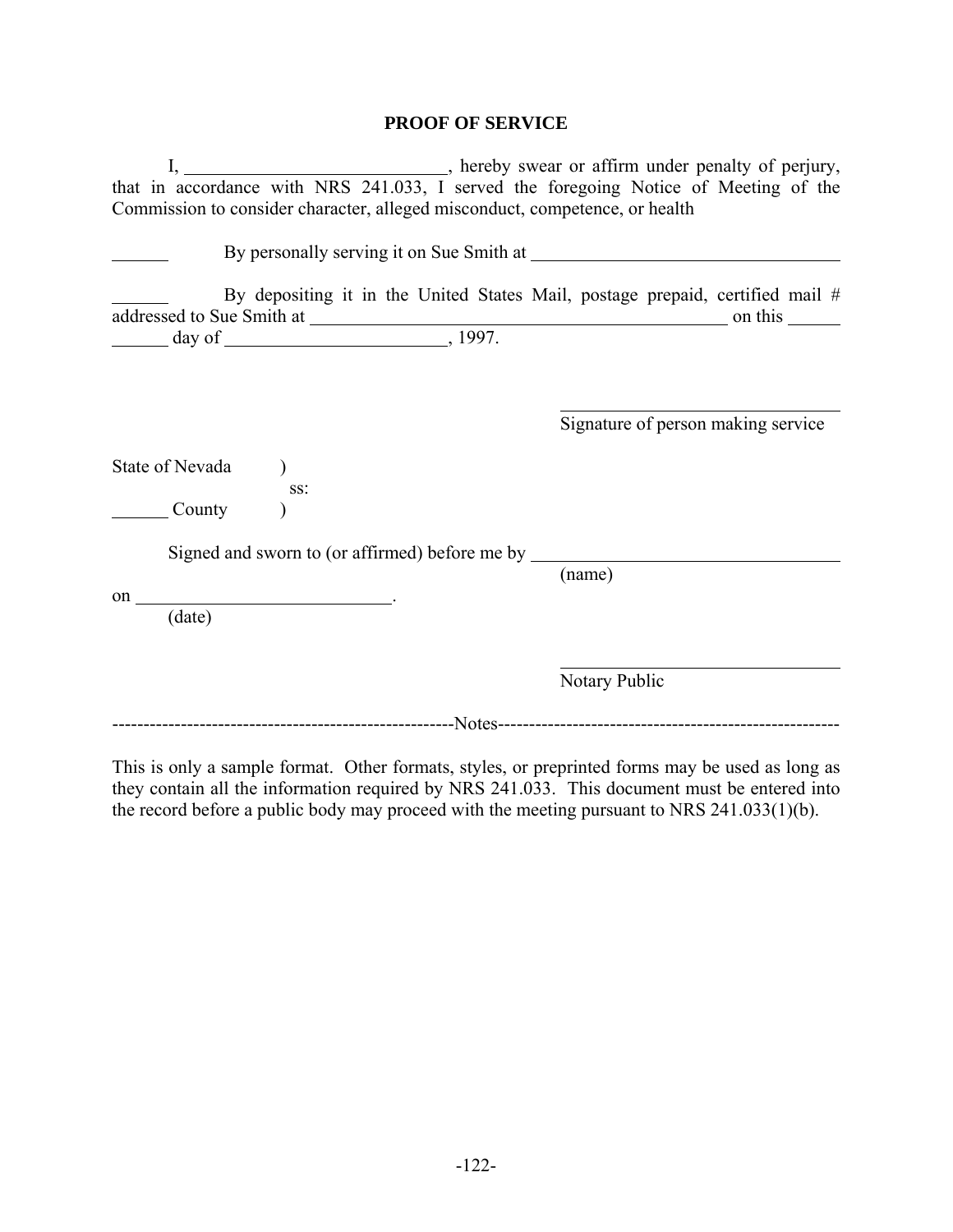# PROOF OF SERVICE

I, \_\_\_\_\_\_\_\_\_\_\_\_\_\_\_\_\_\_\_\_\_\_\_\_\_\_\_\_\_, hereby swear or affirm under penalty of perjury, that in accordance with NRS 241.033, I served the foregoing Notice of Meeting of the Commission to consider character, alleged misconduct, competence, or health

\_\_\_\_\_\_ By personally serving it on Sue Smith at \_\_\_\_\_\_\_\_\_\_\_\_\_\_\_\_\_\_\_\_\_\_\_\_\_\_\_\_\_\_\_\_\_\_\_

\_\_\_\_\_\_ By depositing it in the United States Mail, postage prepaid, certified mail # addressed to Sue Smith at \_\_\_\_\_\_\_\_\_\_\_\_\_\_\_\_\_\_\_\_\_\_\_\_\_\_\_\_\_\_\_\_\_\_\_\_\_\_\_\_\_\_\_\_\_\_\_\_\_ on this \_\_\_\_\_\_ \_\_\_\_\_\_ day of \_\_\_\_\_\_\_\_\_\_\_\_\_\_\_\_\_\_\_\_\_\_\_\_\_, 1997.

\_\_\_\_\_\_\_\_\_\_\_\_\_\_\_\_\_\_\_\_\_\_\_\_\_\_\_\_\_\_\_\_
Signature of person making service

State of Nevada )
ss:
\_\_\_\_\_\_ County )

Signed and sworn to (or affirmed) before me by \_\_\_\_\_\_\_\_\_\_\_\_\_\_\_\_\_\_\_\_\_\_\_\_\_\_\_\_\_\_\_\_\_\_
(name)

on \_\_\_\_\_\_\_\_\_\_\_\_\_\_\_\_\_\_\_\_\_\_\_\_\_\_\_\_.
(date)

\_\_\_\_\_\_\_\_\_\_\_\_\_\_\_\_\_\_\_\_\_\_\_\_\_\_\_\_\_\_\_\_
Notary Public

-------------------------------------------------------Notes-------------------------------------------------------

This is only a sample format. Other formats, styles, or preprinted forms may be used as long as they contain all the information required by NRS 241.033. This document must be entered into the record before a public body may proceed with the meeting pursuant to NRS 241.033(1)(b).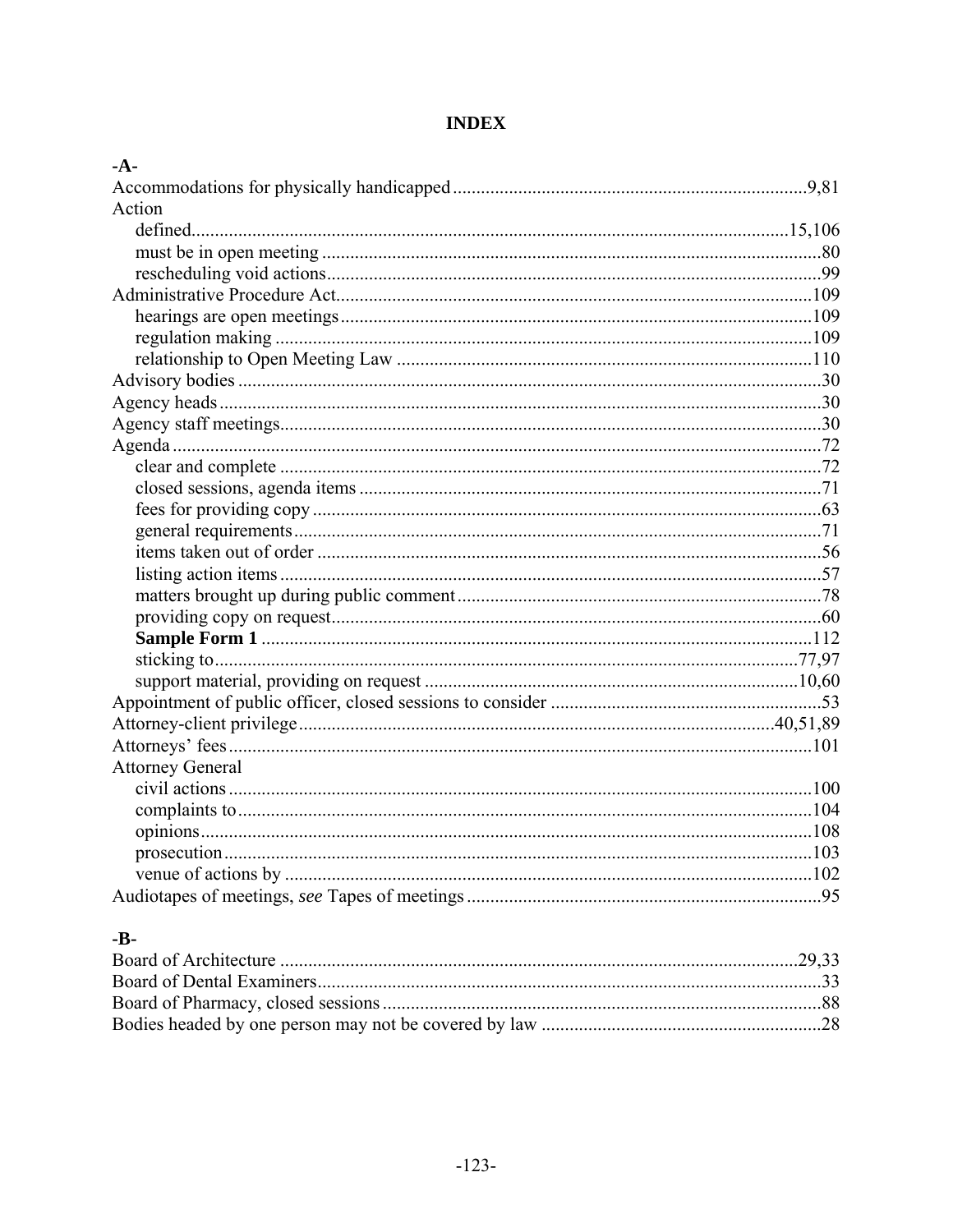# INDEX

**-A-**

Accommodations for physically handicapped ........................................................................... 9,81
Action
  defined........................................................................................................................... 15,106
  must be in open meeting ........................................................................................................ 80
  rescheduling void actions ........................................................................................................ 99
Administrative Procedure Act ..................................................................................................... 109
  hearings are open meetings ..................................................................................................... 109
  regulation making ................................................................................................................... 109
  relationship to Open Meeting Law ......................................................................................... 110
Advisory bodies ............................................................................................................................ 30
Agency heads ................................................................................................................................ 30
Agency staff meetings ................................................................................................................... 30
Agenda .......................................................................................................................................... 72
  clear and complete .................................................................................................................... 72
  closed sessions, agenda items ................................................................................................... 71
  fees for providing copy ............................................................................................................. 63
  general requirements ................................................................................................................ 71
  items taken out of order ............................................................................................................ 56
  listing action items .................................................................................................................... 57
  matters brought up during public comment ............................................................................. 78
  providing copy on request ........................................................................................................ 60
  **Sample Form 1** .................................................................................................................... 112
  sticking to ............................................................................................................................. 77,97
  support material, providing on request ................................................................................ 10,60
Appointment of public officer, closed sessions to consider .......................................................... 53
Attorney-client privilege ...................................................................................................... 40,51,89
Attorneys' fees ............................................................................................................................. 101
Attorney General
  civil actions ............................................................................................................................. 100
  complaints to ........................................................................................................................... 104
  opinions ................................................................................................................................... 108
  prosecution .............................................................................................................................. 103
  venue of actions by ................................................................................................................. 102
Audiotapes of meetings, *see* Tapes of meetings ........................................................................... 95

**-B-**

Board of Architecture ............................................................................................................... 29,33
Board of Dental Examiners ............................................................................................................ 33
Board of Pharmacy, closed sessions .............................................................................................. 88
Bodies headed by one person may not be covered by law ............................................................ 28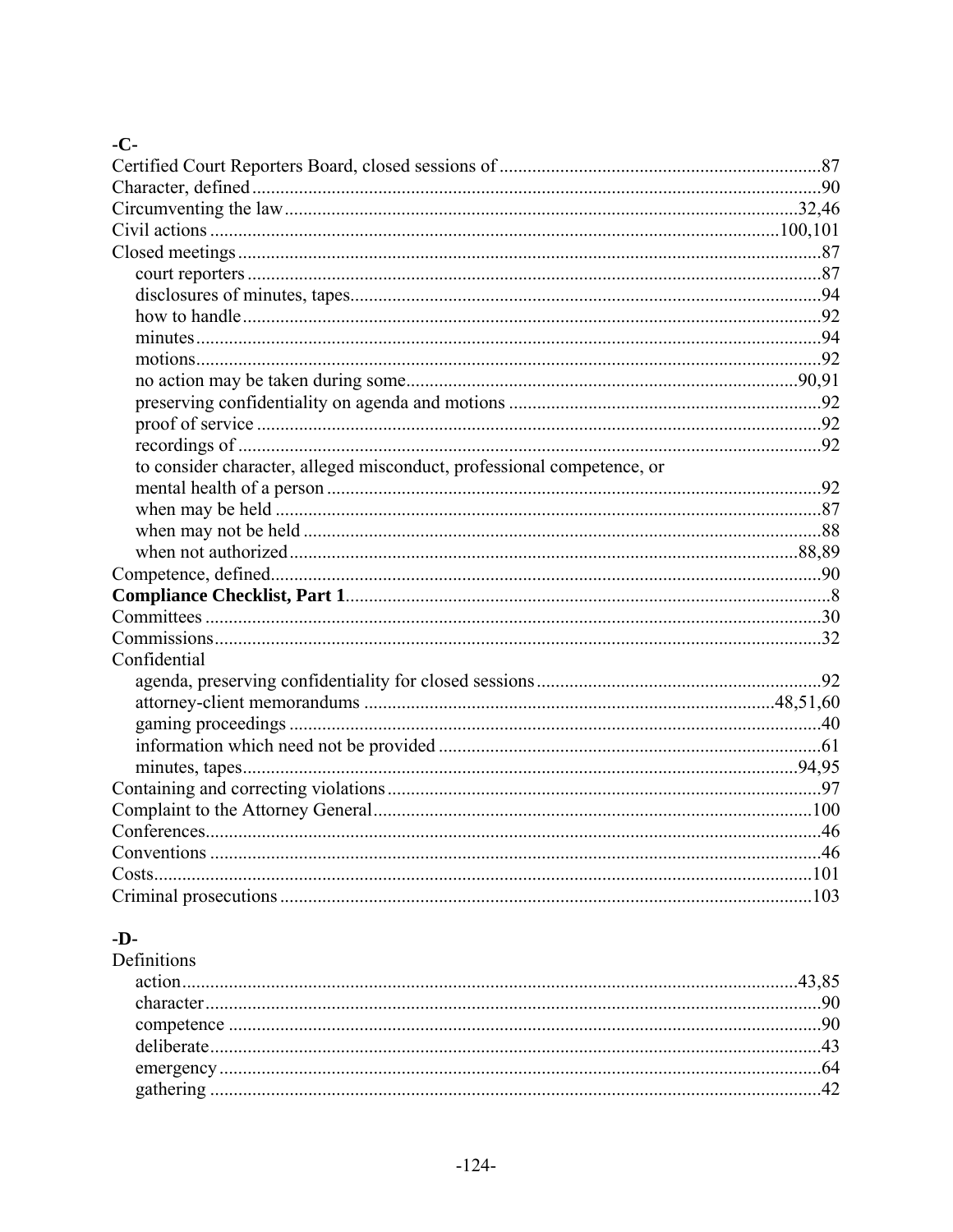## -C-

Certified Court Reporters Board, closed sessions of ....................87
Character, defined ....................90
Circumventing the law ....................32,46
Civil actions ....................100,101
Closed meetings ....................87
- court reporters ....................87
- disclosures of minutes, tapes ....................94
- how to handle ....................92
- minutes ....................94
- motions ....................92
- no action may be taken during some ....................90,91
- preserving confidentiality on agenda and motions ....................92
- proof of service ....................92
- recordings of ....................92
- to consider character, alleged misconduct, professional competence, or mental health of a person ....................92
- when may be held ....................87
- when may not be held ....................88
- when not authorized ....................88,89

Competence, defined ....................90
**Compliance Checklist, Part 1** ....................8
Committees ....................30
Commissions ....................32
Confidential
- agenda, preserving confidentiality for closed sessions ....................92
- attorney-client memorandums ....................48,51,60
- gaming proceedings ....................40
- information which need not be provided ....................61
- minutes, tapes ....................94,95

Containing and correcting violations ....................97
Complaint to the Attorney General ....................100
Conferences ....................46
Conventions ....................46
Costs ....................101
Criminal prosecutions ....................103

## -D-

Definitions
- action ....................43,85
- character ....................90
- competence ....................90
- deliberate ....................43
- emergency ....................64
- gathering ....................42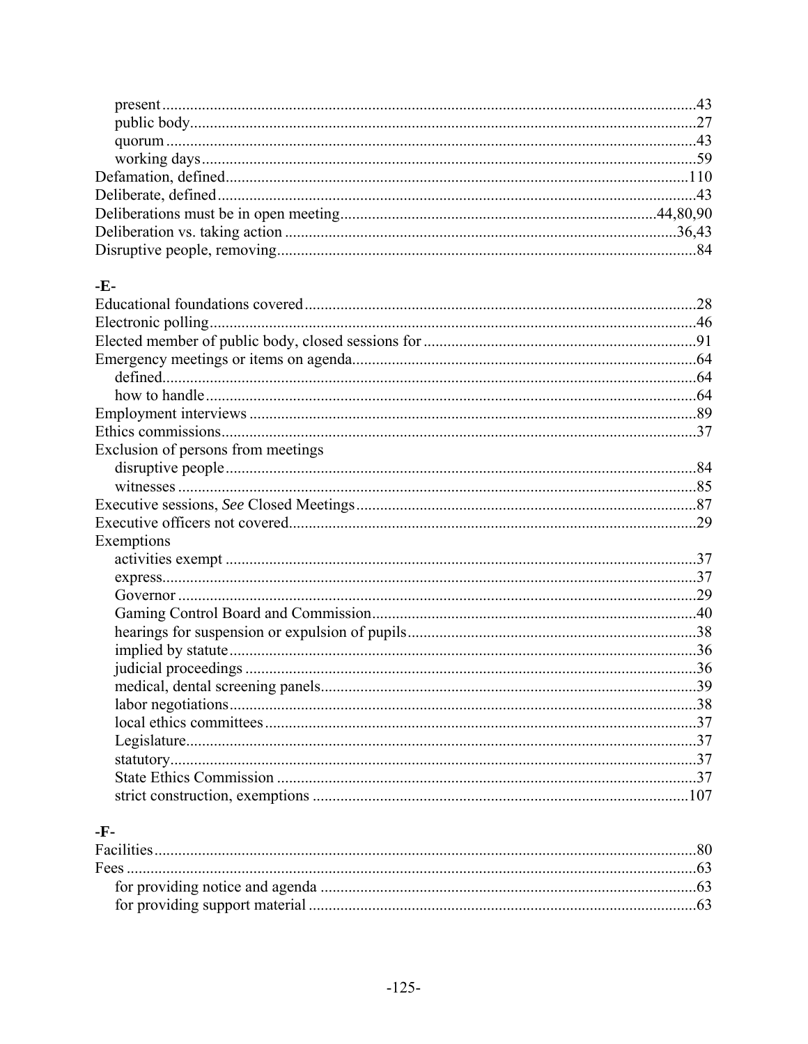present ........................................................................................................................43
public body...................................................................................................................27
quorum ........................................................................................................................43
working days ................................................................................................................59

Defamation, defined........................................................................................................110
Deliberate, defined...........................................................................................................43
Deliberations must be in open meeting...............................................................44,80,90
Deliberation vs. taking action ......................................................................................36,43
Disruptive people, removing..............................................................................................84

## -E-

Educational foundations covered......................................................................................28
Electronic polling...............................................................................................................46
Elected member of public body, closed sessions for..........................................................91
Emergency meetings or items on agenda...........................................................................64
defined.........................................................................................................................64
how to handle ..............................................................................................................64

Employment interviews .....................................................................................................89
Ethics commissions............................................................................................................37
Exclusion of persons from meetings
disruptive people ..........................................................................................................84
witnesses .....................................................................................................................85

Executive sessions, *See* Closed Meetings..........................................................................87
Executive officers not covered...........................................................................................29
Exemptions
activities exempt ..........................................................................................................37
express.........................................................................................................................37
Governor .....................................................................................................................29
Gaming Control Board and Commission......................................................................40
hearings for suspension or expulsion of pupils..............................................................38
implied by statute ..........................................................................................................36
judicial proceedings ......................................................................................................36
medical, dental screening panels...................................................................................39
labor negotiations..........................................................................................................38
local ethics committees .................................................................................................37
Legislature....................................................................................................................37
statutory........................................................................................................................37
State Ethics Commission ..............................................................................................37
strict construction, exemptions ...................................................................................107

## -F-

Facilities.............................................................................................................................80
Fees ..................................................................................................................................63
for providing notice and agenda ...................................................................................63
for providing support material ......................................................................................63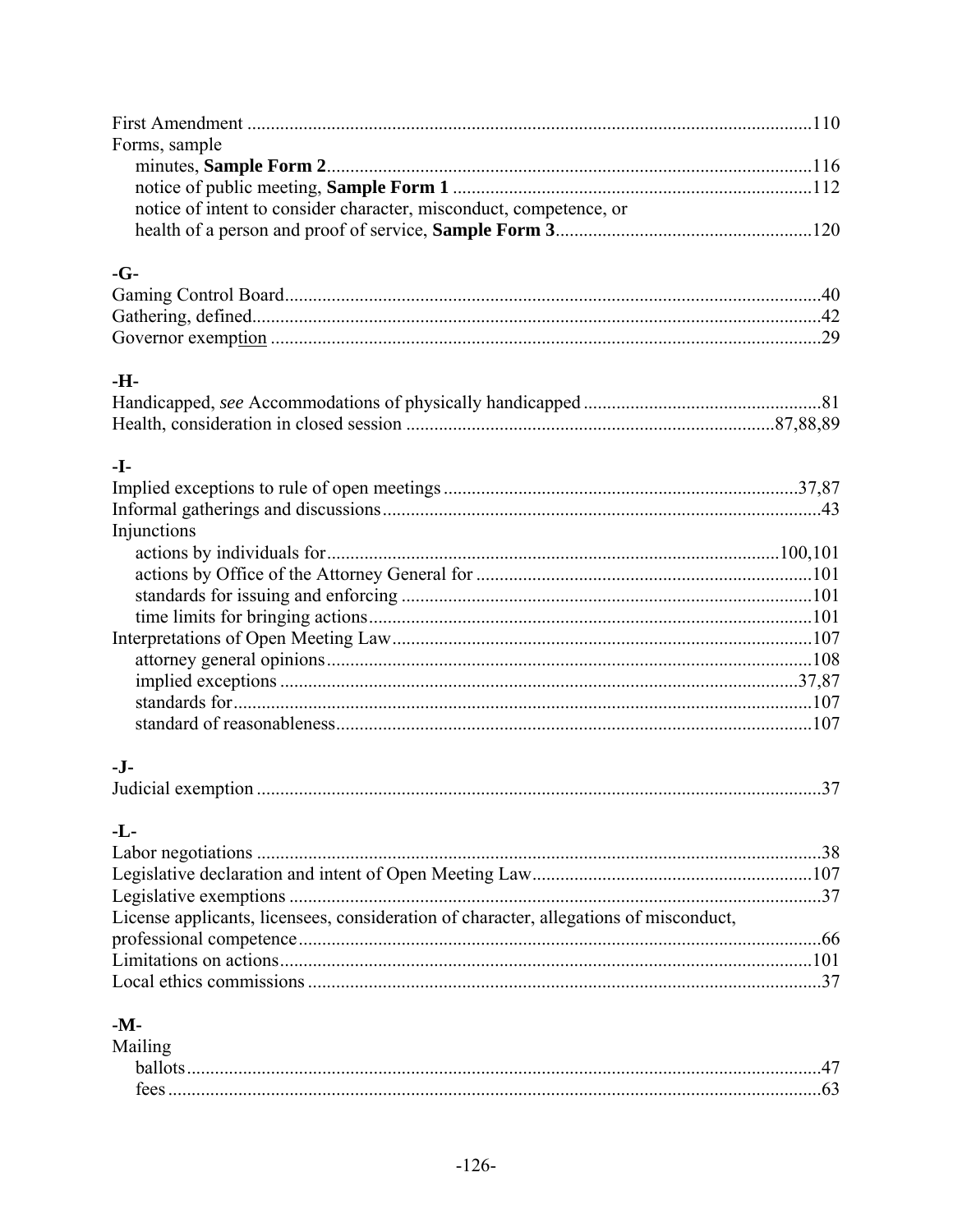First Amendment ....................................................................................................................110
Forms, sample
  minutes, **Sample Form 2**.........................................................................................116
  notice of public meeting, **Sample Form 1** ..............................................................112
  notice of intent to consider character, misconduct, competence, or
  health of a person and proof of service, **Sample Form 3**.......................................120

**-G-**

Gaming Control Board.............................................................................................................40
Gathering, defined.....................................................................................................................42
Governor exemption .................................................................................................................29

**-H-**

Handicapped, *see* Accommodations of physically handicapped ..............................................81
Health, consideration in closed session .......................................................................87,88,89

**-I-**

Implied exceptions to rule of open meetings ....................................................................37,87
Informal gatherings and discussions........................................................................................43
Injunctions
  actions by individuals for...............................................................................................100,101
  actions by Office of the Attorney General for ..................................................................101
  standards for issuing and enforcing ..................................................................................101
  time limits for bringing actions.........................................................................................101
Interpretations of Open Meeting Law......................................................................................107
  attorney general opinions...................................................................................................108
  implied exceptions .........................................................................................................37,87
  standards for.......................................................................................................................107
  standard of reasonableness.................................................................................................107

**-J-**

Judicial exemption ....................................................................................................................37

**-L-**

Labor negotiations .....................................................................................................................38
Legislative declaration and intent of Open Meeting Law........................................................107
Legislative exemptions ..............................................................................................................37
License applicants, licensees, consideration of character, allegations of misconduct,
professional competence............................................................................................................66
Limitations on actions..............................................................................................................101
Local ethics commissions ..........................................................................................................37

**-M-**

Mailing
  ballots......................................................................................................................................47
  fees .........................................................................................................................................63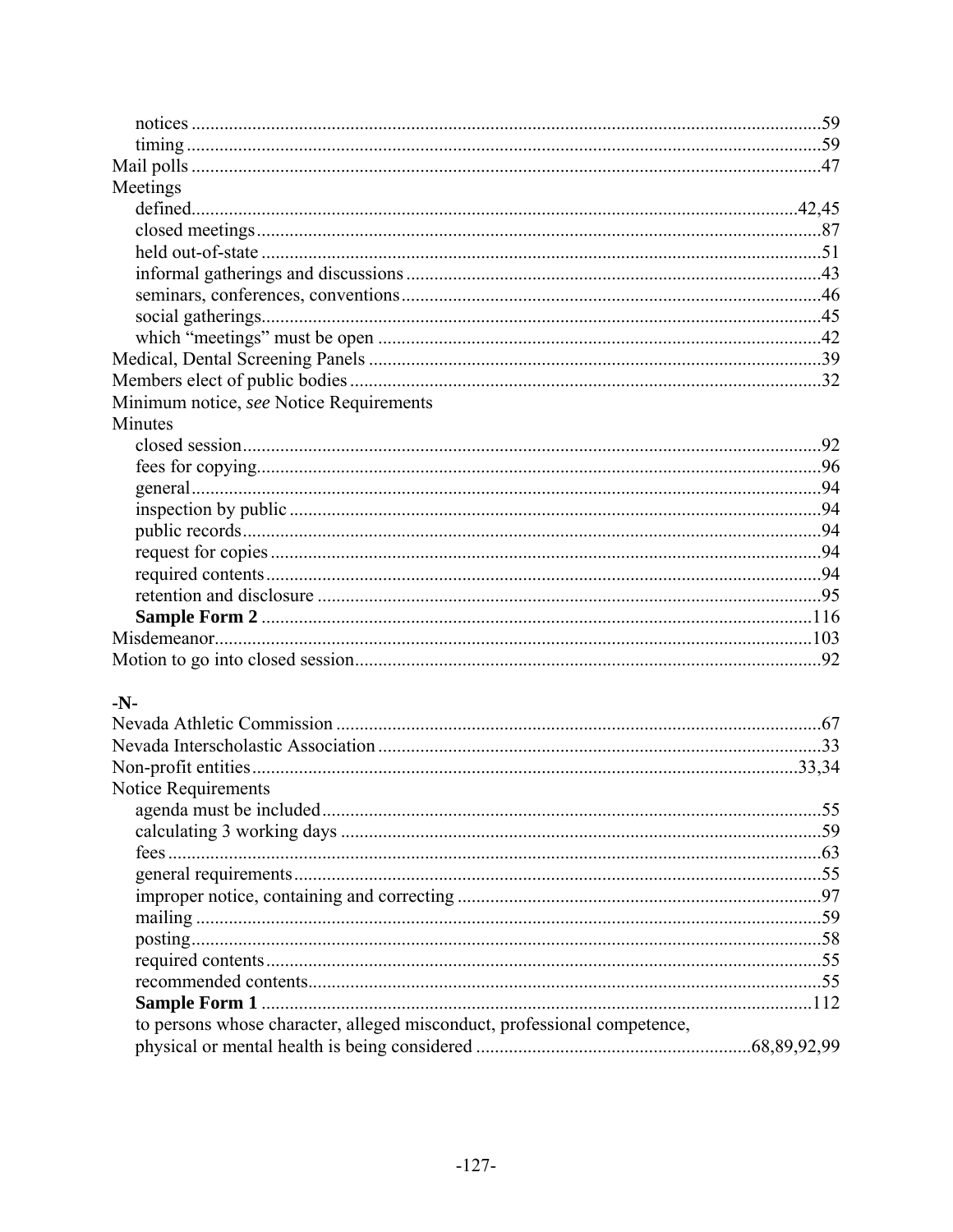notices ....................................................................................................................59
timing ......................................................................................................................59
Mail polls ......................................................................................................................47
Meetings
defined.................................................................................................................42,45
closed meetings.......................................................................................................87
held out-of-state ......................................................................................................51
informal gatherings and discussions ........................................................................43
seminars, conferences, conventions .........................................................................46
social gatherings.......................................................................................................45
which "meetings" must be open ..............................................................................42
Medical, Dental Screening Panels ................................................................................39
Members elect of public bodies ....................................................................................32
Minimum notice, *see* Notice Requirements
Minutes
closed session...........................................................................................................92
fees for copying........................................................................................................96
general......................................................................................................................94
inspection by public .................................................................................................94
public records...........................................................................................................94
request for copies .....................................................................................................94
required contents ......................................................................................................94
retention and disclosure ...........................................................................................95
**Sample Form 2** .....................................................................................................116
Misdemeanor..............................................................................................................103
Motion to go into closed session...................................................................................92

## -N-

Nevada Athletic Commission .......................................................................................67
Nevada Interscholastic Association ..............................................................................33
Non-profit entities.....................................................................................................33,34
Notice Requirements
agenda must be included..........................................................................................55
calculating 3 working days ......................................................................................59
fees ...........................................................................................................................63
general requirements................................................................................................55
improper notice, containing and correcting .............................................................97
mailing .....................................................................................................................59
posting......................................................................................................................58
required contents ......................................................................................................55
recommended contents.............................................................................................55
**Sample Form 1** .....................................................................................................112
to persons whose character, alleged misconduct, professional competence,
physical or mental health is being considered ..........................................................68,89,92,99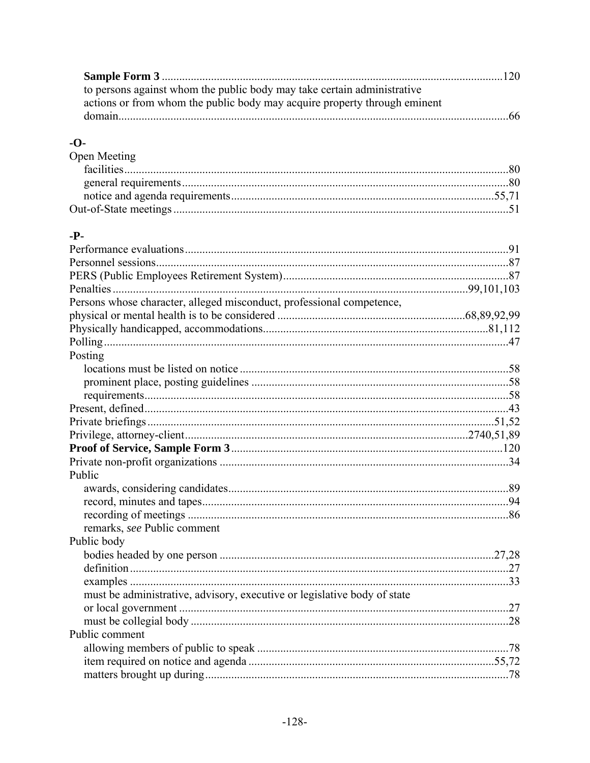**Sample Form 3** ........................................................................................................120
to persons against whom the public body may take certain administrative
actions or from whom the public body may acquire property through eminent
domain......................................................................................................................66

**-O-**

Open Meeting
facilities....................................................................................................................80
general requirements...............................................................................................80
notice and agenda requirements..........................................................................55,71
Out-of-State meetings..................................................................................................51

**-P-**

Performance evaluations..............................................................................................91
Personnel sessions........................................................................................................87
PERS (Public Employees Retirement System)............................................................87
Penalties...........................................................................................................99,101,103
Persons whose character, alleged misconduct, professional competence,
physical or mental health is to be considered ...............................................68,89,92,99
Physically handicapped, accommodations.............................................................81,112
Polling..........................................................................................................................47
Posting
locations must be listed on notice ............................................................................58
prominent place, posting guidelines ........................................................................58
requirements.............................................................................................................58
Present, defined............................................................................................................43
Private briefings......................................................................................................51,52
Privilege, attorney-client...............................................................................2740,51,89
**Proof of Service, Sample Form 3**.............................................................................120
Private non-profit organizations ..................................................................................34
Public
awards, considering candidates................................................................................89
record, minutes and tapes.........................................................................................94
recording of meetings ..............................................................................................86
remarks, *see* Public comment
Public body
bodies headed by one person ...............................................................................27,28
definition..................................................................................................................27
examples ..................................................................................................................33
must be administrative, advisory, executive or legislative body of state
or local government .................................................................................................27
must be collegial body .............................................................................................28
Public comment
allowing members of public to speak .....................................................................78
item required on notice and agenda ....................................................................55,72
matters brought up during........................................................................................78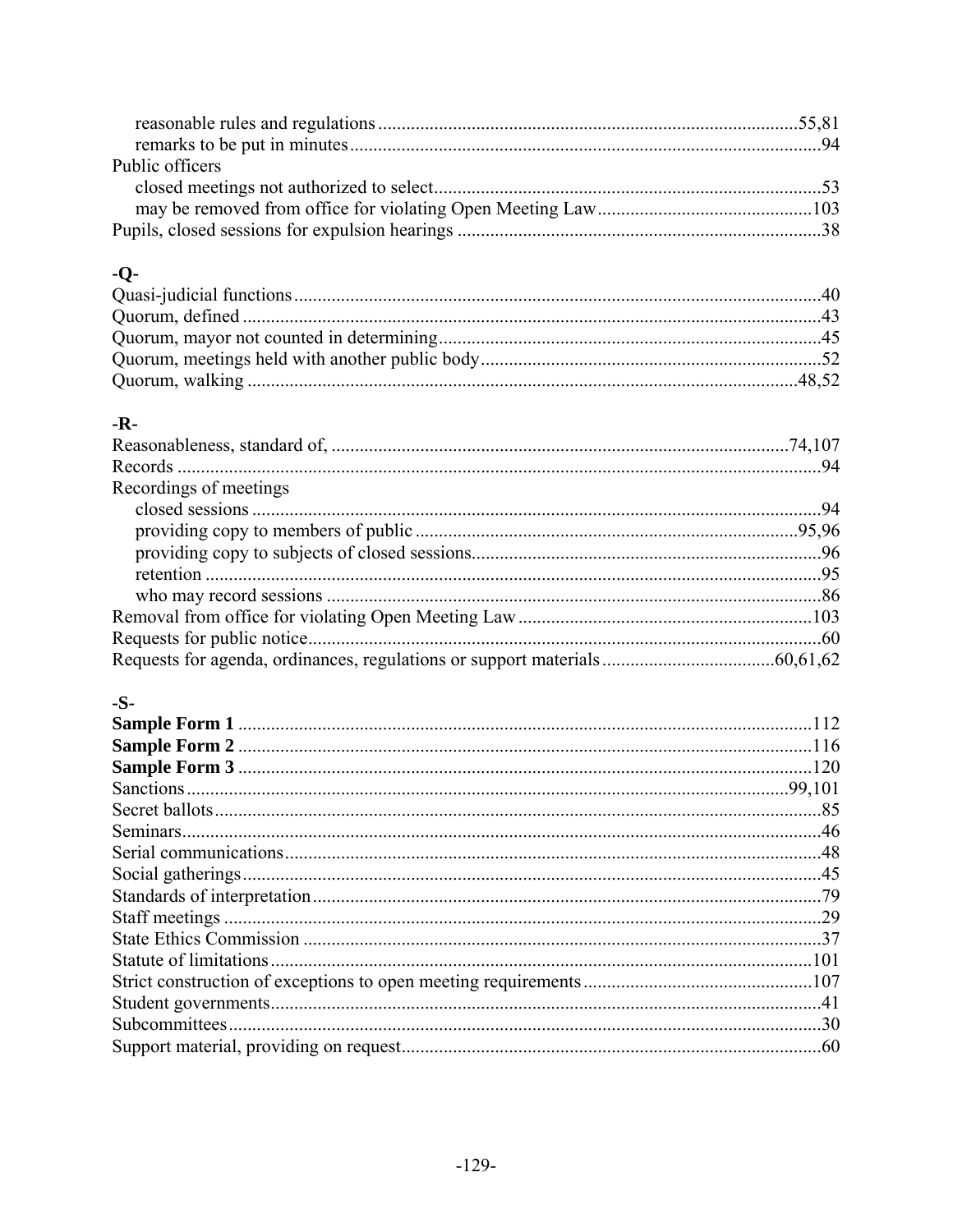reasonable rules and regulations ........................................................................................55,81
remarks to be put in minutes..................................................................................................94

Public officers

closed meetings not authorized to select.................................................................................53
may be removed from office for violating Open Meeting Law.............................................103

Pupils, closed sessions for expulsion hearings ..........................................................................38

## -Q-

Quasi-judicial functions...............................................................................................................40
Quorum, defined ..........................................................................................................................43
Quorum, mayor not counted in determining................................................................................45
Quorum, meetings held with another public body........................................................................52
Quorum, walking ....................................................................................................................48,52

## -R-

Reasonableness, standard of, ................................................................................................74,107
Records ........................................................................................................................................94

Recordings of meetings

closed sessions ........................................................................................................................94
providing copy to members of public .................................................................................95,96
providing copy to subjects of closed sessions.........................................................................96
retention ..................................................................................................................................95
who may record sessions ........................................................................................................86

Removal from office for violating Open Meeting Law..............................................................103
Requests for public notice............................................................................................................60
Requests for agenda, ordinances, regulations or support materials....................................60,61,62

## -S-

**Sample Form 1** .........................................................................................................................112
**Sample Form 2** .........................................................................................................................116
**Sample Form 3** .........................................................................................................................120
Sanctions...................................................................................................................................99,101
Secret ballots.................................................................................................................................85
Seminars........................................................................................................................................46
Serial communications..................................................................................................................48
Social gatherings...........................................................................................................................45
Standards of interpretation............................................................................................................79
Staff meetings ..............................................................................................................................29
State Ethics Commission ..............................................................................................................37
Statute of limitations...................................................................................................................101
Strict construction of exceptions to open meeting requirements................................................107
Student governments.....................................................................................................................41
Subcommittees.............................................................................................................................30
Support material, providing on request.........................................................................................60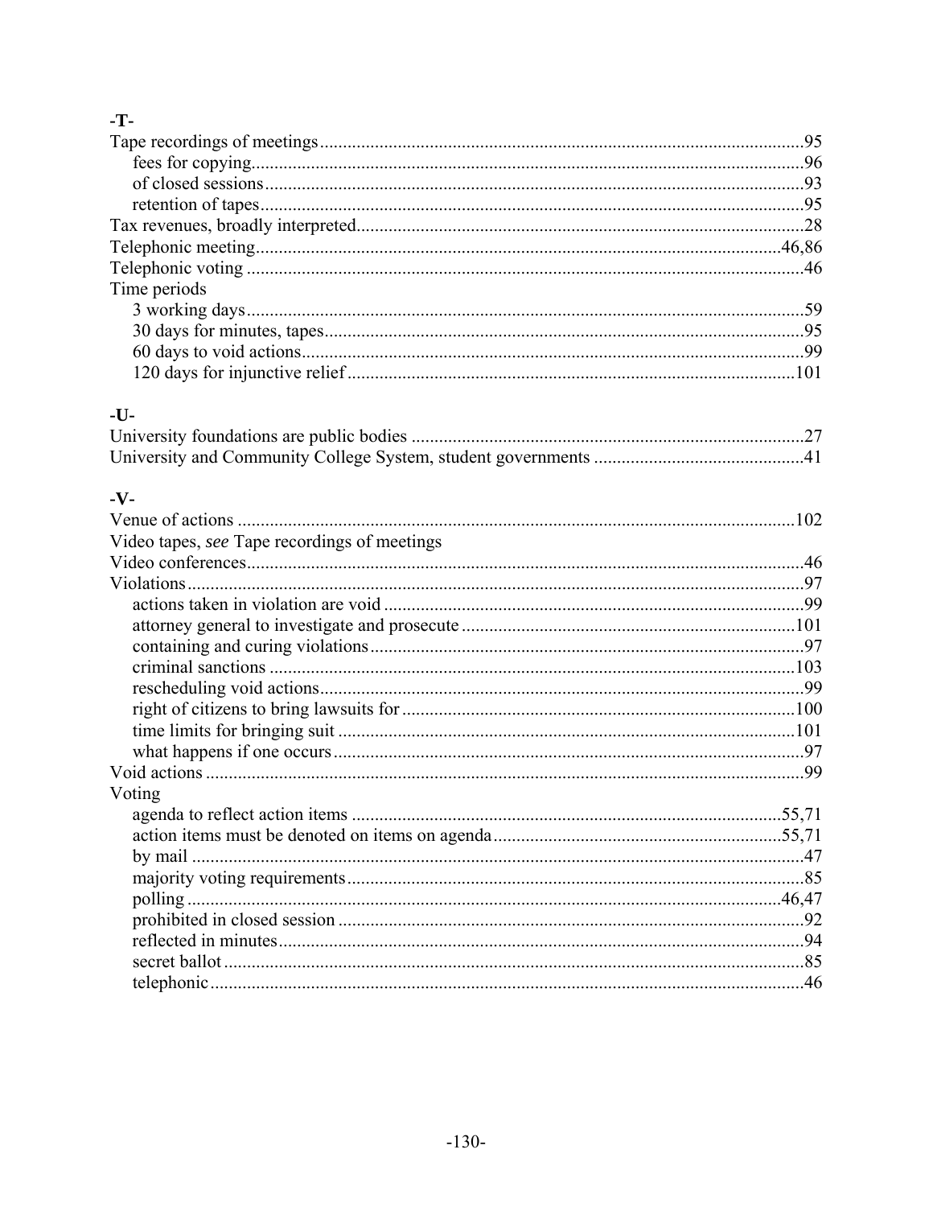## -T-

Tape recordings of meetings....95
- fees for copying....96
- of closed sessions....93
- retention of tapes....95

Tax revenues, broadly interpreted....28
Telephonic meeting....46,86
Telephonic voting....46
Time periods
- 3 working days....59
- 30 days for minutes, tapes....95
- 60 days to void actions....99
- 120 days for injunctive relief....101

## -U-

University foundations are public bodies....27
University and Community College System, student governments....41

## -V-

Venue of actions....102
Video tapes, *see* Tape recordings of meetings
Video conferences....46
Violations....97
- actions taken in violation are void....99
- attorney general to investigate and prosecute....101
- containing and curing violations....97
- criminal sanctions....103
- rescheduling void actions....99
- right of citizens to bring lawsuits for....100
- time limits for bringing suit....101
- what happens if one occurs....97

Void actions....99
Voting
- agenda to reflect action items....55,71
- action items must be denoted on items on agenda....55,71
- by mail....47
- majority voting requirements....85
- polling....46,47
- prohibited in closed session....92
- reflected in minutes....94
- secret ballot....85
- telephonic....46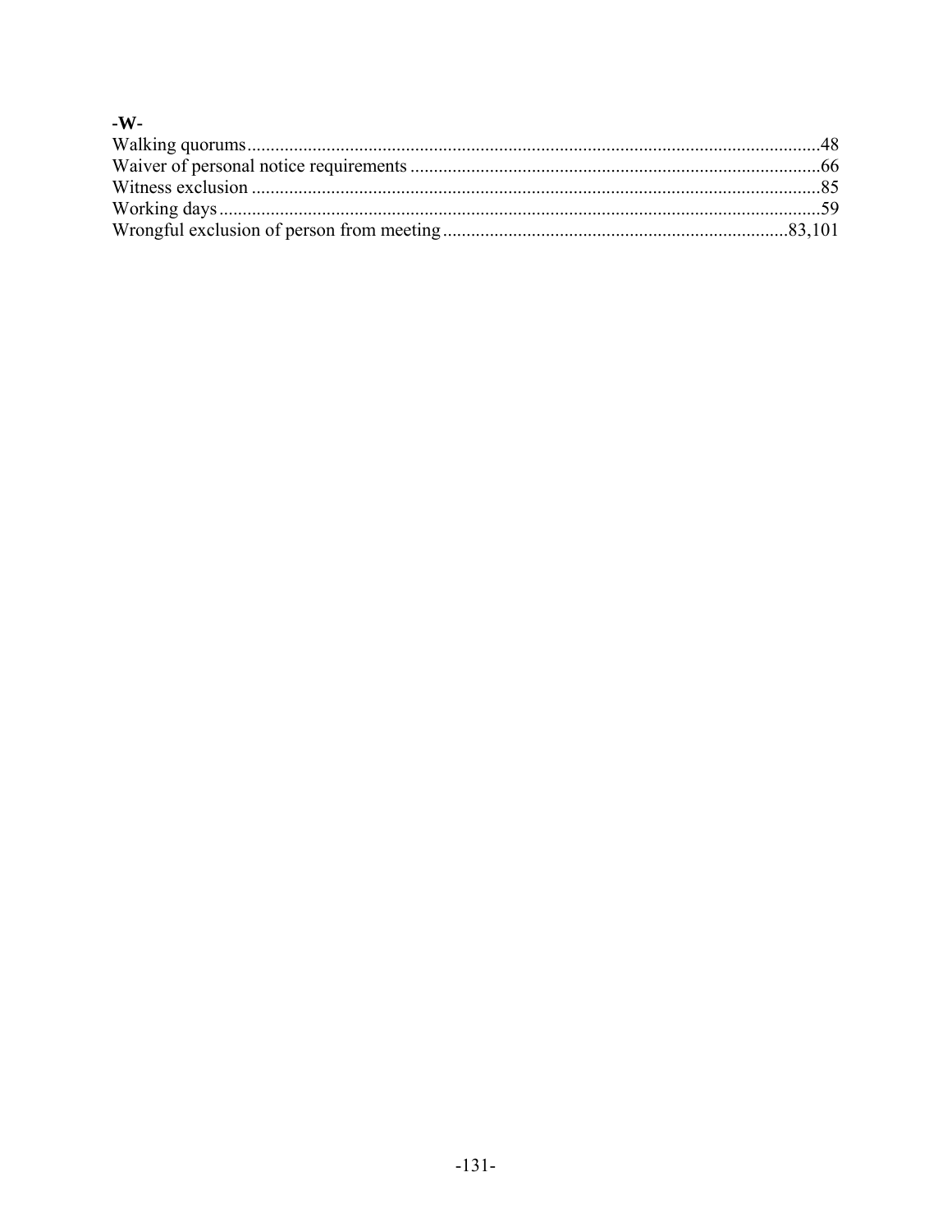-**W**-

Walking quorums ..........................................................................................................................48
Waiver of personal notice requirements .......................................................................................66
Witness exclusion ..........................................................................................................................85
Working days .................................................................................................................................59
Wrongful exclusion of person from meeting .........................................................................83,101